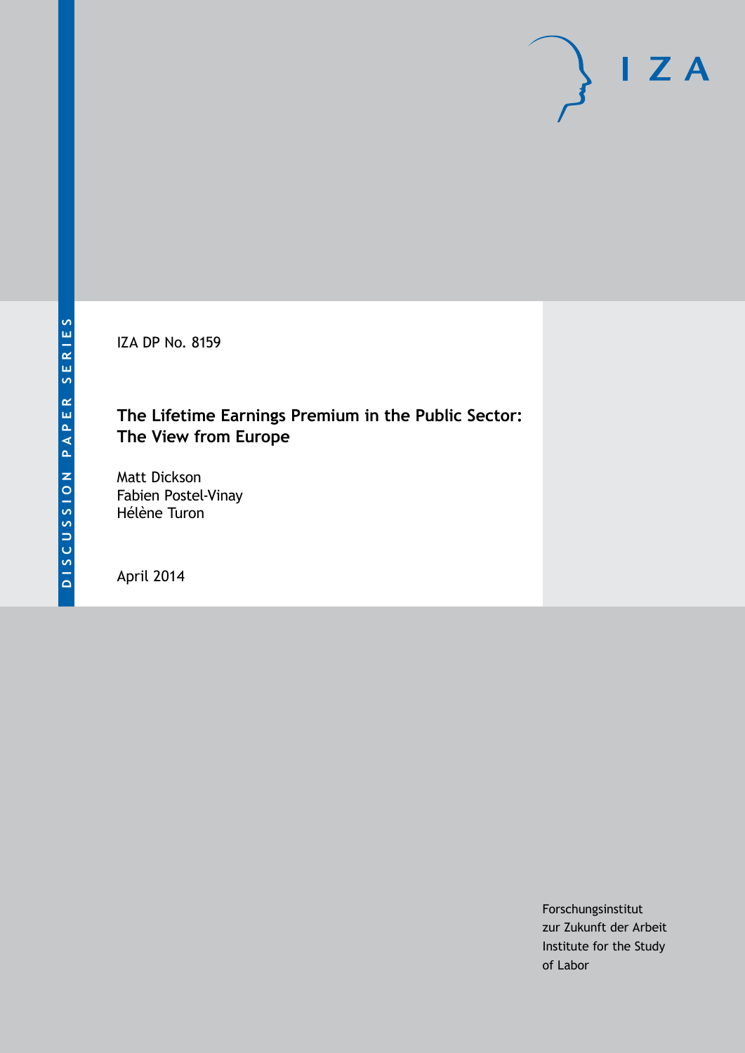DISCUSSION PAPER SERIES

IZA

IZA DP No. 8159

# The Lifetime Earnings Premium in the Public Sector: The View from Europe

Matt Dickson
Fabien Postel-Vinay
Hélène Turon

April 2014

Forschungsinstitut
zur Zukunft der Arbeit
Institute for the Study
of Labor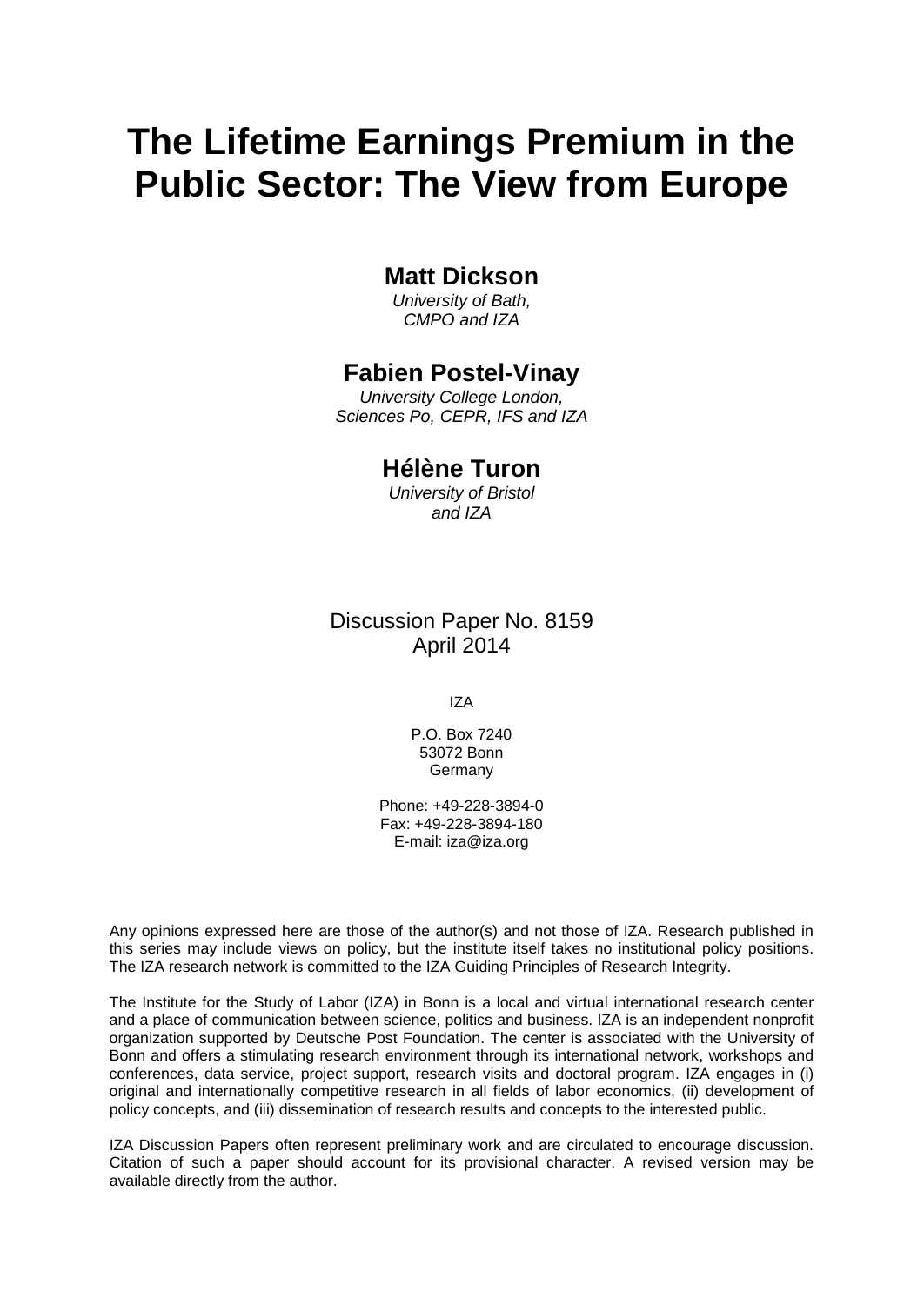# The Lifetime Earnings Premium in the Public Sector: The View from Europe

**Matt Dickson**

*University of Bath, CMPO and IZA*

**Fabien Postel-Vinay**

*University College London, Sciences Po, CEPR, IFS and IZA*

**Hélène Turon**

*University of Bristol and IZA*

Discussion Paper No. 8159
April 2014

IZA

P.O. Box 7240
53072 Bonn
Germany

Phone: +49-228-3894-0
Fax: +49-228-3894-180
E-mail: iza@iza.org

Any opinions expressed here are those of the author(s) and not those of IZA. Research published in this series may include views on policy, but the institute itself takes no institutional policy positions. The IZA research network is committed to the IZA Guiding Principles of Research Integrity.

The Institute for the Study of Labor (IZA) in Bonn is a local and virtual international research center and a place of communication between science, politics and business. IZA is an independent nonprofit organization supported by Deutsche Post Foundation. The center is associated with the University of Bonn and offers a stimulating research environment through its international network, workshops and conferences, data service, project support, research visits and doctoral program. IZA engages in (i) original and internationally competitive research in all fields of labor economics, (ii) development of policy concepts, and (iii) dissemination of research results and concepts to the interested public.

IZA Discussion Papers often represent preliminary work and are circulated to encourage discussion. Citation of such a paper should account for its provisional character. A revised version may be available directly from the author.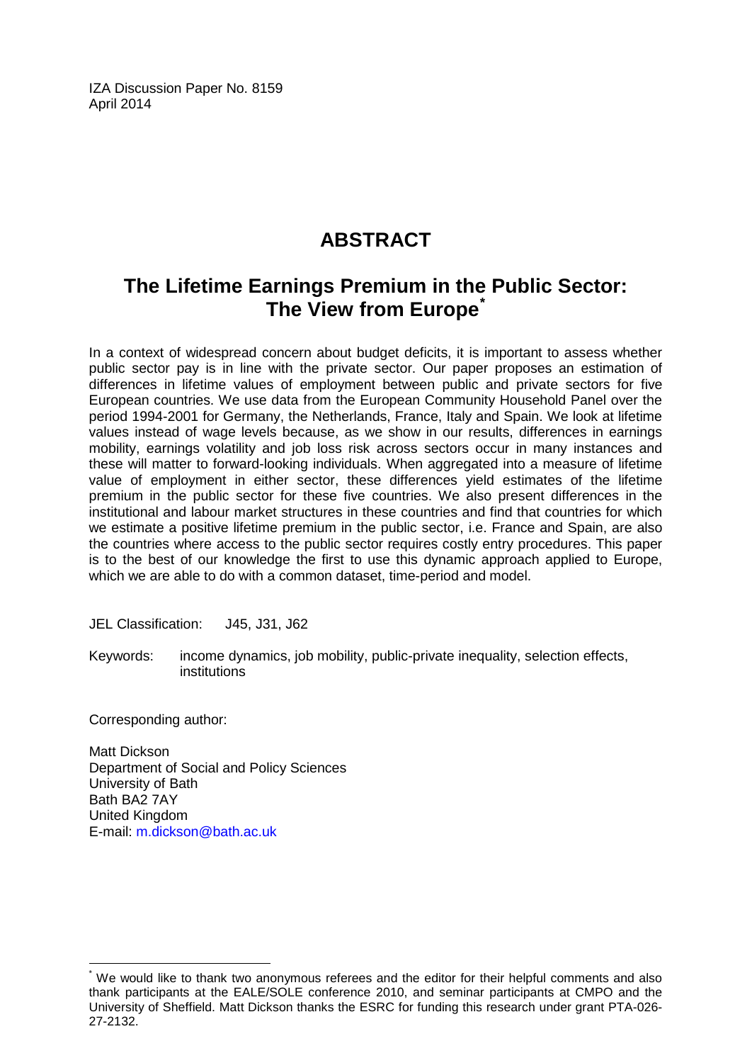IZA Discussion Paper No. 8159
April 2014

# ABSTRACT

## The Lifetime Earnings Premium in the Public Sector: The View from Europe[*]

In a context of widespread concern about budget deficits, it is important to assess whether public sector pay is in line with the private sector. Our paper proposes an estimation of differences in lifetime values of employment between public and private sectors for five European countries. We use data from the European Community Household Panel over the period 1994-2001 for Germany, the Netherlands, France, Italy and Spain. We look at lifetime values instead of wage levels because, as we show in our results, differences in earnings mobility, earnings volatility and job loss risk across sectors occur in many instances and these will matter to forward-looking individuals. When aggregated into a measure of lifetime value of employment in either sector, these differences yield estimates of the lifetime premium in the public sector for these five countries. We also present differences in the institutional and labour market structures in these countries and find that countries for which we estimate a positive lifetime premium in the public sector, i.e. France and Spain, are also the countries where access to the public sector requires costly entry procedures. This paper is to the best of our knowledge the first to use this dynamic approach applied to Europe, which we are able to do with a common dataset, time-period and model.

JEL Classification: J45, J31, J62

Keywords: income dynamics, job mobility, public-private inequality, selection effects, institutions

Corresponding author:

Matt Dickson
Department of Social and Policy Sciences
University of Bath
Bath BA2 7AY
United Kingdom
E-mail: m.dickson@bath.ac.uk

[*] We would like to thank two anonymous referees and the editor for their helpful comments and also thank participants at the EALE/SOLE conference 2010, and seminar participants at CMPO and the University of Sheffield. Matt Dickson thanks the ESRC for funding this research under grant PTA-026-27-2132.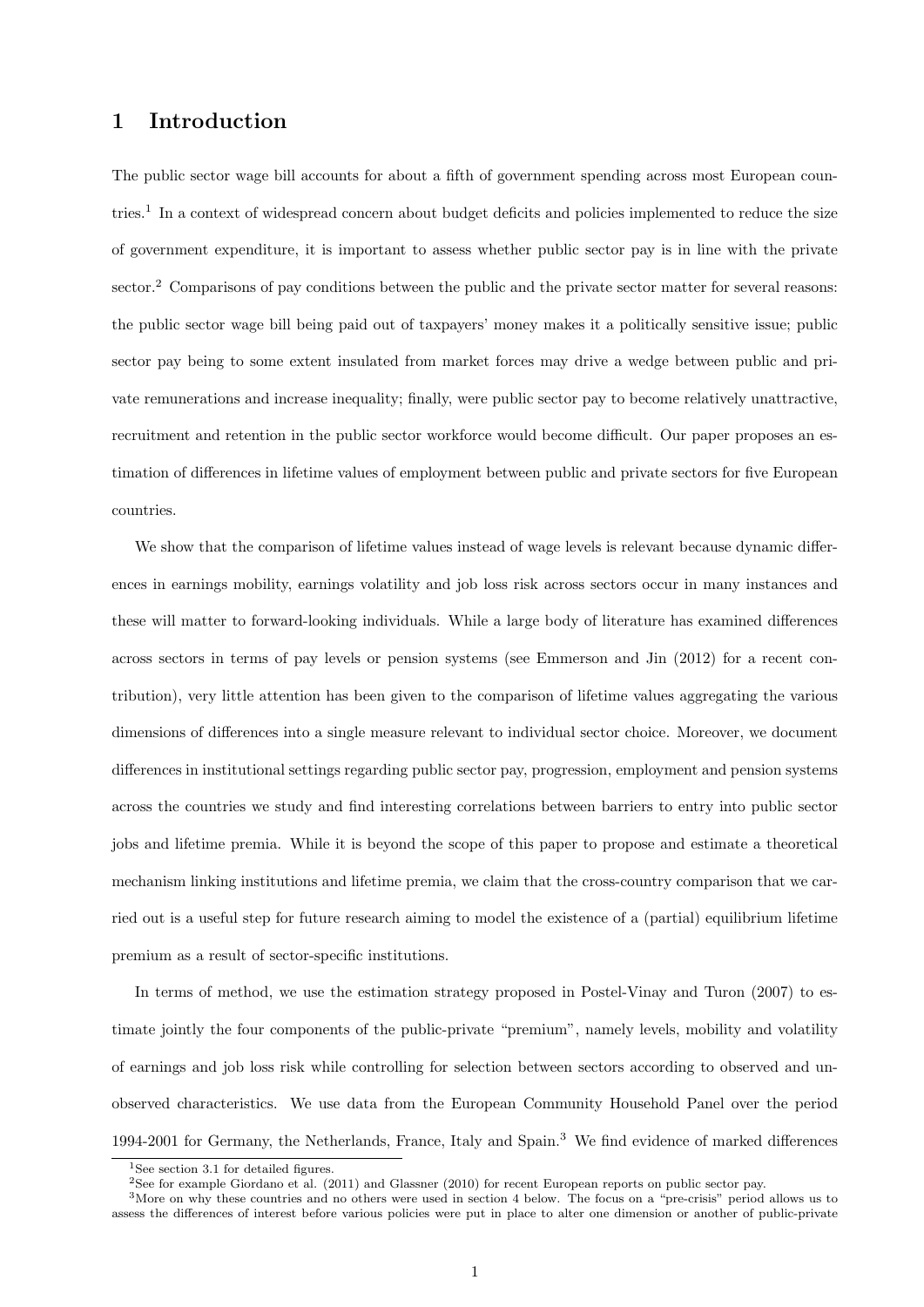# 1 Introduction

The public sector wage bill accounts for about a fifth of government spending across most European countries.[1] In a context of widespread concern about budget deficits and policies implemented to reduce the size of government expenditure, it is important to assess whether public sector pay is in line with the private sector.[2] Comparisons of pay conditions between the public and the private sector matter for several reasons: the public sector wage bill being paid out of taxpayers' money makes it a politically sensitive issue; public sector pay being to some extent insulated from market forces may drive a wedge between public and private remunerations and increase inequality; finally, were public sector pay to become relatively unattractive, recruitment and retention in the public sector workforce would become difficult. Our paper proposes an estimation of differences in lifetime values of employment between public and private sectors for five European countries.

We show that the comparison of lifetime values instead of wage levels is relevant because dynamic differences in earnings mobility, earnings volatility and job loss risk across sectors occur in many instances and these will matter to forward-looking individuals. While a large body of literature has examined differences across sectors in terms of pay levels or pension systems (see Emmerson and Jin (2012) for a recent contribution), very little attention has been given to the comparison of lifetime values aggregating the various dimensions of differences into a single measure relevant to individual sector choice. Moreover, we document differences in institutional settings regarding public sector pay, progression, employment and pension systems across the countries we study and find interesting correlations between barriers to entry into public sector jobs and lifetime premia. While it is beyond the scope of this paper to propose and estimate a theoretical mechanism linking institutions and lifetime premia, we claim that the cross-country comparison that we carried out is a useful step for future research aiming to model the existence of a (partial) equilibrium lifetime premium as a result of sector-specific institutions.

In terms of method, we use the estimation strategy proposed in Postel-Vinay and Turon (2007) to estimate jointly the four components of the public-private "premium", namely levels, mobility and volatility of earnings and job loss risk while controlling for selection between sectors according to observed and unobserved characteristics. We use data from the European Community Household Panel over the period 1994-2001 for Germany, the Netherlands, France, Italy and Spain.[3] We find evidence of marked differences

[1] See section 3.1 for detailed figures.

[2] See for example Giordano et al. (2011) and Glassner (2010) for recent European reports on public sector pay.

[3] More on why these countries and no others were used in section 4 below. The focus on a "pre-crisis" period allows us to assess the differences of interest before various policies were put in place to alter one dimension or another of public-private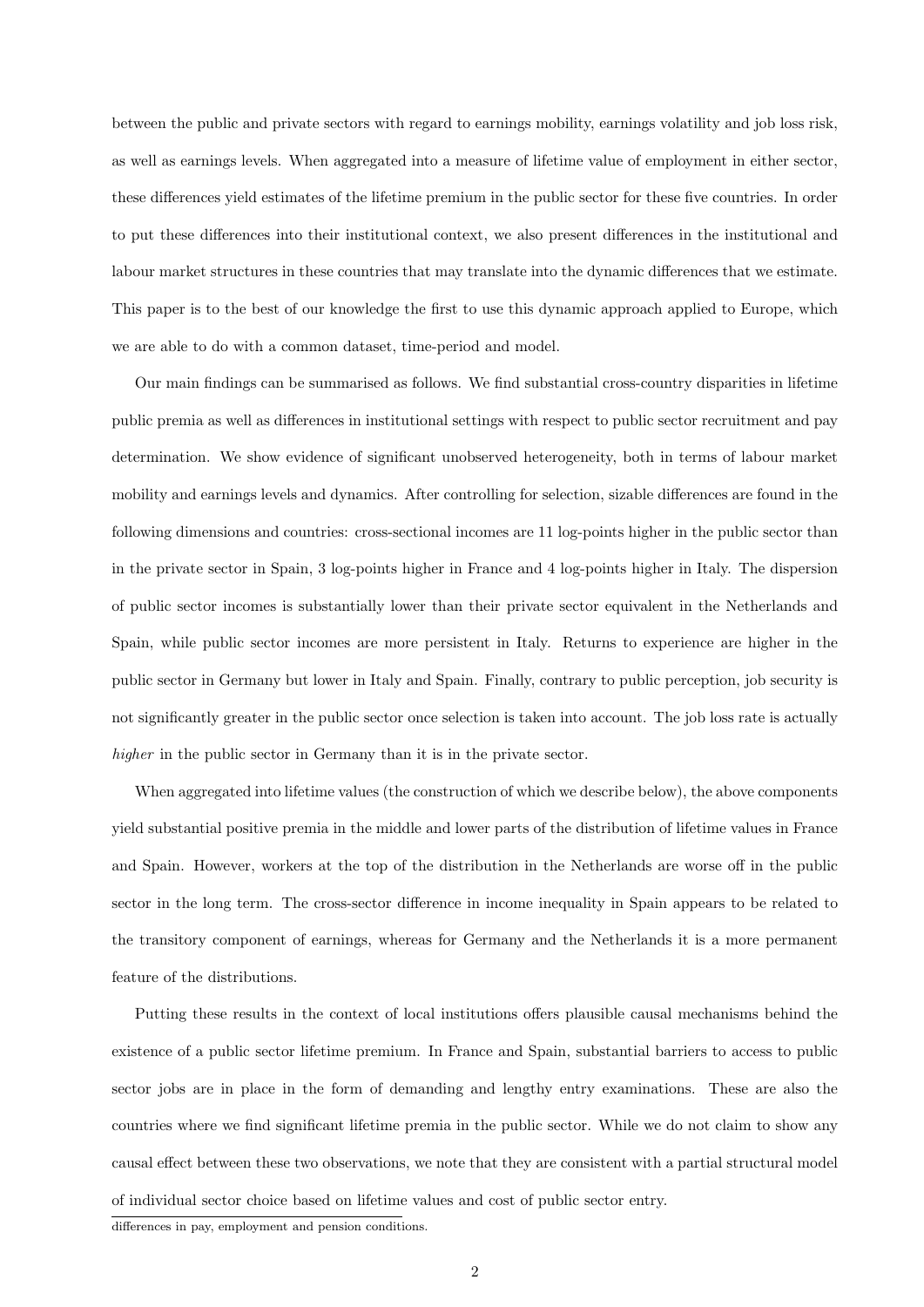between the public and private sectors with regard to earnings mobility, earnings volatility and job loss risk, as well as earnings levels. When aggregated into a measure of lifetime value of employment in either sector, these differences yield estimates of the lifetime premium in the public sector for these five countries. In order to put these differences into their institutional context, we also present differences in the institutional and labour market structures in these countries that may translate into the dynamic differences that we estimate. This paper is to the best of our knowledge the first to use this dynamic approach applied to Europe, which we are able to do with a common dataset, time-period and model.

Our main findings can be summarised as follows. We find substantial cross-country disparities in lifetime public premia as well as differences in institutional settings with respect to public sector recruitment and pay determination. We show evidence of significant unobserved heterogeneity, both in terms of labour market mobility and earnings levels and dynamics. After controlling for selection, sizable differences are found in the following dimensions and countries: cross-sectional incomes are 11 log-points higher in the public sector than in the private sector in Spain, 3 log-points higher in France and 4 log-points higher in Italy. The dispersion of public sector incomes is substantially lower than their private sector equivalent in the Netherlands and Spain, while public sector incomes are more persistent in Italy. Returns to experience are higher in the public sector in Germany but lower in Italy and Spain. Finally, contrary to public perception, job security is not significantly greater in the public sector once selection is taken into account. The job loss rate is actually *higher* in the public sector in Germany than it is in the private sector.

When aggregated into lifetime values (the construction of which we describe below), the above components yield substantial positive premia in the middle and lower parts of the distribution of lifetime values in France and Spain. However, workers at the top of the distribution in the Netherlands are worse off in the public sector in the long term. The cross-sector difference in income inequality in Spain appears to be related to the transitory component of earnings, whereas for Germany and the Netherlands it is a more permanent feature of the distributions.

Putting these results in the context of local institutions offers plausible causal mechanisms behind the existence of a public sector lifetime premium. In France and Spain, substantial barriers to access to public sector jobs are in place in the form of demanding and lengthy entry examinations. These are also the countries where we find significant lifetime premia in the public sector. While we do not claim to show any causal effect between these two observations, we note that they are consistent with a partial structural model of individual sector choice based on lifetime values and cost of public sector entry.

differences in pay, employment and pension conditions.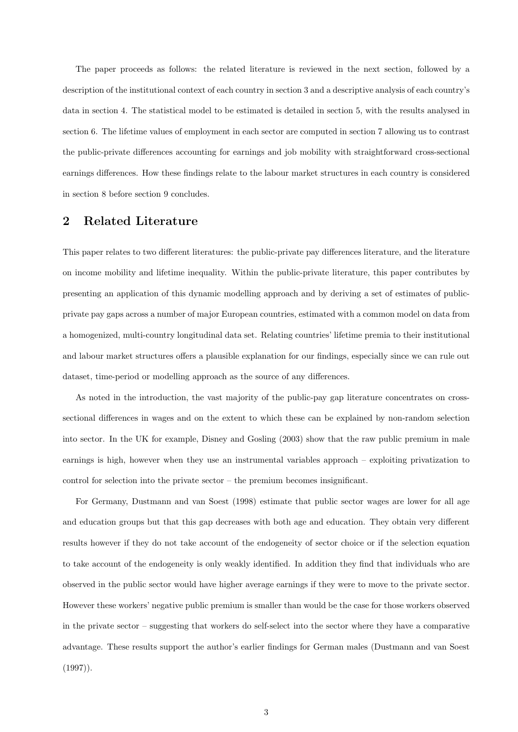The paper proceeds as follows: the related literature is reviewed in the next section, followed by a description of the institutional context of each country in section 3 and a descriptive analysis of each country's data in section 4. The statistical model to be estimated is detailed in section 5, with the results analysed in section 6. The lifetime values of employment in each sector are computed in section 7 allowing us to contrast the public-private differences accounting for earnings and job mobility with straightforward cross-sectional earnings differences. How these findings relate to the labour market structures in each country is considered in section 8 before section 9 concludes.

## 2 Related Literature

This paper relates to two different literatures: the public-private pay differences literature, and the literature on income mobility and lifetime inequality. Within the public-private literature, this paper contributes by presenting an application of this dynamic modelling approach and by deriving a set of estimates of public-private pay gaps across a number of major European countries, estimated with a common model on data from a homogenized, multi-country longitudinal data set. Relating countries' lifetime premia to their institutional and labour market structures offers a plausible explanation for our findings, especially since we can rule out dataset, time-period or modelling approach as the source of any differences.

As noted in the introduction, the vast majority of the public-pay gap literature concentrates on cross-sectional differences in wages and on the extent to which these can be explained by non-random selection into sector. In the UK for example, Disney and Gosling (2003) show that the raw public premium in male earnings is high, however when they use an instrumental variables approach – exploiting privatization to control for selection into the private sector – the premium becomes insignificant.

For Germany, Dustmann and van Soest (1998) estimate that public sector wages are lower for all age and education groups but that this gap decreases with both age and education. They obtain very different results however if they do not take account of the endogeneity of sector choice or if the selection equation to take account of the endogeneity is only weakly identified. In addition they find that individuals who are observed in the public sector would have higher average earnings if they were to move to the private sector. However these workers' negative public premium is smaller than would be the case for those workers observed in the private sector – suggesting that workers do self-select into the sector where they have a comparative advantage. These results support the author's earlier findings for German males (Dustmann and van Soest (1997)).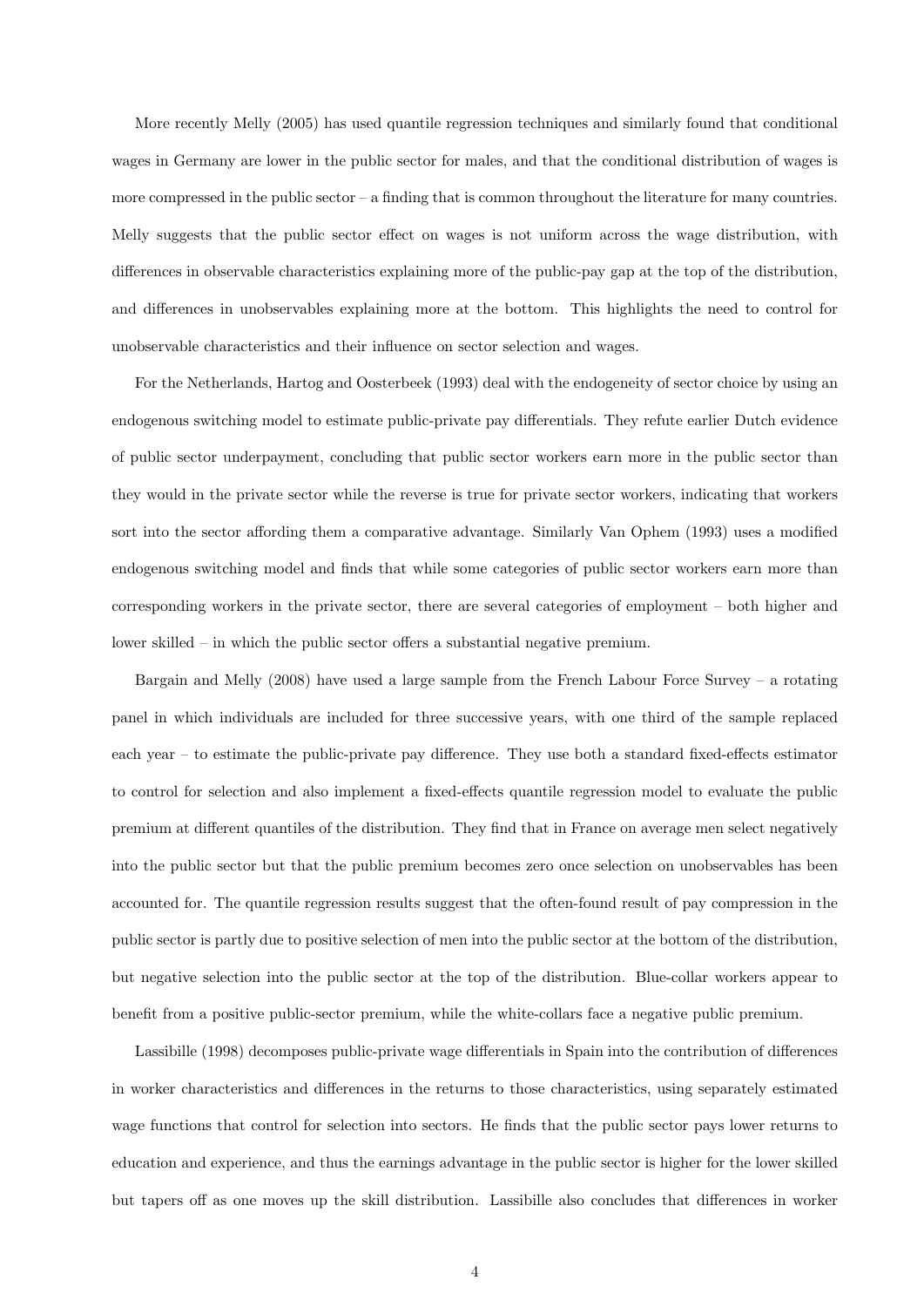More recently Melly (2005) has used quantile regression techniques and similarly found that conditional wages in Germany are lower in the public sector for males, and that the conditional distribution of wages is more compressed in the public sector – a finding that is common throughout the literature for many countries. Melly suggests that the public sector effect on wages is not uniform across the wage distribution, with differences in observable characteristics explaining more of the public-pay gap at the top of the distribution, and differences in unobservables explaining more at the bottom. This highlights the need to control for unobservable characteristics and their influence on sector selection and wages.

For the Netherlands, Hartog and Oosterbeek (1993) deal with the endogeneity of sector choice by using an endogenous switching model to estimate public-private pay differentials. They refute earlier Dutch evidence of public sector underpayment, concluding that public sector workers earn more in the public sector than they would in the private sector while the reverse is true for private sector workers, indicating that workers sort into the sector affording them a comparative advantage. Similarly Van Ophem (1993) uses a modified endogenous switching model and finds that while some categories of public sector workers earn more than corresponding workers in the private sector, there are several categories of employment – both higher and lower skilled – in which the public sector offers a substantial negative premium.

Bargain and Melly (2008) have used a large sample from the French Labour Force Survey – a rotating panel in which individuals are included for three successive years, with one third of the sample replaced each year – to estimate the public-private pay difference. They use both a standard fixed-effects estimator to control for selection and also implement a fixed-effects quantile regression model to evaluate the public premium at different quantiles of the distribution. They find that in France on average men select negatively into the public sector but that the public premium becomes zero once selection on unobservables has been accounted for. The quantile regression results suggest that the often-found result of pay compression in the public sector is partly due to positive selection of men into the public sector at the bottom of the distribution, but negative selection into the public sector at the top of the distribution. Blue-collar workers appear to benefit from a positive public-sector premium, while the white-collars face a negative public premium.

Lassibille (1998) decomposes public-private wage differentials in Spain into the contribution of differences in worker characteristics and differences in the returns to those characteristics, using separately estimated wage functions that control for selection into sectors. He finds that the public sector pays lower returns to education and experience, and thus the earnings advantage in the public sector is higher for the lower skilled but tapers off as one moves up the skill distribution. Lassibille also concludes that differences in worker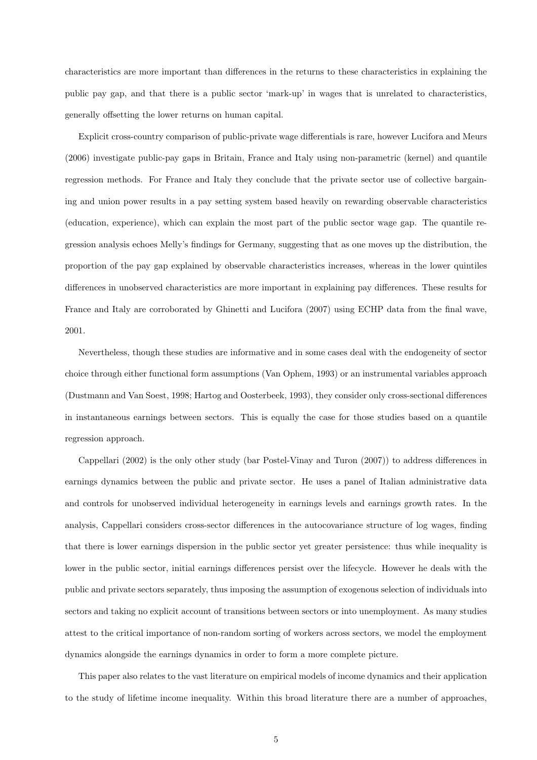characteristics are more important than differences in the returns to these characteristics in explaining the public pay gap, and that there is a public sector 'mark-up' in wages that is unrelated to characteristics, generally offsetting the lower returns on human capital.

Explicit cross-country comparison of public-private wage differentials is rare, however Lucifora and Meurs (2006) investigate public-pay gaps in Britain, France and Italy using non-parametric (kernel) and quantile regression methods. For France and Italy they conclude that the private sector use of collective bargaining and union power results in a pay setting system based heavily on rewarding observable characteristics (education, experience), which can explain the most part of the public sector wage gap. The quantile regression analysis echoes Melly's findings for Germany, suggesting that as one moves up the distribution, the proportion of the pay gap explained by observable characteristics increases, whereas in the lower quintiles differences in unobserved characteristics are more important in explaining pay differences. These results for France and Italy are corroborated by Ghinetti and Lucifora (2007) using ECHP data from the final wave, 2001.

Nevertheless, though these studies are informative and in some cases deal with the endogeneity of sector choice through either functional form assumptions (Van Ophem, 1993) or an instrumental variables approach (Dustmann and Van Soest, 1998; Hartog and Oosterbeek, 1993), they consider only cross-sectional differences in instantaneous earnings between sectors. This is equally the case for those studies based on a quantile regression approach.

Cappellari (2002) is the only other study (bar Postel-Vinay and Turon (2007)) to address differences in earnings dynamics between the public and private sector. He uses a panel of Italian administrative data and controls for unobserved individual heterogeneity in earnings levels and earnings growth rates. In the analysis, Cappellari considers cross-sector differences in the autocovariance structure of log wages, finding that there is lower earnings dispersion in the public sector yet greater persistence: thus while inequality is lower in the public sector, initial earnings differences persist over the lifecycle. However he deals with the public and private sectors separately, thus imposing the assumption of exogenous selection of individuals into sectors and taking no explicit account of transitions between sectors or into unemployment. As many studies attest to the critical importance of non-random sorting of workers across sectors, we model the employment dynamics alongside the earnings dynamics in order to form a more complete picture.

This paper also relates to the vast literature on empirical models of income dynamics and their application to the study of lifetime income inequality. Within this broad literature there are a number of approaches,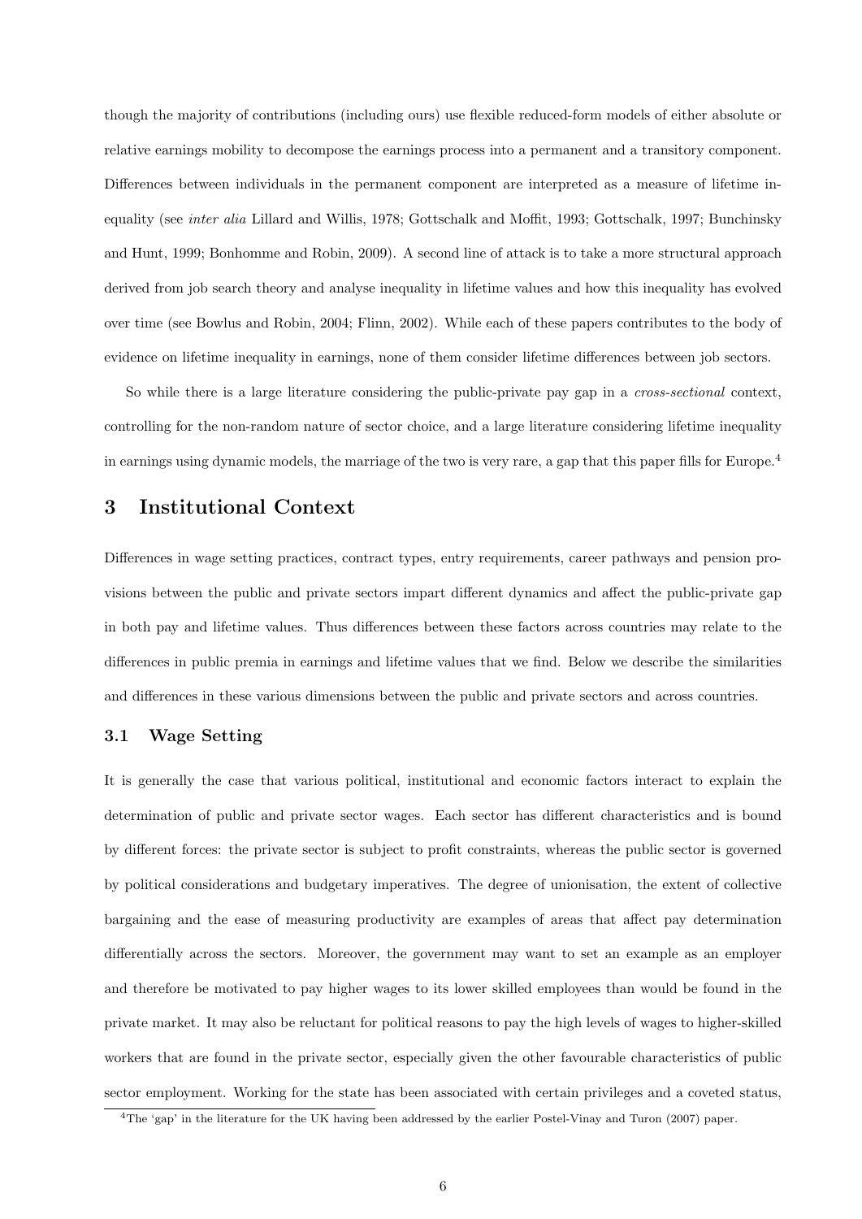though the majority of contributions (including ours) use flexible reduced-form models of either absolute or relative earnings mobility to decompose the earnings process into a permanent and a transitory component. Differences between individuals in the permanent component are interpreted as a measure of lifetime inequality (see *inter alia* Lillard and Willis, 1978; Gottschalk and Moffit, 1993; Gottschalk, 1997; Bunchinsky and Hunt, 1999; Bonhomme and Robin, 2009). A second line of attack is to take a more structural approach derived from job search theory and analyse inequality in lifetime values and how this inequality has evolved over time (see Bowlus and Robin, 2004; Flinn, 2002). While each of these papers contributes to the body of evidence on lifetime inequality in earnings, none of them consider lifetime differences between job sectors.

So while there is a large literature considering the public-private pay gap in a *cross-sectional* context, controlling for the non-random nature of sector choice, and a large literature considering lifetime inequality in earnings using dynamic models, the marriage of the two is very rare, a gap that this paper fills for Europe.[4]

## 3 Institutional Context

Differences in wage setting practices, contract types, entry requirements, career pathways and pension provisions between the public and private sectors impart different dynamics and affect the public-private gap in both pay and lifetime values. Thus differences between these factors across countries may relate to the differences in public premia in earnings and lifetime values that we find. Below we describe the similarities and differences in these various dimensions between the public and private sectors and across countries.

### 3.1 Wage Setting

It is generally the case that various political, institutional and economic factors interact to explain the determination of public and private sector wages. Each sector has different characteristics and is bound by different forces: the private sector is subject to profit constraints, whereas the public sector is governed by political considerations and budgetary imperatives. The degree of unionisation, the extent of collective bargaining and the ease of measuring productivity are examples of areas that affect pay determination differentially across the sectors. Moreover, the government may want to set an example as an employer and therefore be motivated to pay higher wages to its lower skilled employees than would be found in the private market. It may also be reluctant for political reasons to pay the high levels of wages to higher-skilled workers that are found in the private sector, especially given the other favourable characteristics of public sector employment. Working for the state has been associated with certain privileges and a coveted status,

[4] The 'gap' in the literature for the UK having been addressed by the earlier Postel-Vinay and Turon (2007) paper.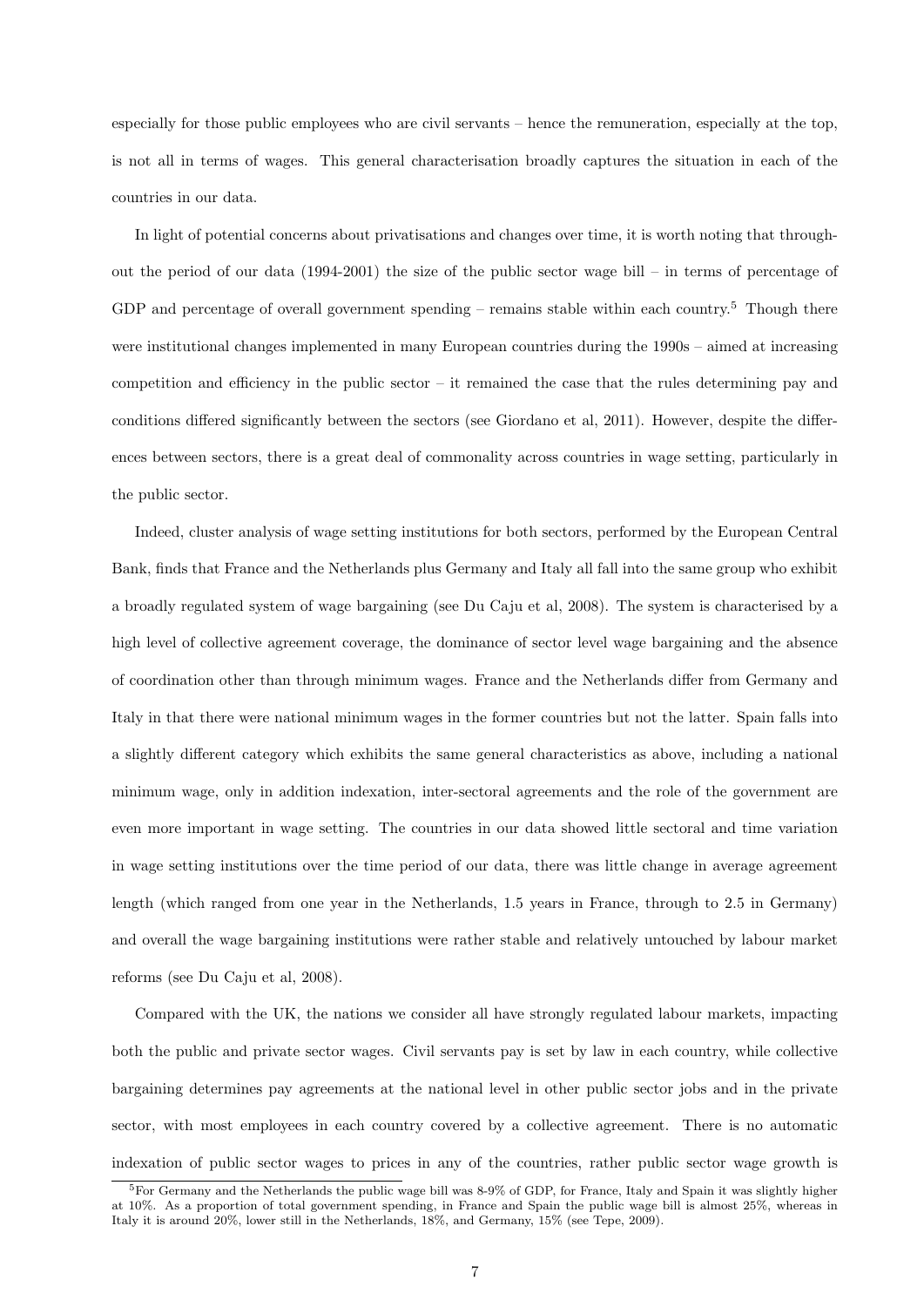especially for those public employees who are civil servants – hence the remuneration, especially at the top, is not all in terms of wages. This general characterisation broadly captures the situation in each of the countries in our data.

In light of potential concerns about privatisations and changes over time, it is worth noting that throughout the period of our data (1994-2001) the size of the public sector wage bill – in terms of percentage of GDP and percentage of overall government spending – remains stable within each country.[5] Though there were institutional changes implemented in many European countries during the 1990s – aimed at increasing competition and efficiency in the public sector – it remained the case that the rules determining pay and conditions differed significantly between the sectors (see Giordano et al, 2011). However, despite the differences between sectors, there is a great deal of commonality across countries in wage setting, particularly in the public sector.

Indeed, cluster analysis of wage setting institutions for both sectors, performed by the European Central Bank, finds that France and the Netherlands plus Germany and Italy all fall into the same group who exhibit a broadly regulated system of wage bargaining (see Du Caju et al, 2008). The system is characterised by a high level of collective agreement coverage, the dominance of sector level wage bargaining and the absence of coordination other than through minimum wages. France and the Netherlands differ from Germany and Italy in that there were national minimum wages in the former countries but not the latter. Spain falls into a slightly different category which exhibits the same general characteristics as above, including a national minimum wage, only in addition indexation, inter-sectoral agreements and the role of the government are even more important in wage setting. The countries in our data showed little sectoral and time variation in wage setting institutions over the time period of our data, there was little change in average agreement length (which ranged from one year in the Netherlands, 1.5 years in France, through to 2.5 in Germany) and overall the wage bargaining institutions were rather stable and relatively untouched by labour market reforms (see Du Caju et al, 2008).

Compared with the UK, the nations we consider all have strongly regulated labour markets, impacting both the public and private sector wages. Civil servants pay is set by law in each country, while collective bargaining determines pay agreements at the national level in other public sector jobs and in the private sector, with most employees in each country covered by a collective agreement. There is no automatic indexation of public sector wages to prices in any of the countries, rather public sector wage growth is

[5] For Germany and the Netherlands the public wage bill was 8-9% of GDP, for France, Italy and Spain it was slightly higher at 10%. As a proportion of total government spending, in France and Spain the public wage bill is almost 25%, whereas in Italy it is around 20%, lower still in the Netherlands, 18%, and Germany, 15% (see Tepe, 2009).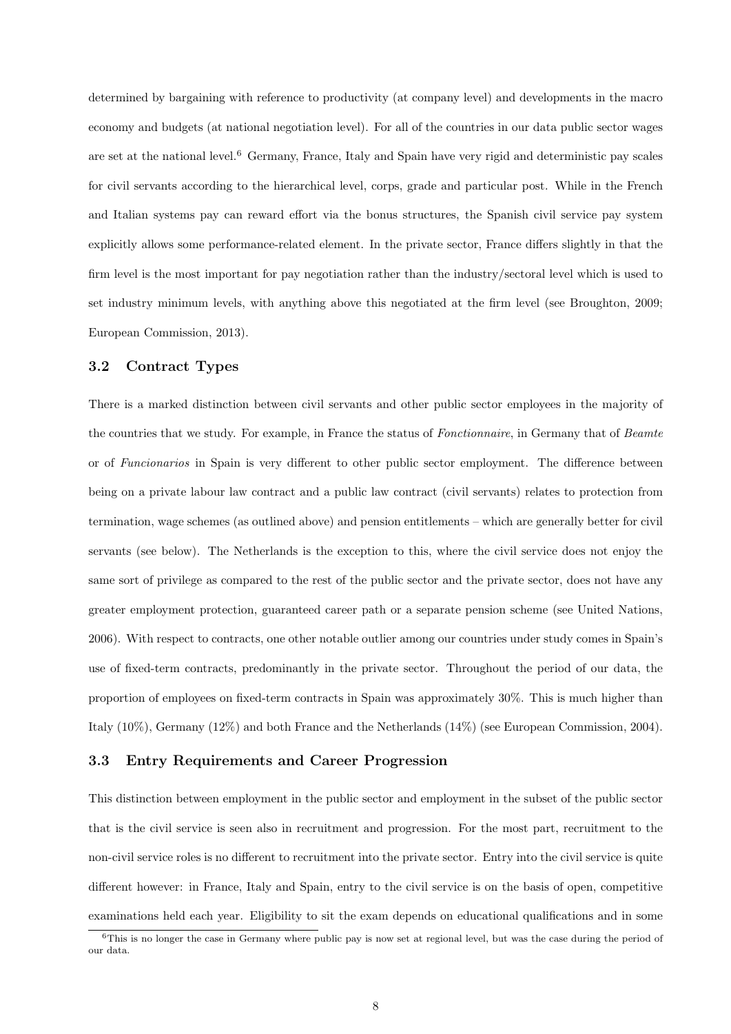determined by bargaining with reference to productivity (at company level) and developments in the macro economy and budgets (at national negotiation level). For all of the countries in our data public sector wages are set at the national level.[6] Germany, France, Italy and Spain have very rigid and deterministic pay scales for civil servants according to the hierarchical level, corps, grade and particular post. While in the French and Italian systems pay can reward effort via the bonus structures, the Spanish civil service pay system explicitly allows some performance-related element. In the private sector, France differs slightly in that the firm level is the most important for pay negotiation rather than the industry/sectoral level which is used to set industry minimum levels, with anything above this negotiated at the firm level (see Broughton, 2009; European Commission, 2013).

### 3.2 Contract Types

There is a marked distinction between civil servants and other public sector employees in the majority of the countries that we study. For example, in France the status of *Fonctionnaire*, in Germany that of *Beamte* or of *Funcionarios* in Spain is very different to other public sector employment. The difference between being on a private labour law contract and a public law contract (civil servants) relates to protection from termination, wage schemes (as outlined above) and pension entitlements – which are generally better for civil servants (see below). The Netherlands is the exception to this, where the civil service does not enjoy the same sort of privilege as compared to the rest of the public sector and the private sector, does not have any greater employment protection, guaranteed career path or a separate pension scheme (see United Nations, 2006). With respect to contracts, one other notable outlier among our countries under study comes in Spain's use of fixed-term contracts, predominantly in the private sector. Throughout the period of our data, the proportion of employees on fixed-term contracts in Spain was approximately 30%. This is much higher than Italy (10%), Germany (12%) and both France and the Netherlands (14%) (see European Commission, 2004).

### 3.3 Entry Requirements and Career Progression

This distinction between employment in the public sector and employment in the subset of the public sector that is the civil service is seen also in recruitment and progression. For the most part, recruitment to the non-civil service roles is no different to recruitment into the private sector. Entry into the civil service is quite different however: in France, Italy and Spain, entry to the civil service is on the basis of open, competitive examinations held each year. Eligibility to sit the exam depends on educational qualifications and in some

[6] This is no longer the case in Germany where public pay is now set at regional level, but was the case during the period of our data.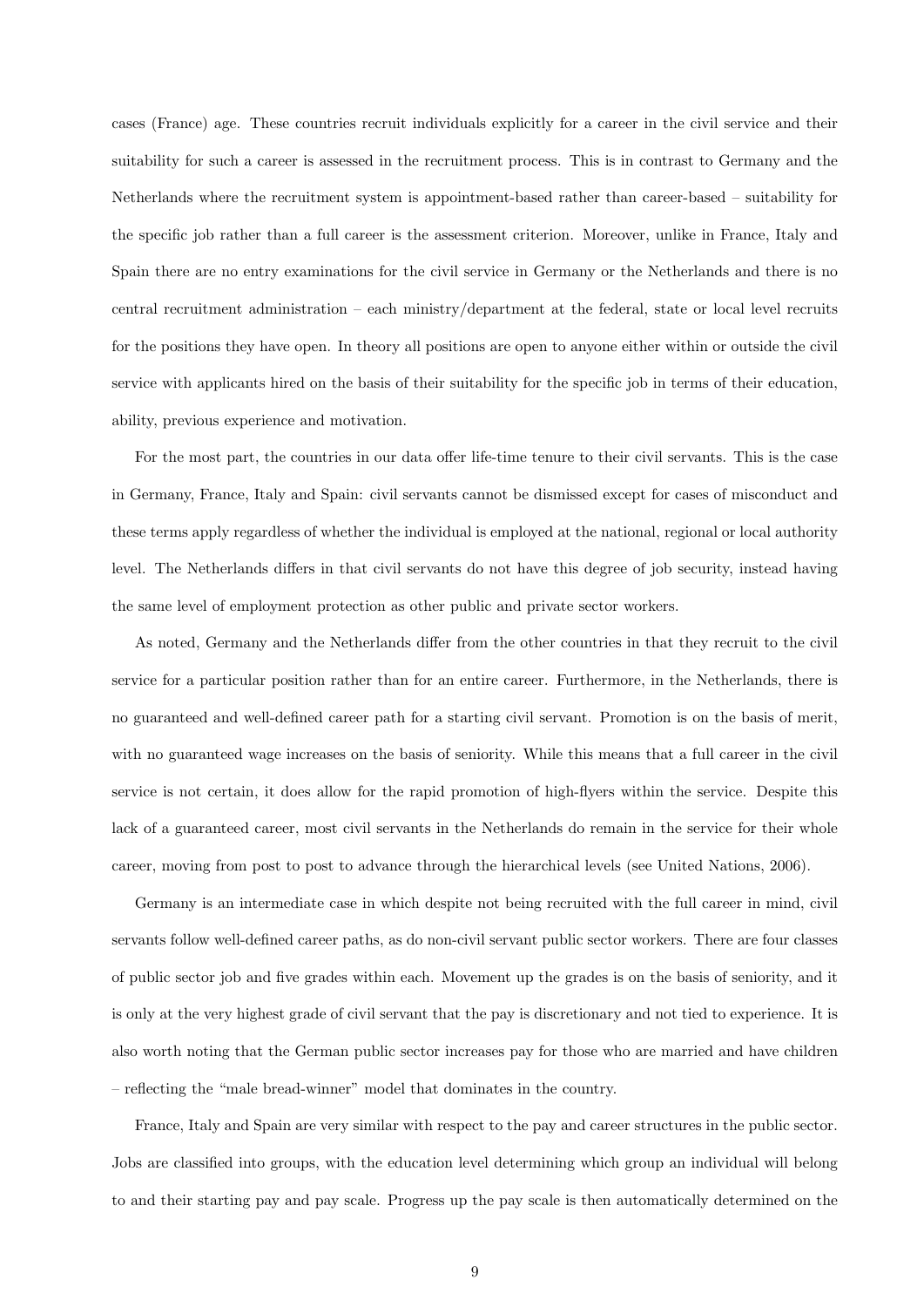cases (France) age. These countries recruit individuals explicitly for a career in the civil service and their suitability for such a career is assessed in the recruitment process. This is in contrast to Germany and the Netherlands where the recruitment system is appointment-based rather than career-based – suitability for the specific job rather than a full career is the assessment criterion. Moreover, unlike in France, Italy and Spain there are no entry examinations for the civil service in Germany or the Netherlands and there is no central recruitment administration – each ministry/department at the federal, state or local level recruits for the positions they have open. In theory all positions are open to anyone either within or outside the civil service with applicants hired on the basis of their suitability for the specific job in terms of their education, ability, previous experience and motivation.

For the most part, the countries in our data offer life-time tenure to their civil servants. This is the case in Germany, France, Italy and Spain: civil servants cannot be dismissed except for cases of misconduct and these terms apply regardless of whether the individual is employed at the national, regional or local authority level. The Netherlands differs in that civil servants do not have this degree of job security, instead having the same level of employment protection as other public and private sector workers.

As noted, Germany and the Netherlands differ from the other countries in that they recruit to the civil service for a particular position rather than for an entire career. Furthermore, in the Netherlands, there is no guaranteed and well-defined career path for a starting civil servant. Promotion is on the basis of merit, with no guaranteed wage increases on the basis of seniority. While this means that a full career in the civil service is not certain, it does allow for the rapid promotion of high-flyers within the service. Despite this lack of a guaranteed career, most civil servants in the Netherlands do remain in the service for their whole career, moving from post to post to advance through the hierarchical levels (see United Nations, 2006).

Germany is an intermediate case in which despite not being recruited with the full career in mind, civil servants follow well-defined career paths, as do non-civil servant public sector workers. There are four classes of public sector job and five grades within each. Movement up the grades is on the basis of seniority, and it is only at the very highest grade of civil servant that the pay is discretionary and not tied to experience. It is also worth noting that the German public sector increases pay for those who are married and have children – reflecting the "male bread-winner" model that dominates in the country.

France, Italy and Spain are very similar with respect to the pay and career structures in the public sector. Jobs are classified into groups, with the education level determining which group an individual will belong to and their starting pay and pay scale. Progress up the pay scale is then automatically determined on the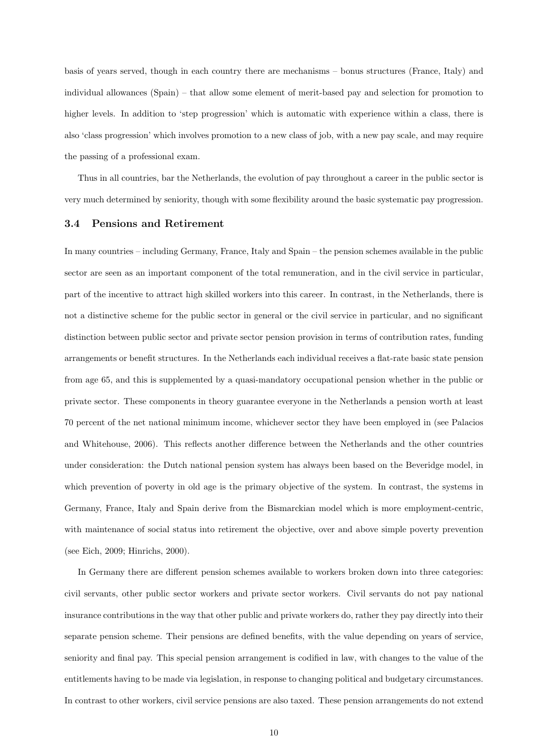basis of years served, though in each country there are mechanisms – bonus structures (France, Italy) and individual allowances (Spain) – that allow some element of merit-based pay and selection for promotion to higher levels. In addition to 'step progression' which is automatic with experience within a class, there is also 'class progression' which involves promotion to a new class of job, with a new pay scale, and may require the passing of a professional exam.

Thus in all countries, bar the Netherlands, the evolution of pay throughout a career in the public sector is very much determined by seniority, though with some flexibility around the basic systematic pay progression.

### 3.4 Pensions and Retirement

In many countries – including Germany, France, Italy and Spain – the pension schemes available in the public sector are seen as an important component of the total remuneration, and in the civil service in particular, part of the incentive to attract high skilled workers into this career. In contrast, in the Netherlands, there is not a distinctive scheme for the public sector in general or the civil service in particular, and no significant distinction between public sector and private sector pension provision in terms of contribution rates, funding arrangements or benefit structures. In the Netherlands each individual receives a flat-rate basic state pension from age 65, and this is supplemented by a quasi-mandatory occupational pension whether in the public or private sector. These components in theory guarantee everyone in the Netherlands a pension worth at least 70 percent of the net national minimum income, whichever sector they have been employed in (see Palacios and Whitehouse, 2006). This reflects another difference between the Netherlands and the other countries under consideration: the Dutch national pension system has always been based on the Beveridge model, in which prevention of poverty in old age is the primary objective of the system. In contrast, the systems in Germany, France, Italy and Spain derive from the Bismarckian model which is more employment-centric, with maintenance of social status into retirement the objective, over and above simple poverty prevention (see Eich, 2009; Hinrichs, 2000).

In Germany there are different pension schemes available to workers broken down into three categories: civil servants, other public sector workers and private sector workers. Civil servants do not pay national insurance contributions in the way that other public and private workers do, rather they pay directly into their separate pension scheme. Their pensions are defined benefits, with the value depending on years of service, seniority and final pay. This special pension arrangement is codified in law, with changes to the value of the entitlements having to be made via legislation, in response to changing political and budgetary circumstances. In contrast to other workers, civil service pensions are also taxed. These pension arrangements do not extend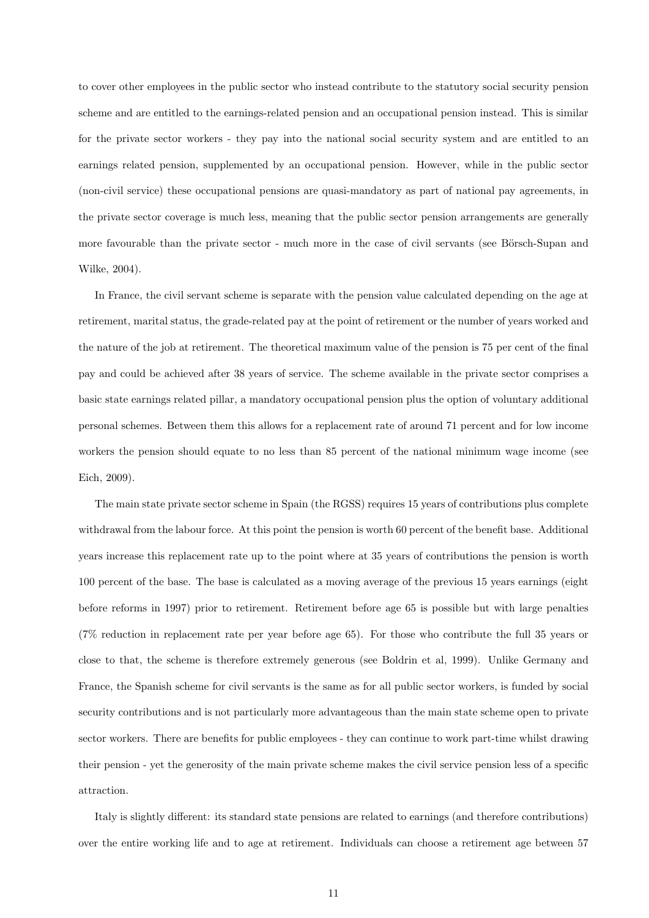to cover other employees in the public sector who instead contribute to the statutory social security pension scheme and are entitled to the earnings-related pension and an occupational pension instead. This is similar for the private sector workers - they pay into the national social security system and are entitled to an earnings related pension, supplemented by an occupational pension. However, while in the public sector (non-civil service) these occupational pensions are quasi-mandatory as part of national pay agreements, in the private sector coverage is much less, meaning that the public sector pension arrangements are generally more favourable than the private sector - much more in the case of civil servants (see Börsch-Supan and Wilke, 2004).

In France, the civil servant scheme is separate with the pension value calculated depending on the age at retirement, marital status, the grade-related pay at the point of retirement or the number of years worked and the nature of the job at retirement. The theoretical maximum value of the pension is 75 per cent of the final pay and could be achieved after 38 years of service. The scheme available in the private sector comprises a basic state earnings related pillar, a mandatory occupational pension plus the option of voluntary additional personal schemes. Between them this allows for a replacement rate of around 71 percent and for low income workers the pension should equate to no less than 85 percent of the national minimum wage income (see Eich, 2009).

The main state private sector scheme in Spain (the RGSS) requires 15 years of contributions plus complete withdrawal from the labour force. At this point the pension is worth 60 percent of the benefit base. Additional years increase this replacement rate up to the point where at 35 years of contributions the pension is worth 100 percent of the base. The base is calculated as a moving average of the previous 15 years earnings (eight before reforms in 1997) prior to retirement. Retirement before age 65 is possible but with large penalties (7% reduction in replacement rate per year before age 65). For those who contribute the full 35 years or close to that, the scheme is therefore extremely generous (see Boldrin et al, 1999). Unlike Germany and France, the Spanish scheme for civil servants is the same as for all public sector workers, is funded by social security contributions and is not particularly more advantageous than the main state scheme open to private sector workers. There are benefits for public employees - they can continue to work part-time whilst drawing their pension - yet the generosity of the main private scheme makes the civil service pension less of a specific attraction.

Italy is slightly different: its standard state pensions are related to earnings (and therefore contributions) over the entire working life and to age at retirement. Individuals can choose a retirement age between 57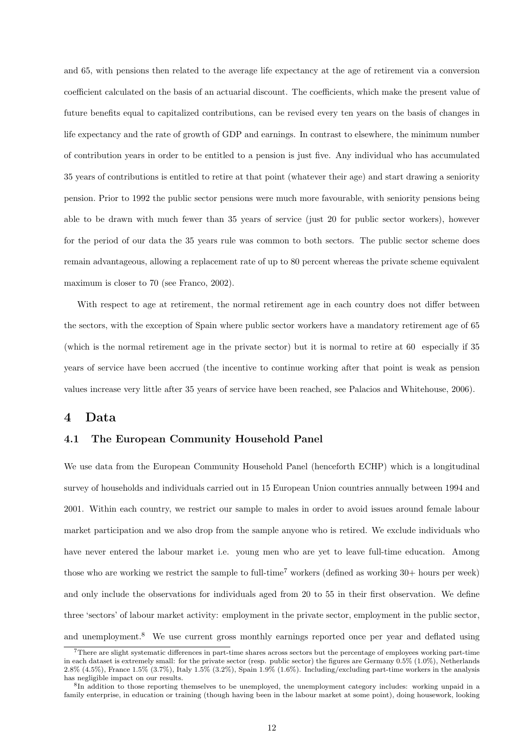and 65, with pensions then related to the average life expectancy at the age of retirement via a conversion coefficient calculated on the basis of an actuarial discount. The coefficients, which make the present value of future benefits equal to capitalized contributions, can be revised every ten years on the basis of changes in life expectancy and the rate of growth of GDP and earnings. In contrast to elsewhere, the minimum number of contribution years in order to be entitled to a pension is just five. Any individual who has accumulated 35 years of contributions is entitled to retire at that point (whatever their age) and start drawing a seniority pension. Prior to 1992 the public sector pensions were much more favourable, with seniority pensions being able to be drawn with much fewer than 35 years of service (just 20 for public sector workers), however for the period of our data the 35 years rule was common to both sectors. The public sector scheme does remain advantageous, allowing a replacement rate of up to 80 percent whereas the private scheme equivalent maximum is closer to 70 (see Franco, 2002).

With respect to age at retirement, the normal retirement age in each country does not differ between the sectors, with the exception of Spain where public sector workers have a mandatory retirement age of 65 (which is the normal retirement age in the private sector) but it is normal to retire at 60 especially if 35 years of service have been accrued (the incentive to continue working after that point is weak as pension values increase very little after 35 years of service have been reached, see Palacios and Whitehouse, 2006).

# 4 Data

## 4.1 The European Community Household Panel

We use data from the European Community Household Panel (henceforth ECHP) which is a longitudinal survey of households and individuals carried out in 15 European Union countries annually between 1994 and 2001. Within each country, we restrict our sample to males in order to avoid issues around female labour market participation and we also drop from the sample anyone who is retired. We exclude individuals who have never entered the labour market i.e. young men who are yet to leave full-time education. Among those who are working we restrict the sample to full-time[7] workers (defined as working 30+ hours per week) and only include the observations for individuals aged from 20 to 55 in their first observation. We define three 'sectors' of labour market activity: employment in the private sector, employment in the public sector, and unemployment.[8] We use current gross monthly earnings reported once per year and deflated using

[7] There are slight systematic differences in part-time shares across sectors but the percentage of employees working part-time in each dataset is extremely small: for the private sector (resp. public sector) the figures are Germany 0.5% (1.0%), Netherlands 2.8% (4.5%), France 1.5% (3.7%), Italy 1.5% (3.2%), Spain 1.9% (1.6%). Including/excluding part-time workers in the analysis has negligible impact on our results.

[8] In addition to those reporting themselves to be unemployed, the unemployment category includes: working unpaid in a family enterprise, in education or training (though having been in the labour market at some point), doing housework, looking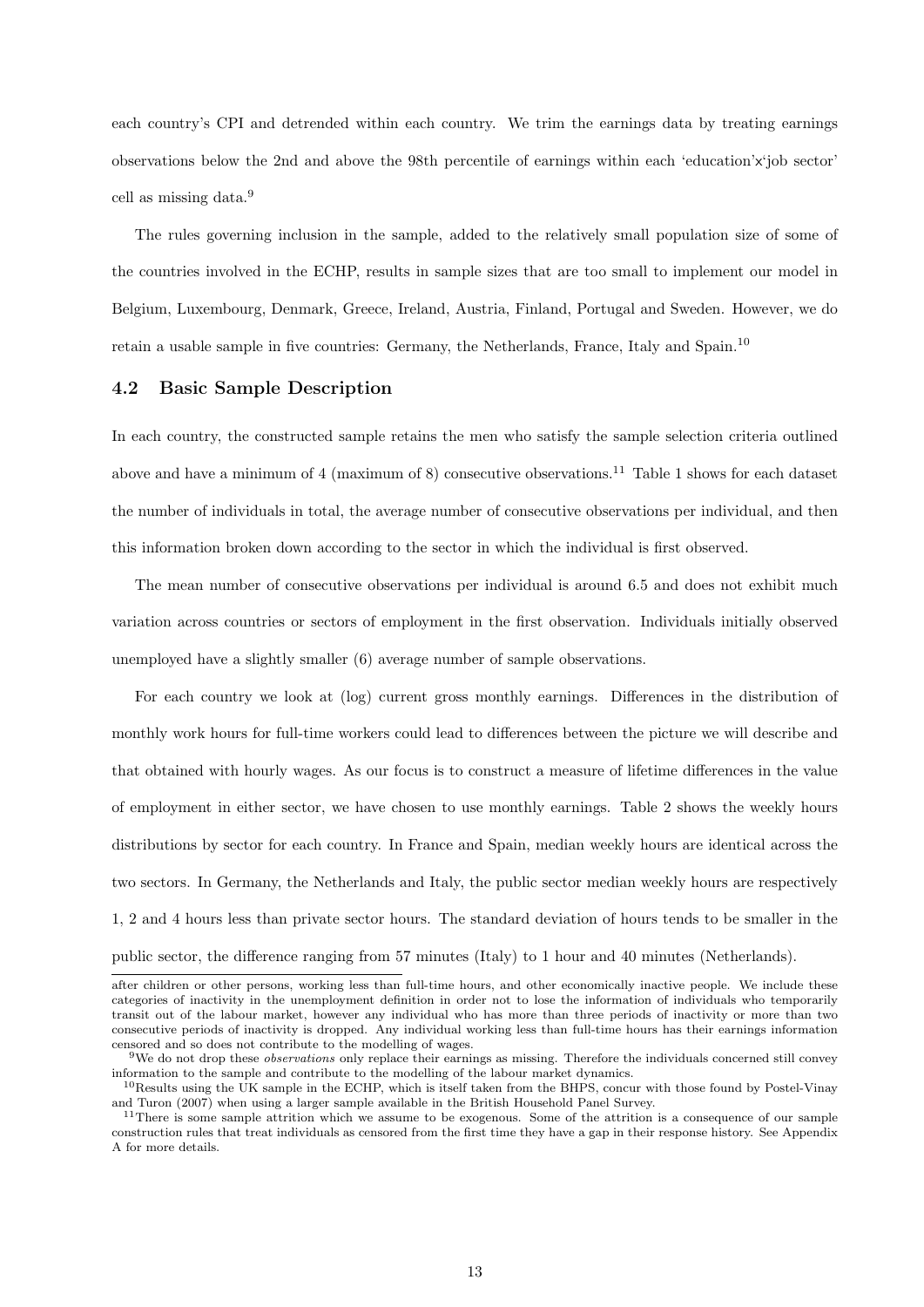each country's CPI and detrended within each country. We trim the earnings data by treating earnings observations below the 2nd and above the 98th percentile of earnings within each 'education'x'job sector' cell as missing data.[9]

The rules governing inclusion in the sample, added to the relatively small population size of some of the countries involved in the ECHP, results in sample sizes that are too small to implement our model in Belgium, Luxembourg, Denmark, Greece, Ireland, Austria, Finland, Portugal and Sweden. However, we do retain a usable sample in five countries: Germany, the Netherlands, France, Italy and Spain.[10]

### 4.2 Basic Sample Description

In each country, the constructed sample retains the men who satisfy the sample selection criteria outlined above and have a minimum of 4 (maximum of 8) consecutive observations.[11] Table 1 shows for each dataset the number of individuals in total, the average number of consecutive observations per individual, and then this information broken down according to the sector in which the individual is first observed.

The mean number of consecutive observations per individual is around 6.5 and does not exhibit much variation across countries or sectors of employment in the first observation. Individuals initially observed unemployed have a slightly smaller (6) average number of sample observations.

For each country we look at (log) current gross monthly earnings. Differences in the distribution of monthly work hours for full-time workers could lead to differences between the picture we will describe and that obtained with hourly wages. As our focus is to construct a measure of lifetime differences in the value of employment in either sector, we have chosen to use monthly earnings. Table 2 shows the weekly hours distributions by sector for each country. In France and Spain, median weekly hours are identical across the two sectors. In Germany, the Netherlands and Italy, the public sector median weekly hours are respectively 1, 2 and 4 hours less than private sector hours. The standard deviation of hours tends to be smaller in the public sector, the difference ranging from 57 minutes (Italy) to 1 hour and 40 minutes (Netherlands).

---

after children or other persons, working less than full-time hours, and other economically inactive people. We include these categories of inactivity in the unemployment definition in order not to lose the information of individuals who temporarily transit out of the labour market, however any individual who has more than three periods of inactivity or more than two consecutive periods of inactivity is dropped. Any individual working less than full-time hours has their earnings information censored and so does not contribute to the modelling of wages.

[9] We do not drop these *observations* only replace their earnings as missing. Therefore the individuals concerned still convey information to the sample and contribute to the modelling of the labour market dynamics.

[10] Results using the UK sample in the ECHP, which is itself taken from the BHPS, concur with those found by Postel-Vinay and Turon (2007) when using a larger sample available in the British Household Panel Survey.

[11] There is some sample attrition which we assume to be exogenous. Some of the attrition is a consequence of our sample construction rules that treat individuals as censored from the first time they have a gap in their response history. See Appendix A for more details.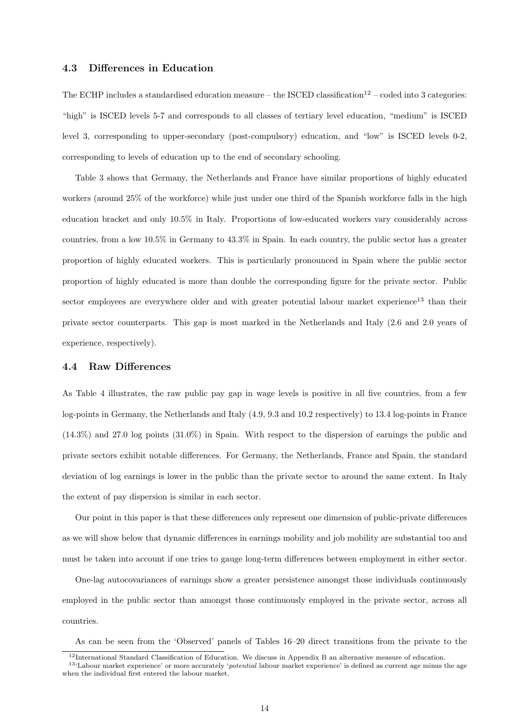### 4.3 Differences in Education

The ECHP includes a standardised education measure – the ISCED classification[12] – coded into 3 categories: "high" is ISCED levels 5-7 and corresponds to all classes of tertiary level education, "medium" is ISCED level 3, corresponding to upper-secondary (post-compulsory) education, and "low" is ISCED levels 0-2, corresponding to levels of education up to the end of secondary schooling.

Table 3 shows that Germany, the Netherlands and France have similar proportions of highly educated workers (around 25% of the workforce) while just under one third of the Spanish workforce falls in the high education bracket and only 10.5% in Italy. Proportions of low-educated workers vary considerably across countries, from a low 10.5% in Germany to 43.3% in Spain. In each country, the public sector has a greater proportion of highly educated workers. This is particularly pronounced in Spain where the public sector proportion of highly educated is more than double the corresponding figure for the private sector. Public sector employees are everywhere older and with greater potential labour market experience[13] than their private sector counterparts. This gap is most marked in the Netherlands and Italy (2.6 and 2.0 years of experience, respectively).

### 4.4 Raw Differences

As Table 4 illustrates, the raw public pay gap in wage levels is positive in all five countries, from a few log-points in Germany, the Netherlands and Italy (4.9, 9.3 and 10.2 respectively) to 13.4 log-points in France (14.3%) and 27.0 log points (31.0%) in Spain. With respect to the dispersion of earnings the public and private sectors exhibit notable differences. For Germany, the Netherlands, France and Spain, the standard deviation of log earnings is lower in the public than the private sector to around the same extent. In Italy the extent of pay dispersion is similar in each sector.

Our point in this paper is that these differences only represent one dimension of public-private differences as we will show below that dynamic differences in earnings mobility and job mobility are substantial too and must be taken into account if one tries to gauge long-term differences between employment in either sector.

One-lag autocovariances of earnings show a greater persistence amongst those individuals continuously employed in the public sector than amongst those continuously employed in the private sector, across all countries.

As can be seen from the 'Observed' panels of Tables 16–20 direct transitions from the private to the

[12] International Standard Classification of Education. We discuss in Appendix B an alternative measure of education.

[13] 'Labour market experience' or more accurately '*potential* labour market experience' is defined as current age minus the age when the individual first entered the labour market.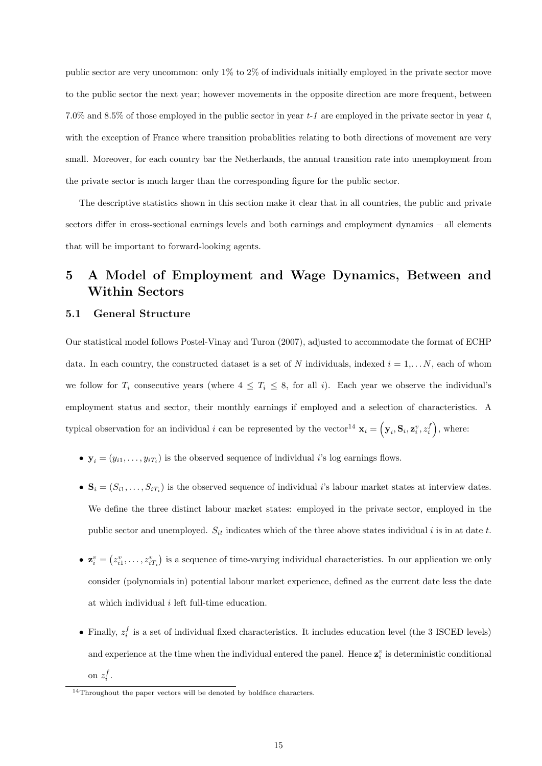public sector are very uncommon: only 1% to 2% of individuals initially employed in the private sector move to the public sector the next year; however movements in the opposite direction are more frequent, between 7.0% and 8.5% of those employed in the public sector in year *t-1* are employed in the private sector in year *t*, with the exception of France where transition probablities relating to both directions of movement are very small. Moreover, for each country bar the Netherlands, the annual transition rate into unemployment from the private sector is much larger than the corresponding figure for the public sector.

The descriptive statistics shown in this section make it clear that in all countries, the public and private sectors differ in cross-sectional earnings levels and both earnings and employment dynamics – all elements that will be important to forward-looking agents.

# 5 A Model of Employment and Wage Dynamics, Between and Within Sectors

## 5.1 General Structure

Our statistical model follows Postel-Vinay and Turon (2007), adjusted to accommodate the format of ECHP data. In each country, the constructed dataset is a set of $N$ individuals, indexed $i = 1, \ldots N$, each of whom we follow for $T_i$ consecutive years (where $4 \leq T_i \leq 8$, for all $i$). Each year we observe the individual's employment status and sector, their monthly earnings if employed and a selection of characteristics. A typical observation for an individual $i$ can be represented by the vector[14] $\mathbf{x}_i = \left(\mathbf{y}_i, \mathbf{S}_i, \mathbf{z}_i^v, z_i^f\right)$, where:

- $\mathbf{y}_i = (y_{i1}, \ldots, y_{iT_i})$ is the observed sequence of individual $i$'s log earnings flows.
- $\mathbf{S}_i = (S_{i1}, \ldots, S_{iT_i})$ is the observed sequence of individual $i$'s labour market states at interview dates. We define the three distinct labour market states: employed in the private sector, employed in the public sector and unemployed. $S_{it}$ indicates which of the three above states individual $i$ is in at date $t$.
- $\mathbf{z}_i^v = \left(z_{i1}^v, \ldots, z_{iT_i}^v\right)$ is a sequence of time-varying individual characteristics. In our application we only consider (polynomials in) potential labour market experience, defined as the current date less the date at which individual $i$ left full-time education.
- Finally, $z_i^f$ is a set of individual fixed characteristics. It includes education level (the 3 ISCED levels) and experience at the time when the individual entered the panel. Hence $\mathbf{z}_i^v$ is deterministic conditional on $z_i^f$.

[14] Throughout the paper vectors will be denoted by boldface characters.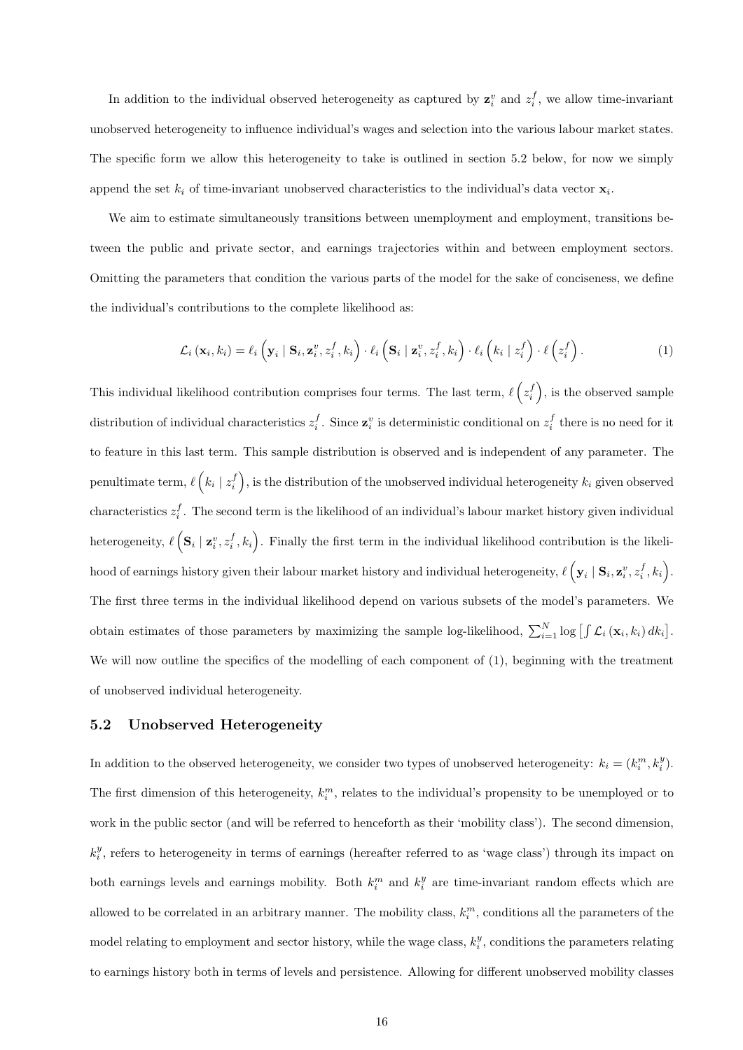In addition to the individual observed heterogeneity as captured by $\mathbf{z}_i^v$ and $z_i^f$, we allow time-invariant unobserved heterogeneity to influence individual's wages and selection into the various labour market states. The specific form we allow this heterogeneity to take is outlined in section 5.2 below, for now we simply append the set $k_i$ of time-invariant unobserved characteristics to the individual's data vector $\mathbf{x}_i$.

We aim to estimate simultaneously transitions between unemployment and employment, transitions between the public and private sector, and earnings trajectories within and between employment sectors. Omitting the parameters that condition the various parts of the model for the sake of conciseness, we define the individual's contributions to the complete likelihood as:

$$\mathcal{L}_i(\mathbf{x}_i, k_i) = \ell_i\left(\mathbf{y}_i \mid \mathbf{S}_i, \mathbf{z}_i^v, z_i^f, k_i\right) \cdot \ell_i\left(\mathbf{S}_i \mid \mathbf{z}_i^v, z_i^f, k_i\right) \cdot \ell_i\left(k_i \mid z_i^f\right) \cdot \ell\left(z_i^f\right). \tag{1}$$

This individual likelihood contribution comprises four terms. The last term, $\ell\left(z_i^f\right)$, is the observed sample distribution of individual characteristics $z_i^f$. Since $\mathbf{z}_i^v$ is deterministic conditional on $z_i^f$ there is no need for it to feature in this last term. This sample distribution is observed and is independent of any parameter. The penultimate term, $\ell\left(k_i \mid z_i^f\right)$, is the distribution of the unobserved individual heterogeneity $k_i$ given observed characteristics $z_i^f$. The second term is the likelihood of an individual's labour market history given individual heterogeneity, $\ell\left(\mathbf{S}_i \mid \mathbf{z}_i^v, z_i^f, k_i\right)$. Finally the first term in the individual likelihood contribution is the likelihood of earnings history given their labour market history and individual heterogeneity, $\ell\left(\mathbf{y}_i \mid \mathbf{S}_i, \mathbf{z}_i^v, z_i^f, k_i\right)$. The first three terms in the individual likelihood depend on various subsets of the model's parameters. We obtain estimates of those parameters by maximizing the sample log-likelihood, $\sum_{i=1}^N \log\left[\int \mathcal{L}_i(\mathbf{x}_i, k_i)\, dk_i\right]$. We will now outline the specifics of the modelling of each component of (1), beginning with the treatment of unobserved individual heterogeneity.

### 5.2 Unobserved Heterogeneity

In addition to the observed heterogeneity, we consider two types of unobserved heterogeneity: $k_i = (k_i^m, k_i^y)$. The first dimension of this heterogeneity, $k_i^m$, relates to the individual's propensity to be unemployed or to work in the public sector (and will be referred to henceforth as their 'mobility class'). The second dimension, $k_i^y$, refers to heterogeneity in terms of earnings (hereafter referred to as 'wage class') through its impact on both earnings levels and earnings mobility. Both $k_i^m$ and $k_i^y$ are time-invariant random effects which are allowed to be correlated in an arbitrary manner. The mobility class, $k_i^m$, conditions all the parameters of the model relating to employment and sector history, while the wage class, $k_i^y$, conditions the parameters relating to earnings history both in terms of levels and persistence. Allowing for different unobserved mobility classes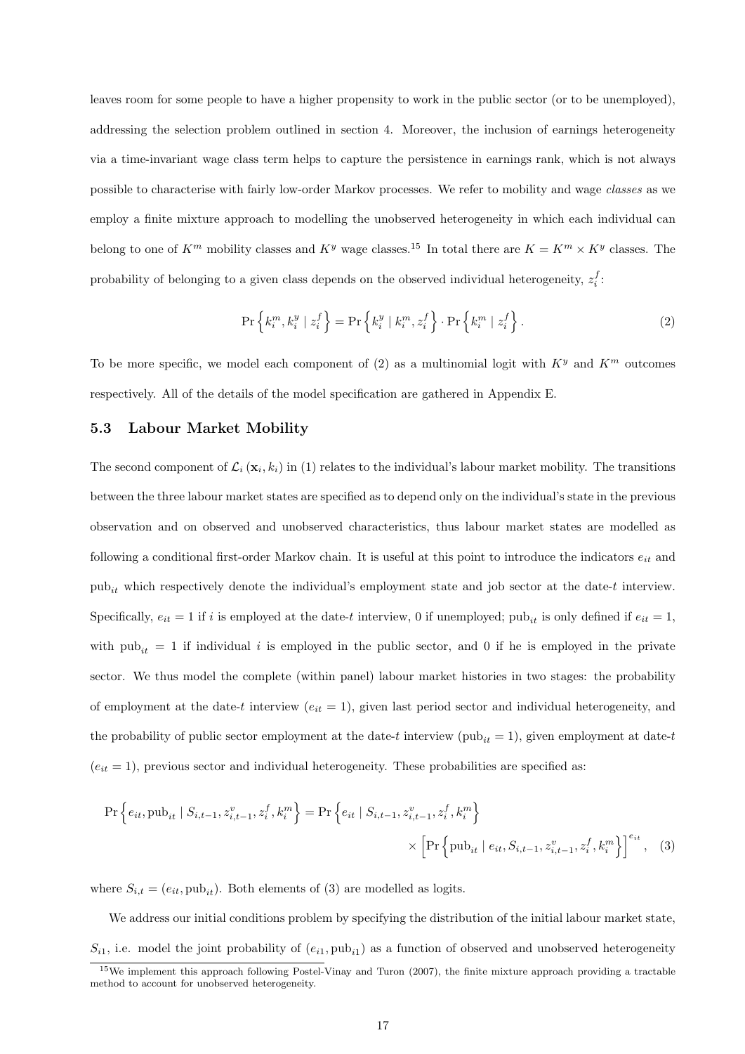leaves room for some people to have a higher propensity to work in the public sector (or to be unemployed), addressing the selection problem outlined in section 4. Moreover, the inclusion of earnings heterogeneity via a time-invariant wage class term helps to capture the persistence in earnings rank, which is not always possible to characterise with fairly low-order Markov processes. We refer to mobility and wage *classes* as we employ a finite mixture approach to modelling the unobserved heterogeneity in which each individual can belong to one of $K^m$ mobility classes and $K^y$ wage classes.[15] In total there are $K = K^m \times K^y$ classes. The probability of belonging to a given class depends on the observed individual heterogeneity, $z_i^f$:

$$\Pr\left\{k_i^m, k_i^y \mid z_i^f\right\} = \Pr\left\{k_i^y \mid k_i^m, z_i^f\right\} \cdot \Pr\left\{k_i^m \mid z_i^f\right\}. \tag{2}$$

To be more specific, we model each component of (2) as a multinomial logit with $K^y$ and $K^m$ outcomes respectively. All of the details of the model specification are gathered in Appendix E.

### 5.3 Labour Market Mobility

The second component of $\mathcal{L}_i(\mathbf{x}_i, k_i)$ in (1) relates to the individual's labour market mobility. The transitions between the three labour market states are specified as to depend only on the individual's state in the previous observation and on observed and unobserved characteristics, thus labour market states are modelled as following a conditional first-order Markov chain. It is useful at this point to introduce the indicators $e_{it}$ and $\text{pub}_{it}$ which respectively denote the individual's employment state and job sector at the date-$t$ interview. Specifically, $e_{it} = 1$ if $i$ is employed at the date-$t$ interview, 0 if unemployed; $\text{pub}_{it}$ is only defined if $e_{it} = 1$, with $\text{pub}_{it} = 1$ if individual $i$ is employed in the public sector, and 0 if he is employed in the private sector. We thus model the complete (within panel) labour market histories in two stages: the probability of employment at the date-$t$ interview ($e_{it} = 1$), given last period sector and individual heterogeneity, and the probability of public sector employment at the date-$t$ interview ($\text{pub}_{it} = 1$), given employment at date-$t$ ($e_{it} = 1$), previous sector and individual heterogeneity. These probabilities are specified as:

$$\Pr\left\{e_{it}, \text{pub}_{it} \mid S_{i,t-1}, z_{i,t-1}^v, z_i^f, k_i^m\right\} = \Pr\left\{e_{it} \mid S_{i,t-1}, z_{i,t-1}^v, z_i^f, k_i^m\right\} \times \left[\Pr\left\{\text{pub}_{it} \mid e_{it}, S_{i,t-1}, z_{i,t-1}^v, z_i^f, k_i^m\right\}\right]^{e_{it}}, \tag{3}$$

where $S_{i,t} = (e_{it}, \text{pub}_{it})$. Both elements of (3) are modelled as logits.

We address our initial conditions problem by specifying the distribution of the initial labour market state, $S_{i1}$, i.e. model the joint probability of $(e_{i1}, \text{pub}_{i1})$ as a function of observed and unobserved heterogeneity

[15] We implement this approach following Postel-Vinay and Turon (2007), the finite mixture approach providing a tractable method to account for unobserved heterogeneity.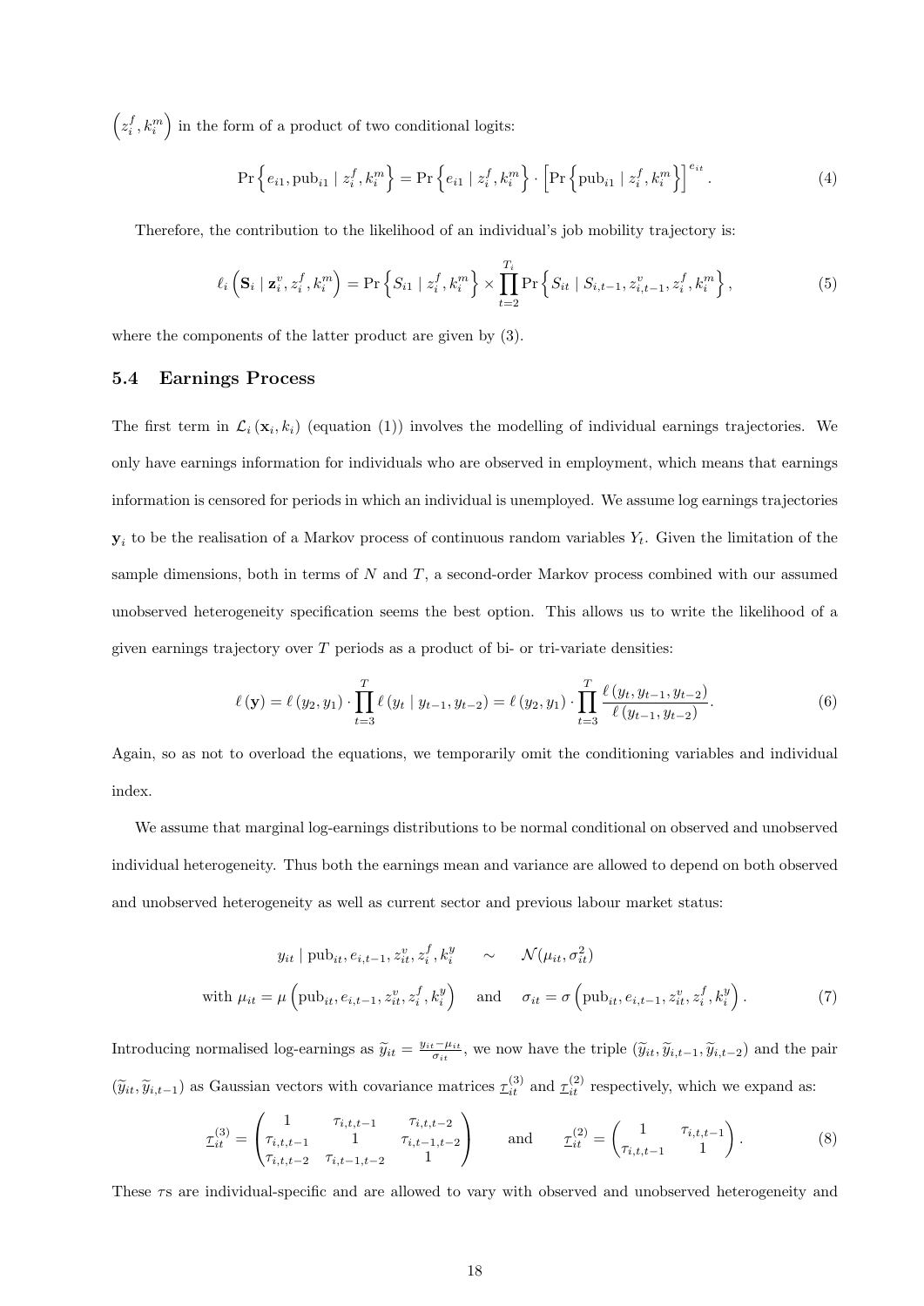$\left(z_i^f, k_i^m\right)$ in the form of a product of two conditional logits:

$$\Pr\left\{e_{i1}, \text{pub}_{i1} \mid z_i^f, k_i^m\right\} = \Pr\left\{e_{i1} \mid z_i^f, k_i^m\right\} \cdot \left[\Pr\left\{\text{pub}_{i1} \mid z_i^f, k_i^m\right\}\right]^{e_{it}}. \tag{4}$$

Therefore, the contribution to the likelihood of an individual's job mobility trajectory is:

$$\ell_i\left(\mathbf{S}_i \mid \mathbf{z}_i^v, z_i^f, k_i^m\right) = \Pr\left\{S_{i1} \mid z_i^f, k_i^m\right\} \times \prod_{t=2}^{T_i} \Pr\left\{S_{it} \mid S_{i,t-1}, z_{i,t-1}^v, z_i^f, k_i^m\right\}, \tag{5}$$

where the components of the latter product are given by (3).

### 5.4 Earnings Process

The first term in $\mathcal{L}_i(\mathbf{x}_i, k_i)$ (equation (1)) involves the modelling of individual earnings trajectories. We only have earnings information for individuals who are observed in employment, which means that earnings information is censored for periods in which an individual is unemployed. We assume log earnings trajectories $\mathbf{y}_i$ to be the realisation of a Markov process of continuous random variables $Y_t$. Given the limitation of the sample dimensions, both in terms of $N$ and $T$, a second-order Markov process combined with our assumed unobserved heterogeneity specification seems the best option. This allows us to write the likelihood of a given earnings trajectory over $T$ periods as a product of bi- or tri-variate densities:

$$\ell(\mathbf{y}) = \ell(y_2, y_1) \cdot \prod_{t=3}^{T} \ell(y_t \mid y_{t-1}, y_{t-2}) = \ell(y_2, y_1) \cdot \prod_{t=3}^{T} \frac{\ell(y_t, y_{t-1}, y_{t-2})}{\ell(y_{t-1}, y_{t-2})}. \tag{6}$$

Again, so as not to overload the equations, we temporarily omit the conditioning variables and individual index.

We assume that marginal log-earnings distributions to be normal conditional on observed and unobserved individual heterogeneity. Thus both the earnings mean and variance are allowed to depend on both observed and unobserved heterogeneity as well as current sector and previous labour market status:

$$\begin{aligned} y_{it} \mid \text{pub}_{it}, e_{i,t-1}, z_{it}^v, z_i^f, k_i^y \quad &\sim \quad \mathcal{N}(\mu_{it}, \sigma_{it}^2) \\ \text{with } \mu_{it} = \mu\left(\text{pub}_{it}, e_{i,t-1}, z_{it}^v, z_i^f, k_i^y\right) \quad &\text{and} \quad \sigma_{it} = \sigma\left(\text{pub}_{it}, e_{i,t-1}, z_{it}^v, z_i^f, k_i^y\right). \end{aligned} \tag{7}$$

Introducing normalised log-earnings as $\widetilde{y}_{it} = \frac{y_{it} - \mu_{it}}{\sigma_{it}}$, we now have the triple $(\widetilde{y}_{it}, \widetilde{y}_{i,t-1}, \widetilde{y}_{i,t-2})$ and the pair $(\widetilde{y}_{it}, \widetilde{y}_{i,t-1})$ as Gaussian vectors with covariance matrices $\underline{\mathcal{T}}_{it}^{(3)}$ and $\underline{\mathcal{T}}_{it}^{(2)}$ respectively, which we expand as:

$$\underline{\mathcal{T}}_{it}^{(3)} = \begin{pmatrix} 1 & \tau_{i,t,t-1} & \tau_{i,t,t-2} \\ \tau_{i,t,t-1} & 1 & \tau_{i,t-1,t-2} \\ \tau_{i,t,t-2} & \tau_{i,t-1,t-2} & 1 \end{pmatrix} \qquad \text{and} \qquad \underline{\mathcal{T}}_{it}^{(2)} = \begin{pmatrix} 1 & \tau_{i,t,t-1} \\ \tau_{i,t,t-1} & 1 \end{pmatrix}. \tag{8}$$

These $\tau$s are individual-specific and are allowed to vary with observed and unobserved heterogeneity and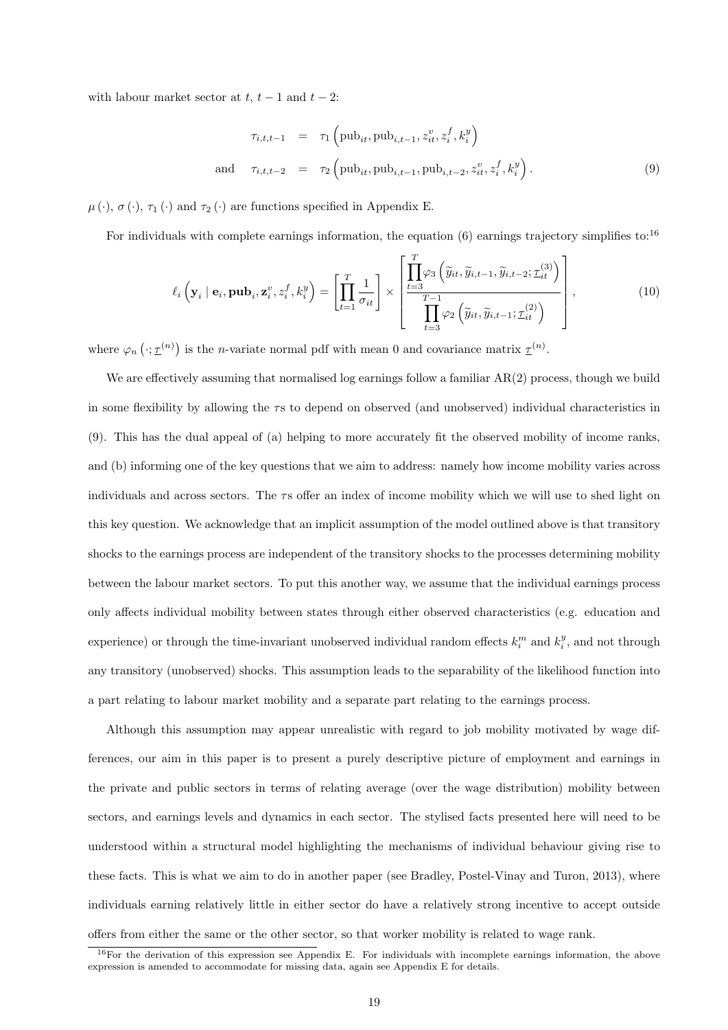with labour market sector at $t$, $t-1$ and $t-2$:

$$
\begin{aligned}
\tau_{i,t,t-1} &= \tau_1\left(\text{pub}_{it}, \text{pub}_{i,t-1}, z_{it}^v, z_i^f, k_i^y\right) \\
\text{and} \quad \tau_{i,t,t-2} &= \tau_2\left(\text{pub}_{it}, \text{pub}_{i,t-1}, \text{pub}_{i,t-2}, z_{it}^v, z_i^f, k_i^y\right).
\end{aligned} \tag{9}
$$

$\mu(\cdot)$, $\sigma(\cdot)$, $\tau_1(\cdot)$ and $\tau_2(\cdot)$ are functions specified in Appendix E.

For individuals with complete earnings information, the equation (6) earnings trajectory simplifies to:[16]

$$
\ell_i\left(\mathbf{y}_i \mid \mathbf{e}_i, \mathbf{pub}_i, \mathbf{z}_i^v, z_i^f, k_i^y\right) = \left[\prod_{t=1}^{T} \frac{1}{\sigma_{it}}\right] \times \left[\frac{\prod_{t=3}^{T} \varphi_3\left(\widetilde{y}_{it}, \widetilde{y}_{i,t-1}, \widetilde{y}_{i,t-2}; \underline{\tau}_{it}^{(3)}\right)}{\prod_{t=3}^{T-1} \varphi_2\left(\widetilde{y}_{it}, \widetilde{y}_{i,t-1}; \underline{\tau}_{it}^{(2)}\right)}\right], \tag{10}
$$

where $\varphi_n\left(\cdot; \underline{\tau}^{(n)}\right)$ is the $n$-variate normal pdf with mean 0 and covariance matrix $\underline{\tau}^{(n)}$.

We are effectively assuming that normalised log earnings follow a familiar AR(2) process, though we build in some flexibility by allowing the $\tau$s to depend on observed (and unobserved) individual characteristics in (9). This has the dual appeal of (a) helping to more accurately fit the observed mobility of income ranks, and (b) informing one of the key questions that we aim to address: namely how income mobility varies across individuals and across sectors. The $\tau$s offer an index of income mobility which we will use to shed light on this key question. We acknowledge that an implicit assumption of the model outlined above is that transitory shocks to the earnings process are independent of the transitory shocks to the processes determining mobility between the labour market sectors. To put this another way, we assume that the individual earnings process only affects individual mobility between states through either observed characteristics (e.g. education and experience) or through the time-invariant unobserved individual random effects $k_i^m$ and $k_i^y$, and not through any transitory (unobserved) shocks. This assumption leads to the separability of the likelihood function into a part relating to labour market mobility and a separate part relating to the earnings process.

Although this assumption may appear unrealistic with regard to job mobility motivated by wage differences, our aim in this paper is to present a purely descriptive picture of employment and earnings in the private and public sectors in terms of relating average (over the wage distribution) mobility between sectors, and earnings levels and dynamics in each sector. The stylised facts presented here will need to be understood within a structural model highlighting the mechanisms of individual behaviour giving rise to these facts. This is what we aim to do in another paper (see Bradley, Postel-Vinay and Turon, 2013), where individuals earning relatively little in either sector do have a relatively strong incentive to accept outside offers from either the same or the other sector, so that worker mobility is related to wage rank.

[16] For the derivation of this expression see Appendix E. For individuals with incomplete earnings information, the above expression is amended to accommodate for missing data, again see Appendix E for details.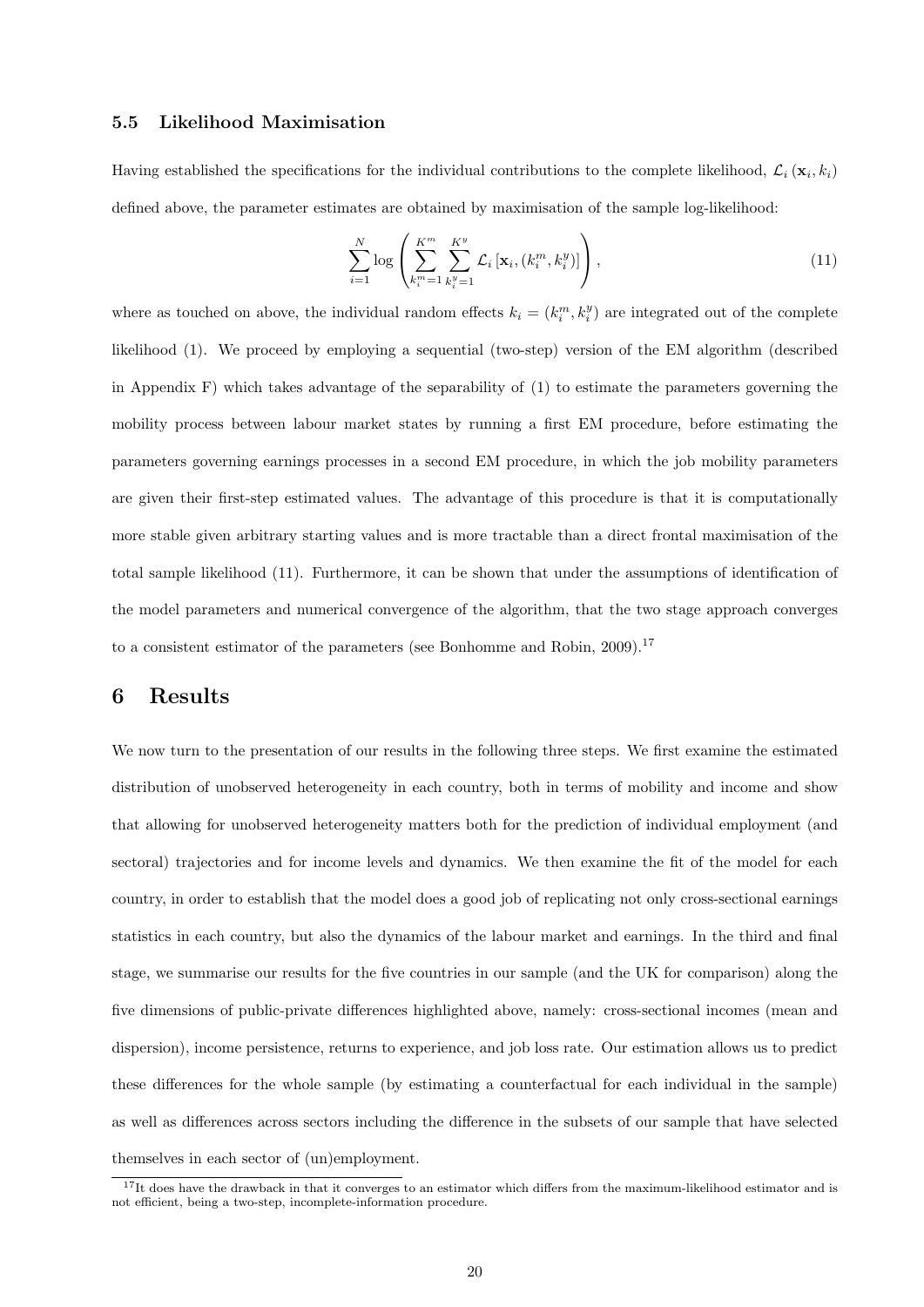### 5.5 Likelihood Maximisation

Having established the specifications for the individual contributions to the complete likelihood, $\mathcal{L}_i(\mathbf{x}_i, k_i)$ defined above, the parameter estimates are obtained by maximisation of the sample log-likelihood:

$$\sum_{i=1}^{N} \log \left( \sum_{k_i^m=1}^{K^m} \sum_{k_i^y=1}^{K^y} \mathcal{L}_i \left[ \mathbf{x}_i, (k_i^m, k_i^y) \right] \right), \tag{11}$$

where as touched on above, the individual random effects $k_i = (k_i^m, k_i^y)$ are integrated out of the complete likelihood (1). We proceed by employing a sequential (two-step) version of the EM algorithm (described in Appendix F) which takes advantage of the separability of (1) to estimate the parameters governing the mobility process between labour market states by running a first EM procedure, before estimating the parameters governing earnings processes in a second EM procedure, in which the job mobility parameters are given their first-step estimated values. The advantage of this procedure is that it is computationally more stable given arbitrary starting values and is more tractable than a direct frontal maximisation of the total sample likelihood (11). Furthermore, it can be shown that under the assumptions of identification of the model parameters and numerical convergence of the algorithm, that the two stage approach converges to a consistent estimator of the parameters (see Bonhomme and Robin, 2009).[17]

## 6 Results

We now turn to the presentation of our results in the following three steps. We first examine the estimated distribution of unobserved heterogeneity in each country, both in terms of mobility and income and show that allowing for unobserved heterogeneity matters both for the prediction of individual employment (and sectoral) trajectories and for income levels and dynamics. We then examine the fit of the model for each country, in order to establish that the model does a good job of replicating not only cross-sectional earnings statistics in each country, but also the dynamics of the labour market and earnings. In the third and final stage, we summarise our results for the five countries in our sample (and the UK for comparison) along the five dimensions of public-private differences highlighted above, namely: cross-sectional incomes (mean and dispersion), income persistence, returns to experience, and job loss rate. Our estimation allows us to predict these differences for the whole sample (by estimating a counterfactual for each individual in the sample) as well as differences across sectors including the difference in the subsets of our sample that have selected themselves in each sector of (un)employment.

[17] It does have the drawback in that it converges to an estimator which differs from the maximum-likelihood estimator and is not efficient, being a two-step, incomplete-information procedure.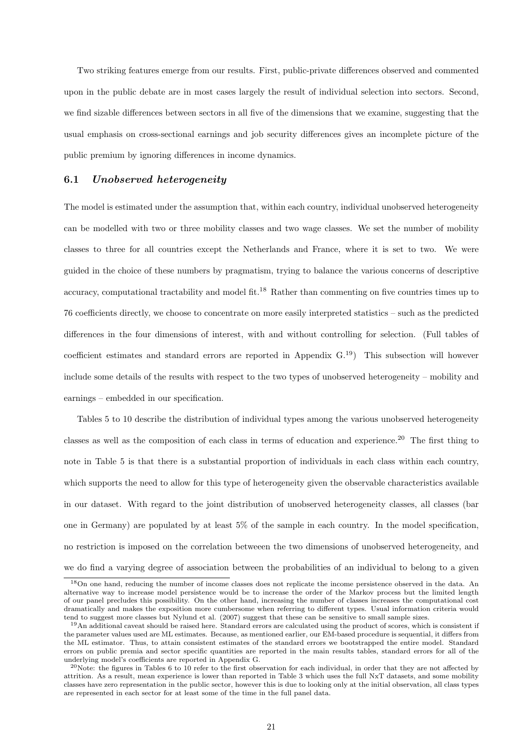Two striking features emerge from our results. First, public-private differences observed and commented upon in the public debate are in most cases largely the result of individual selection into sectors. Second, we find sizable differences between sectors in all five of the dimensions that we examine, suggesting that the usual emphasis on cross-sectional earnings and job security differences gives an incomplete picture of the public premium by ignoring differences in income dynamics.

### 6.1 *Unobserved heterogeneity*

The model is estimated under the assumption that, within each country, individual unobserved heterogeneity can be modelled with two or three mobility classes and two wage classes. We set the number of mobility classes to three for all countries except the Netherlands and France, where it is set to two. We were guided in the choice of these numbers by pragmatism, trying to balance the various concerns of descriptive accuracy, computational tractability and model fit.[18] Rather than commenting on five countries times up to 76 coefficients directly, we choose to concentrate on more easily interpreted statistics – such as the predicted differences in the four dimensions of interest, with and without controlling for selection. (Full tables of coefficient estimates and standard errors are reported in Appendix G.[19]) This subsection will however include some details of the results with respect to the two types of unobserved heterogeneity – mobility and earnings – embedded in our specification.

Tables 5 to 10 describe the distribution of individual types among the various unobserved heterogeneity classes as well as the composition of each class in terms of education and experience.[20] The first thing to note in Table 5 is that there is a substantial proportion of individuals in each class within each country, which supports the need to allow for this type of heterogeneity given the observable characteristics available in our dataset. With regard to the joint distribution of unobserved heterogeneity classes, all classes (bar one in Germany) are populated by at least 5% of the sample in each country. In the model specification, no restriction is imposed on the correlation betweeen the two dimensions of unobserved heterogeneity, and we do find a varying degree of association between the probabilities of an individual to belong to a given

[18] On one hand, reducing the number of income classes does not replicate the income persistence observed in the data. An alternative way to increase model persistence would be to increase the order of the Markov process but the limited length of our panel precludes this possibility. On the other hand, increasing the number of classes increases the computational cost dramatically and makes the exposition more cumbersome when referring to different types. Usual information criteria would tend to suggest more classes but Nylund et al. (2007) suggest that these can be sensitive to small sample sizes.

[19] An additional caveat should be raised here. Standard errors are calculated using the product of scores, which is consistent if the parameter values used are ML estimates. Because, as mentioned earlier, our EM-based procedure is sequential, it differs from the ML estimator. Thus, to attain consistent estimates of the standard errors we bootstrapped the entire model. Standard errors on public premia and sector specific quantities are reported in the main results tables, standard errors for all of the underlying model's coefficients are reported in Appendix G.

[20] Note: the figures in Tables 6 to 10 refer to the first observation for each individual, in order that they are not affected by attrition. As a result, mean experience is lower than reported in Table 3 which uses the full NxT datasets, and some mobility classes have zero representation in the public sector, however this is due to looking only at the initial observation, all class types are represented in each sector for at least some of the time in the full panel data.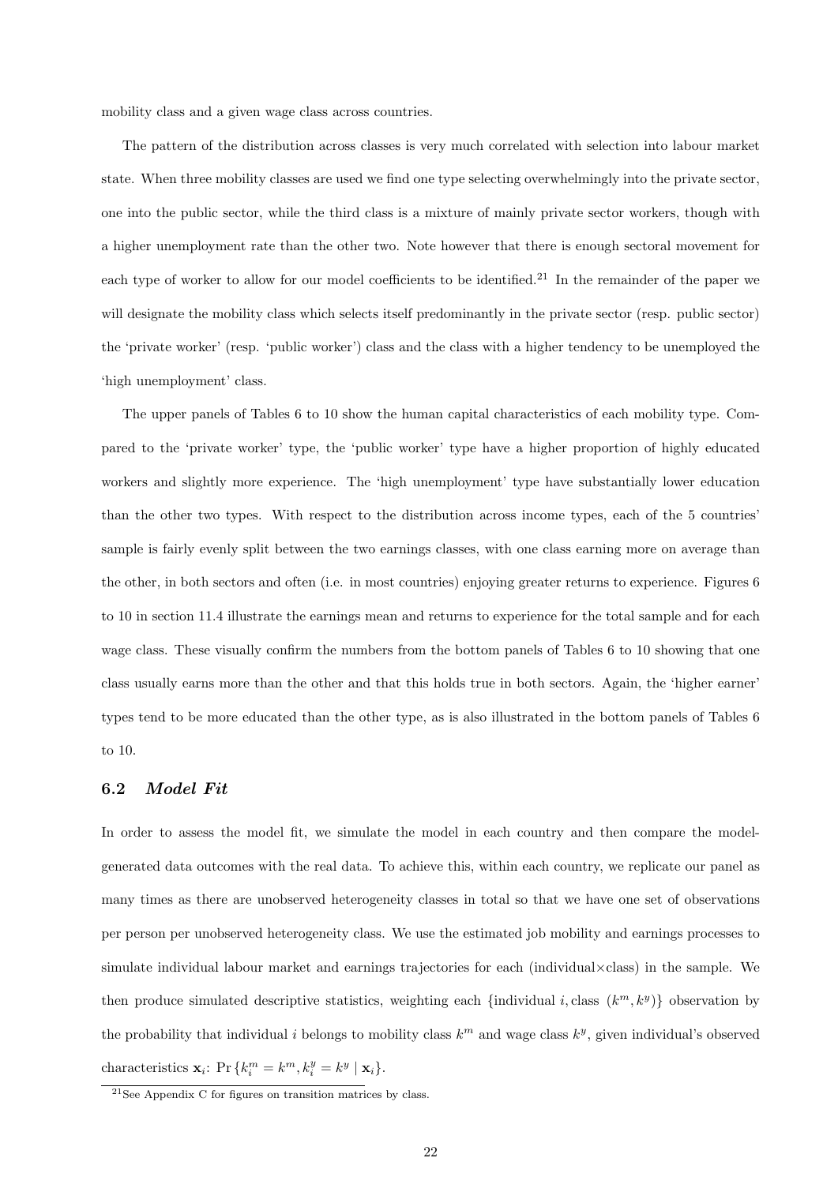mobility class and a given wage class across countries.

The pattern of the distribution across classes is very much correlated with selection into labour market state. When three mobility classes are used we find one type selecting overwhelmingly into the private sector, one into the public sector, while the third class is a mixture of mainly private sector workers, though with a higher unemployment rate than the other two. Note however that there is enough sectoral movement for each type of worker to allow for our model coefficients to be identified.[21] In the remainder of the paper we will designate the mobility class which selects itself predominantly in the private sector (resp. public sector) the 'private worker' (resp. 'public worker') class and the class with a higher tendency to be unemployed the 'high unemployment' class.

The upper panels of Tables 6 to 10 show the human capital characteristics of each mobility type. Compared to the 'private worker' type, the 'public worker' type have a higher proportion of highly educated workers and slightly more experience. The 'high unemployment' type have substantially lower education than the other two types. With respect to the distribution across income types, each of the 5 countries' sample is fairly evenly split between the two earnings classes, with one class earning more on average than the other, in both sectors and often (i.e. in most countries) enjoying greater returns to experience. Figures 6 to 10 in section 11.4 illustrate the earnings mean and returns to experience for the total sample and for each wage class. These visually confirm the numbers from the bottom panels of Tables 6 to 10 showing that one class usually earns more than the other and that this holds true in both sectors. Again, the 'higher earner' types tend to be more educated than the other type, as is also illustrated in the bottom panels of Tables 6 to 10.

### 6.2 *Model Fit*

In order to assess the model fit, we simulate the model in each country and then compare the model-generated data outcomes with the real data. To achieve this, within each country, we replicate our panel as many times as there are unobserved heterogeneity classes in total so that we have one set of observations per person per unobserved heterogeneity class. We use the estimated job mobility and earnings processes to simulate individual labour market and earnings trajectories for each (individual×class) in the sample. We then produce simulated descriptive statistics, weighting each $\{\text{individual } i, \text{class } (k^m, k^y)\}$ observation by the probability that individual $i$ belongs to mobility class $k^m$ and wage class $k^y$, given individual's observed characteristics $\mathbf{x}_i$: $\Pr\{k_i^m = k^m, k_i^y = k^y \mid \mathbf{x}_i\}$.

[21] See Appendix C for figures on transition matrices by class.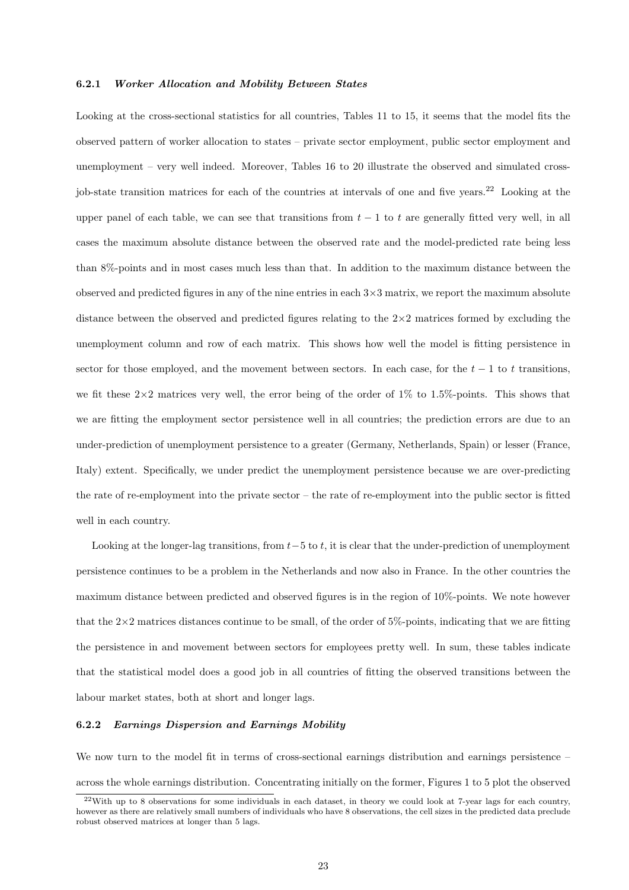#### 6.2.1 *Worker Allocation and Mobility Between States*

Looking at the cross-sectional statistics for all countries, Tables 11 to 15, it seems that the model fits the observed pattern of worker allocation to states – private sector employment, public sector employment and unemployment – very well indeed. Moreover, Tables 16 to 20 illustrate the observed and simulated cross-job-state transition matrices for each of the countries at intervals of one and five years.[22] Looking at the upper panel of each table, we can see that transitions from $t-1$ to $t$ are generally fitted very well, in all cases the maximum absolute distance between the observed rate and the model-predicted rate being less than 8%-points and in most cases much less than that. In addition to the maximum distance between the observed and predicted figures in any of the nine entries in each $3{\times}3$ matrix, we report the maximum absolute distance between the observed and predicted figures relating to the $2{\times}2$ matrices formed by excluding the unemployment column and row of each matrix. This shows how well the model is fitting persistence in sector for those employed, and the movement between sectors. In each case, for the $t-1$ to $t$ transitions, we fit these $2{\times}2$ matrices very well, the error being of the order of 1% to 1.5%-points. This shows that we are fitting the employment sector persistence well in all countries; the prediction errors are due to an under-prediction of unemployment persistence to a greater (Germany, Netherlands, Spain) or lesser (France, Italy) extent. Specifically, we under predict the unemployment persistence because we are over-predicting the rate of re-employment into the private sector – the rate of re-employment into the public sector is fitted well in each country.

Looking at the longer-lag transitions, from $t-5$ to $t$, it is clear that the under-prediction of unemployment persistence continues to be a problem in the Netherlands and now also in France. In the other countries the maximum distance between predicted and observed figures is in the region of 10%-points. We note however that the $2{\times}2$ matrices distances continue to be small, of the order of 5%-points, indicating that we are fitting the persistence in and movement between sectors for employees pretty well. In sum, these tables indicate that the statistical model does a good job in all countries of fitting the observed transitions between the labour market states, both at short and longer lags.

#### 6.2.2 *Earnings Dispersion and Earnings Mobility*

We now turn to the model fit in terms of cross-sectional earnings distribution and earnings persistence – across the whole earnings distribution. Concentrating initially on the former, Figures 1 to 5 plot the observed

[22] With up to 8 observations for some individuals in each dataset, in theory we could look at 7-year lags for each country, however as there are relatively small numbers of individuals who have 8 observations, the cell sizes in the predicted data preclude robust observed matrices at longer than 5 lags.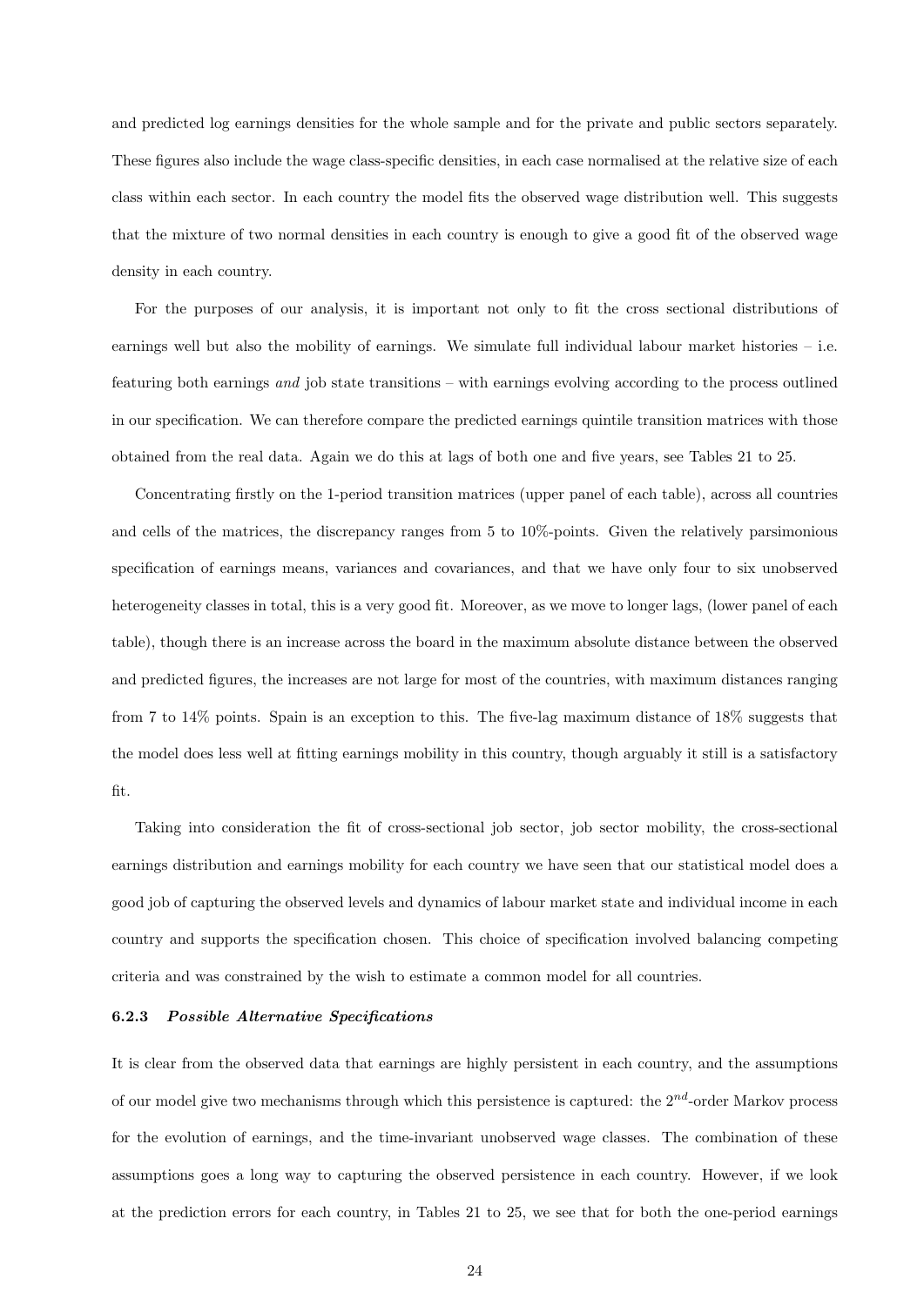and predicted log earnings densities for the whole sample and for the private and public sectors separately. These figures also include the wage class-specific densities, in each case normalised at the relative size of each class within each sector. In each country the model fits the observed wage distribution well. This suggests that the mixture of two normal densities in each country is enough to give a good fit of the observed wage density in each country.

For the purposes of our analysis, it is important not only to fit the cross sectional distributions of earnings well but also the mobility of earnings. We simulate full individual labour market histories – i.e. featuring both earnings *and* job state transitions – with earnings evolving according to the process outlined in our specification. We can therefore compare the predicted earnings quintile transition matrices with those obtained from the real data. Again we do this at lags of both one and five years, see Tables 21 to 25.

Concentrating firstly on the 1-period transition matrices (upper panel of each table), across all countries and cells of the matrices, the discrepancy ranges from 5 to 10%-points. Given the relatively parsimonious specification of earnings means, variances and covariances, and that we have only four to six unobserved heterogeneity classes in total, this is a very good fit. Moreover, as we move to longer lags, (lower panel of each table), though there is an increase across the board in the maximum absolute distance between the observed and predicted figures, the increases are not large for most of the countries, with maximum distances ranging from 7 to 14% points. Spain is an exception to this. The five-lag maximum distance of 18% suggests that the model does less well at fitting earnings mobility in this country, though arguably it still is a satisfactory fit.

Taking into consideration the fit of cross-sectional job sector, job sector mobility, the cross-sectional earnings distribution and earnings mobility for each country we have seen that our statistical model does a good job of capturing the observed levels and dynamics of labour market state and individual income in each country and supports the specification chosen. This choice of specification involved balancing competing criteria and was constrained by the wish to estimate a common model for all countries.

#### 6.2.3 *Possible Alternative Specifications*

It is clear from the observed data that earnings are highly persistent in each country, and the assumptions of our model give two mechanisms through which this persistence is captured: the $2^{nd}$-order Markov process for the evolution of earnings, and the time-invariant unobserved wage classes. The combination of these assumptions goes a long way to capturing the observed persistence in each country. However, if we look at the prediction errors for each country, in Tables 21 to 25, we see that for both the one-period earnings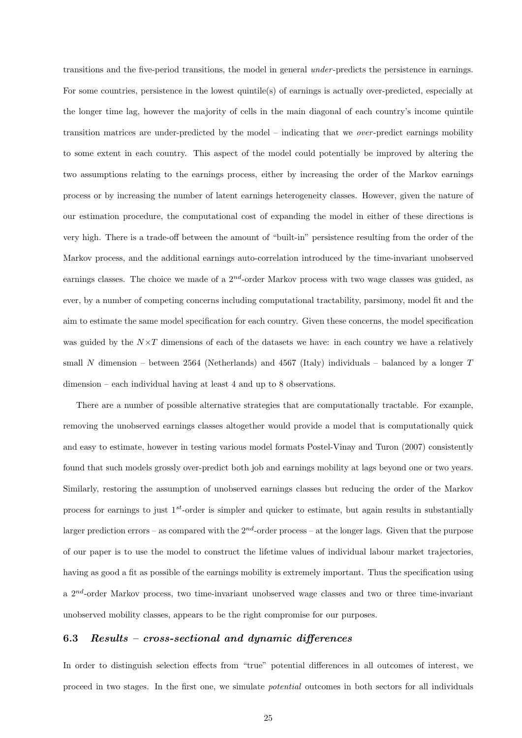transitions and the five-period transitions, the model in general *under*-predicts the persistence in earnings. For some countries, persistence in the lowest quintile(s) of earnings is actually over-predicted, especially at the longer time lag, however the majority of cells in the main diagonal of each country's income quintile transition matrices are under-predicted by the model – indicating that we *over*-predict earnings mobility to some extent in each country. This aspect of the model could potentially be improved by altering the two assumptions relating to the earnings process, either by increasing the order of the Markov earnings process or by increasing the number of latent earnings heterogeneity classes. However, given the nature of our estimation procedure, the computational cost of expanding the model in either of these directions is very high. There is a trade-off between the amount of "built-in" persistence resulting from the order of the Markov process, and the additional earnings auto-correlation introduced by the time-invariant unobserved earnings classes. The choice we made of a $2^{nd}$-order Markov process with two wage classes was guided, as ever, by a number of competing concerns including computational tractability, parsimony, model fit and the aim to estimate the same model specification for each country. Given these concerns, the model specification was guided by the $N \times T$ dimensions of each of the datasets we have: in each country we have a relatively small $N$ dimension – between 2564 (Netherlands) and 4567 (Italy) individuals – balanced by a longer $T$ dimension – each individual having at least 4 and up to 8 observations.

There are a number of possible alternative strategies that are computationally tractable. For example, removing the unobserved earnings classes altogether would provide a model that is computationally quick and easy to estimate, however in testing various model formats Postel-Vinay and Turon (2007) consistently found that such models grossly over-predict both job and earnings mobility at lags beyond one or two years. Similarly, restoring the assumption of unobserved earnings classes but reducing the order of the Markov process for earnings to just $1^{st}$-order is simpler and quicker to estimate, but again results in substantially larger prediction errors – as compared with the $2^{nd}$-order process – at the longer lags. Given that the purpose of our paper is to use the model to construct the lifetime values of individual labour market trajectories, having as good a fit as possible of the earnings mobility is extremely important. Thus the specification using a $2^{nd}$-order Markov process, two time-invariant unobserved wage classes and two or three time-invariant unobserved mobility classes, appears to be the right compromise for our purposes.

### 6.3 *Results – cross-sectional and dynamic differences*

In order to distinguish selection effects from "true" potential differences in all outcomes of interest, we proceed in two stages. In the first one, we simulate *potential* outcomes in both sectors for all individuals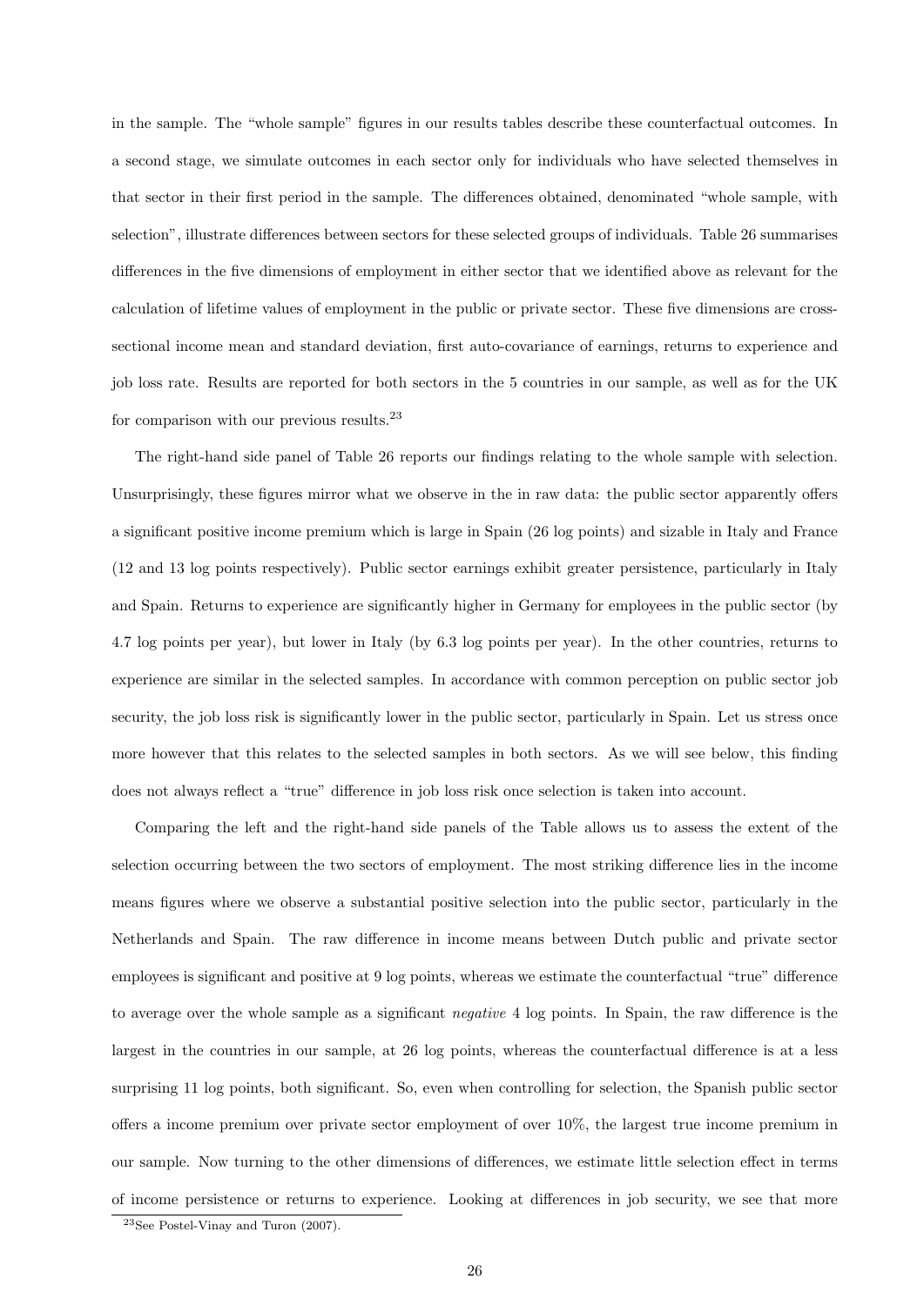in the sample. The "whole sample" figures in our results tables describe these counterfactual outcomes. In a second stage, we simulate outcomes in each sector only for individuals who have selected themselves in that sector in their first period in the sample. The differences obtained, denominated "whole sample, with selection", illustrate differences between sectors for these selected groups of individuals. Table 26 summarises differences in the five dimensions of employment in either sector that we identified above as relevant for the calculation of lifetime values of employment in the public or private sector. These five dimensions are cross-sectional income mean and standard deviation, first auto-covariance of earnings, returns to experience and job loss rate. Results are reported for both sectors in the 5 countries in our sample, as well as for the UK for comparison with our previous results.[23]

The right-hand side panel of Table 26 reports our findings relating to the whole sample with selection. Unsurprisingly, these figures mirror what we observe in the in raw data: the public sector apparently offers a significant positive income premium which is large in Spain (26 log points) and sizable in Italy and France (12 and 13 log points respectively). Public sector earnings exhibit greater persistence, particularly in Italy and Spain. Returns to experience are significantly higher in Germany for employees in the public sector (by 4.7 log points per year), but lower in Italy (by 6.3 log points per year). In the other countries, returns to experience are similar in the selected samples. In accordance with common perception on public sector job security, the job loss risk is significantly lower in the public sector, particularly in Spain. Let us stress once more however that this relates to the selected samples in both sectors. As we will see below, this finding does not always reflect a "true" difference in job loss risk once selection is taken into account.

Comparing the left and the right-hand side panels of the Table allows us to assess the extent of the selection occurring between the two sectors of employment. The most striking difference lies in the income means figures where we observe a substantial positive selection into the public sector, particularly in the Netherlands and Spain. The raw difference in income means between Dutch public and private sector employees is significant and positive at 9 log points, whereas we estimate the counterfactual "true" difference to average over the whole sample as a significant *negative* 4 log points. In Spain, the raw difference is the largest in the countries in our sample, at 26 log points, whereas the counterfactual difference is at a less surprising 11 log points, both significant. So, even when controlling for selection, the Spanish public sector offers a income premium over private sector employment of over 10%, the largest true income premium in our sample. Now turning to the other dimensions of differences, we estimate little selection effect in terms of income persistence or returns to experience. Looking at differences in job security, we see that more

[23] See Postel-Vinay and Turon (2007).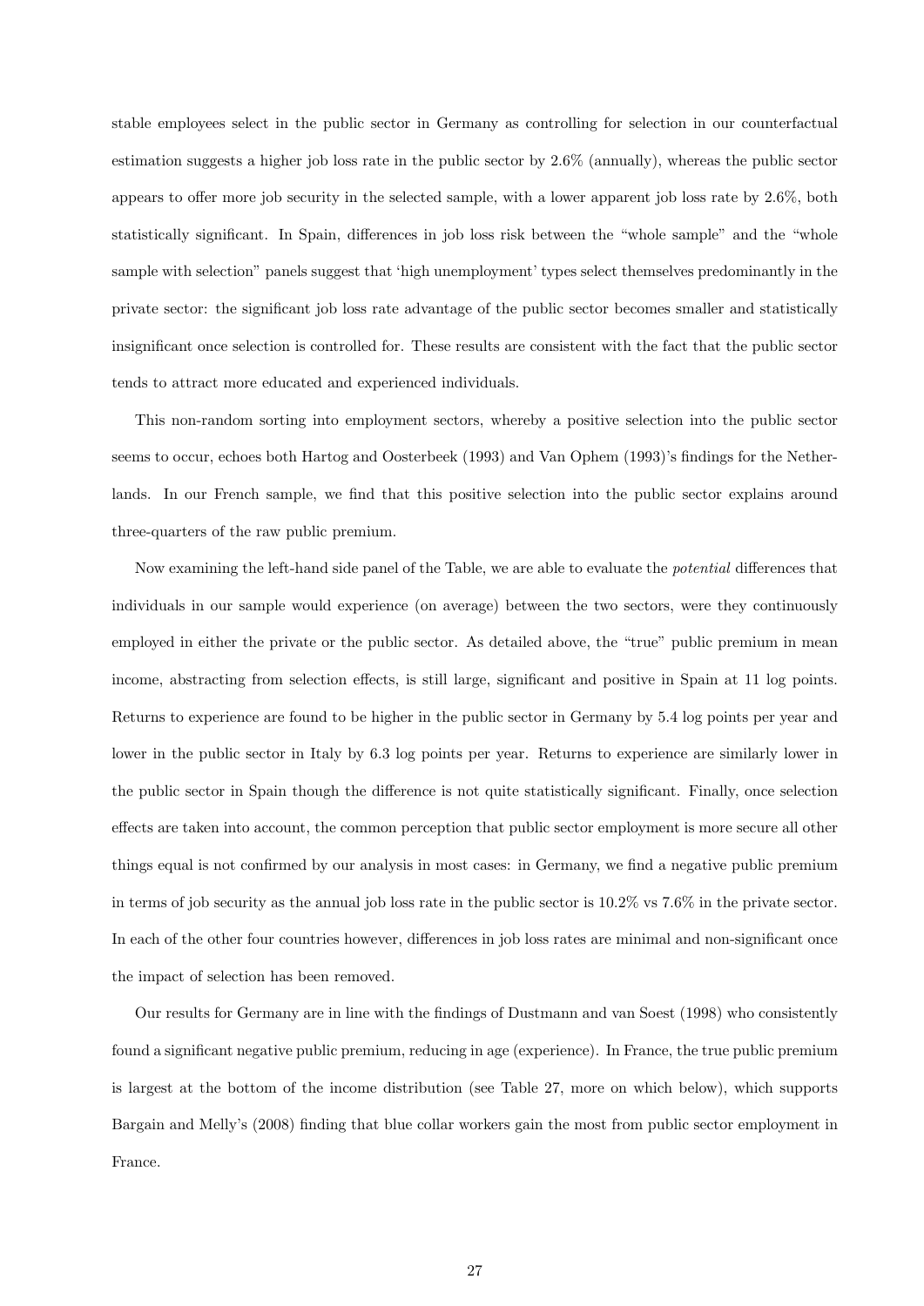stable employees select in the public sector in Germany as controlling for selection in our counterfactual estimation suggests a higher job loss rate in the public sector by 2.6% (annually), whereas the public sector appears to offer more job security in the selected sample, with a lower apparent job loss rate by 2.6%, both statistically significant. In Spain, differences in job loss risk between the "whole sample" and the "whole sample with selection" panels suggest that 'high unemployment' types select themselves predominantly in the private sector: the significant job loss rate advantage of the public sector becomes smaller and statistically insignificant once selection is controlled for. These results are consistent with the fact that the public sector tends to attract more educated and experienced individuals.

This non-random sorting into employment sectors, whereby a positive selection into the public sector seems to occur, echoes both Hartog and Oosterbeek (1993) and Van Ophem (1993)'s findings for the Netherlands. In our French sample, we find that this positive selection into the public sector explains around three-quarters of the raw public premium.

Now examining the left-hand side panel of the Table, we are able to evaluate the *potential* differences that individuals in our sample would experience (on average) between the two sectors, were they continuously employed in either the private or the public sector. As detailed above, the "true" public premium in mean income, abstracting from selection effects, is still large, significant and positive in Spain at 11 log points. Returns to experience are found to be higher in the public sector in Germany by 5.4 log points per year and lower in the public sector in Italy by 6.3 log points per year. Returns to experience are similarly lower in the public sector in Spain though the difference is not quite statistically significant. Finally, once selection effects are taken into account, the common perception that public sector employment is more secure all other things equal is not confirmed by our analysis in most cases: in Germany, we find a negative public premium in terms of job security as the annual job loss rate in the public sector is 10.2% vs 7.6% in the private sector. In each of the other four countries however, differences in job loss rates are minimal and non-significant once the impact of selection has been removed.

Our results for Germany are in line with the findings of Dustmann and van Soest (1998) who consistently found a significant negative public premium, reducing in age (experience). In France, the true public premium is largest at the bottom of the income distribution (see Table 27, more on which below), which supports Bargain and Melly's (2008) finding that blue collar workers gain the most from public sector employment in France.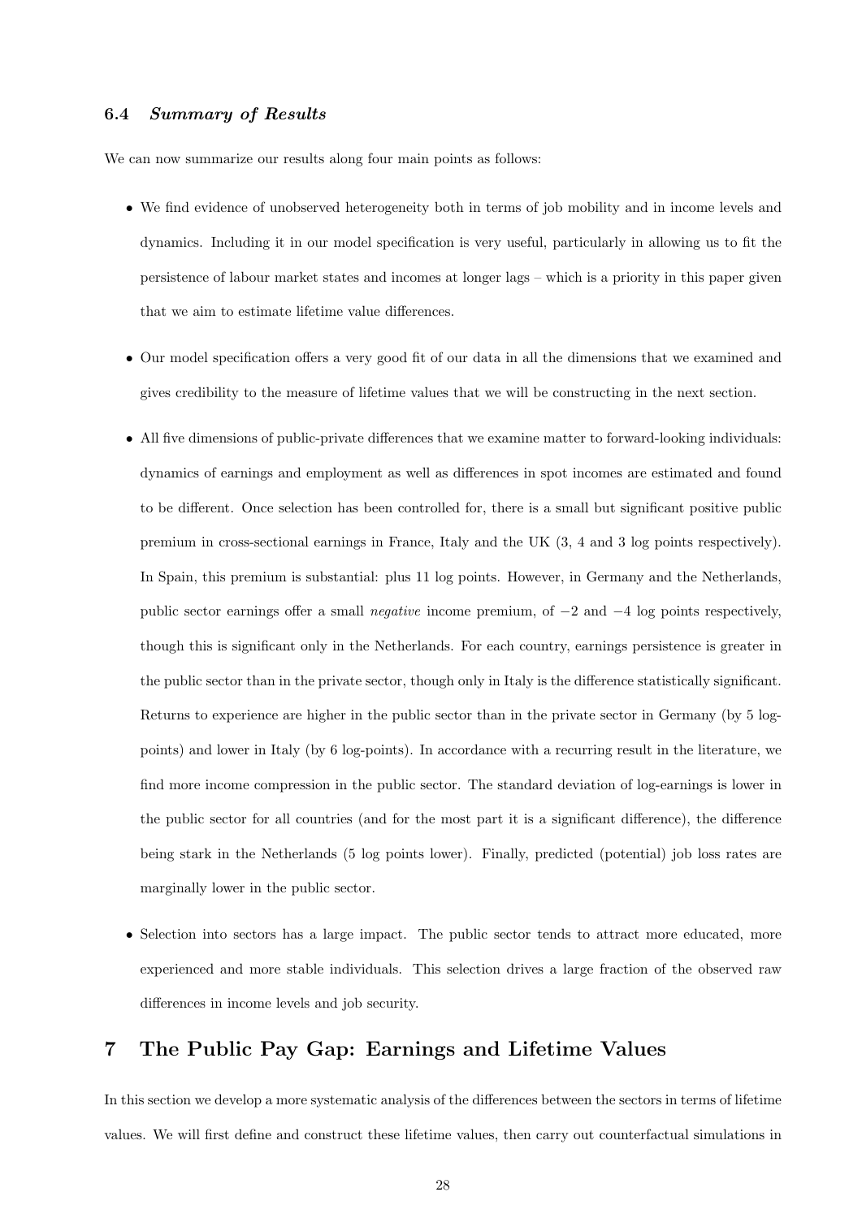### 6.4 *Summary of Results*

We can now summarize our results along four main points as follows:

- We find evidence of unobserved heterogeneity both in terms of job mobility and in income levels and dynamics. Including it in our model specification is very useful, particularly in allowing us to fit the persistence of labour market states and incomes at longer lags – which is a priority in this paper given that we aim to estimate lifetime value differences.

- Our model specification offers a very good fit of our data in all the dimensions that we examined and gives credibility to the measure of lifetime values that we will be constructing in the next section.

- All five dimensions of public-private differences that we examine matter to forward-looking individuals: dynamics of earnings and employment as well as differences in spot incomes are estimated and found to be different. Once selection has been controlled for, there is a small but significant positive public premium in cross-sectional earnings in France, Italy and the UK (3, 4 and 3 log points respectively). In Spain, this premium is substantial: plus 11 log points. However, in Germany and the Netherlands, public sector earnings offer a small *negative* income premium, of $-2$ and $-4$ log points respectively, though this is significant only in the Netherlands. For each country, earnings persistence is greater in the public sector than in the private sector, though only in Italy is the difference statistically significant. Returns to experience are higher in the public sector than in the private sector in Germany (by 5 log-points) and lower in Italy (by 6 log-points). In accordance with a recurring result in the literature, we find more income compression in the public sector. The standard deviation of log-earnings is lower in the public sector for all countries (and for the most part it is a significant difference), the difference being stark in the Netherlands (5 log points lower). Finally, predicted (potential) job loss rates are marginally lower in the public sector.

- Selection into sectors has a large impact. The public sector tends to attract more educated, more experienced and more stable individuals. This selection drives a large fraction of the observed raw differences in income levels and job security.

## 7 The Public Pay Gap: Earnings and Lifetime Values

In this section we develop a more systematic analysis of the differences between the sectors in terms of lifetime values. We will first define and construct these lifetime values, then carry out counterfactual simulations in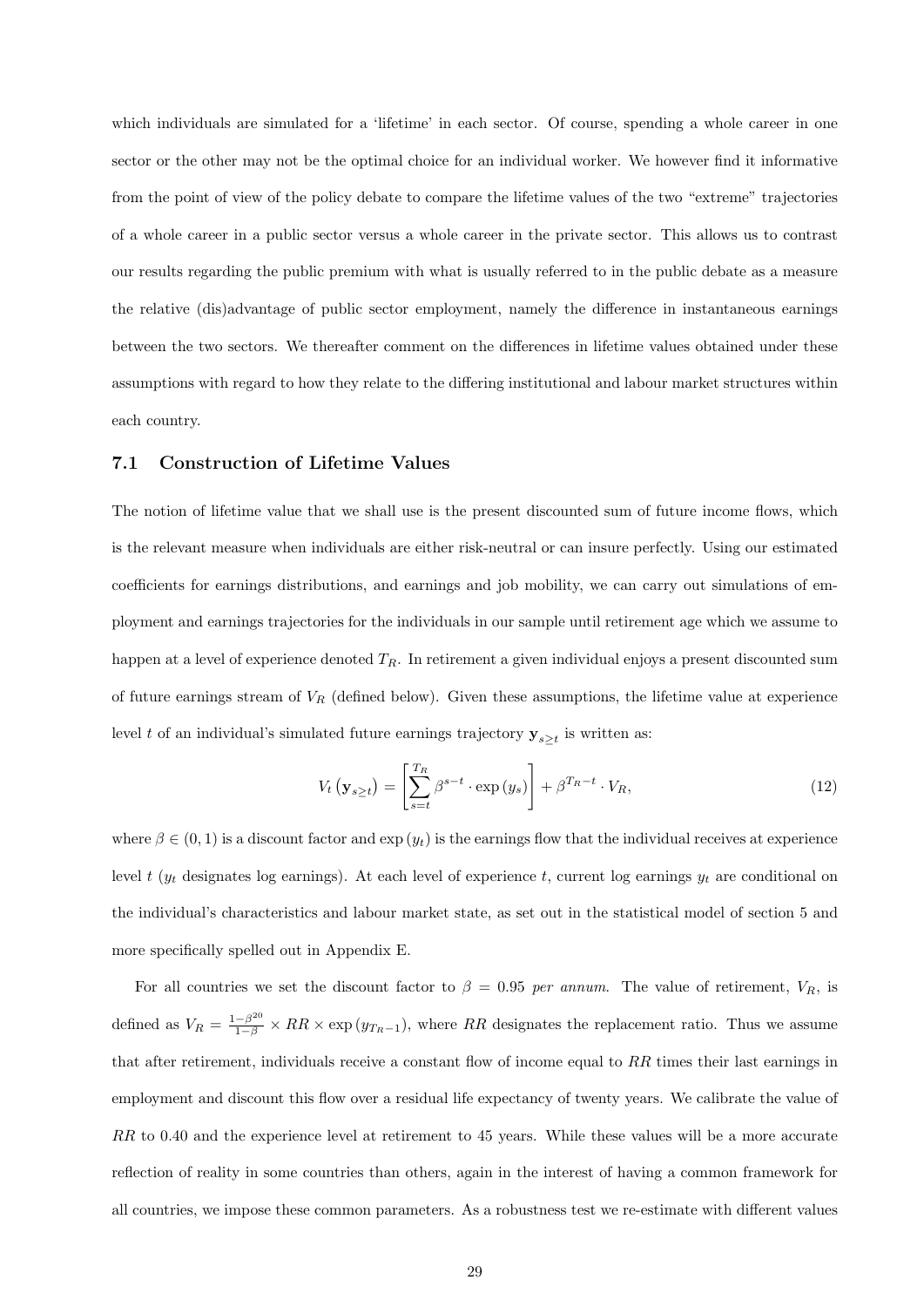which individuals are simulated for a 'lifetime' in each sector. Of course, spending a whole career in one sector or the other may not be the optimal choice for an individual worker. We however find it informative from the point of view of the policy debate to compare the lifetime values of the two "extreme" trajectories of a whole career in a public sector versus a whole career in the private sector. This allows us to contrast our results regarding the public premium with what is usually referred to in the public debate as a measure the relative (dis)advantage of public sector employment, namely the difference in instantaneous earnings between the two sectors. We thereafter comment on the differences in lifetime values obtained under these assumptions with regard to how they relate to the differing institutional and labour market structures within each country.

### 7.1 Construction of Lifetime Values

The notion of lifetime value that we shall use is the present discounted sum of future income flows, which is the relevant measure when individuals are either risk-neutral or can insure perfectly. Using our estimated coefficients for earnings distributions, and earnings and job mobility, we can carry out simulations of employment and earnings trajectories for the individuals in our sample until retirement age which we assume to happen at a level of experience denoted $T_R$. In retirement a given individual enjoys a present discounted sum of future earnings stream of $V_R$ (defined below). Given these assumptions, the lifetime value at experience level $t$ of an individual's simulated future earnings trajectory $\mathbf{y}_{s \geq t}$ is written as:

$$V_t\left(\mathbf{y}_{s \geq t}\right) = \left[\sum_{s=t}^{T_R} \beta^{s-t} \cdot \exp\left(y_s\right)\right] + \beta^{T_R - t} \cdot V_R, \tag{12}$$

where $\beta \in (0, 1)$ is a discount factor and $\exp\left(y_t\right)$ is the earnings flow that the individual receives at experience level $t$ ($y_t$ designates log earnings). At each level of experience $t$, current log earnings $y_t$ are conditional on the individual's characteristics and labour market state, as set out in the statistical model of section 5 and more specifically spelled out in Appendix E.

For all countries we set the discount factor to $\beta = 0.95$ *per annum*. The value of retirement, $V_R$, is defined as $V_R = \frac{1-\beta^{20}}{1-\beta} \times RR \times \exp\left(y_{T_R - 1}\right)$, where $RR$ designates the replacement ratio. Thus we assume that after retirement, individuals receive a constant flow of income equal to $RR$ times their last earnings in employment and discount this flow over a residual life expectancy of twenty years. We calibrate the value of $RR$ to 0.40 and the experience level at retirement to 45 years. While these values will be a more accurate reflection of reality in some countries than others, again in the interest of having a common framework for all countries, we impose these common parameters. As a robustness test we re-estimate with different values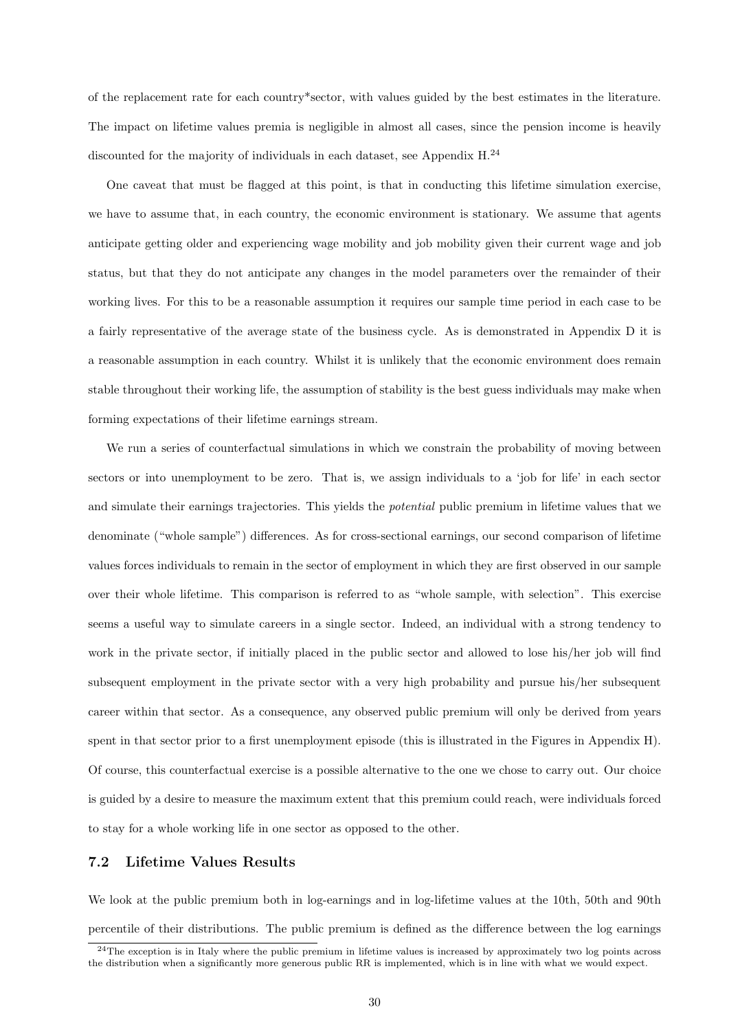of the replacement rate for each country*sector, with values guided by the best estimates in the literature. The impact on lifetime values premia is negligible in almost all cases, since the pension income is heavily discounted for the majority of individuals in each dataset, see Appendix H.[24]

One caveat that must be flagged at this point, is that in conducting this lifetime simulation exercise, we have to assume that, in each country, the economic environment is stationary. We assume that agents anticipate getting older and experiencing wage mobility and job mobility given their current wage and job status, but that they do not anticipate any changes in the model parameters over the remainder of their working lives. For this to be a reasonable assumption it requires our sample time period in each case to be a fairly representative of the average state of the business cycle. As is demonstrated in Appendix D it is a reasonable assumption in each country. Whilst it is unlikely that the economic environment does remain stable throughout their working life, the assumption of stability is the best guess individuals may make when forming expectations of their lifetime earnings stream.

We run a series of counterfactual simulations in which we constrain the probability of moving between sectors or into unemployment to be zero. That is, we assign individuals to a 'job for life' in each sector and simulate their earnings trajectories. This yields the *potential* public premium in lifetime values that we denominate ("whole sample") differences. As for cross-sectional earnings, our second comparison of lifetime values forces individuals to remain in the sector of employment in which they are first observed in our sample over their whole lifetime. This comparison is referred to as "whole sample, with selection". This exercise seems a useful way to simulate careers in a single sector. Indeed, an individual with a strong tendency to work in the private sector, if initially placed in the public sector and allowed to lose his/her job will find subsequent employment in the private sector with a very high probability and pursue his/her subsequent career within that sector. As a consequence, any observed public premium will only be derived from years spent in that sector prior to a first unemployment episode (this is illustrated in the Figures in Appendix H). Of course, this counterfactual exercise is a possible alternative to the one we chose to carry out. Our choice is guided by a desire to measure the maximum extent that this premium could reach, were individuals forced to stay for a whole working life in one sector as opposed to the other.

### 7.2 Lifetime Values Results

We look at the public premium both in log-earnings and in log-lifetime values at the 10th, 50th and 90th percentile of their distributions. The public premium is defined as the difference between the log earnings

[24] The exception is in Italy where the public premium in lifetime values is increased by approximately two log points across the distribution when a significantly more generous public RR is implemented, which is in line with what we would expect.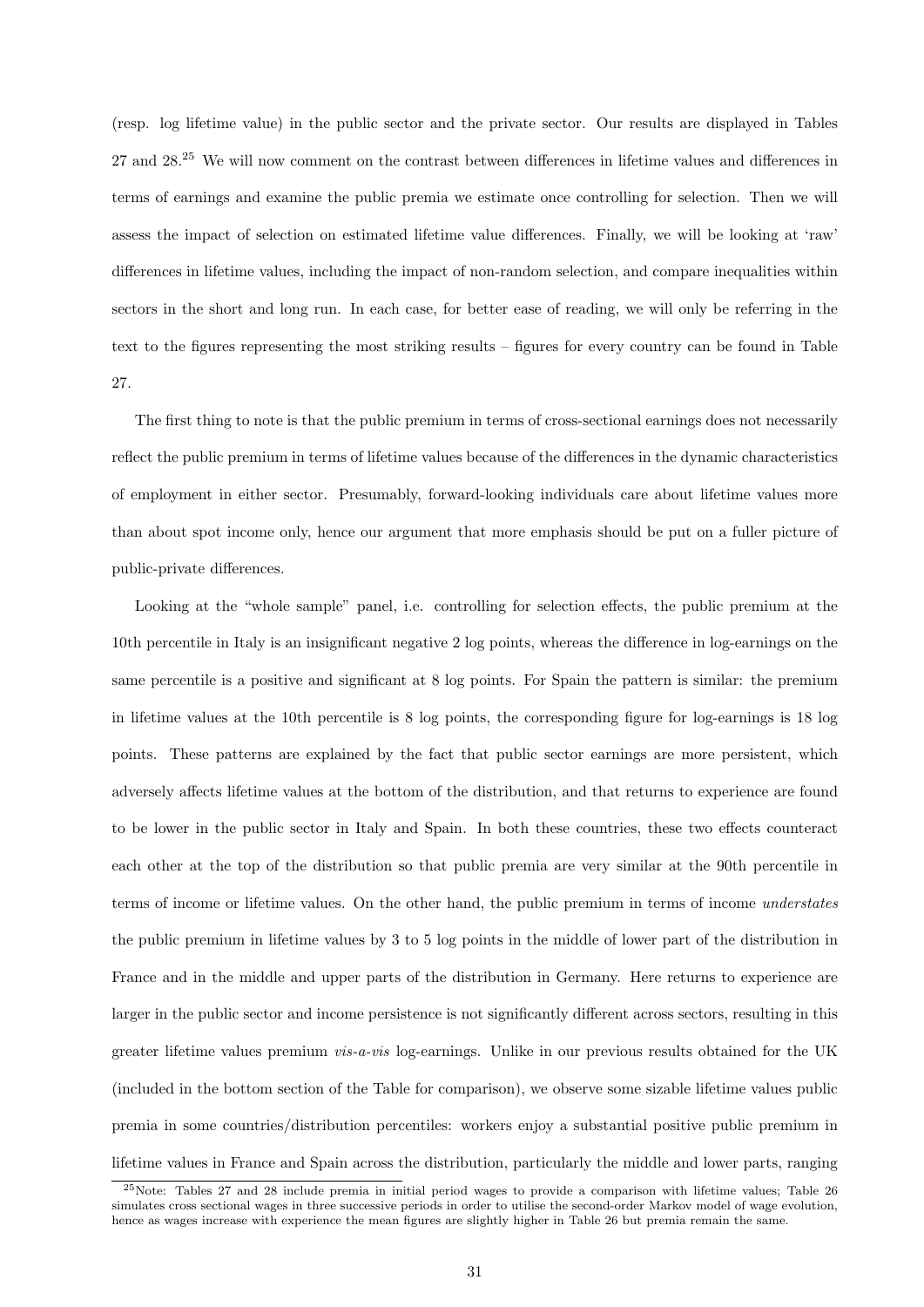(resp. log lifetime value) in the public sector and the private sector. Our results are displayed in Tables 27 and 28.[25] We will now comment on the contrast between differences in lifetime values and differences in terms of earnings and examine the public premia we estimate once controlling for selection. Then we will assess the impact of selection on estimated lifetime value differences. Finally, we will be looking at 'raw' differences in lifetime values, including the impact of non-random selection, and compare inequalities within sectors in the short and long run. In each case, for better ease of reading, we will only be referring in the text to the figures representing the most striking results – figures for every country can be found in Table 27.

The first thing to note is that the public premium in terms of cross-sectional earnings does not necessarily reflect the public premium in terms of lifetime values because of the differences in the dynamic characteristics of employment in either sector. Presumably, forward-looking individuals care about lifetime values more than about spot income only, hence our argument that more emphasis should be put on a fuller picture of public-private differences.

Looking at the "whole sample" panel, i.e. controlling for selection effects, the public premium at the 10th percentile in Italy is an insignificant negative 2 log points, whereas the difference in log-earnings on the same percentile is a positive and significant at 8 log points. For Spain the pattern is similar: the premium in lifetime values at the 10th percentile is 8 log points, the corresponding figure for log-earnings is 18 log points. These patterns are explained by the fact that public sector earnings are more persistent, which adversely affects lifetime values at the bottom of the distribution, and that returns to experience are found to be lower in the public sector in Italy and Spain. In both these countries, these two effects counteract each other at the top of the distribution so that public premia are very similar at the 90th percentile in terms of income or lifetime values. On the other hand, the public premium in terms of income *understates* the public premium in lifetime values by 3 to 5 log points in the middle of lower part of the distribution in France and in the middle and upper parts of the distribution in Germany. Here returns to experience are larger in the public sector and income persistence is not significantly different across sectors, resulting in this greater lifetime values premium *vis-a-vis* log-earnings. Unlike in our previous results obtained for the UK (included in the bottom section of the Table for comparison), we observe some sizable lifetime values public premia in some countries/distribution percentiles: workers enjoy a substantial positive public premium in lifetime values in France and Spain across the distribution, particularly the middle and lower parts, ranging

[25] Note: Tables 27 and 28 include premia in initial period wages to provide a comparison with lifetime values; Table 26 simulates cross sectional wages in three successive periods in order to utilise the second-order Markov model of wage evolution, hence as wages increase with experience the mean figures are slightly higher in Table 26 but premia remain the same.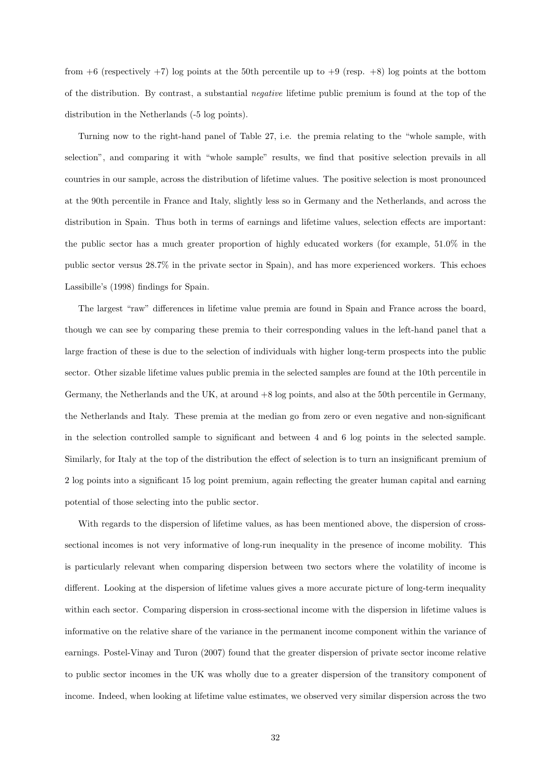from +6 (respectively +7) log points at the 50th percentile up to +9 (resp. +8) log points at the bottom of the distribution. By contrast, a substantial *negative* lifetime public premium is found at the top of the distribution in the Netherlands (-5 log points).

Turning now to the right-hand panel of Table 27, i.e. the premia relating to the "whole sample, with selection", and comparing it with "whole sample" results, we find that positive selection prevails in all countries in our sample, across the distribution of lifetime values. The positive selection is most pronounced at the 90th percentile in France and Italy, slightly less so in Germany and the Netherlands, and across the distribution in Spain. Thus both in terms of earnings and lifetime values, selection effects are important: the public sector has a much greater proportion of highly educated workers (for example, 51.0% in the public sector versus 28.7% in the private sector in Spain), and has more experienced workers. This echoes Lassibille's (1998) findings for Spain.

The largest "raw" differences in lifetime value premia are found in Spain and France across the board, though we can see by comparing these premia to their corresponding values in the left-hand panel that a large fraction of these is due to the selection of individuals with higher long-term prospects into the public sector. Other sizable lifetime values public premia in the selected samples are found at the 10th percentile in Germany, the Netherlands and the UK, at around +8 log points, and also at the 50th percentile in Germany, the Netherlands and Italy. These premia at the median go from zero or even negative and non-significant in the selection controlled sample to significant and between 4 and 6 log points in the selected sample. Similarly, for Italy at the top of the distribution the effect of selection is to turn an insignificant premium of 2 log points into a significant 15 log point premium, again reflecting the greater human capital and earning potential of those selecting into the public sector.

With regards to the dispersion of lifetime values, as has been mentioned above, the dispersion of cross-sectional incomes is not very informative of long-run inequality in the presence of income mobility. This is particularly relevant when comparing dispersion between two sectors where the volatility of income is different. Looking at the dispersion of lifetime values gives a more accurate picture of long-term inequality within each sector. Comparing dispersion in cross-sectional income with the dispersion in lifetime values is informative on the relative share of the variance in the permanent income component within the variance of earnings. Postel-Vinay and Turon (2007) found that the greater dispersion of private sector income relative to public sector incomes in the UK was wholly due to a greater dispersion of the transitory component of income. Indeed, when looking at lifetime value estimates, we observed very similar dispersion across the two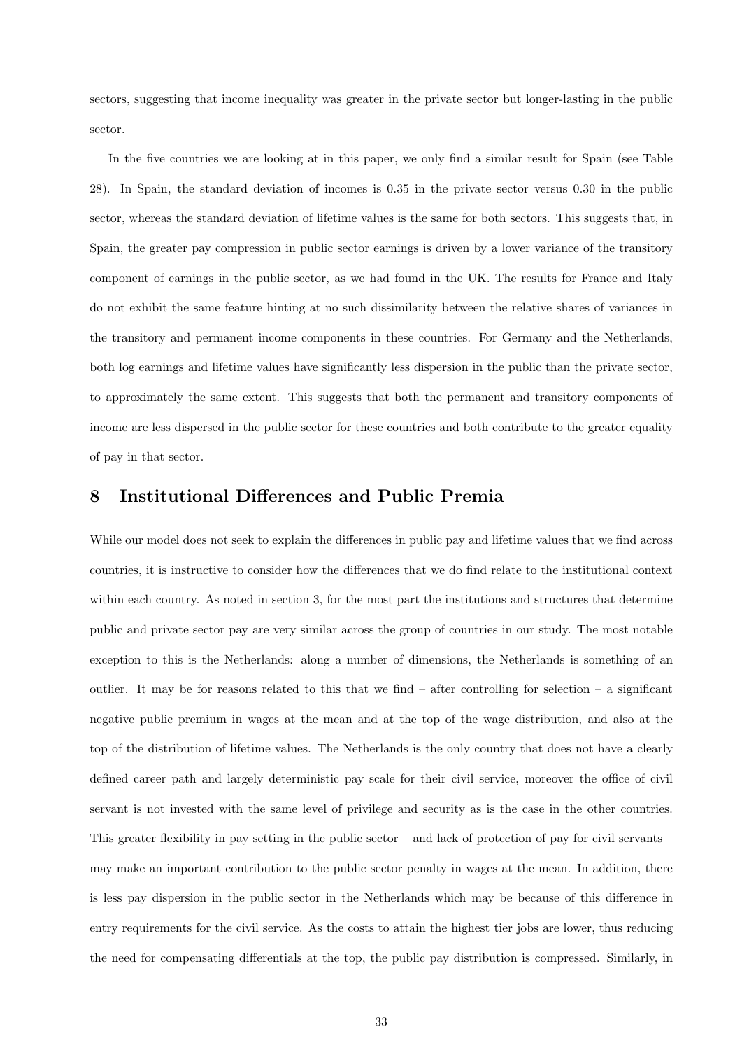sectors, suggesting that income inequality was greater in the private sector but longer-lasting in the public sector.

In the five countries we are looking at in this paper, we only find a similar result for Spain (see Table 28). In Spain, the standard deviation of incomes is 0.35 in the private sector versus 0.30 in the public sector, whereas the standard deviation of lifetime values is the same for both sectors. This suggests that, in Spain, the greater pay compression in public sector earnings is driven by a lower variance of the transitory component of earnings in the public sector, as we had found in the UK. The results for France and Italy do not exhibit the same feature hinting at no such dissimilarity between the relative shares of variances in the transitory and permanent income components in these countries. For Germany and the Netherlands, both log earnings and lifetime values have significantly less dispersion in the public than the private sector, to approximately the same extent. This suggests that both the permanent and transitory components of income are less dispersed in the public sector for these countries and both contribute to the greater equality of pay in that sector.

## 8 Institutional Differences and Public Premia

While our model does not seek to explain the differences in public pay and lifetime values that we find across countries, it is instructive to consider how the differences that we do find relate to the institutional context within each country. As noted in section 3, for the most part the institutions and structures that determine public and private sector pay are very similar across the group of countries in our study. The most notable exception to this is the Netherlands: along a number of dimensions, the Netherlands is something of an outlier. It may be for reasons related to this that we find – after controlling for selection – a significant negative public premium in wages at the mean and at the top of the wage distribution, and also at the top of the distribution of lifetime values. The Netherlands is the only country that does not have a clearly defined career path and largely deterministic pay scale for their civil service, moreover the office of civil servant is not invested with the same level of privilege and security as is the case in the other countries. This greater flexibility in pay setting in the public sector – and lack of protection of pay for civil servants – may make an important contribution to the public sector penalty in wages at the mean. In addition, there is less pay dispersion in the public sector in the Netherlands which may be because of this difference in entry requirements for the civil service. As the costs to attain the highest tier jobs are lower, thus reducing the need for compensating differentials at the top, the public pay distribution is compressed. Similarly, in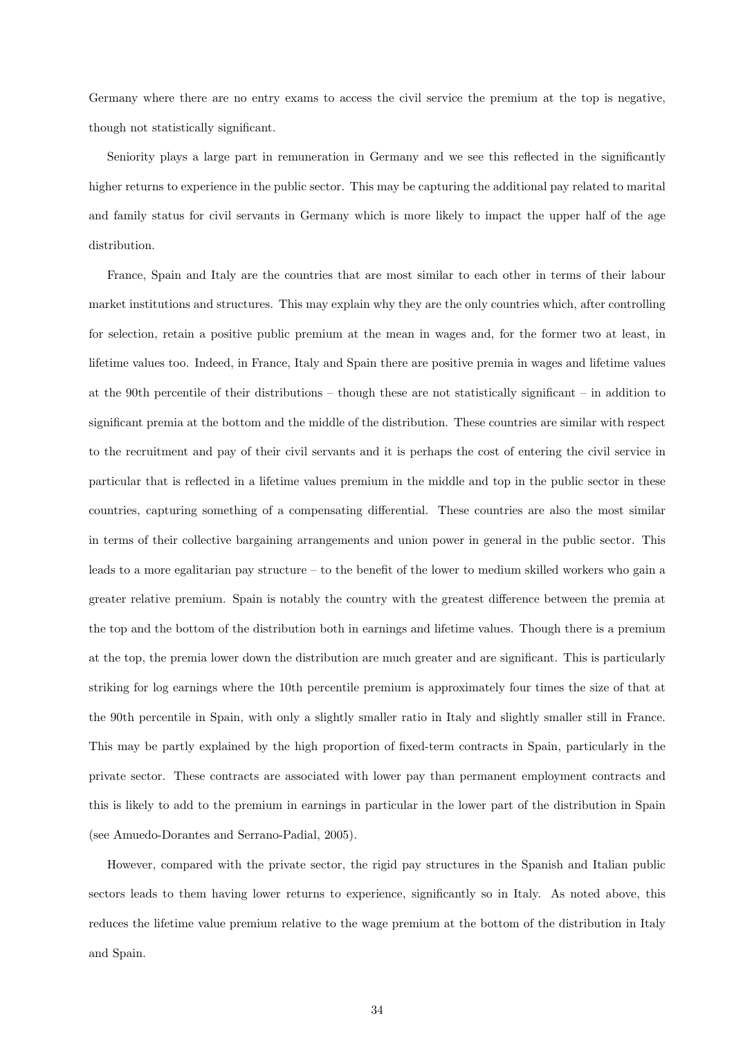Germany where there are no entry exams to access the civil service the premium at the top is negative, though not statistically significant.

Seniority plays a large part in remuneration in Germany and we see this reflected in the significantly higher returns to experience in the public sector. This may be capturing the additional pay related to marital and family status for civil servants in Germany which is more likely to impact the upper half of the age distribution.

France, Spain and Italy are the countries that are most similar to each other in terms of their labour market institutions and structures. This may explain why they are the only countries which, after controlling for selection, retain a positive public premium at the mean in wages and, for the former two at least, in lifetime values too. Indeed, in France, Italy and Spain there are positive premia in wages and lifetime values at the 90th percentile of their distributions – though these are not statistically significant – in addition to significant premia at the bottom and the middle of the distribution. These countries are similar with respect to the recruitment and pay of their civil servants and it is perhaps the cost of entering the civil service in particular that is reflected in a lifetime values premium in the middle and top in the public sector in these countries, capturing something of a compensating differential. These countries are also the most similar in terms of their collective bargaining arrangements and union power in general in the public sector. This leads to a more egalitarian pay structure – to the benefit of the lower to medium skilled workers who gain a greater relative premium. Spain is notably the country with the greatest difference between the premia at the top and the bottom of the distribution both in earnings and lifetime values. Though there is a premium at the top, the premia lower down the distribution are much greater and are significant. This is particularly striking for log earnings where the 10th percentile premium is approximately four times the size of that at the 90th percentile in Spain, with only a slightly smaller ratio in Italy and slightly smaller still in France. This may be partly explained by the high proportion of fixed-term contracts in Spain, particularly in the private sector. These contracts are associated with lower pay than permanent employment contracts and this is likely to add to the premium in earnings in particular in the lower part of the distribution in Spain (see Amuedo-Dorantes and Serrano-Padial, 2005).

However, compared with the private sector, the rigid pay structures in the Spanish and Italian public sectors leads to them having lower returns to experience, significantly so in Italy. As noted above, this reduces the lifetime value premium relative to the wage premium at the bottom of the distribution in Italy and Spain.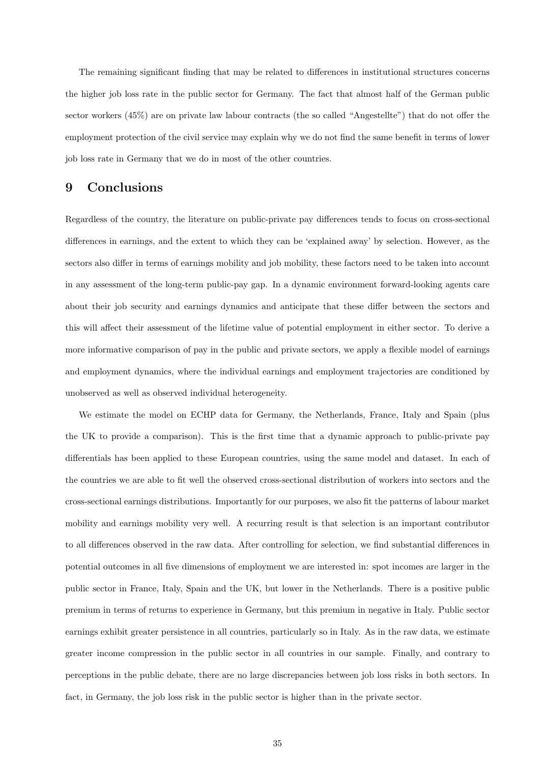The remaining significant finding that may be related to differences in institutional structures concerns the higher job loss rate in the public sector for Germany. The fact that almost half of the German public sector workers (45%) are on private law labour contracts (the so called "Angestellte") that do not offer the employment protection of the civil service may explain why we do not find the same benefit in terms of lower job loss rate in Germany that we do in most of the other countries.

# 9 Conclusions

Regardless of the country, the literature on public-private pay differences tends to focus on cross-sectional differences in earnings, and the extent to which they can be 'explained away' by selection. However, as the sectors also differ in terms of earnings mobility and job mobility, these factors need to be taken into account in any assessment of the long-term public-pay gap. In a dynamic environment forward-looking agents care about their job security and earnings dynamics and anticipate that these differ between the sectors and this will affect their assessment of the lifetime value of potential employment in either sector. To derive a more informative comparison of pay in the public and private sectors, we apply a flexible model of earnings and employment dynamics, where the individual earnings and employment trajectories are conditioned by unobserved as well as observed individual heterogeneity.

We estimate the model on ECHP data for Germany, the Netherlands, France, Italy and Spain (plus the UK to provide a comparison). This is the first time that a dynamic approach to public-private pay differentials has been applied to these European countries, using the same model and dataset. In each of the countries we are able to fit well the observed cross-sectional distribution of workers into sectors and the cross-sectional earnings distributions. Importantly for our purposes, we also fit the patterns of labour market mobility and earnings mobility very well. A recurring result is that selection is an important contributor to all differences observed in the raw data. After controlling for selection, we find substantial differences in potential outcomes in all five dimensions of employment we are interested in: spot incomes are larger in the public sector in France, Italy, Spain and the UK, but lower in the Netherlands. There is a positive public premium in terms of returns to experience in Germany, but this premium in negative in Italy. Public sector earnings exhibit greater persistence in all countries, particularly so in Italy. As in the raw data, we estimate greater income compression in the public sector in all countries in our sample. Finally, and contrary to perceptions in the public debate, there are no large discrepancies between job loss risks in both sectors. In fact, in Germany, the job loss risk in the public sector is higher than in the private sector.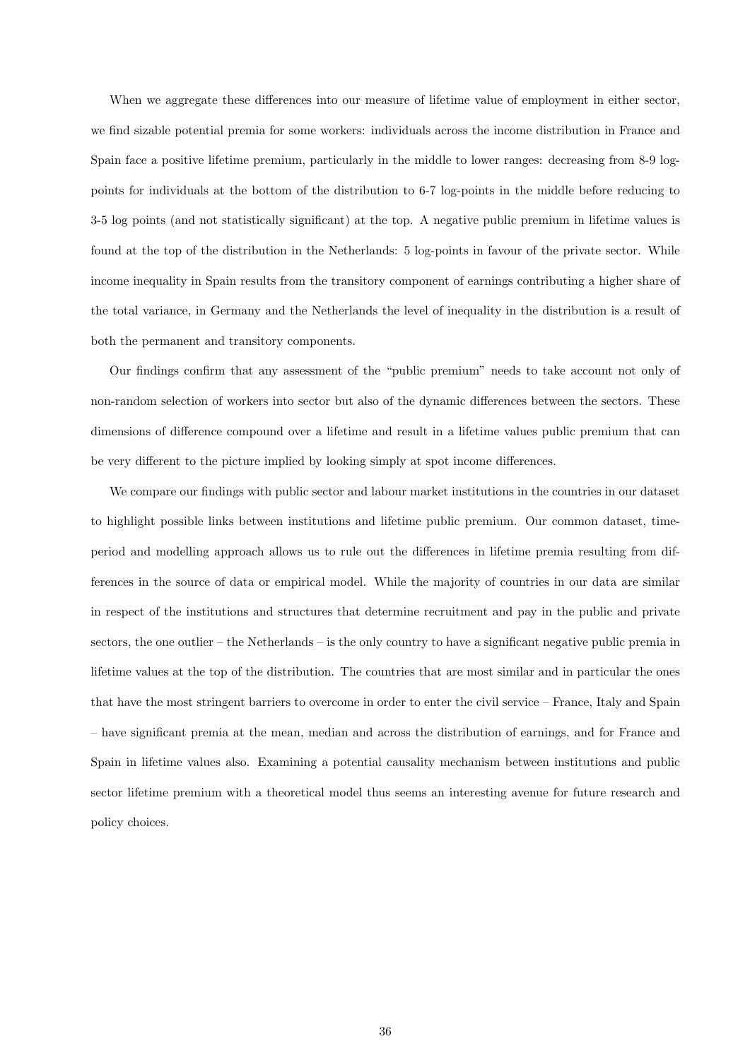When we aggregate these differences into our measure of lifetime value of employment in either sector, we find sizable potential premia for some workers: individuals across the income distribution in France and Spain face a positive lifetime premium, particularly in the middle to lower ranges: decreasing from 8-9 log-points for individuals at the bottom of the distribution to 6-7 log-points in the middle before reducing to 3-5 log points (and not statistically significant) at the top. A negative public premium in lifetime values is found at the top of the distribution in the Netherlands: 5 log-points in favour of the private sector. While income inequality in Spain results from the transitory component of earnings contributing a higher share of the total variance, in Germany and the Netherlands the level of inequality in the distribution is a result of both the permanent and transitory components.

Our findings confirm that any assessment of the "public premium" needs to take account not only of non-random selection of workers into sector but also of the dynamic differences between the sectors. These dimensions of difference compound over a lifetime and result in a lifetime values public premium that can be very different to the picture implied by looking simply at spot income differences.

We compare our findings with public sector and labour market institutions in the countries in our dataset to highlight possible links between institutions and lifetime public premium. Our common dataset, time-period and modelling approach allows us to rule out the differences in lifetime premia resulting from differences in the source of data or empirical model. While the majority of countries in our data are similar in respect of the institutions and structures that determine recruitment and pay in the public and private sectors, the one outlier – the Netherlands – is the only country to have a significant negative public premia in lifetime values at the top of the distribution. The countries that are most similar and in particular the ones that have the most stringent barriers to overcome in order to enter the civil service – France, Italy and Spain – have significant premia at the mean, median and across the distribution of earnings, and for France and Spain in lifetime values also. Examining a potential causality mechanism between institutions and public sector lifetime premium with a theoretical model thus seems an interesting avenue for future research and policy choices.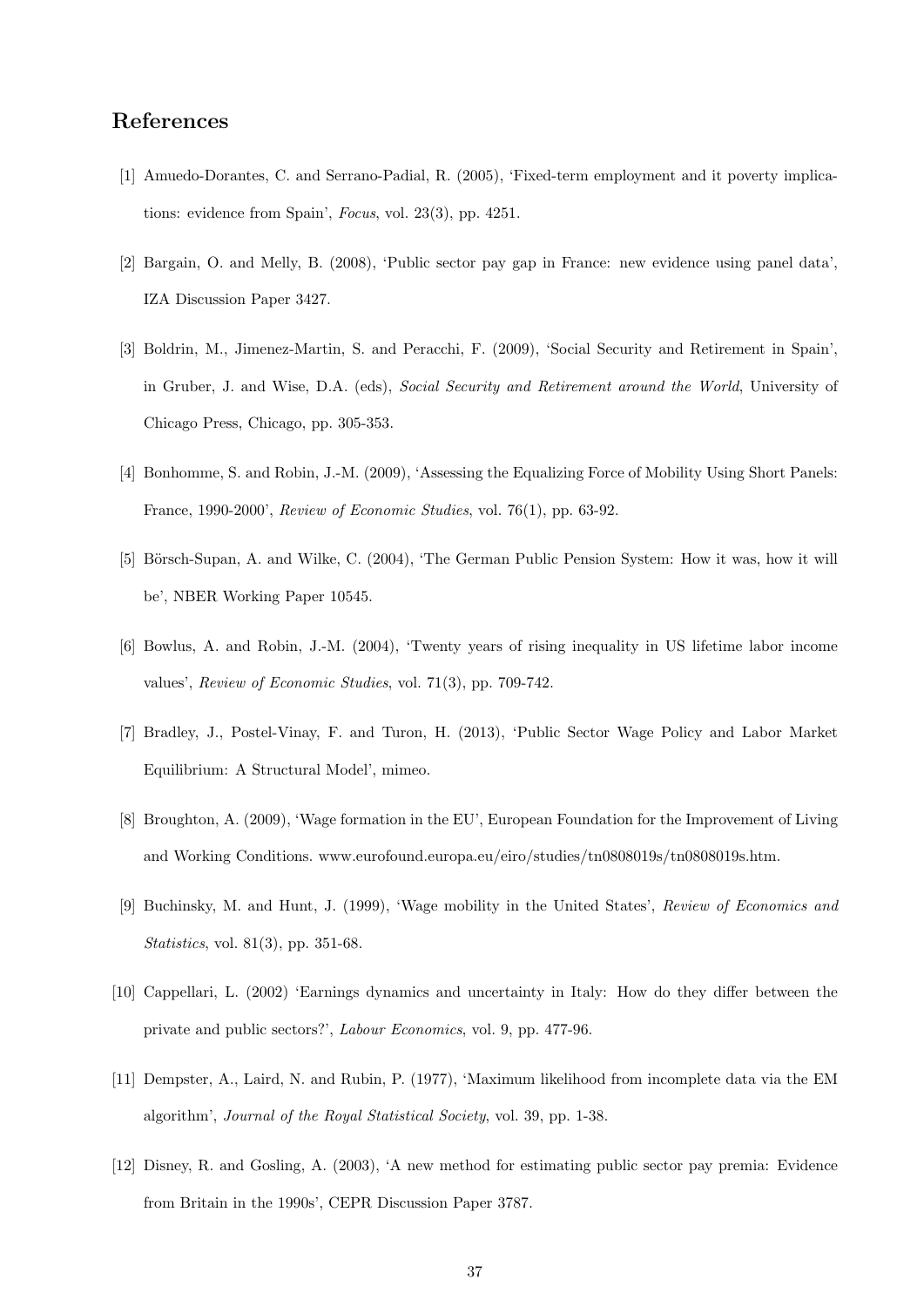## References

[1] Amuedo-Dorantes, C. and Serrano-Padial, R. (2005), 'Fixed-term employment and it poverty implications: evidence from Spain', *Focus*, vol. 23(3), pp. 4251.

[2] Bargain, O. and Melly, B. (2008), 'Public sector pay gap in France: new evidence using panel data', IZA Discussion Paper 3427.

[3] Boldrin, M., Jimenez-Martin, S. and Peracchi, F. (2009), 'Social Security and Retirement in Spain', in Gruber, J. and Wise, D.A. (eds), *Social Security and Retirement around the World*, University of Chicago Press, Chicago, pp. 305-353.

[4] Bonhomme, S. and Robin, J.-M. (2009), 'Assessing the Equalizing Force of Mobility Using Short Panels: France, 1990-2000', *Review of Economic Studies*, vol. 76(1), pp. 63-92.

[5] Börsch-Supan, A. and Wilke, C. (2004), 'The German Public Pension System: How it was, how it will be', NBER Working Paper 10545.

[6] Bowlus, A. and Robin, J.-M. (2004), 'Twenty years of rising inequality in US lifetime labor income values', *Review of Economic Studies*, vol. 71(3), pp. 709-742.

[7] Bradley, J., Postel-Vinay, F. and Turon, H. (2013), 'Public Sector Wage Policy and Labor Market Equilibrium: A Structural Model', mimeo.

[8] Broughton, A. (2009), 'Wage formation in the EU', European Foundation for the Improvement of Living and Working Conditions. www.eurofound.europa.eu/eiro/studies/tn0808019s/tn0808019s.htm.

[9] Buchinsky, M. and Hunt, J. (1999), 'Wage mobility in the United States', *Review of Economics and Statistics*, vol. 81(3), pp. 351-68.

[10] Cappellari, L. (2002) 'Earnings dynamics and uncertainty in Italy: How do they differ between the private and public sectors?', *Labour Economics*, vol. 9, pp. 477-96.

[11] Dempster, A., Laird, N. and Rubin, P. (1977), 'Maximum likelihood from incomplete data via the EM algorithm', *Journal of the Royal Statistical Society*, vol. 39, pp. 1-38.

[12] Disney, R. and Gosling, A. (2003), 'A new method for estimating public sector pay premia: Evidence from Britain in the 1990s', CEPR Discussion Paper 3787.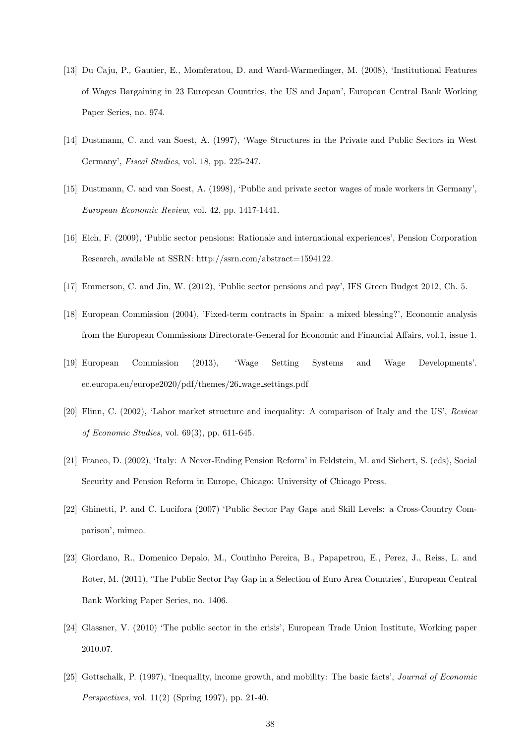[13] Du Caju, P., Gautier, E., Momferatou, D. and Ward-Warmedinger, M. (2008), 'Institutional Features of Wages Bargaining in 23 European Countries, the US and Japan', European Central Bank Working Paper Series, no. 974.

[14] Dustmann, C. and van Soest, A. (1997), 'Wage Structures in the Private and Public Sectors in West Germany', *Fiscal Studies*, vol. 18, pp. 225-247.

[15] Dustmann, C. and van Soest, A. (1998), 'Public and private sector wages of male workers in Germany', *European Economic Review*, vol. 42, pp. 1417-1441.

[16] Eich, F. (2009), 'Public sector pensions: Rationale and international experiences', Pension Corporation Research, available at SSRN: http://ssrn.com/abstract=1594122.

[17] Emmerson, C. and Jin, W. (2012), 'Public sector pensions and pay', IFS Green Budget 2012, Ch. 5.

[18] European Commission (2004), 'Fixed-term contracts in Spain: a mixed blessing?', Economic analysis from the European Commissions Directorate-General for Economic and Financial Affairs, vol.1, issue 1.

[19] European Commission (2013), 'Wage Setting Systems and Wage Developments'. ec.europa.eu/europe2020/pdf/themes/26_wage_settings.pdf

[20] Flinn, C. (2002), 'Labor market structure and inequality: A comparison of Italy and the US', *Review of Economic Studies*, vol. 69(3), pp. 611-645.

[21] Franco, D. (2002), 'Italy: A Never-Ending Pension Reform' in Feldstein, M. and Siebert, S. (eds), Social Security and Pension Reform in Europe, Chicago: University of Chicago Press.

[22] Ghinetti, P. and C. Lucifora (2007) 'Public Sector Pay Gaps and Skill Levels: a Cross-Country Comparison', mimeo.

[23] Giordano, R., Domenico Depalo, M., Coutinho Pereira, B., Papapetrou, E., Perez, J., Reiss, L. and Roter, M. (2011), 'The Public Sector Pay Gap in a Selection of Euro Area Countries', European Central Bank Working Paper Series, no. 1406.

[24] Glassner, V. (2010) 'The public sector in the crisis', European Trade Union Institute, Working paper 2010.07.

[25] Gottschalk, P. (1997), 'Inequality, income growth, and mobility: The basic facts', *Journal of Economic Perspectives*, vol. 11(2) (Spring 1997), pp. 21-40.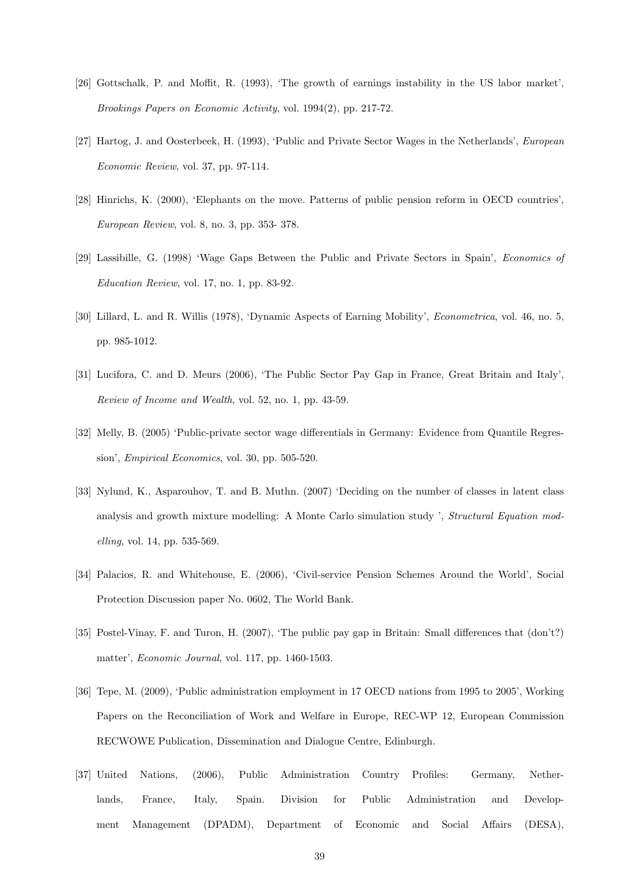[26] Gottschalk, P. and Moffit, R. (1993), 'The growth of earnings instability in the US labor market', *Brookings Papers on Economic Activity*, vol. 1994(2), pp. 217-72.

[27] Hartog, J. and Oosterbeek, H. (1993), 'Public and Private Sector Wages in the Netherlands', *European Economic Review*, vol. 37, pp. 97-114.

[28] Hinrichs, K. (2000), 'Elephants on the move. Patterns of public pension reform in OECD countries', *European Review*, vol. 8, no. 3, pp. 353- 378.

[29] Lassibille, G. (1998) 'Wage Gaps Between the Public and Private Sectors in Spain', *Economics of Education Review*, vol. 17, no. 1, pp. 83-92.

[30] Lillard, L. and R. Willis (1978), 'Dynamic Aspects of Earning Mobility', *Econometrica*, vol. 46, no. 5, pp. 985-1012.

[31] Lucifora, C. and D. Meurs (2006), 'The Public Sector Pay Gap in France, Great Britain and Italy', *Review of Income and Wealth*, vol. 52, no. 1, pp. 43-59.

[32] Melly, B. (2005) 'Public-private sector wage differentials in Germany: Evidence from Quantile Regression', *Empirical Economics*, vol. 30, pp. 505-520.

[33] Nylund, K., Asparouhov, T. and B. Muthn. (2007) 'Deciding on the number of classes in latent class analysis and growth mixture modelling: A Monte Carlo simulation study ', *Structural Equation modelling*, vol. 14, pp. 535-569.

[34] Palacios, R. and Whitehouse, E. (2006), 'Civil-service Pension Schemes Around the World', Social Protection Discussion paper No. 0602, The World Bank.

[35] Postel-Vinay, F. and Turon, H. (2007), 'The public pay gap in Britain: Small differences that (don't?) matter', *Economic Journal*, vol. 117, pp. 1460-1503.

[36] Tepe, M. (2009), 'Public administration employment in 17 OECD nations from 1995 to 2005', Working Papers on the Reconciliation of Work and Welfare in Europe, REC-WP 12, European Commission RECWOWE Publication, Dissemination and Dialogue Centre, Edinburgh.

[37] United Nations, (2006), Public Administration Country Profiles: Germany, Netherlands, France, Italy, Spain. Division for Public Administration and Development Management (DPADM), Department of Economic and Social Affairs (DESA),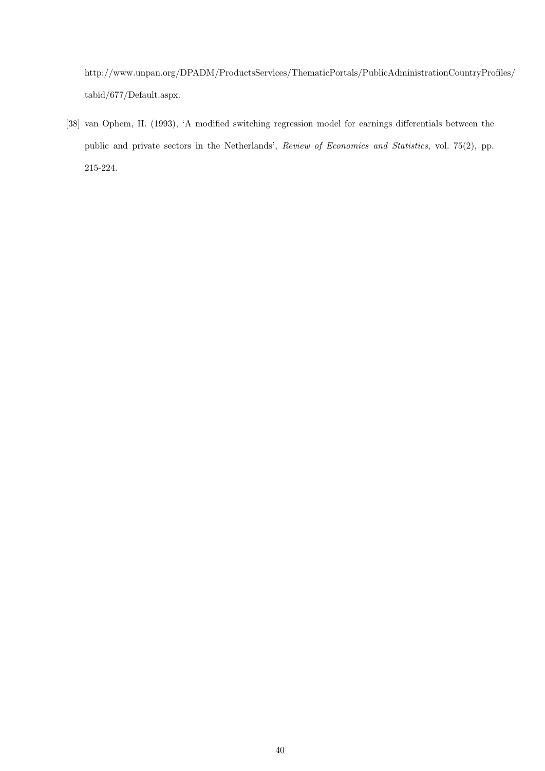http://www.unpan.org/DPADM/ProductsServices/ThematicPortals/PublicAdministrationCountryProfiles/tabid/677/Default.aspx.

[38] van Ophem, H. (1993), 'A modified switching regression model for earnings differentials between the public and private sectors in the Netherlands', *Review of Economics and Statistics*, vol. 75(2), pp. 215-224.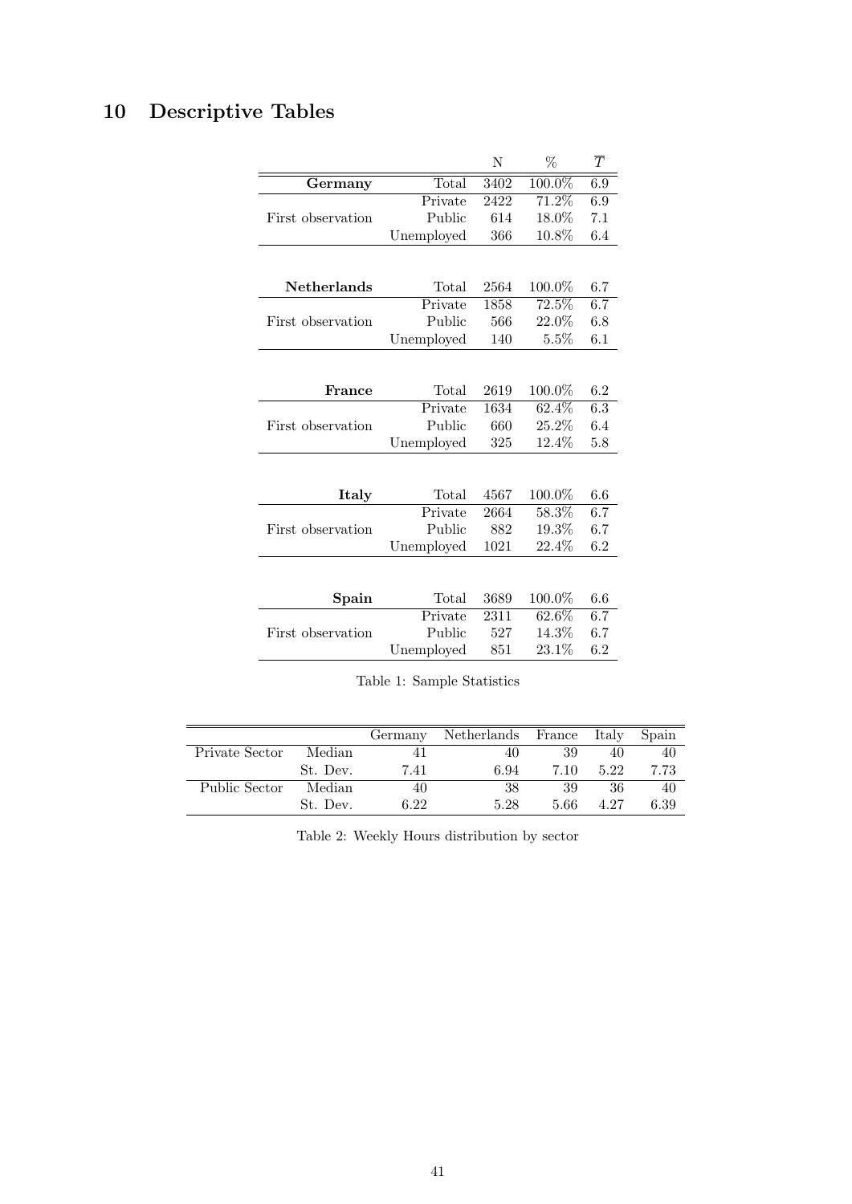# 10 Descriptive Tables

| | | N | % | $\overline{T}$ |
|---|---|---|---|---|
| **Germany** | Total | 3402 | 100.0% | 6.9 |
| First observation | Private | 2422 | 71.2% | 6.9 |
| | Public | 614 | 18.0% | 7.1 |
| | Unemployed | 366 | 10.8% | 6.4 |
| **Netherlands** | Total | 2564 | 100.0% | 6.7 |
| First observation | Private | 1858 | 72.5% | 6.7 |
| | Public | 566 | 22.0% | 6.8 |
| | Unemployed | 140 | 5.5% | 6.1 |
| **France** | Total | 2619 | 100.0% | 6.2 |
| First observation | Private | 1634 | 62.4% | 6.3 |
| | Public | 660 | 25.2% | 6.4 |
| | Unemployed | 325 | 12.4% | 5.8 |
| **Italy** | Total | 4567 | 100.0% | 6.6 |
| First observation | Private | 2664 | 58.3% | 6.7 |
| | Public | 882 | 19.3% | 6.7 |
| | Unemployed | 1021 | 22.4% | 6.2 |
| **Spain** | Total | 3689 | 100.0% | 6.6 |
| First observation | Private | 2311 | 62.6% | 6.7 |
| | Public | 527 | 14.3% | 6.7 |
| | Unemployed | 851 | 23.1% | 6.2 |

Table 1: Sample Statistics

| | | Germany | Netherlands | France | Italy | Spain |
|---|---|---|---|---|---|---|
| Private Sector | Median | 41 | 40 | 39 | 40 | 40 |
| | St. Dev. | 7.41 | 6.94 | 7.10 | 5.22 | 7.73 |
| Public Sector | Median | 40 | 38 | 39 | 36 | 40 |
| | St. Dev. | 6.22 | 5.28 | 5.66 | 4.27 | 6.39 |

Table 2: Weekly Hours distribution by sector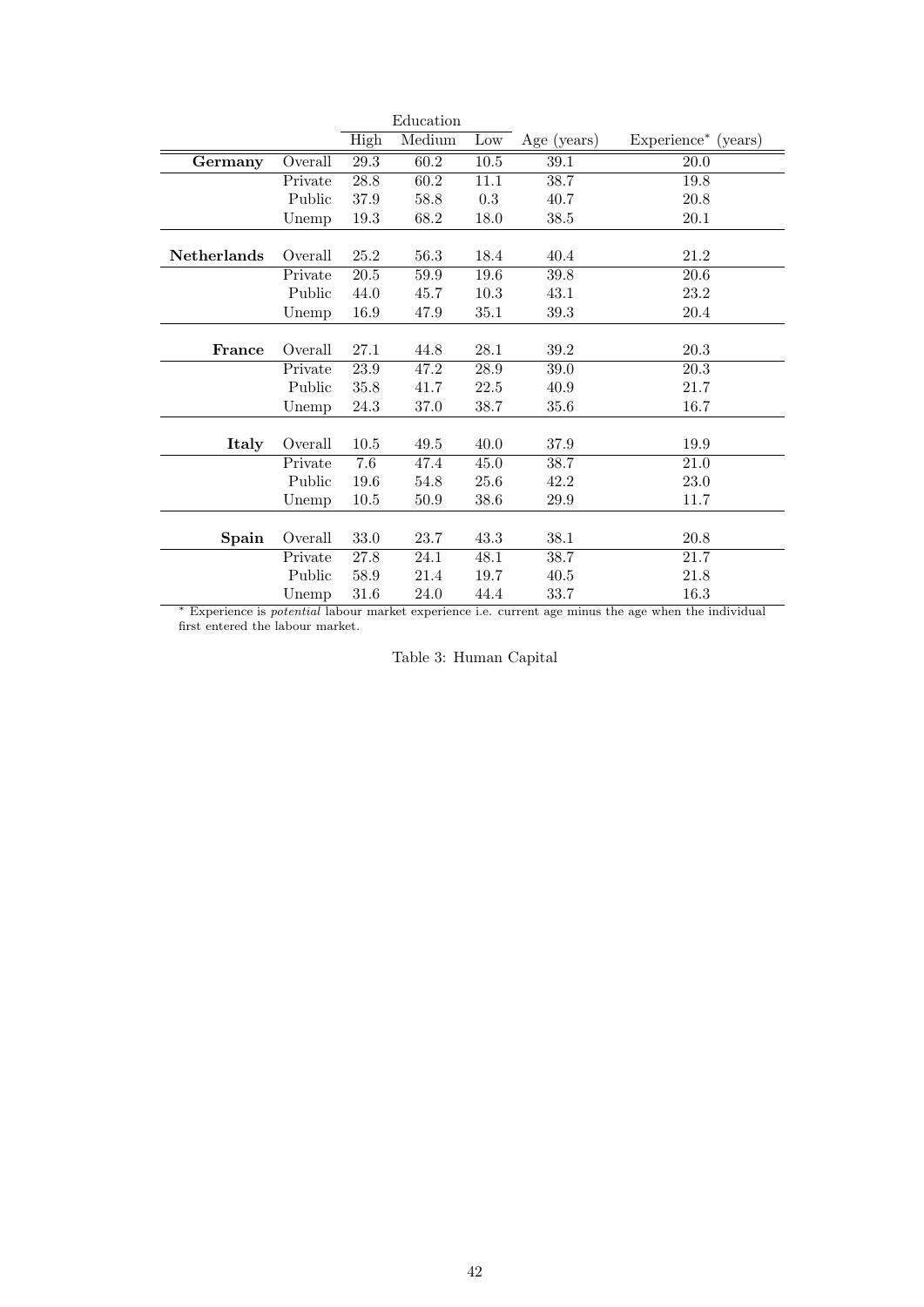| | | Education | | | | |
|---|---|---|---|---|---|---|
| | | High | Medium | Low | Age (years) | Experience* (years) |
| **Germany** | Overall | 29.3 | 60.2 | 10.5 | 39.1 | 20.0 |
| | Private | 28.8 | 60.2 | 11.1 | 38.7 | 19.8 |
| | Public | 37.9 | 58.8 | 0.3 | 40.7 | 20.8 |
| | Unemp | 19.3 | 68.2 | 18.0 | 38.5 | 20.1 |
| **Netherlands** | Overall | 25.2 | 56.3 | 18.4 | 40.4 | 21.2 |
| | Private | 20.5 | 59.9 | 19.6 | 39.8 | 20.6 |
| | Public | 44.0 | 45.7 | 10.3 | 43.1 | 23.2 |
| | Unemp | 16.9 | 47.9 | 35.1 | 39.3 | 20.4 |
| **France** | Overall | 27.1 | 44.8 | 28.1 | 39.2 | 20.3 |
| | Private | 23.9 | 47.2 | 28.9 | 39.0 | 20.3 |
| | Public | 35.8 | 41.7 | 22.5 | 40.9 | 21.7 |
| | Unemp | 24.3 | 37.0 | 38.7 | 35.6 | 16.7 |
| **Italy** | Overall | 10.5 | 49.5 | 40.0 | 37.9 | 19.9 |
| | Private | 7.6 | 47.4 | 45.0 | 38.7 | 21.0 |
| | Public | 19.6 | 54.8 | 25.6 | 42.2 | 23.0 |
| | Unemp | 10.5 | 50.9 | 38.6 | 29.9 | 11.7 |
| **Spain** | Overall | 33.0 | 23.7 | 43.3 | 38.1 | 20.8 |
| | Private | 27.8 | 24.1 | 48.1 | 38.7 | 21.7 |
| | Public | 58.9 | 21.4 | 19.7 | 40.5 | 21.8 |
| | Unemp | 31.6 | 24.0 | 44.4 | 33.7 | 16.3 |

* Experience is *potential* labour market experience i.e. current age minus the age when the individual first entered the labour market.

Table 3: Human Capital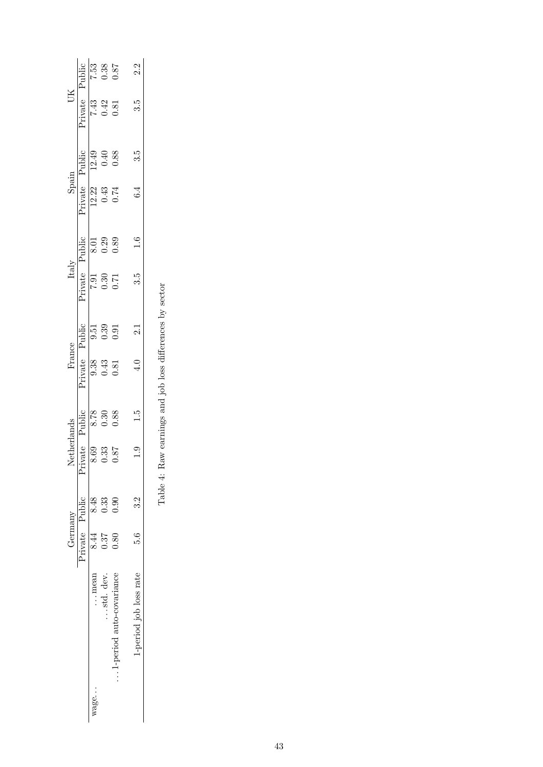| | Germany | | Netherlands | | France | | Italy | | Spain | | UK | |
|---|---|---|---|---|---|---|---|---|---|---|---|---|
| | Private | Public | Private | Public | Private | Public | Private | Public | Private | Public | Private | Public |
| wage… …mean | 8.44 | 8.48 | 8.69 | 8.78 | 9.38 | 9.51 | 7.91 | 8.01 | 12.22 | 12.49 | 7.43 | 7.53 |
| …std. dev. | 0.37 | 0.33 | 0.33 | 0.30 | 0.43 | 0.39 | 0.30 | 0.29 | 0.43 | 0.40 | 0.42 | 0.38 |
| …1-period auto-covariance | 0.80 | 0.90 | 0.87 | 0.88 | 0.81 | 0.91 | 0.71 | 0.89 | 0.74 | 0.88 | 0.81 | 0.87 |
| 1-period job loss rate | 5.6 | 3.2 | 1.9 | 1.5 | 4.0 | 2.1 | 3.5 | 1.6 | 6.4 | 3.5 | 3.5 | 2.2 |

Table 4: Raw earnings and job loss differences by sector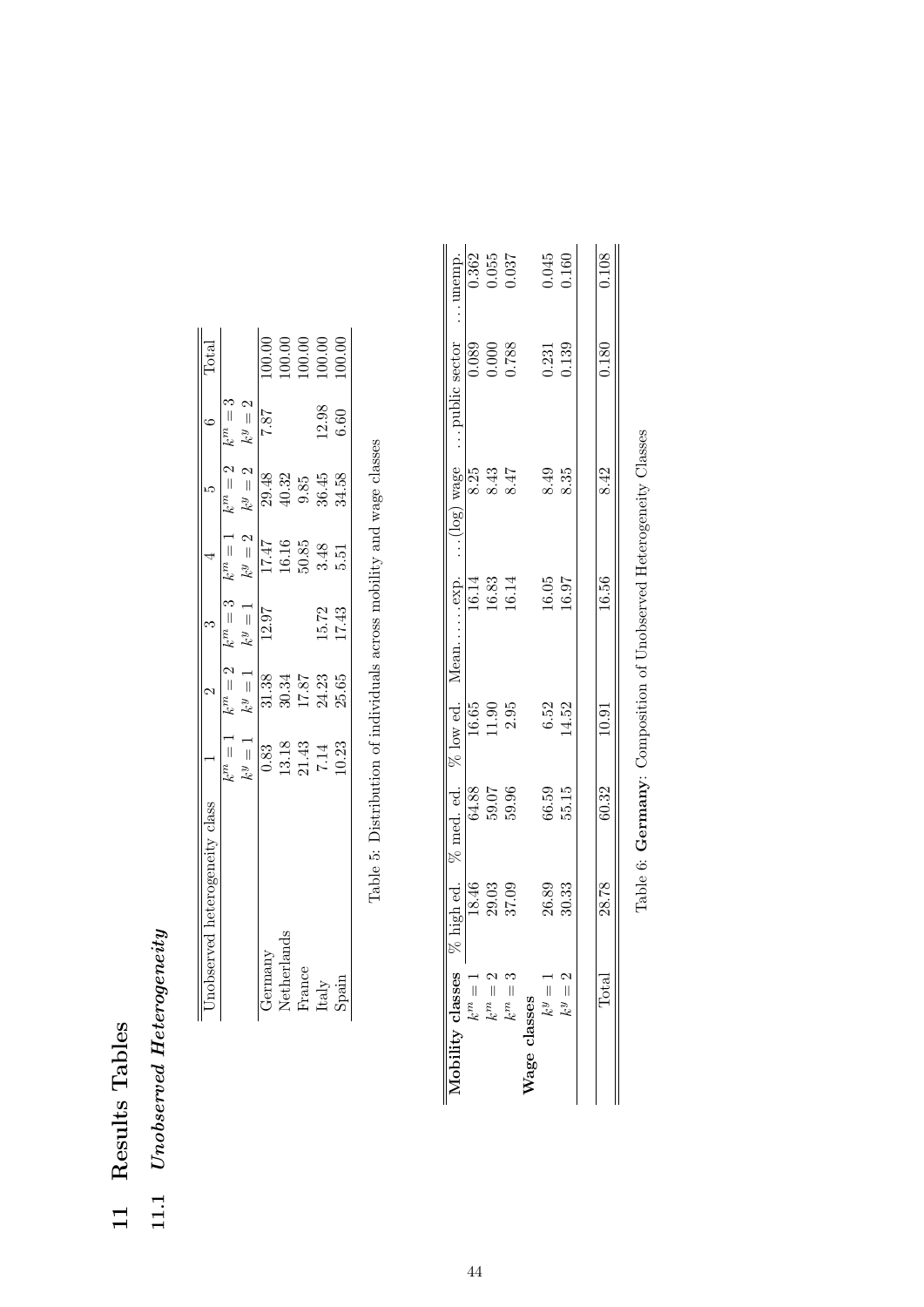# 11 Results Tables

## 11.1 *Unobserved Heterogeneity*

| Unobserved heterogeneity class | 1 | 2 | 3 | 4 | 5 | 6 | Total |
|---|---|---|---|---|---|---|---|
| | $k^m = 1$ $k^y = 1$ | $k^m = 2$ $k^y = 1$ | $k^m = 3$ $k^y = 1$ | $k^m = 1$ $k^y = 2$ | $k^m = 2$ $k^y = 2$ | $k^m = 3$ $k^y = 2$ | |
| Germany | 0.83 | 31.38 | 12.97 | 17.47 | 29.48 | 7.87 | 100.00 |
| Netherlands | 13.18 | 30.34 | | 16.16 | 40.32 | | 100.00 |
| France | 21.43 | 17.87 | | 50.85 | 9.85 | | 100.00 |
| Italy | 7.14 | 24.23 | 15.72 | 3.48 | 36.45 | 12.98 | 100.00 |
| Spain | 10.23 | 25.65 | 17.43 | 5.51 | 34.58 | 6.60 | 100.00 |

Table 5: Distribution of individuals across mobility and wage classes

| **Mobility classes** | % high ed. | % med. ed. | % low ed. | Mean. . . . . exp. | . . . (log) wage | . . . public sector | . . . unemp. |
|---|---|---|---|---|---|---|---|
| $k^m = 1$ | 18.46 | 64.88 | 16.65 | 16.14 | 8.25 | 0.089 | 0.362 |
| $k^m = 2$ | 29.03 | 59.07 | 11.90 | 16.83 | 8.43 | 0.000 | 0.055 |
| $k^m = 3$ | 37.09 | 59.96 | 2.95 | 16.14 | 8.47 | 0.788 | 0.037 |
| **Wage classes** | | | | | | | |
| $k^y = 1$ | 26.89 | 66.59 | 6.52 | 16.05 | 8.49 | 0.231 | 0.045 |
| $k^y = 2$ | 30.33 | 55.15 | 14.52 | 16.97 | 8.35 | 0.139 | 0.160 |
| Total | 28.78 | 60.32 | 10.91 | 16.56 | 8.42 | 0.180 | 0.108 |

Table 6: **Germany**: Composition of Unobserved Heterogeneity Classes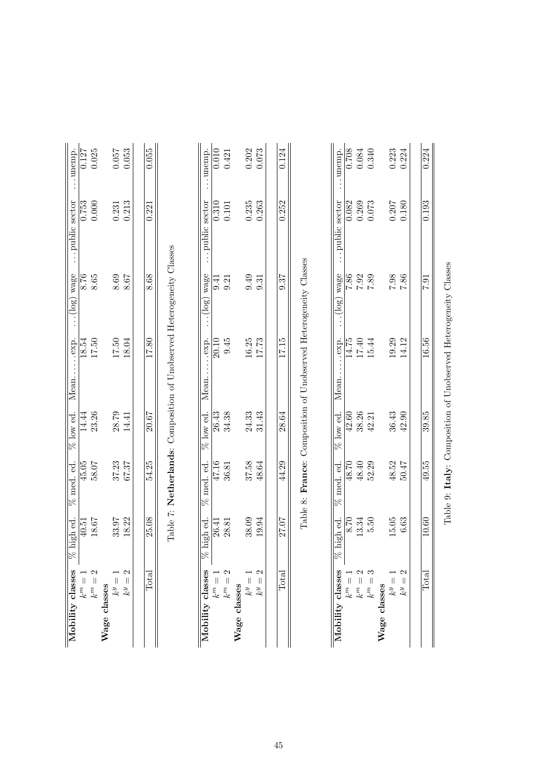| Mobility classes | % high ed. | % med. ed. | % low ed. | Mean… …exp. | …(log) wage | …public sector | …unemp. |
|---|---|---|---|---|---|---|---|
| $k^m = 1$ | 40.51 | 45.05 | 14.44 | 18.54 | 8.76 | 0.753 | 0.127 |
| $k^m = 2$ | 18.67 | 58.07 | 23.26 | 17.50 | 8.65 | 0.000 | 0.025 |
| **Wage classes** | | | | | | | |
| $k^y = 1$ | 33.97 | 37.23 | 28.79 | 17.50 | 8.69 | 0.231 | 0.057 |
| $k^y = 2$ | 18.22 | 67.37 | 14.41 | 18.04 | 8.67 | 0.213 | 0.053 |
| Total | 25.08 | 54.25 | 20.67 | 17.80 | 8.68 | 0.221 | 0.055 |

Table 7: **Netherlands**: Composition of Unobserved Heterogeneity Classes

| Mobility classes | % high ed. | % med. ed. | % low ed. | Mean… …exp. | …(log) wage | …public sector | …unemp. |
|---|---|---|---|---|---|---|---|
| $k^m = 1$ | 26.41 | 47.16 | 26.43 | 20.10 | 9.41 | 0.310 | 0.010 |
| $k^m = 2$ | 28.81 | 36.81 | 34.38 | 9.45 | 9.21 | 0.101 | 0.421 |
| **Wage classes** | | | | | | | |
| $k^y = 1$ | 38.09 | 37.58 | 24.33 | 16.25 | 9.49 | 0.235 | 0.202 |
| $k^y = 2$ | 19.94 | 48.64 | 31.43 | 17.73 | 9.31 | 0.263 | 0.073 |
| Total | 27.07 | 44.29 | 28.64 | 17.15 | 9.37 | 0.252 | 0.124 |

Table 8: **France**: Composition of Unobserved Heterogeneity Classes

| Mobility classes | % high ed. | % med. ed. | % low ed. | Mean… …exp. | …(log) wage | …public sector | …unemp. |
|---|---|---|---|---|---|---|---|
| $k^m = 1$ | 8.70 | 48.70 | 42.60 | 14.75 | 7.86 | 0.082 | 0.708 |
| $k^m = 2$ | 13.34 | 48.40 | 38.26 | 17.40 | 7.92 | 0.269 | 0.084 |
| $k^m = 3$ | 5.50 | 52.29 | 42.21 | 15.44 | 7.89 | 0.073 | 0.340 |
| **Wage classes** | | | | | | | |
| $k^y = 1$ | 15.05 | 48.52 | 36.43 | 19.29 | 7.98 | 0.207 | 0.223 |
| $k^y = 2$ | 6.63 | 50.47 | 42.90 | 14.12 | 7.86 | 0.180 | 0.224 |
| Total | 10.60 | 49.55 | 39.85 | 16.56 | 7.91 | 0.193 | 0.224 |

Table 9: **Italy**: Composition of Unobserved Heterogeneity Classes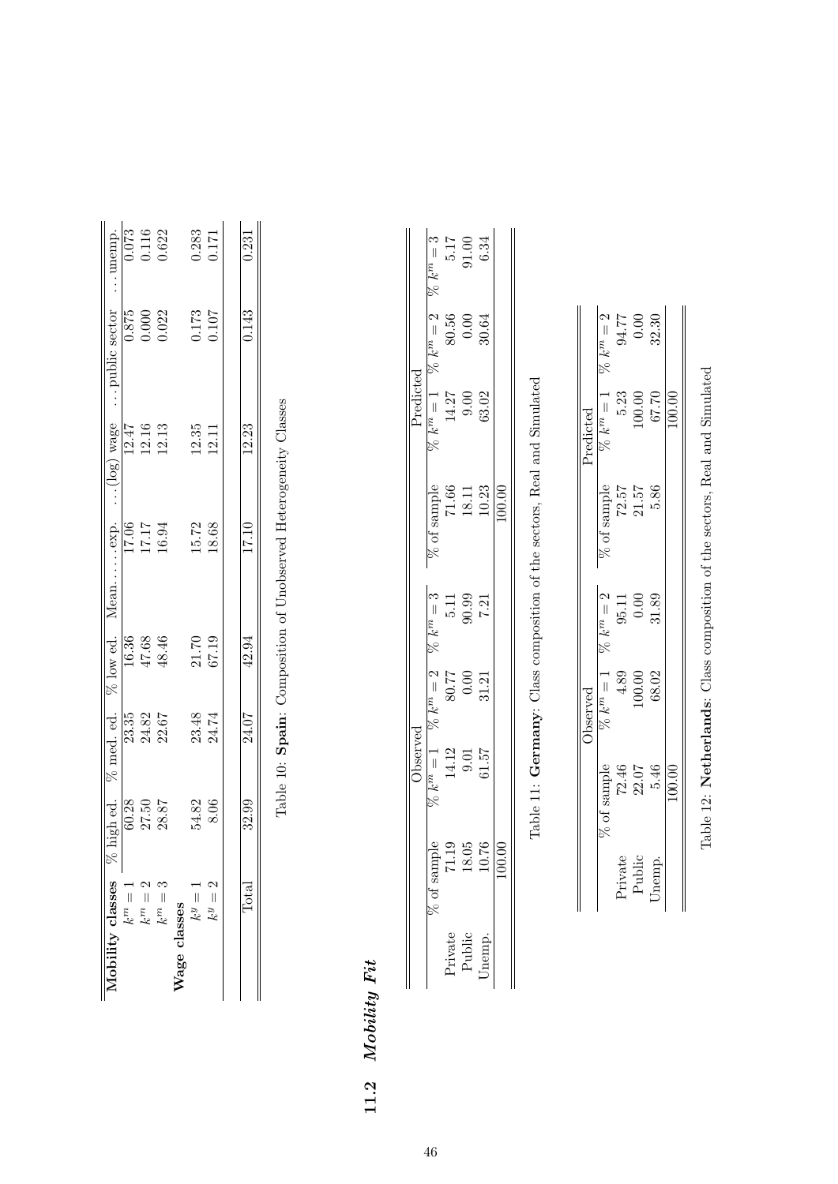| **Mobility classes** | % high ed. | % med. ed. | % low ed. | Mean... ...exp. | ...(log) wage | ...public sector | ...unemp. |
|---|---|---|---|---|---|---|---|
| $k^m = 1$ | 60.28 | 23.35 | 16.36 | 17.06 | 12.47 | 0.875 | 0.073 |
| $k^m = 2$ | 27.50 | 24.82 | 47.68 | 17.17 | 12.16 | 0.000 | 0.116 |
| $k^m = 3$ | 28.87 | 22.67 | 48.46 | 16.94 | 12.13 | 0.022 | 0.622 |
| **Wage classes** | | | | | | | |
| $k^y = 1$ | 54.82 | 23.48 | 21.70 | 15.72 | 12.35 | 0.173 | 0.283 |
| $k^y = 2$ | 8.06 | 24.74 | 67.19 | 18.68 | 12.11 | 0.107 | 0.171 |
| Total | 32.99 | 24.07 | 42.94 | 17.10 | 12.23 | 0.143 | 0.231 |

Table 10: **Spain**: Composition of Unobserved Heterogeneity Classes

## 11.2 *Mobility Fit*

| | Observed | | | | Predicted | | | |
|---|---|---|---|---|---|---|---|---|
| | % of sample | % $k^m = 1$ | % $k^m = 2$ | % $k^m = 3$ | % of sample | % $k^m = 1$ | % $k^m = 2$ | % $k^m = 3$ |
| Private | 71.19 | 14.12 | 80.77 | 5.11 | 71.66 | 14.27 | 80.56 | 5.17 |
| Public | 18.05 | 9.01 | 0.00 | 90.99 | 18.11 | 9.00 | 0.00 | 91.00 |
| Unemp. | 10.76 | 61.57 | 31.21 | 7.21 | 10.23 | 63.02 | 30.64 | 6.34 |
| | 100.00 | | | | 100.00 | | | |

Table 11: **Germany**: Class composition of the sectors, Real and Simulated

| | Observed | | | Predicted | | |
|---|---|---|---|---|---|---|
| | % of sample | % $k^m = 1$ | % $k^m = 2$ | % of sample | % $k^m = 1$ | % $k^m = 2$ |
| Private | 72.46 | 4.89 | 95.11 | 72.57 | 5.23 | 94.77 |
| Public | 22.07 | 100.00 | 0.00 | 21.57 | 100.00 | 0.00 |
| Unemp. | 5.46 | 68.02 | 31.89 | 5.86 | 67.70 | 32.30 |
| | 100.00 | | | 100.00 | | |

Table 12: **Netherlands**: Class composition of the sectors, Real and Simulated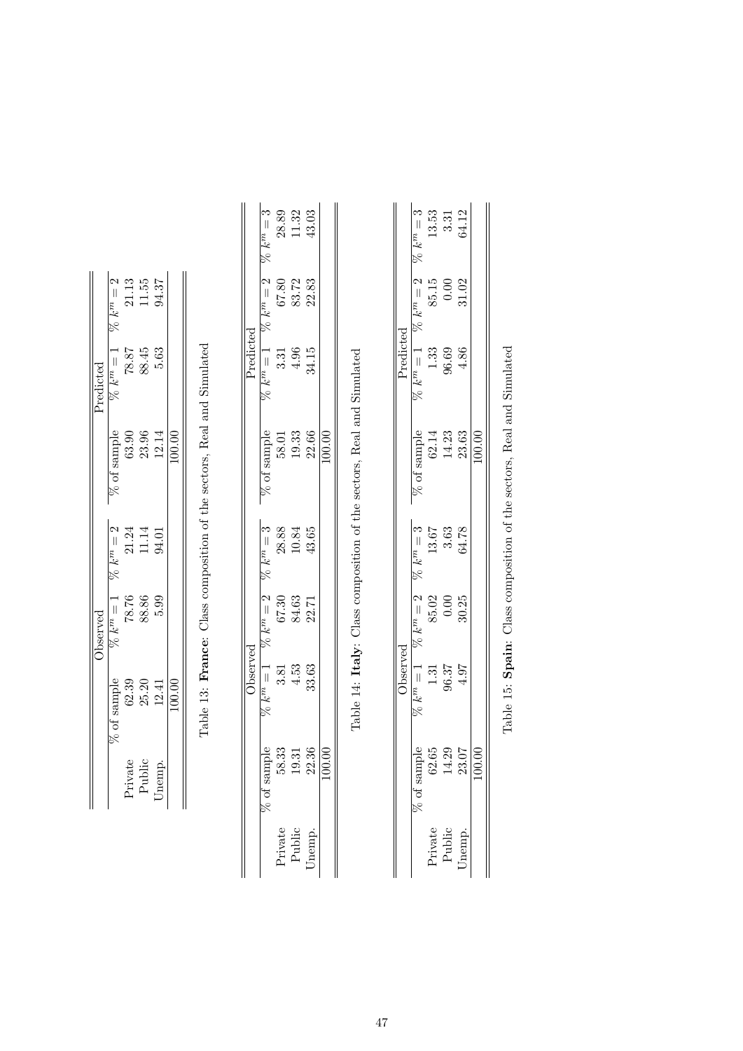|  | Observed |  |  | Predicted |  |  |
|---|---|---|---|---|---|---|
|  | % of sample | % $k^m = 1$ | % $k^m = 2$ | % of sample | % $k^m = 1$ | % $k^m = 2$ |
| Private | 62.39 | 78.76 | 21.24 | 63.90 | 78.87 | 21.13 |
| Public | 25.20 | 88.86 | 11.14 | 23.96 | 88.45 | 11.55 |
| Unemp. | 12.41 | 5.99 | 94.01 | 12.14 | 5.63 | 94.37 |
|  | 100.00 |  |  | 100.00 |  |  |

Table 13: **France**: Class composition of the sectors, Real and Simulated

|  | Observed |  |  |  | Predicted |  |  |  |
|---|---|---|---|---|---|---|---|---|
|  | % of sample | % $k^m = 1$ | % $k^m = 2$ | % $k^m = 3$ | % of sample | % $k^m = 1$ | % $k^m = 2$ | % $k^m = 3$ |
| Private | 58.33 | 3.81 | 67.30 | 28.88 | 58.01 | 3.31 | 67.80 | 28.89 |
| Public | 19.31 | 4.53 | 84.63 | 10.84 | 19.33 | 4.96 | 83.72 | 11.32 |
| Unemp. | 22.36 | 33.63 | 22.71 | 43.65 | 22.66 | 34.15 | 22.83 | 43.03 |
|  | 100.00 |  |  |  | 100.00 |  |  |  |

Table 14: **Italy**: Class composition of the sectors, Real and Simulated

|  | Observed |  |  |  | Predicted |  |  |  |
|---|---|---|---|---|---|---|---|---|
|  | % of sample | % $k^m = 1$ | % $k^m = 2$ | % $k^m = 3$ | % of sample | % $k^m = 1$ | % $k^m = 2$ | % $k^m = 3$ |
| Private | 62.65 | 1.31 | 85.02 | 13.67 | 62.14 | 1.33 | 85.15 | 13.53 |
| Public | 14.29 | 96.37 | 0.00 | 3.63 | 14.23 | 96.69 | 0.00 | 3.31 |
| Unemp. | 23.07 | 4.97 | 30.25 | 64.78 | 23.63 | 4.86 | 31.02 | 64.12 |
|  | 100.00 |  |  |  | 100.00 |  |  |  |

Table 15: **Spain**: Class composition of the sectors, Real and Simulated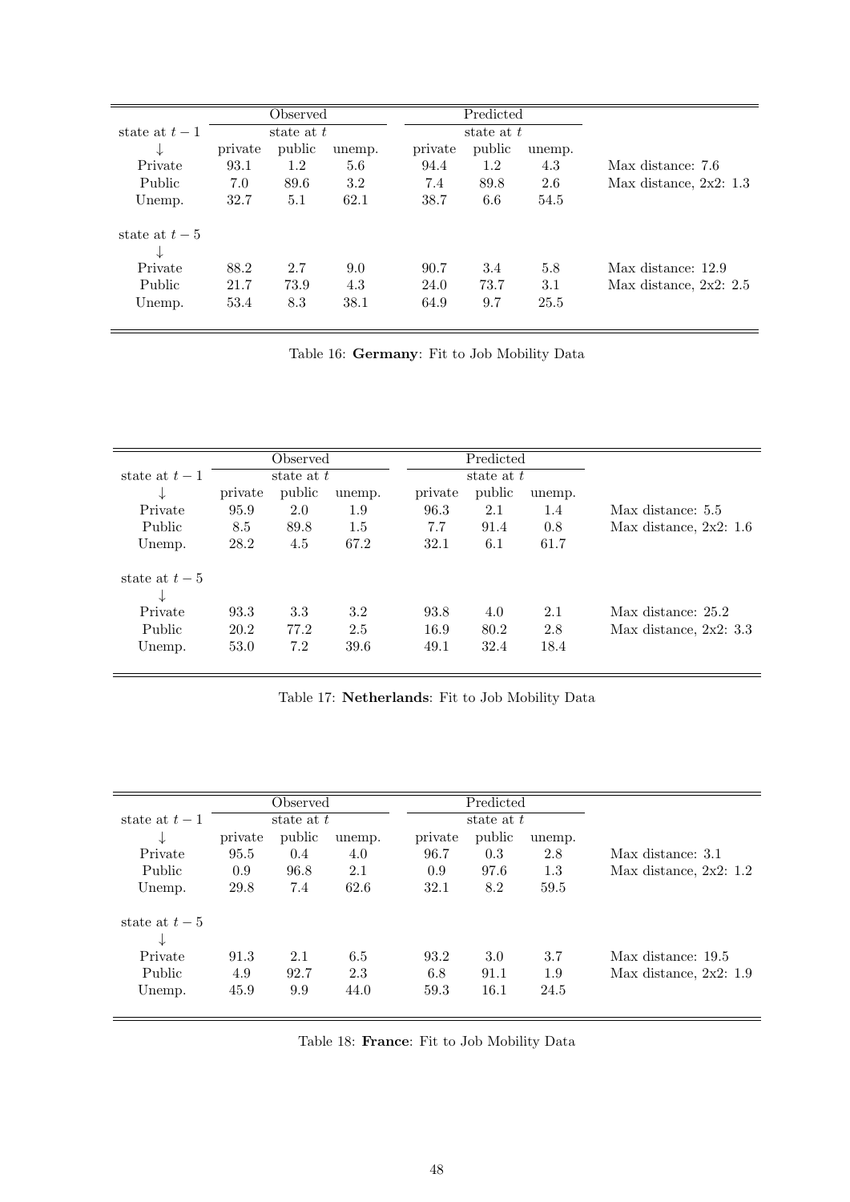| | Observed | | | Predicted | | | |
|---|---|---|---|---|---|---|---|
| state at $t-1$ | state at $t$ | | | state at $t$ | | | |
| $\downarrow$ | private | public | unemp. | private | public | unemp. | |
| Private | 93.1 | 1.2 | 5.6 | 94.4 | 1.2 | 4.3 | Max distance: 7.6 |
| Public | 7.0 | 89.6 | 3.2 | 7.4 | 89.8 | 2.6 | Max distance, 2x2: 1.3 |
| Unemp. | 32.7 | 5.1 | 62.1 | 38.7 | 6.6 | 54.5 | |
| state at $t-5$ | | | | | | | |
| $\downarrow$ | | | | | | | |
| Private | 88.2 | 2.7 | 9.0 | 90.7 | 3.4 | 5.8 | Max distance: 12.9 |
| Public | 21.7 | 73.9 | 4.3 | 24.0 | 73.7 | 3.1 | Max distance, 2x2: 2.5 |
| Unemp. | 53.4 | 8.3 | 38.1 | 64.9 | 9.7 | 25.5 | |

Table 16: **Germany**: Fit to Job Mobility Data

| | Observed | | | Predicted | | | |
|---|---|---|---|---|---|---|---|
| state at $t-1$ | state at $t$ | | | state at $t$ | | | |
| $\downarrow$ | private | public | unemp. | private | public | unemp. | |
| Private | 95.9 | 2.0 | 1.9 | 96.3 | 2.1 | 1.4 | Max distance: 5.5 |
| Public | 8.5 | 89.8 | 1.5 | 7.7 | 91.4 | 0.8 | Max distance, 2x2: 1.6 |
| Unemp. | 28.2 | 4.5 | 67.2 | 32.1 | 6.1 | 61.7 | |
| state at $t-5$ | | | | | | | |
| $\downarrow$ | | | | | | | |
| Private | 93.3 | 3.3 | 3.2 | 93.8 | 4.0 | 2.1 | Max distance: 25.2 |
| Public | 20.2 | 77.2 | 2.5 | 16.9 | 80.2 | 2.8 | Max distance, 2x2: 3.3 |
| Unemp. | 53.0 | 7.2 | 39.6 | 49.1 | 32.4 | 18.4 | |

Table 17: **Netherlands**: Fit to Job Mobility Data

| | Observed | | | Predicted | | | |
|---|---|---|---|---|---|---|---|
| state at $t-1$ | state at $t$ | | | state at $t$ | | | |
| $\downarrow$ | private | public | unemp. | private | public | unemp. | |
| Private | 95.5 | 0.4 | 4.0 | 96.7 | 0.3 | 2.8 | Max distance: 3.1 |
| Public | 0.9 | 96.8 | 2.1 | 0.9 | 97.6 | 1.3 | Max distance, 2x2: 1.2 |
| Unemp. | 29.8 | 7.4 | 62.6 | 32.1 | 8.2 | 59.5 | |
| state at $t-5$ | | | | | | | |
| $\downarrow$ | | | | | | | |
| Private | 91.3 | 2.1 | 6.5 | 93.2 | 3.0 | 3.7 | Max distance: 19.5 |
| Public | 4.9 | 92.7 | 2.3 | 6.8 | 91.1 | 1.9 | Max distance, 2x2: 1.9 |
| Unemp. | 45.9 | 9.9 | 44.0 | 59.3 | 16.1 | 24.5 | |

Table 18: **France**: Fit to Job Mobility Data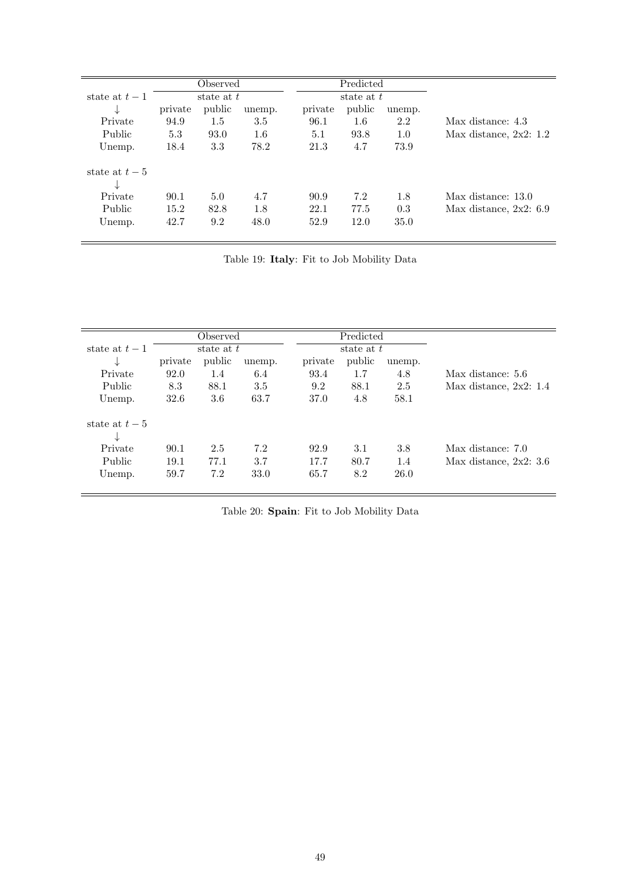| | Observed | | | Predicted | | | |
|---|---|---|---|---|---|---|---|
| state at $t-1$ | state at $t$ | | | state at $t$ | | | |
| ↓ | private | public | unemp. | private | public | unemp. | |
| Private | 94.9 | 1.5 | 3.5 | 96.1 | 1.6 | 2.2 | Max distance: 4.3 |
| Public | 5.3 | 93.0 | 1.6 | 5.1 | 93.8 | 1.0 | Max distance, 2x2: 1.2 |
| Unemp. | 18.4 | 3.3 | 78.2 | 21.3 | 4.7 | 73.9 | |
| state at $t-5$ | | | | | | | |
| ↓ | | | | | | | |
| Private | 90.1 | 5.0 | 4.7 | 90.9 | 7.2 | 1.8 | Max distance: 13.0 |
| Public | 15.2 | 82.8 | 1.8 | 22.1 | 77.5 | 0.3 | Max distance, 2x2: 6.9 |
| Unemp. | 42.7 | 9.2 | 48.0 | 52.9 | 12.0 | 35.0 | |

Table 19: **Italy**: Fit to Job Mobility Data

| | Observed | | | Predicted | | | |
|---|---|---|---|---|---|---|---|
| state at $t-1$ | state at $t$ | | | state at $t$ | | | |
| ↓ | private | public | unemp. | private | public | unemp. | |
| Private | 92.0 | 1.4 | 6.4 | 93.4 | 1.7 | 4.8 | Max distance: 5.6 |
| Public | 8.3 | 88.1 | 3.5 | 9.2 | 88.1 | 2.5 | Max distance, 2x2: 1.4 |
| Unemp. | 32.6 | 3.6 | 63.7 | 37.0 | 4.8 | 58.1 | |
| state at $t-5$ | | | | | | | |
| ↓ | | | | | | | |
| Private | 90.1 | 2.5 | 7.2 | 92.9 | 3.1 | 3.8 | Max distance: 7.0 |
| Public | 19.1 | 77.1 | 3.7 | 17.7 | 80.7 | 1.4 | Max distance, 2x2: 3.6 |
| Unemp. | 59.7 | 7.2 | 33.0 | 65.7 | 8.2 | 26.0 | |

Table 20: **Spain**: Fit to Job Mobility Data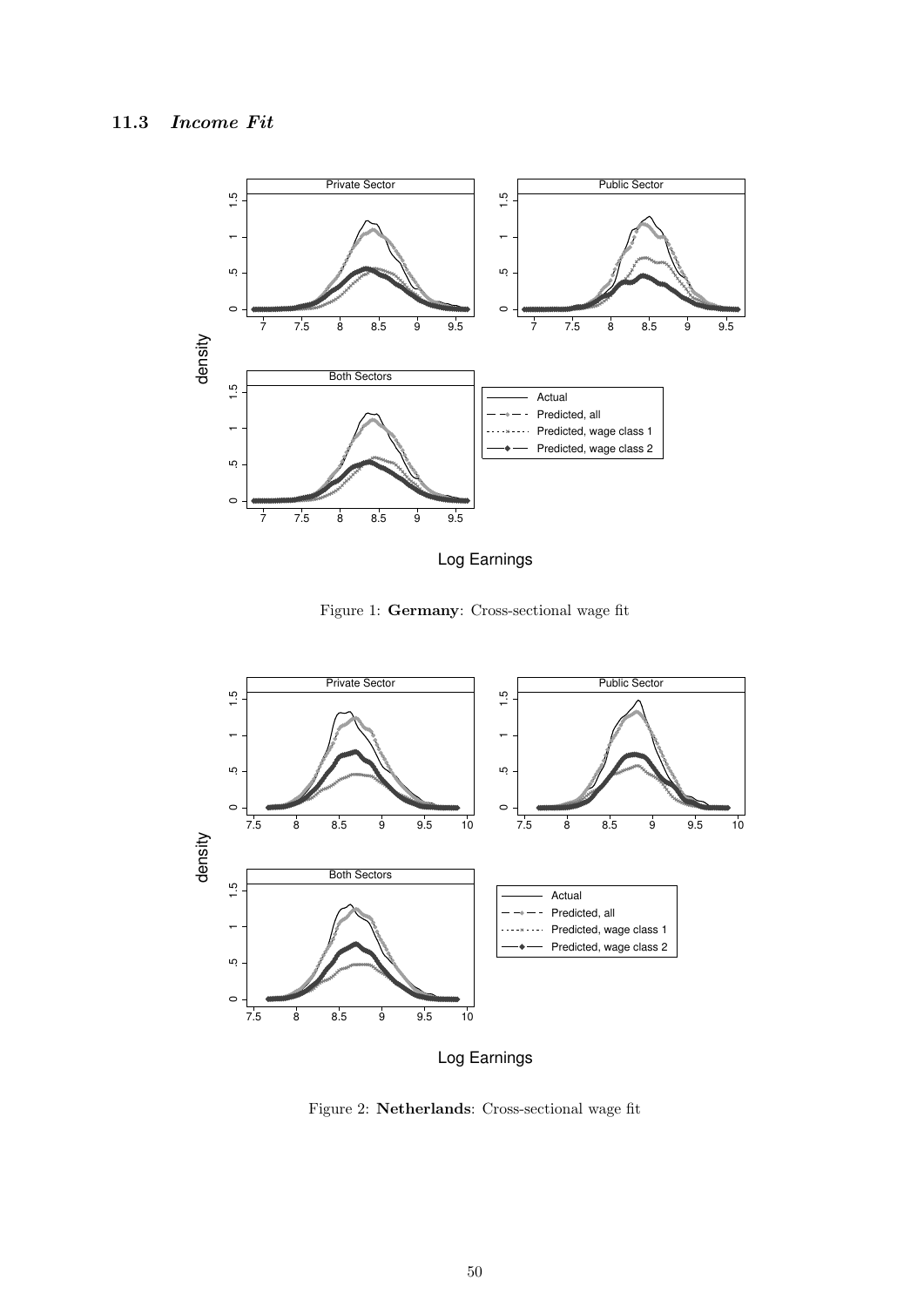## 11.3 *Income Fit*

Figure 1: **Germany**: Cross-sectional wage fit

Figure 2: **Netherlands**: Cross-sectional wage fit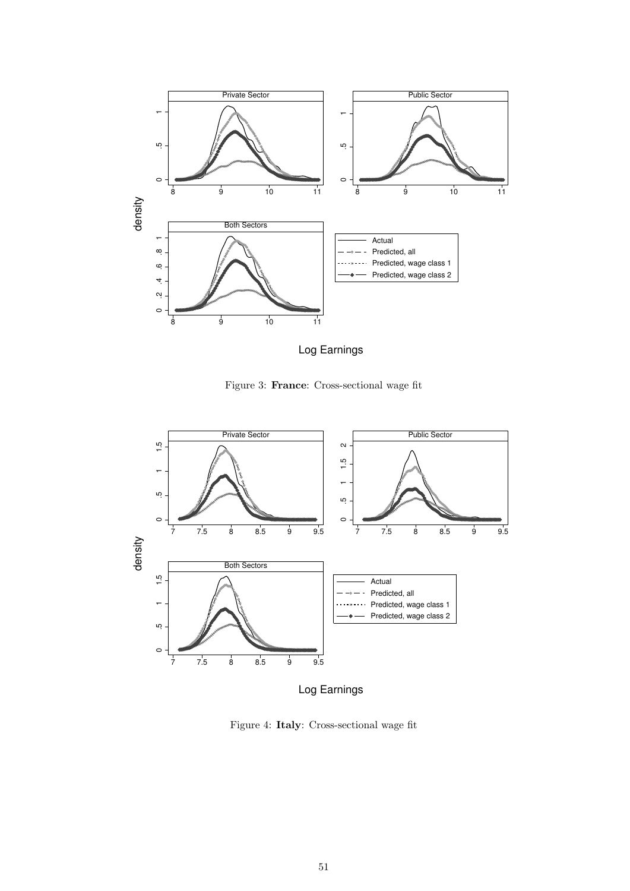Figure 3: **France**: Cross-sectional wage fit

Figure 4: **Italy**: Cross-sectional wage fit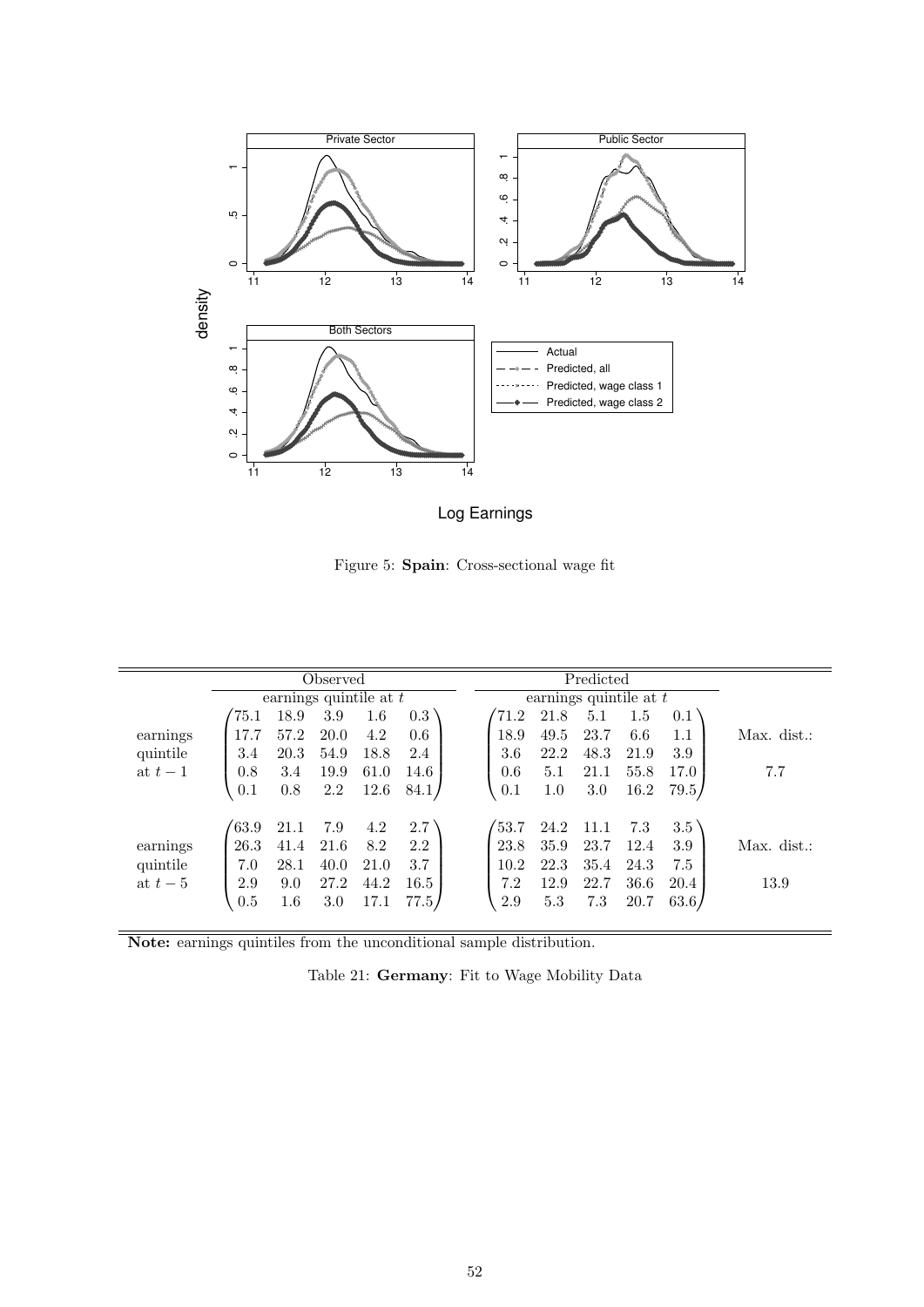Figure 5: **Spain**: Cross-sectional wage fit

| | Observed | | | | | Predicted | | | | | |
|---|---|---|---|---|---|---|---|---|---|---|---|
| | earnings quintile at $t$ | | | | | earnings quintile at $t$ | | | | | |
| earnings quintile at $t-1$ | 75.1 | 18.9 | 3.9 | 1.6 | 0.3 | 71.2 | 21.8 | 5.1 | 1.5 | 0.1 | Max. dist.: |
| | 17.7 | 57.2 | 20.0 | 4.2 | 0.6 | 18.9 | 49.5 | 23.7 | 6.6 | 1.1 | |
| | 3.4 | 20.3 | 54.9 | 18.8 | 2.4 | 3.6 | 22.2 | 48.3 | 21.9 | 3.9 | 7.7 |
| | 0.8 | 3.4 | 19.9 | 61.0 | 14.6 | 0.6 | 5.1 | 21.1 | 55.8 | 17.0 | |
| | 0.1 | 0.8 | 2.2 | 12.6 | 84.1 | 0.1 | 1.0 | 3.0 | 16.2 | 79.5 | |
| earnings quintile at $t-5$ | 63.9 | 21.1 | 7.9 | 4.2 | 2.7 | 53.7 | 24.2 | 11.1 | 7.3 | 3.5 | Max. dist.: |
| | 26.3 | 41.4 | 21.6 | 8.2 | 2.2 | 23.8 | 35.9 | 23.7 | 12.4 | 3.9 | |
| | 7.0 | 28.1 | 40.0 | 21.0 | 3.7 | 10.2 | 22.3 | 35.4 | 24.3 | 7.5 | 13.9 |
| | 2.9 | 9.0 | 27.2 | 44.2 | 16.5 | 7.2 | 12.9 | 22.7 | 36.6 | 20.4 | |
| | 0.5 | 1.6 | 3.0 | 17.1 | 77.5 | 2.9 | 5.3 | 7.3 | 20.7 | 63.6 | |

**Note:** earnings quintiles from the unconditional sample distribution.

Table 21: **Germany**: Fit to Wage Mobility Data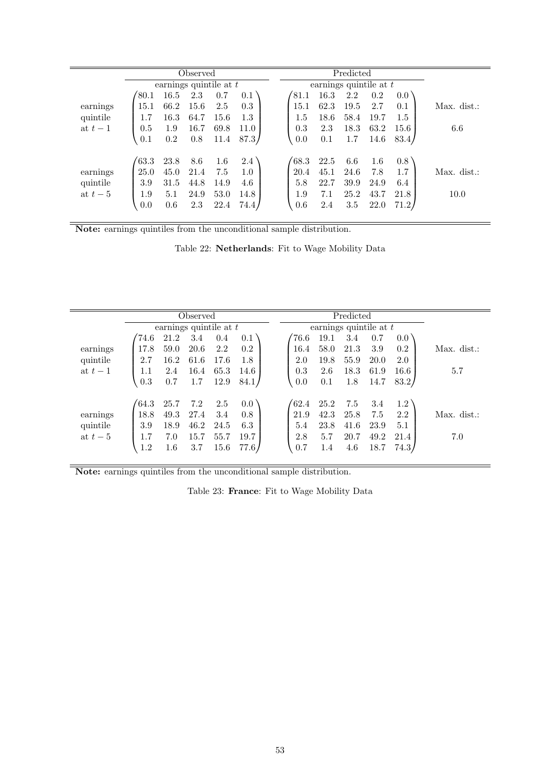| | Observed | | | | | Predicted | | | | | |
|---|---|---|---|---|---|---|---|---|---|---|---|
| | earnings quintile at $t$ | | | | | earnings quintile at $t$ | | | | | |
| earnings quintile at $t-1$ | 80.1 | 16.5 | 2.3 | 0.7 | 0.1 | 81.1 | 16.3 | 2.2 | 0.2 | 0.0 | Max. dist.: |
| | 15.1 | 66.2 | 15.6 | 2.5 | 0.3 | 15.1 | 62.3 | 19.5 | 2.7 | 0.1 | 6.6 |
| | 1.7 | 16.3 | 64.7 | 15.6 | 1.3 | 1.5 | 18.6 | 58.4 | 19.7 | 1.5 | |
| | 0.5 | 1.9 | 16.7 | 69.8 | 11.0 | 0.3 | 2.3 | 18.3 | 63.2 | 15.6 | |
| | 0.1 | 0.2 | 0.8 | 11.4 | 87.3 | 0.0 | 0.1 | 1.7 | 14.6 | 83.4 | |
| earnings quintile at $t-5$ | 63.3 | 23.8 | 8.6 | 1.6 | 2.4 | 68.3 | 22.5 | 6.6 | 1.6 | 0.8 | Max. dist.: |
| | 25.0 | 45.0 | 21.4 | 7.5 | 1.0 | 20.4 | 45.1 | 24.6 | 7.8 | 1.7 | 10.0 |
| | 3.9 | 31.5 | 44.8 | 14.9 | 4.6 | 5.8 | 22.7 | 39.9 | 24.9 | 6.4 | |
| | 1.9 | 5.1 | 24.9 | 53.0 | 14.8 | 1.9 | 7.1 | 25.2 | 43.7 | 21.8 | |
| | 0.0 | 0.6 | 2.3 | 22.4 | 74.4 | 0.6 | 2.4 | 3.5 | 22.0 | 71.2 | |

**Note:** earnings quintiles from the unconditional sample distribution.

Table 22: **Netherlands**: Fit to Wage Mobility Data

| | Observed | | | | | Predicted | | | | | |
|---|---|---|---|---|---|---|---|---|---|---|---|
| | earnings quintile at $t$ | | | | | earnings quintile at $t$ | | | | | |
| earnings quintile at $t-1$ | 74.6 | 21.2 | 3.4 | 0.4 | 0.1 | 76.6 | 19.1 | 3.4 | 0.7 | 0.0 | Max. dist.: |
| | 17.8 | 59.0 | 20.6 | 2.2 | 0.2 | 16.4 | 58.0 | 21.3 | 3.9 | 0.2 | 5.7 |
| | 2.7 | 16.2 | 61.6 | 17.6 | 1.8 | 2.0 | 19.8 | 55.9 | 20.0 | 2.0 | |
| | 1.1 | 2.4 | 16.4 | 65.3 | 14.6 | 0.3 | 2.6 | 18.3 | 61.9 | 16.6 | |
| | 0.3 | 0.7 | 1.7 | 12.9 | 84.1 | 0.0 | 0.1 | 1.8 | 14.7 | 83.2 | |
| earnings quintile at $t-5$ | 64.3 | 25.7 | 7.2 | 2.5 | 0.0 | 62.4 | 25.2 | 7.5 | 3.4 | 1.2 | Max. dist.: |
| | 18.8 | 49.3 | 27.4 | 3.4 | 0.8 | 21.9 | 42.3 | 25.8 | 7.5 | 2.2 | 7.0 |
| | 3.9 | 18.9 | 46.2 | 24.5 | 6.3 | 5.4 | 23.8 | 41.6 | 23.9 | 5.1 | |
| | 1.7 | 7.0 | 15.7 | 55.7 | 19.7 | 2.8 | 5.7 | 20.7 | 49.2 | 21.4 | |
| | 1.2 | 1.6 | 3.7 | 15.6 | 77.6 | 0.7 | 1.4 | 4.6 | 18.7 | 74.3 | |

**Note:** earnings quintiles from the unconditional sample distribution.

Table 23: **France**: Fit to Wage Mobility Data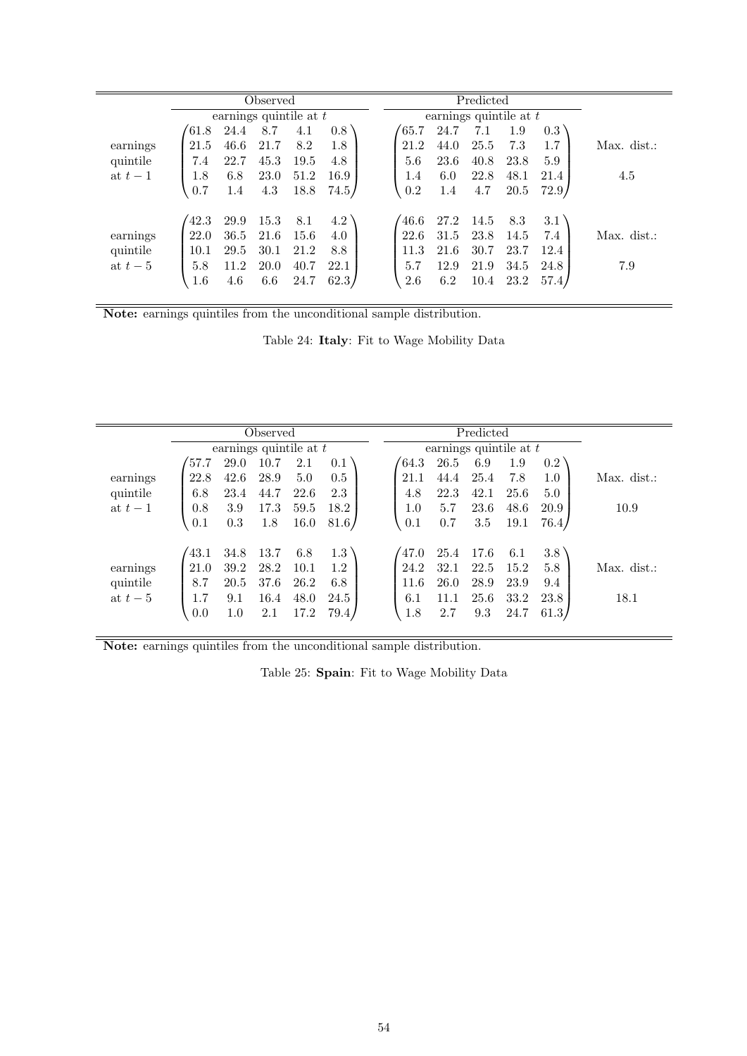| | Observed | | | | | Predicted | | | | | |
|---|---|---|---|---|---|---|---|---|---|---|---|
| | earnings quintile at $t$ | | | | | earnings quintile at $t$ | | | | | |
| earnings quintile at $t-1$ | 61.8 | 24.4 | 8.7 | 4.1 | 0.8 | 65.7 | 24.7 | 7.1 | 1.9 | 0.3 | Max. dist.: 4.5 |
| | 21.5 | 46.6 | 21.7 | 8.2 | 1.8 | 21.2 | 44.0 | 25.5 | 7.3 | 1.7 | |
| | 7.4 | 22.7 | 45.3 | 19.5 | 4.8 | 5.6 | 23.6 | 40.8 | 23.8 | 5.9 | |
| | 1.8 | 6.8 | 23.0 | 51.2 | 16.9 | 1.4 | 6.0 | 22.8 | 48.1 | 21.4 | |
| | 0.7 | 1.4 | 4.3 | 18.8 | 74.5 | 0.2 | 1.4 | 4.7 | 20.5 | 72.9 | |
| earnings quintile at $t-5$ | 42.3 | 29.9 | 15.3 | 8.1 | 4.2 | 46.6 | 27.2 | 14.5 | 8.3 | 3.1 | Max. dist.: 7.9 |
| | 22.0 | 36.5 | 21.6 | 15.6 | 4.0 | 22.6 | 31.5 | 23.8 | 14.5 | 7.4 | |
| | 10.1 | 29.5 | 30.1 | 21.2 | 8.8 | 11.3 | 21.6 | 30.7 | 23.7 | 12.4 | |
| | 5.8 | 11.2 | 20.0 | 40.7 | 22.1 | 5.7 | 12.9 | 21.9 | 34.5 | 24.8 | |
| | 1.6 | 4.6 | 6.6 | 24.7 | 62.3 | 2.6 | 6.2 | 10.4 | 23.2 | 57.4 | |

**Note:** earnings quintiles from the unconditional sample distribution.

Table 24: **Italy**: Fit to Wage Mobility Data

| | Observed | | | | | Predicted | | | | | |
|---|---|---|---|---|---|---|---|---|---|---|---|
| | earnings quintile at $t$ | | | | | earnings quintile at $t$ | | | | | |
| earnings quintile at $t-1$ | 57.7 | 29.0 | 10.7 | 2.1 | 0.1 | 64.3 | 26.5 | 6.9 | 1.9 | 0.2 | Max. dist.: 10.9 |
| | 22.8 | 42.6 | 28.9 | 5.0 | 0.5 | 21.1 | 44.4 | 25.4 | 7.8 | 1.0 | |
| | 6.8 | 23.4 | 44.7 | 22.6 | 2.3 | 4.8 | 22.3 | 42.1 | 25.6 | 5.0 | |
| | 0.8 | 3.9 | 17.3 | 59.5 | 18.2 | 1.0 | 5.7 | 23.6 | 48.6 | 20.9 | |
| | 0.1 | 0.3 | 1.8 | 16.0 | 81.6 | 0.1 | 0.7 | 3.5 | 19.1 | 76.4 | |
| earnings quintile at $t-5$ | 43.1 | 34.8 | 13.7 | 6.8 | 1.3 | 47.0 | 25.4 | 17.6 | 6.1 | 3.8 | Max. dist.: 18.1 |
| | 21.0 | 39.2 | 28.2 | 10.1 | 1.2 | 24.2 | 32.1 | 22.5 | 15.2 | 5.8 | |
| | 8.7 | 20.5 | 37.6 | 26.2 | 6.8 | 11.6 | 26.0 | 28.9 | 23.9 | 9.4 | |
| | 1.7 | 9.1 | 16.4 | 48.0 | 24.5 | 6.1 | 11.1 | 25.6 | 33.2 | 23.8 | |
| | 0.0 | 1.0 | 2.1 | 17.2 | 79.4 | 1.8 | 2.7 | 9.3 | 24.7 | 61.3 | |

**Note:** earnings quintiles from the unconditional sample distribution.

Table 25: **Spain**: Fit to Wage Mobility Data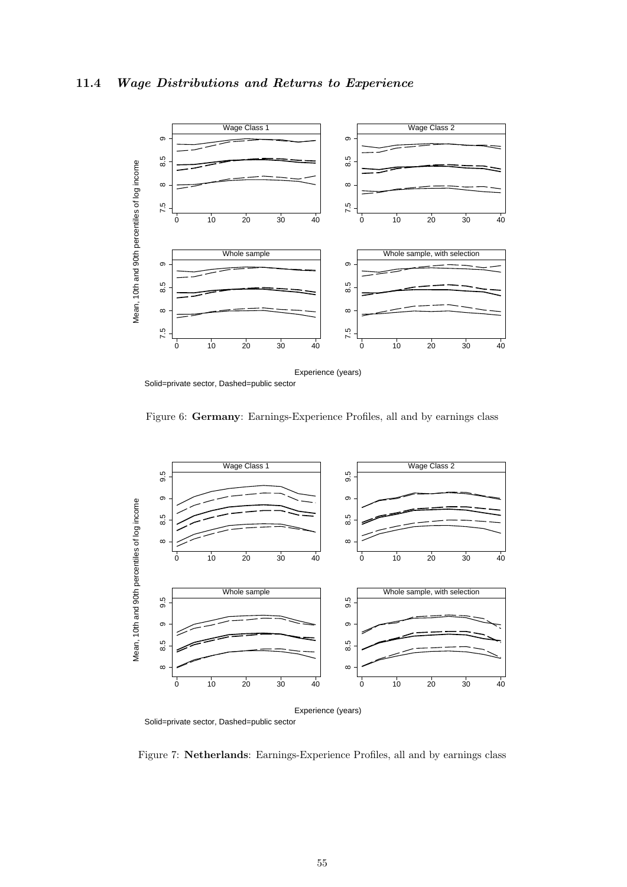## 11.4 *Wage Distributions and Returns to Experience*

Figure 6: **Germany**: Earnings-Experience Profiles, all and by earnings class

Figure 7: **Netherlands**: Earnings-Experience Profiles, all and by earnings class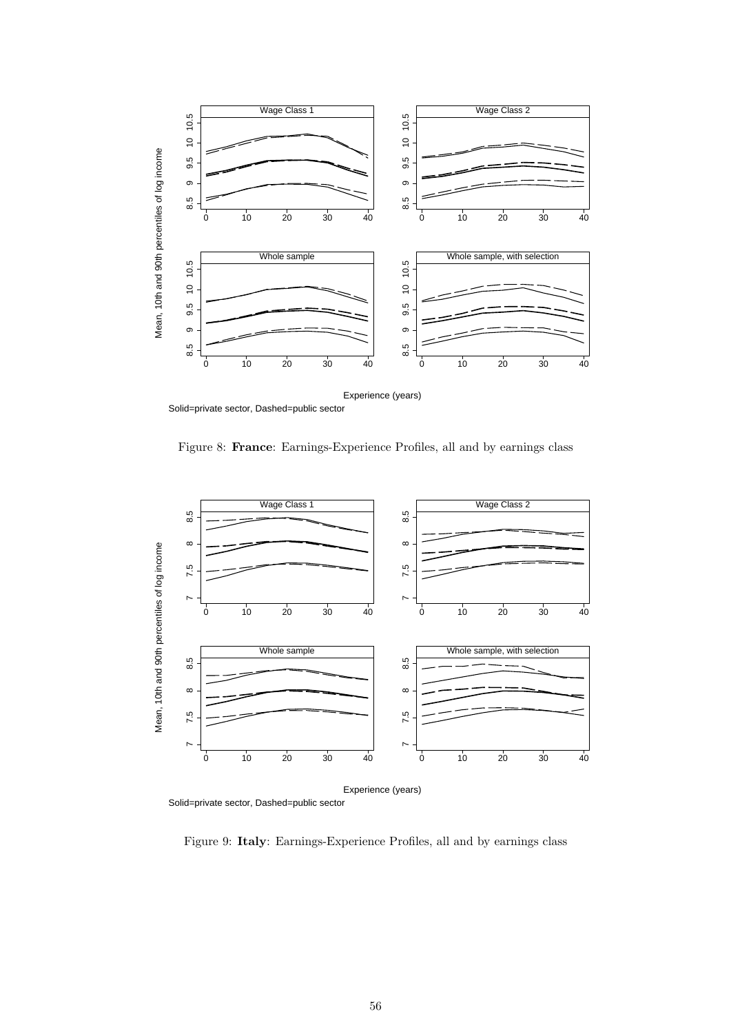Figure 8: **France**: Earnings-Experience Profiles, all and by earnings class

Figure 9: **Italy**: Earnings-Experience Profiles, all and by earnings class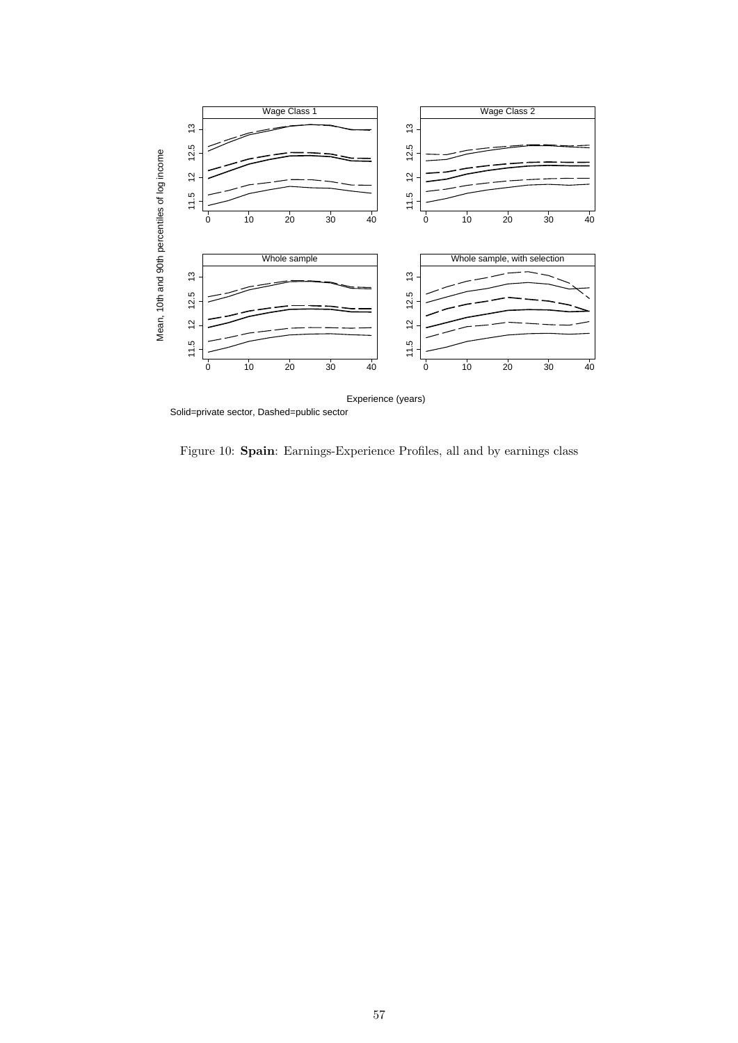Figure 10: **Spain**: Earnings-Experience Profiles, all and by earnings class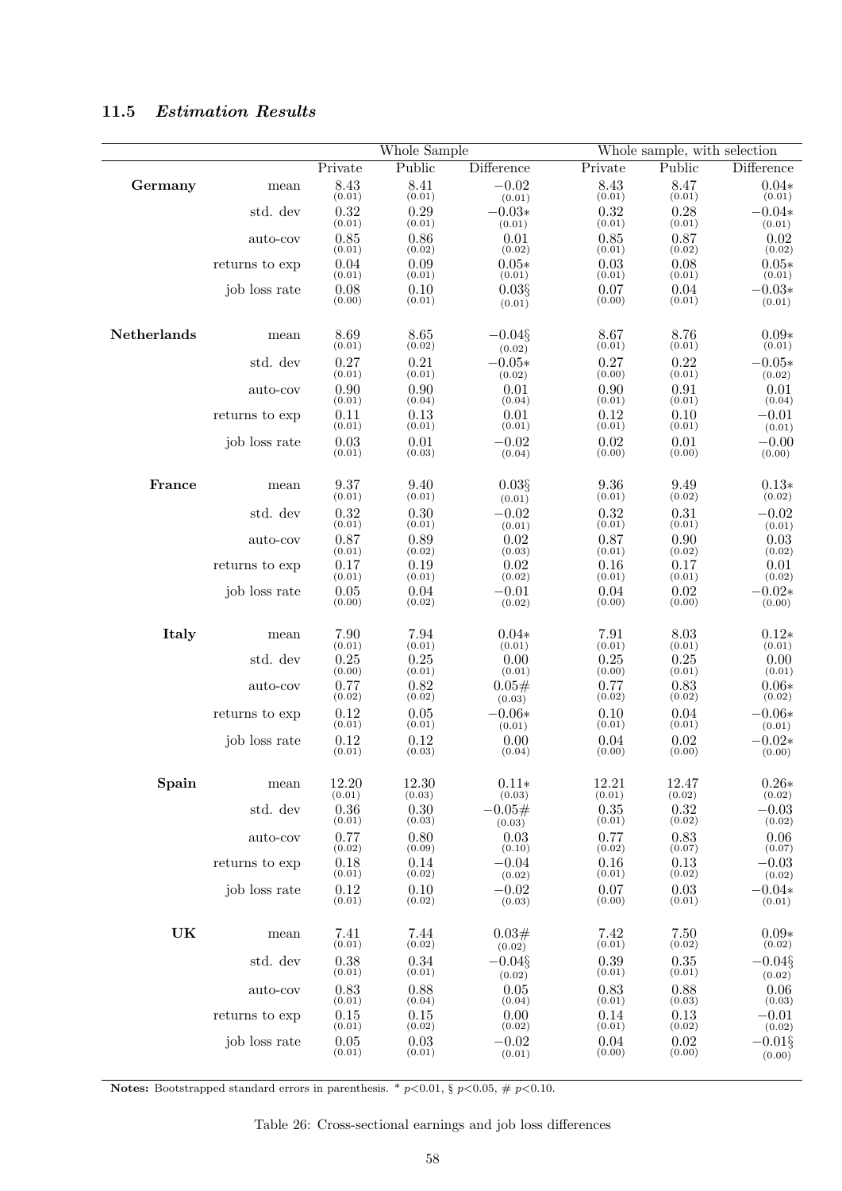## 11.5 *Estimation Results*

| | | Whole Sample | | | Whole sample, with selection | | |
|---|---|---|---|---|---|---|---|
| | | Private | Public | Difference | Private | Public | Difference |
| **Germany** | mean | 8.43 (0.01) | 8.41 (0.01) | −0.02 (0.01) | 8.43 (0.01) | 8.47 (0.01) | 0.04* (0.01) |
| | std. dev | 0.32 (0.01) | 0.29 (0.01) | −0.03* (0.01) | 0.32 (0.01) | 0.28 (0.01) | −0.04* (0.01) |
| | auto-cov | 0.85 (0.01) | 0.86 (0.02) | 0.01 (0.02) | 0.85 (0.01) | 0.87 (0.02) | 0.02 (0.02) |
| | returns to exp | 0.04 (0.01) | 0.09 (0.01) | 0.05* (0.01) | 0.03 (0.01) | 0.08 (0.01) | 0.05* (0.01) |
| | job loss rate | 0.08 (0.00) | 0.10 (0.01) | 0.03§ (0.01) | 0.07 (0.00) | 0.04 (0.01) | −0.03* (0.01) |
| **Netherlands** | mean | 8.69 (0.01) | 8.65 (0.02) | −0.04§ (0.02) | 8.67 (0.01) | 8.76 (0.01) | 0.09* (0.01) |
| | std. dev | 0.27 (0.01) | 0.21 (0.01) | −0.05* (0.02) | 0.27 (0.00) | 0.22 (0.01) | −0.05* (0.02) |
| | auto-cov | 0.90 (0.01) | 0.90 (0.04) | 0.01 (0.04) | 0.90 (0.01) | 0.91 (0.01) | 0.01 (0.04) |
| | returns to exp | 0.11 (0.01) | 0.13 (0.01) | 0.01 (0.01) | 0.12 (0.01) | 0.10 (0.01) | −0.01 (0.01) |
| | job loss rate | 0.03 (0.01) | 0.01 (0.03) | −0.02 (0.04) | 0.02 (0.00) | 0.01 (0.00) | −0.00 (0.00) |
| **France** | mean | 9.37 (0.01) | 9.40 (0.01) | 0.03§ (0.01) | 9.36 (0.01) | 9.49 (0.02) | 0.13* (0.02) |
| | std. dev | 0.32 (0.01) | 0.30 (0.01) | −0.02 (0.01) | 0.32 (0.01) | 0.31 (0.01) | −0.02 (0.01) |
| | auto-cov | 0.87 (0.01) | 0.89 (0.02) | 0.02 (0.03) | 0.87 (0.01) | 0.90 (0.02) | 0.03 (0.02) |
| | returns to exp | 0.17 (0.01) | 0.19 (0.01) | 0.02 (0.02) | 0.16 (0.01) | 0.17 (0.01) | 0.01 (0.02) |
| | job loss rate | 0.05 (0.00) | 0.04 (0.02) | −0.01 (0.02) | 0.04 (0.00) | 0.02 (0.00) | −0.02* (0.00) |
| **Italy** | mean | 7.90 (0.01) | 7.94 (0.01) | 0.04* (0.01) | 7.91 (0.01) | 8.03 (0.01) | 0.12* (0.01) |
| | std. dev | 0.25 (0.00) | 0.25 (0.01) | 0.00 (0.01) | 0.25 (0.00) | 0.25 (0.01) | 0.00 (0.01) |
| | auto-cov | 0.77 (0.02) | 0.82 (0.02) | 0.05# (0.03) | 0.77 (0.02) | 0.83 (0.02) | 0.06* (0.02) |
| | returns to exp | 0.12 (0.01) | 0.05 (0.01) | −0.06* (0.01) | 0.10 (0.01) | 0.04 (0.01) | −0.06* (0.01) |
| | job loss rate | 0.12 (0.01) | 0.12 (0.03) | 0.00 (0.04) | 0.04 (0.00) | 0.02 (0.00) | −0.02* (0.00) |
| **Spain** | mean | 12.20 (0.01) | 12.30 (0.03) | 0.11* (0.03) | 12.21 (0.01) | 12.47 (0.02) | 0.26* (0.02) |
| | std. dev | 0.36 (0.01) | 0.30 (0.03) | −0.05# (0.03) | 0.35 (0.01) | 0.32 (0.02) | −0.03 (0.02) |
| | auto-cov | 0.77 (0.02) | 0.80 (0.09) | 0.03 (0.10) | 0.77 (0.02) | 0.83 (0.07) | 0.06 (0.07) |
| | returns to exp | 0.18 (0.01) | 0.14 (0.02) | −0.04 (0.02) | 0.16 (0.01) | 0.13 (0.02) | −0.03 (0.02) |
| | job loss rate | 0.12 (0.01) | 0.10 (0.02) | −0.02 (0.03) | 0.07 (0.00) | 0.03 (0.01) | −0.04* (0.01) |
| **UK** | mean | 7.41 (0.01) | 7.44 (0.02) | 0.03# (0.02) | 7.42 (0.01) | 7.50 (0.02) | 0.09* (0.02) |
| | std. dev | 0.38 (0.01) | 0.34 (0.01) | −0.04§ (0.02) | 0.39 (0.01) | 0.35 (0.01) | −0.04§ (0.02) |
| | auto-cov | 0.83 (0.01) | 0.88 (0.04) | 0.05 (0.04) | 0.83 (0.01) | 0.88 (0.03) | 0.06 (0.03) |
| | returns to exp | 0.15 (0.01) | 0.15 (0.02) | 0.00 (0.02) | 0.14 (0.01) | 0.13 (0.02) | −0.01 (0.02) |
| | job loss rate | 0.05 (0.01) | 0.03 (0.01) | −0.02 (0.01) | 0.04 (0.00) | 0.02 (0.00) | −0.01§ (0.00) |

**Notes:** Bootstrapped standard errors in parenthesis. * $p<0.01$, § $p<0.05$, # $p<0.10$.

Table 26: Cross-sectional earnings and job loss differences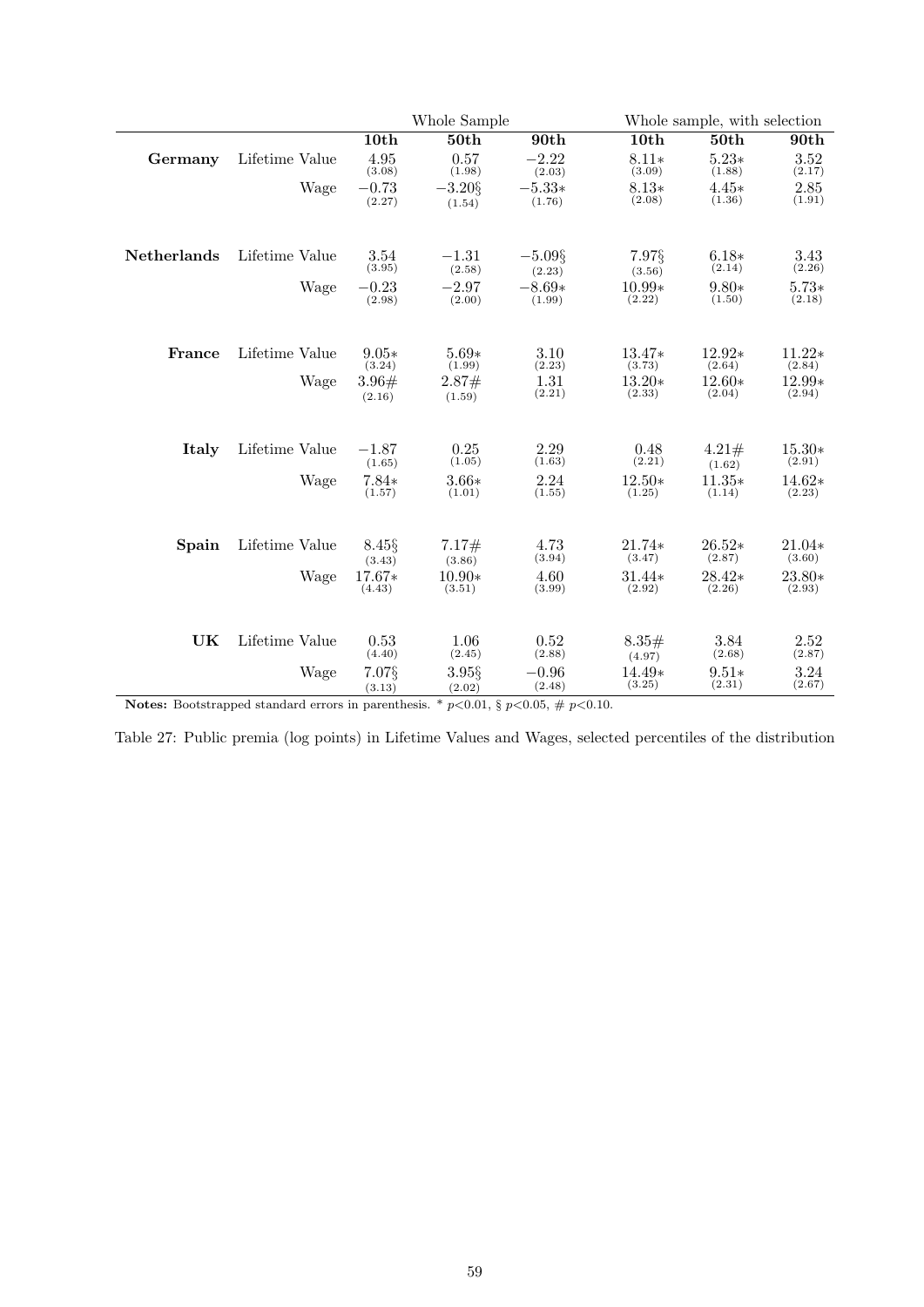| | | Whole Sample | | | Whole sample, with selection | | |
|---|---|---|---|---|---|---|---|
| | | **10th** | **50th** | **90th** | **10th** | **50th** | **90th** |
| **Germany** | Lifetime Value | 4.95 (3.08) | 0.57 (1.98) | −2.22 (2.03) | 8.11* (3.09) | 5.23* (1.88) | 3.52 (2.17) |
| | Wage | −0.73 (2.27) | −3.20§ (1.54) | −5.33* (1.76) | 8.13* (2.08) | 4.45* (1.36) | 2.85 (1.91) |
| **Netherlands** | Lifetime Value | 3.54 (3.95) | −1.31 (2.58) | −5.09§ (2.23) | 7.97§ (3.56) | 6.18* (2.14) | 3.43 (2.26) |
| | Wage | −0.23 (2.98) | −2.97 (2.00) | −8.69* (1.99) | 10.99* (2.22) | 9.80* (1.50) | 5.73* (2.18) |
| **France** | Lifetime Value | 9.05* (3.24) | 5.69* (1.99) | 3.10 (2.23) | 13.47* (3.73) | 12.92* (2.64) | 11.22* (2.84) |
| | Wage | 3.96# (2.16) | 2.87# (1.59) | 1.31 (2.21) | 13.20* (2.33) | 12.60* (2.04) | 12.99* (2.94) |
| **Italy** | Lifetime Value | −1.87 (1.65) | 0.25 (1.05) | 2.29 (1.63) | 0.48 (2.21) | 4.21# (1.62) | 15.30* (2.91) |
| | Wage | 7.84* (1.57) | 3.66* (1.01) | 2.24 (1.55) | 12.50* (1.25) | 11.35* (1.14) | 14.62* (2.23) |
| **Spain** | Lifetime Value | 8.45§ (3.43) | 7.17# (3.86) | 4.73 (3.94) | 21.74* (3.47) | 26.52* (2.87) | 21.04* (3.60) |
| | Wage | 17.67* (4.43) | 10.90* (3.51) | 4.60 (3.99) | 31.44* (2.92) | 28.42* (2.26) | 23.80* (2.93) |
| **UK** | Lifetime Value | 0.53 (4.40) | 1.06 (2.45) | 0.52 (2.88) | 8.35# (4.97) | 3.84 (2.68) | 2.52 (2.87) |
| | Wage | 7.07§ (3.13) | 3.95§ (2.02) | −0.96 (2.48) | 14.49* (3.25) | 9.51* (2.31) | 3.24 (2.67) |

**Notes:** Bootstrapped standard errors in parenthesis. * $p<0.01$, § $p<0.05$, # $p<0.10$.

Table 27: Public premia (log points) in Lifetime Values and Wages, selected percentiles of the distribution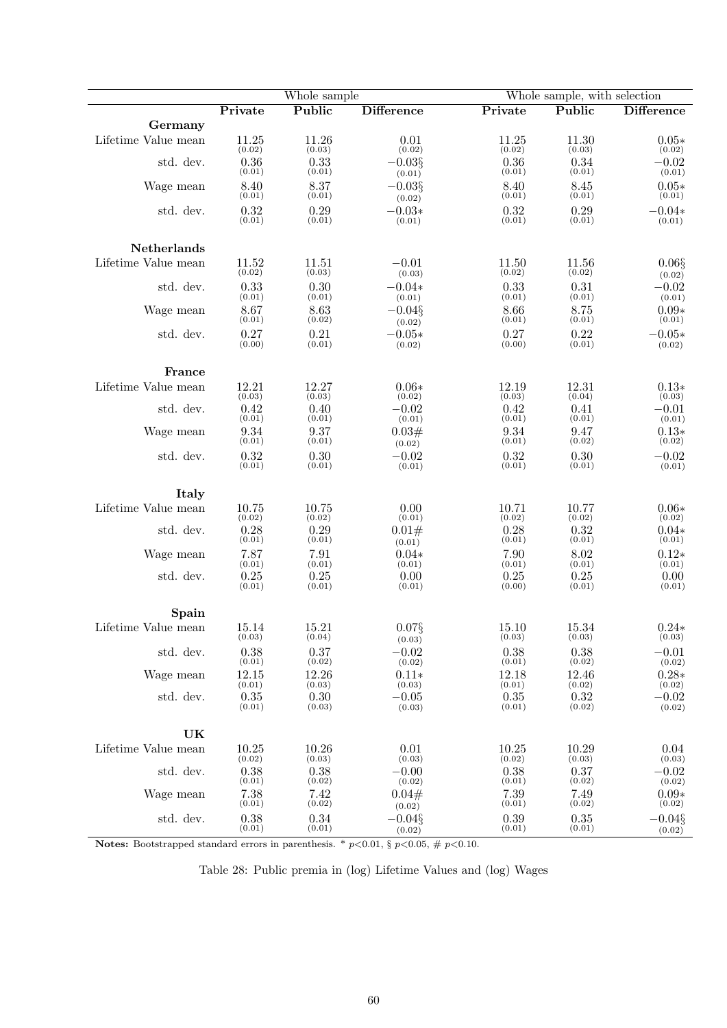| | Whole sample | | | Whole sample, with selection | | |
|---|---|---|---|---|---|---|
| | **Private** | **Public** | **Difference** | **Private** | **Public** | **Difference** |
| **Germany** | | | | | | |
| Lifetime Value mean | 11.25 (0.02) | 11.26 (0.03) | 0.01 (0.02) | 11.25 (0.02) | 11.30 (0.03) | 0.05* (0.02) |
| std. dev. | 0.36 (0.01) | 0.33 (0.01) | −0.03§ (0.01) | 0.36 (0.01) | 0.34 (0.01) | −0.02 (0.01) |
| Wage mean | 8.40 (0.01) | 8.37 (0.01) | −0.03§ (0.02) | 8.40 (0.01) | 8.45 (0.01) | 0.05* (0.01) |
| std. dev. | 0.32 (0.01) | 0.29 (0.01) | −0.03* (0.01) | 0.32 (0.01) | 0.29 (0.01) | −0.04* (0.01) |
| **Netherlands** | | | | | | |
| Lifetime Value mean | 11.52 (0.02) | 11.51 (0.03) | −0.01 (0.03) | 11.50 (0.02) | 11.56 (0.02) | 0.06§ (0.02) |
| std. dev. | 0.33 (0.01) | 0.30 (0.01) | −0.04* (0.01) | 0.33 (0.01) | 0.31 (0.01) | −0.02 (0.01) |
| Wage mean | 8.67 (0.01) | 8.63 (0.02) | −0.04§ (0.02) | 8.66 (0.01) | 8.75 (0.01) | 0.09* (0.01) |
| std. dev. | 0.27 (0.00) | 0.21 (0.01) | −0.05* (0.02) | 0.27 (0.00) | 0.22 (0.01) | −0.05* (0.02) |
| **France** | | | | | | |
| Lifetime Value mean | 12.21 (0.03) | 12.27 (0.03) | 0.06* (0.02) | 12.19 (0.03) | 12.31 (0.04) | 0.13* (0.03) |
| std. dev. | 0.42 (0.01) | 0.40 (0.01) | −0.02 (0.01) | 0.42 (0.01) | 0.41 (0.01) | −0.01 (0.01) |
| Wage mean | 9.34 (0.01) | 9.37 (0.01) | 0.03# (0.02) | 9.34 (0.01) | 9.47 (0.02) | 0.13* (0.02) |
| std. dev. | 0.32 (0.01) | 0.30 (0.01) | −0.02 (0.01) | 0.32 (0.01) | 0.30 (0.01) | −0.02 (0.01) |
| **Italy** | | | | | | |
| Lifetime Value mean | 10.75 (0.02) | 10.75 (0.02) | 0.00 (0.01) | 10.71 (0.02) | 10.77 (0.02) | 0.06* (0.02) |
| std. dev. | 0.28 (0.01) | 0.29 (0.01) | 0.01# (0.01) | 0.28 (0.01) | 0.32 (0.01) | 0.04* (0.01) |
| Wage mean | 7.87 (0.01) | 7.91 (0.01) | 0.04* (0.01) | 7.90 (0.01) | 8.02 (0.01) | 0.12* (0.01) |
| std. dev. | 0.25 (0.01) | 0.25 (0.01) | 0.00 (0.01) | 0.25 (0.00) | 0.25 (0.01) | 0.00 (0.01) |
| **Spain** | | | | | | |
| Lifetime Value mean | 15.14 (0.03) | 15.21 (0.04) | 0.07§ (0.03) | 15.10 (0.03) | 15.34 (0.03) | 0.24* (0.03) |
| std. dev. | 0.38 (0.01) | 0.37 (0.02) | −0.02 (0.02) | 0.38 (0.01) | 0.38 (0.02) | −0.01 (0.02) |
| Wage mean | 12.15 (0.01) | 12.26 (0.03) | 0.11* (0.03) | 12.18 (0.01) | 12.46 (0.02) | 0.28* (0.02) |
| std. dev. | 0.35 (0.01) | 0.30 (0.03) | −0.05 (0.03) | 0.35 (0.01) | 0.32 (0.02) | −0.02 (0.02) |
| **UK** | | | | | | |
| Lifetime Value mean | 10.25 (0.02) | 10.26 (0.03) | 0.01 (0.03) | 10.25 (0.02) | 10.29 (0.03) | 0.04 (0.03) |
| std. dev. | 0.38 (0.01) | 0.38 (0.02) | −0.00 (0.02) | 0.38 (0.01) | 0.37 (0.02) | −0.02 (0.02) |
| Wage mean | 7.38 (0.01) | 7.42 (0.02) | 0.04# (0.02) | 7.39 (0.01) | 7.49 (0.02) | 0.09* (0.02) |
| std. dev. | 0.38 (0.01) | 0.34 (0.01) | −0.04§ (0.02) | 0.39 (0.01) | 0.35 (0.01) | −0.04§ (0.02) |

**Notes:** Bootstrapped standard errors in parenthesis. * $p<0.01$, § $p<0.05$, # $p<0.10$.

Table 28: Public premia in (log) Lifetime Values and (log) Wages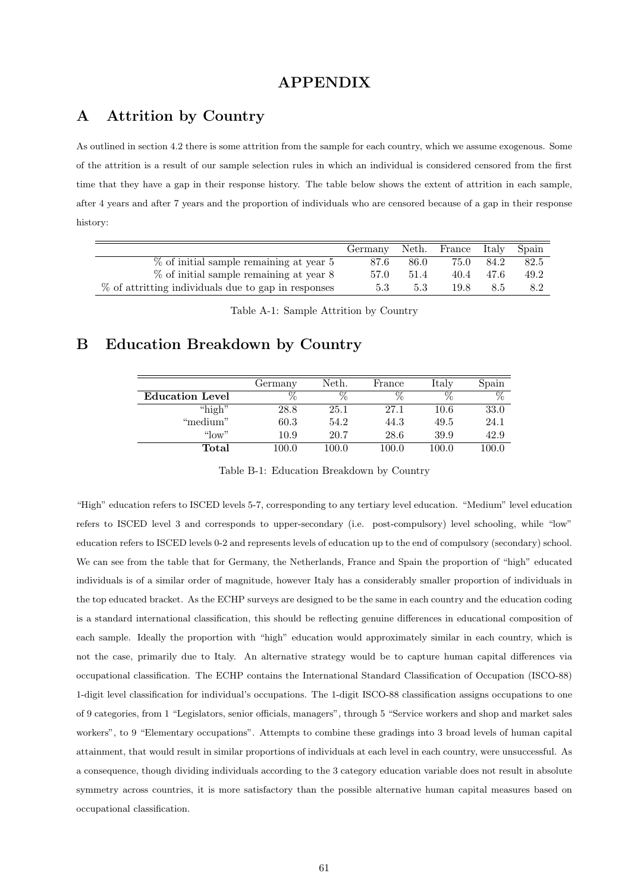# APPENDIX

## A Attrition by Country

As outlined in section 4.2 there is some attrition from the sample for each country, which we assume exogenous. Some of the attrition is a result of our sample selection rules in which an individual is considered censored from the first time that they have a gap in their response history. The table below shows the extent of attrition in each sample, after 4 years and after 7 years and the proportion of individuals who are censored because of a gap in their response history:

| | Germany | Neth. | France | Italy | Spain |
|---|---|---|---|---|---|
| % of initial sample remaining at year 5 | 87.6 | 86.0 | 75.0 | 84.2 | 82.5 |
| % of initial sample remaining at year 8 | 57.0 | 51.4 | 40.4 | 47.6 | 49.2 |
| % of attritting individuals due to gap in responses | 5.3 | 5.3 | 19.8 | 8.5 | 8.2 |

Table A-1: Sample Attrition by Country

## B Education Breakdown by Country

| | Germany | Neth. | France | Italy | Spain |
|---|---|---|---|---|---|
| **Education Level** | % | % | % | % | % |
| "high" | 28.8 | 25.1 | 27.1 | 10.6 | 33.0 |
| "medium" | 60.3 | 54.2 | 44.3 | 49.5 | 24.1 |
| "low" | 10.9 | 20.7 | 28.6 | 39.9 | 42.9 |
| **Total** | 100.0 | 100.0 | 100.0 | 100.0 | 100.0 |

Table B-1: Education Breakdown by Country

"High" education refers to ISCED levels 5-7, corresponding to any tertiary level education. "Medium" level education refers to ISCED level 3 and corresponds to upper-secondary (i.e. post-compulsory) level schooling, while "low" education refers to ISCED levels 0-2 and represents levels of education up to the end of compulsory (secondary) school. We can see from the table that for Germany, the Netherlands, France and Spain the proportion of "high" educated individuals is of a similar order of magnitude, however Italy has a considerably smaller proportion of individuals in the top educated bracket. As the ECHP surveys are designed to be the same in each country and the education coding is a standard international classification, this should be reflecting genuine differences in educational composition of each sample. Ideally the proportion with "high" education would approximately similar in each country, which is not the case, primarily due to Italy. An alternative strategy would be to capture human capital differences via occupational classification. The ECHP contains the International Standard Classification of Occupation (ISCO-88) 1-digit level classification for individual's occupations. The 1-digit ISCO-88 classification assigns occupations to one of 9 categories, from 1 "Legislators, senior officials, managers", through 5 "Service workers and shop and market sales workers", to 9 "Elementary occupations". Attempts to combine these gradings into 3 broad levels of human capital attainment, that would result in similar proportions of individuals at each level in each country, were unsuccessful. As a consequence, though dividing individuals according to the 3 category education variable does not result in absolute symmetry across countries, it is more satisfactory than the possible alternative human capital measures based on occupational classification.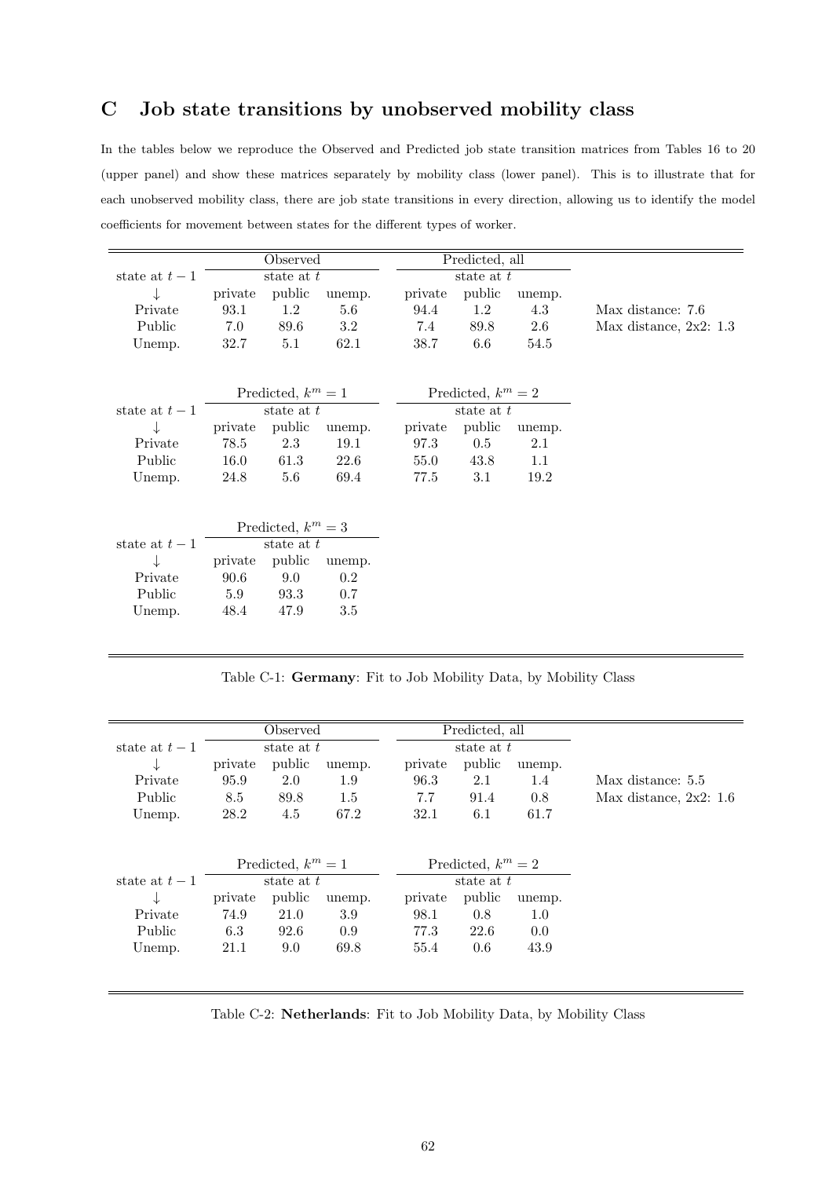## C Job state transitions by unobserved mobility class

In the tables below we reproduce the Observed and Predicted job state transition matrices from Tables 16 to 20 (upper panel) and show these matrices separately by mobility class (lower panel). This is to illustrate that for each unobserved mobility class, there are job state transitions in every direction, allowing us to identify the model coefficients for movement between states for the different types of worker.

| | Observed | | | Predicted, all | | | |
|---|---|---|---|---|---|---|---|
| state at $t-1$ | state at $t$ | | | state at $t$ | | | |
| ↓ | private | public | unemp. | private | public | unemp. | |
| Private | 93.1 | 1.2 | 5.6 | 94.4 | 1.2 | 4.3 | Max distance: 7.6 |
| Public | 7.0 | 89.6 | 3.2 | 7.4 | 89.8 | 2.6 | Max distance, 2x2: 1.3 |
| Unemp. | 32.7 | 5.1 | 62.1 | 38.7 | 6.6 | 54.5 | |

| | Predicted, $k^m = 1$ | | | Predicted, $k^m = 2$ | | |
|---|---|---|---|---|---|---|
| state at $t-1$ | state at $t$ | | | state at $t$ | | |
| ↓ | private | public | unemp. | private | public | unemp. |
| Private | 78.5 | 2.3 | 19.1 | 97.3 | 0.5 | 2.1 |
| Public | 16.0 | 61.3 | 22.6 | 55.0 | 43.8 | 1.1 |
| Unemp. | 24.8 | 5.6 | 69.4 | 77.5 | 3.1 | 19.2 |

| | Predicted, $k^m = 3$ | | |
|---|---|---|---|
| state at $t-1$ | state at $t$ | | |
| ↓ | private | public | unemp. |
| Private | 90.6 | 9.0 | 0.2 |
| Public | 5.9 | 93.3 | 0.7 |
| Unemp. | 48.4 | 47.9 | 3.5 |

Table C-1: **Germany**: Fit to Job Mobility Data, by Mobility Class

| | Observed | | | Predicted, all | | | |
|---|---|---|---|---|---|---|---|
| state at $t-1$ | state at $t$ | | | state at $t$ | | | |
| ↓ | private | public | unemp. | private | public | unemp. | |
| Private | 95.9 | 2.0 | 1.9 | 96.3 | 2.1 | 1.4 | Max distance: 5.5 |
| Public | 8.5 | 89.8 | 1.5 | 7.7 | 91.4 | 0.8 | Max distance, 2x2: 1.6 |
| Unemp. | 28.2 | 4.5 | 67.2 | 32.1 | 6.1 | 61.7 | |

| | Predicted, $k^m = 1$ | | | Predicted, $k^m = 2$ | | |
|---|---|---|---|---|---|---|
| state at $t-1$ | state at $t$ | | | state at $t$ | | |
| ↓ | private | public | unemp. | private | public | unemp. |
| Private | 74.9 | 21.0 | 3.9 | 98.1 | 0.8 | 1.0 |
| Public | 6.3 | 92.6 | 0.9 | 77.3 | 22.6 | 0.0 |
| Unemp. | 21.1 | 9.0 | 69.8 | 55.4 | 0.6 | 43.9 |

Table C-2: **Netherlands**: Fit to Job Mobility Data, by Mobility Class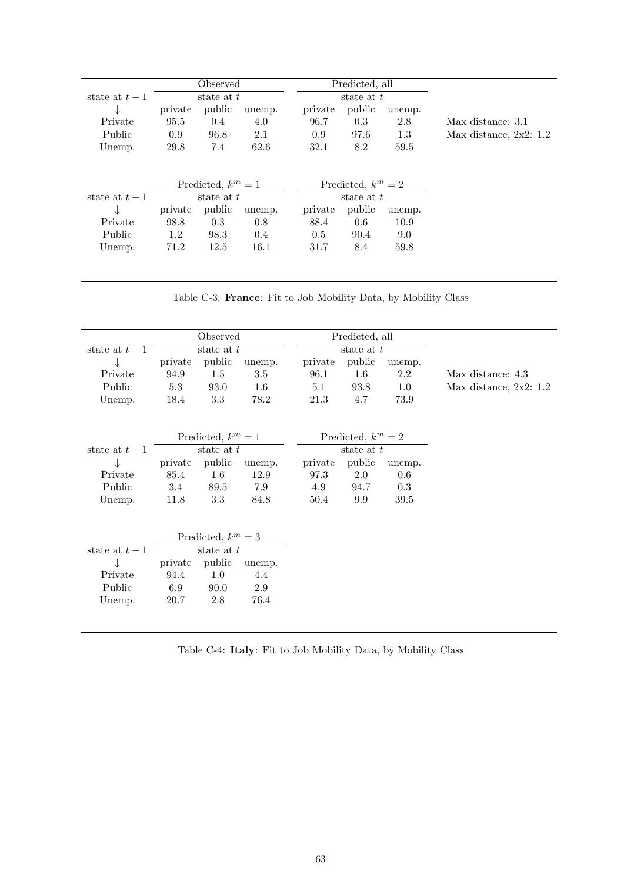| state at $t-1$ | Observed | | | Predicted, all | | | |
|---|---|---|---|---|---|---|---|
| | state at $t$ | | | state at $t$ | | | |
| ↓ | private | public | unemp. | private | public | unemp. | |
| Private | 95.5 | 0.4 | 4.0 | 96.7 | 0.3 | 2.8 | Max distance: 3.1 |
| Public | 0.9 | 96.8 | 2.1 | 0.9 | 97.6 | 1.3 | Max distance, 2x2: 1.2 |
| Unemp. | 29.8 | 7.4 | 62.6 | 32.1 | 8.2 | 59.5 | |

| state at $t-1$ | Predicted, $k^m = 1$ | | | Predicted, $k^m = 2$ | | |
|---|---|---|---|---|---|---|
| | state at $t$ | | | state at $t$ | | |
| ↓ | private | public | unemp. | private | public | unemp. |
| Private | 98.8 | 0.3 | 0.8 | 88.4 | 0.6 | 10.9 |
| Public | 1.2 | 98.3 | 0.4 | 0.5 | 90.4 | 9.0 |
| Unemp. | 71.2 | 12.5 | 16.1 | 31.7 | 8.4 | 59.8 |

Table C-3: **France**: Fit to Job Mobility Data, by Mobility Class

| state at $t-1$ | Observed | | | Predicted, all | | | |
|---|---|---|---|---|---|---|---|
| | state at $t$ | | | state at $t$ | | | |
| ↓ | private | public | unemp. | private | public | unemp. | |
| Private | 94.9 | 1.5 | 3.5 | 96.1 | 1.6 | 2.2 | Max distance: 4.3 |
| Public | 5.3 | 93.0 | 1.6 | 5.1 | 93.8 | 1.0 | Max distance, 2x2: 1.2 |
| Unemp. | 18.4 | 3.3 | 78.2 | 21.3 | 4.7 | 73.9 | |

| state at $t-1$ | Predicted, $k^m = 1$ | | | Predicted, $k^m = 2$ | | |
|---|---|---|---|---|---|---|
| | state at $t$ | | | state at $t$ | | |
| ↓ | private | public | unemp. | private | public | unemp. |
| Private | 85.4 | 1.6 | 12.9 | 97.3 | 2.0 | 0.6 |
| Public | 3.4 | 89.5 | 7.9 | 4.9 | 94.7 | 0.3 |
| Unemp. | 11.8 | 3.3 | 84.8 | 50.4 | 9.9 | 39.5 |

| state at $t-1$ | Predicted, $k^m = 3$ | | |
|---|---|---|---|
| | state at $t$ | | |
| ↓ | private | public | unemp. |
| Private | 94.4 | 1.0 | 4.4 |
| Public | 6.9 | 90.0 | 2.9 |
| Unemp. | 20.7 | 2.8 | 76.4 |

Table C-4: **Italy**: Fit to Job Mobility Data, by Mobility Class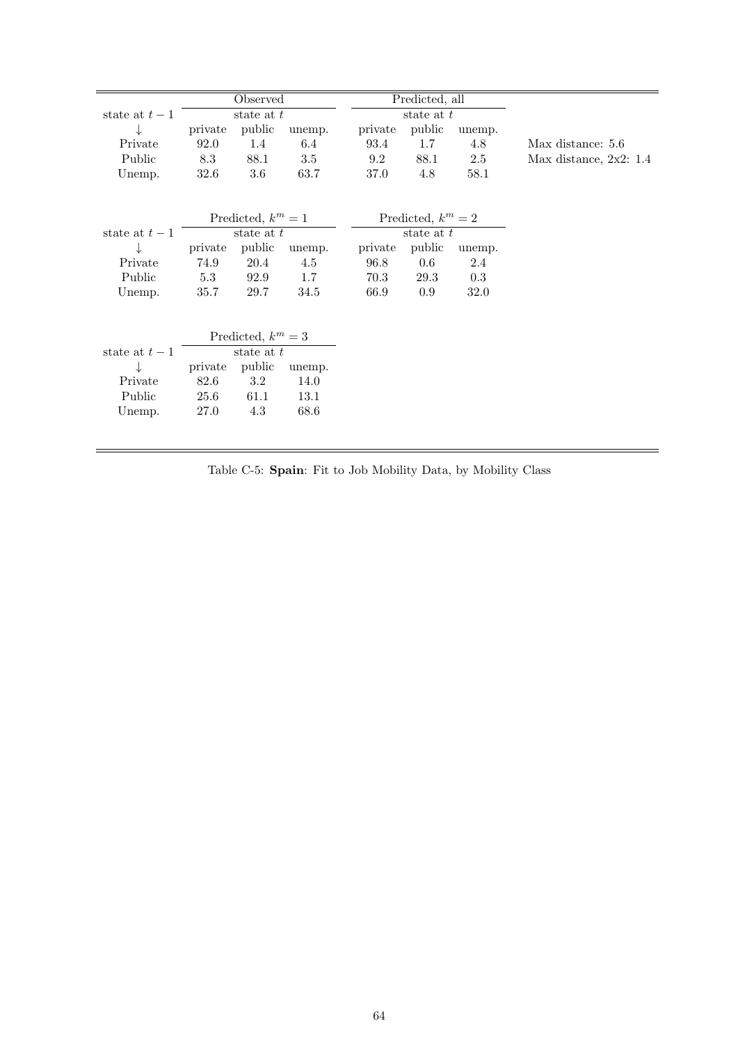| state at $t-1$ | Observed | | | Predicted, all | | | |
|---|---|---|---|---|---|---|---|
| | state at $t$ | | | state at $t$ | | | |
| ↓ | private | public | unemp. | private | public | unemp. | |
| Private | 92.0 | 1.4 | 6.4 | 93.4 | 1.7 | 4.8 | Max distance: 5.6 |
| Public | 8.3 | 88.1 | 3.5 | 9.2 | 88.1 | 2.5 | Max distance, 2x2: 1.4 |
| Unemp. | 32.6 | 3.6 | 63.7 | 37.0 | 4.8 | 58.1 | |

| state at $t-1$ | Predicted, $k^m = 1$ | | | Predicted, $k^m = 2$ | | |
|---|---|---|---|---|---|---|
| | state at $t$ | | | state at $t$ | | |
| ↓ | private | public | unemp. | private | public | unemp. |
| Private | 74.9 | 20.4 | 4.5 | 96.8 | 0.6 | 2.4 |
| Public | 5.3 | 92.9 | 1.7 | 70.3 | 29.3 | 0.3 |
| Unemp. | 35.7 | 29.7 | 34.5 | 66.9 | 0.9 | 32.0 |

| state at $t-1$ | Predicted, $k^m = 3$ | | |
|---|---|---|---|
| | state at $t$ | | |
| ↓ | private | public | unemp. |
| Private | 82.6 | 3.2 | 14.0 |
| Public | 25.6 | 61.1 | 13.1 |
| Unemp. | 27.0 | 4.3 | 68.6 |

Table C-5: **Spain**: Fit to Job Mobility Data, by Mobility Class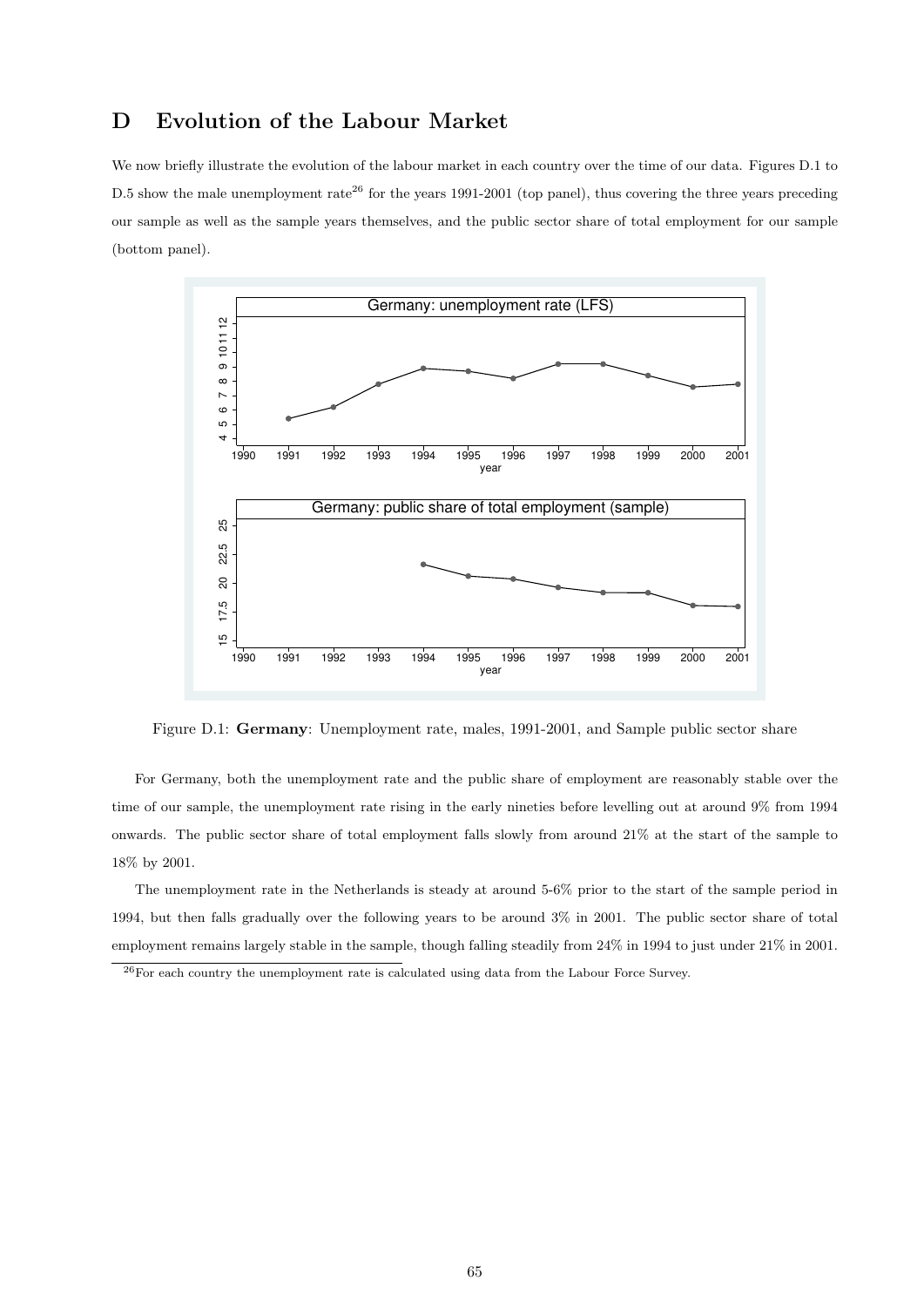# D Evolution of the Labour Market

We now briefly illustrate the evolution of the labour market in each country over the time of our data. Figures D.1 to D.5 show the male unemployment rate[26] for the years 1991-2001 (top panel), thus covering the three years preceding our sample as well as the sample years themselves, and the public sector share of total employment for our sample (bottom panel).

Figure D.1: **Germany**: Unemployment rate, males, 1991-2001, and Sample public sector share

For Germany, both the unemployment rate and the public share of employment are reasonably stable over the time of our sample, the unemployment rate rising in the early nineties before levelling out at around 9% from 1994 onwards. The public sector share of total employment falls slowly from around 21% at the start of the sample to 18% by 2001.

The unemployment rate in the Netherlands is steady at around 5-6% prior to the start of the sample period in 1994, but then falls gradually over the following years to be around 3% in 2001. The public sector share of total employment remains largely stable in the sample, though falling steadily from 24% in 1994 to just under 21% in 2001.

[26] For each country the unemployment rate is calculated using data from the Labour Force Survey.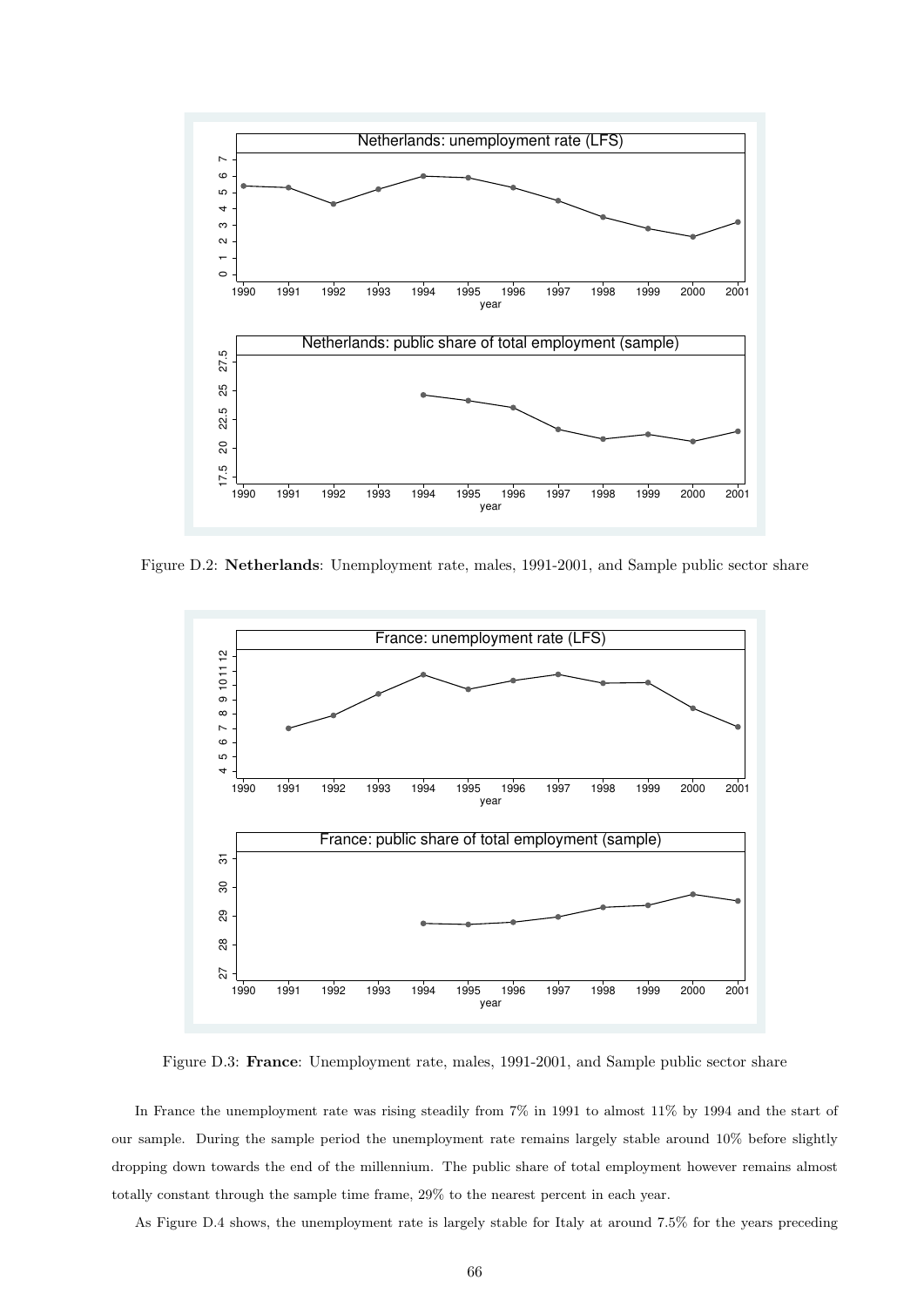Figure D.2: **Netherlands**: Unemployment rate, males, 1991-2001, and Sample public sector share

Figure D.3: **France**: Unemployment rate, males, 1991-2001, and Sample public sector share

In France the unemployment rate was rising steadily from 7% in 1991 to almost 11% by 1994 and the start of our sample. During the sample period the unemployment rate remains largely stable around 10% before slightly dropping down towards the end of the millennium. The public share of total employment however remains almost totally constant through the sample time frame, 29% to the nearest percent in each year.

As Figure D.4 shows, the unemployment rate is largely stable for Italy at around 7.5% for the years preceding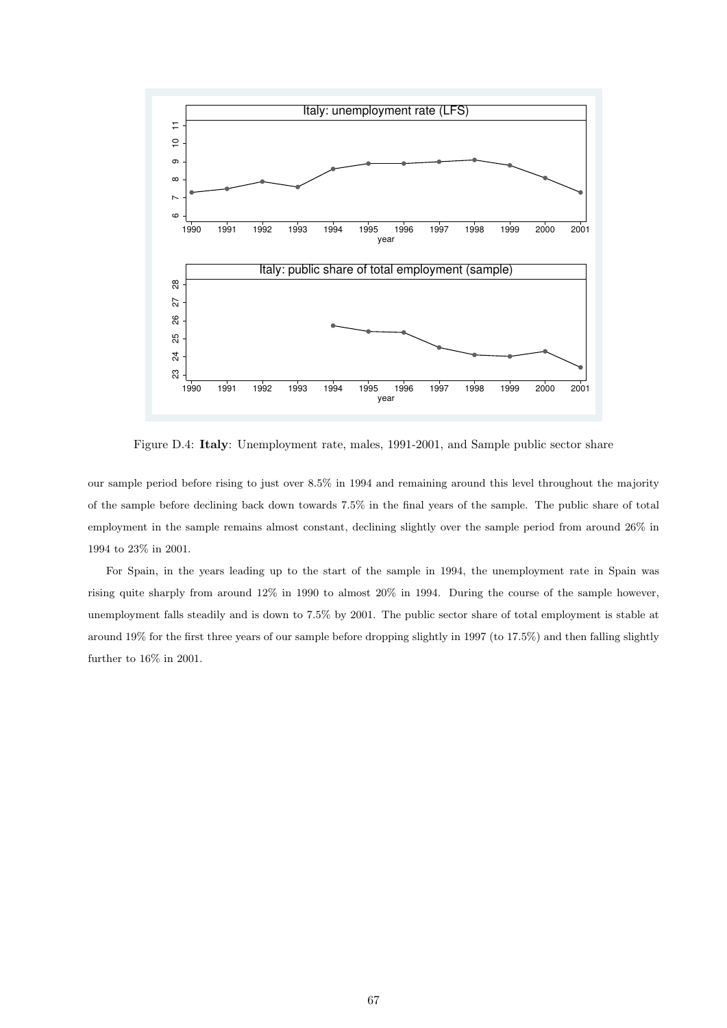Figure D.4: **Italy**: Unemployment rate, males, 1991-2001, and Sample public sector share

our sample period before rising to just over 8.5% in 1994 and remaining around this level throughout the majority of the sample before declining back down towards 7.5% in the final years of the sample. The public share of total employment in the sample remains almost constant, declining slightly over the sample period from around 26% in 1994 to 23% in 2001.

For Spain, in the years leading up to the start of the sample in 1994, the unemployment rate in Spain was rising quite sharply from around 12% in 1990 to almost 20% in 1994. During the course of the sample however, unemployment falls steadily and is down to 7.5% by 2001. The public sector share of total employment is stable at around 19% for the first three years of our sample before dropping slightly in 1997 (to 17.5%) and then falling slightly further to 16% in 2001.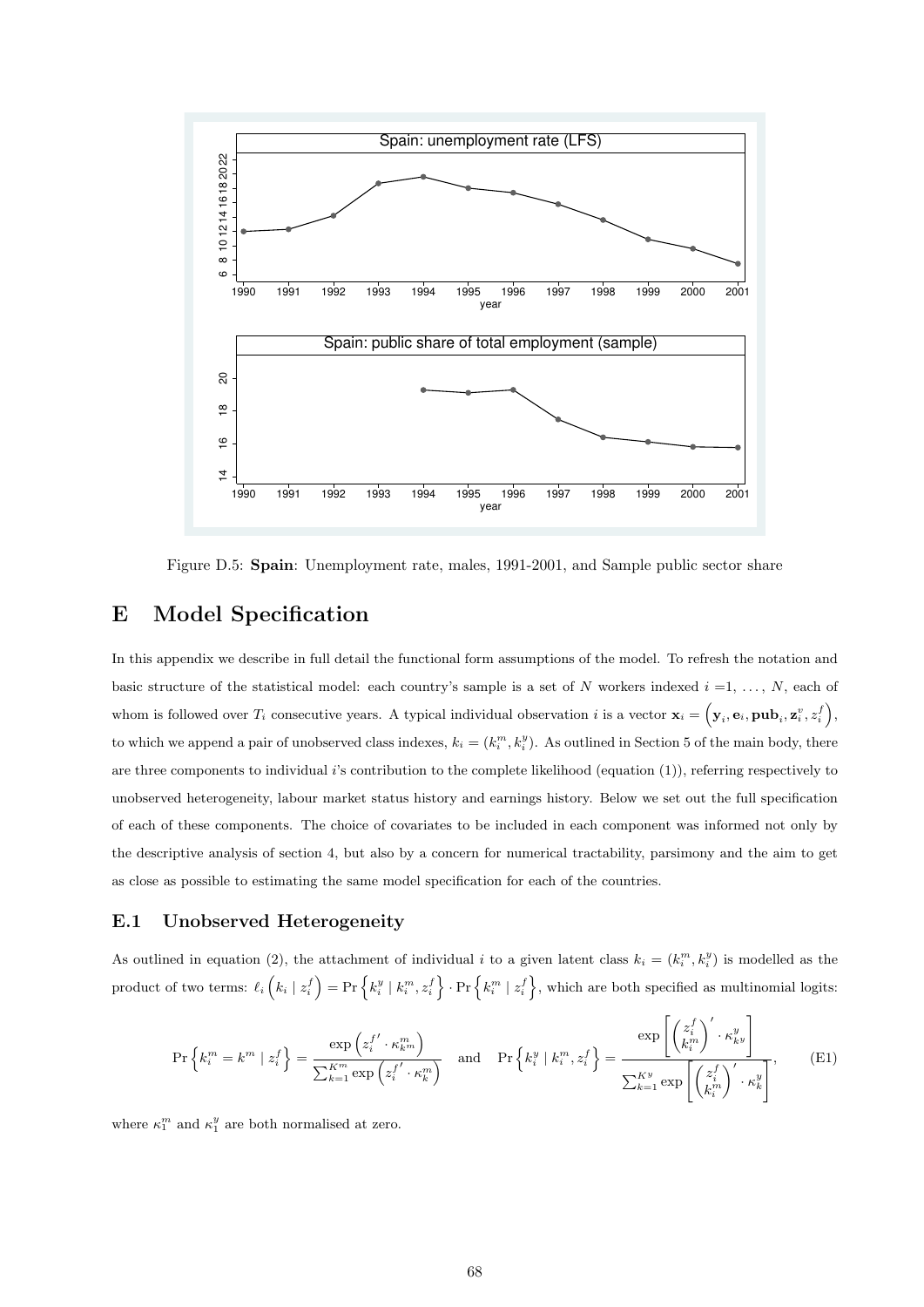Figure D.5: **Spain**: Unemployment rate, males, 1991-2001, and Sample public sector share

# E Model Specification

In this appendix we describe in full detail the functional form assumptions of the model. To refresh the notation and basic structure of the statistical model: each country's sample is a set of $N$ workers indexed $i = 1, \ldots, N$, each of whom is followed over $T_i$ consecutive years. A typical individual observation $i$ is a vector $\mathbf{x}_i = \left(\mathbf{y}_i, \mathbf{e}_i, \mathbf{pub}_i, \mathbf{z}_i^v, z_i^f\right)$, to which we append a pair of unobserved class indexes, $k_i = (k_i^m, k_i^y)$. As outlined in Section 5 of the main body, there are three components to individual $i$'s contribution to the complete likelihood (equation (1)), referring respectively to unobserved heterogeneity, labour market status history and earnings history. Below we set out the full specification of each of these components. The choice of covariates to be included in each component was informed not only by the descriptive analysis of section 4, but also by a concern for numerical tractability, parsimony and the aim to get as close as possible to estimating the same model specification for each of the countries.

## E.1 Unobserved Heterogeneity

As outlined in equation (2), the attachment of individual $i$ to a given latent class $k_i = (k_i^m, k_i^y)$ is modelled as the product of two terms: $\ell_i\left(k_i \mid z_i^f\right) = \Pr\left\{k_i^y \mid k_i^m, z_i^f\right\} \cdot \Pr\left\{k_i^m \mid z_i^f\right\}$, which are both specified as multinomial logits:

$$\Pr\left\{k_i^m = k^m \mid z_i^f\right\} = \frac{\exp\left(z_i^{f\prime} \cdot \kappa_{k^m}^m\right)}{\sum_{k=1}^{K^m} \exp\left(z_i^{f\prime} \cdot \kappa_k^m\right)} \quad \text{and} \quad \Pr\left\{k_i^y \mid k_i^m, z_i^f\right\} = \frac{\exp\left[\begin{pmatrix} z_i^f \\ k_i^m \end{pmatrix}' \cdot \kappa_{k^y}^y\right]}{\sum_{k=1}^{K^y} \exp\left[\begin{pmatrix} z_i^f \\ k_i^m \end{pmatrix}' \cdot \kappa_k^y\right]}, \tag{E1}$$

where $\kappa_1^m$ and $\kappa_1^y$ are both normalised at zero.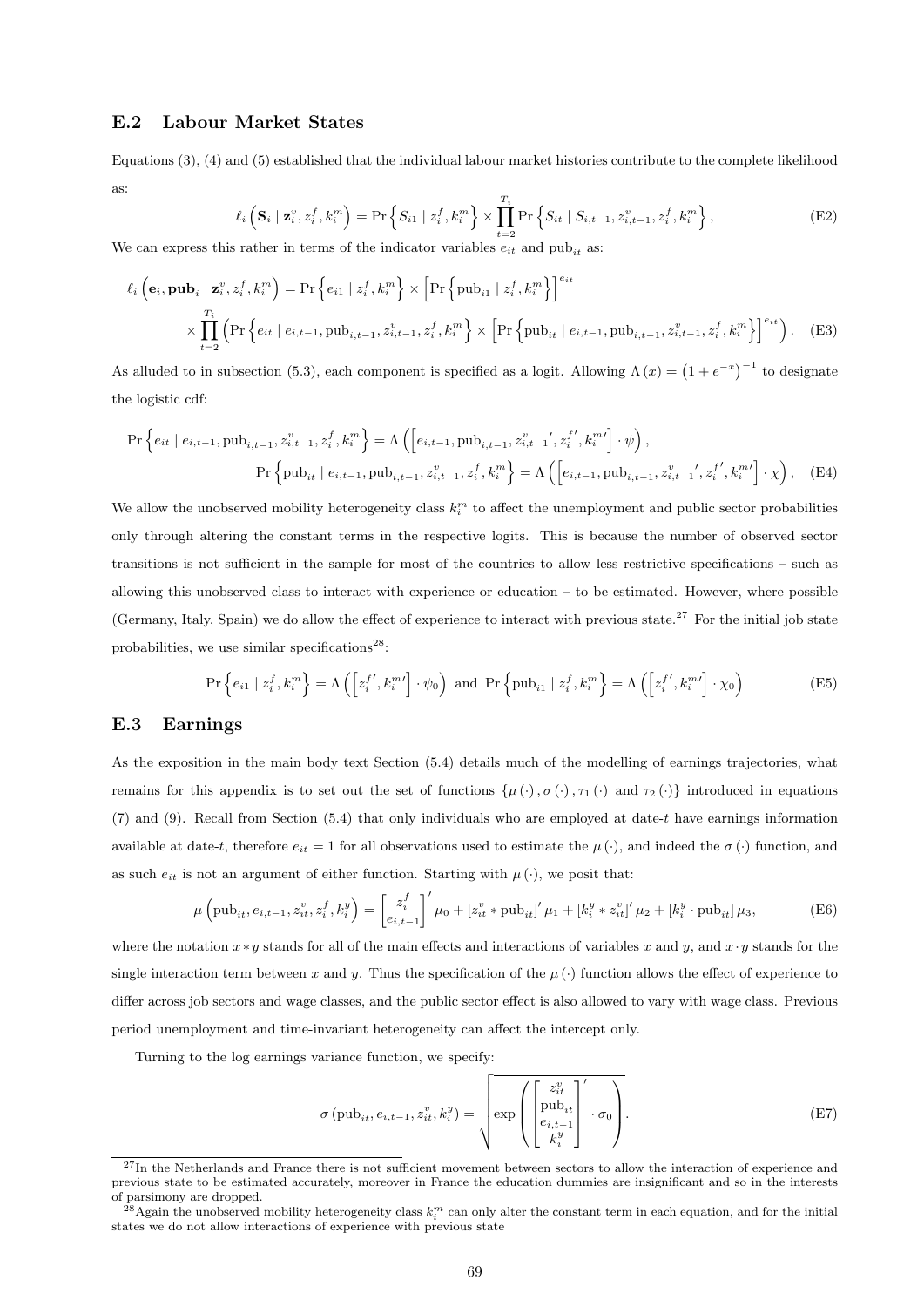## E.2 Labour Market States

Equations (3), (4) and (5) established that the individual labour market histories contribute to the complete likelihood as:

$$\ell_i\left(\mathbf{S}_i \mid \mathbf{z}_i^v, z_i^f, k_i^m\right) = \Pr\left\{S_{i1} \mid z_i^f, k_i^m\right\} \times \prod_{t=2}^{T_i} \Pr\left\{S_{it} \mid S_{i,t-1}, z_{i,t-1}^v, z_i^f, k_i^m\right\}, \tag{E2}$$

We can express this rather in terms of the indicator variables $e_{it}$ and $\text{pub}_{it}$ as:

$$\begin{aligned}\ell_i\left(\mathbf{e}_i, \mathbf{pub}_i \mid \mathbf{z}_i^v, z_i^f, k_i^m\right) &= \Pr\left\{e_{i1} \mid z_i^f, k_i^m\right\} \times \left[\Pr\left\{\text{pub}_{i1} \mid z_i^f, k_i^m\right\}\right]^{e_{it}} \\ &\times \prod_{t=2}^{T_i}\left(\Pr\left\{e_{it} \mid e_{i,t-1}, \text{pub}_{i,t-1}, z_{i,t-1}^v, z_i^f, k_i^m\right\} \times \left[\Pr\left\{\text{pub}_{it} \mid e_{i,t-1}, \text{pub}_{i,t-1}, z_{i,t-1}^v, z_i^f, k_i^m\right\}\right]^{e_{it}}\right). \end{aligned} \tag{E3}$$

As alluded to in subsection (5.3), each component is specified as a logit. Allowing $\Lambda(x) = \left(1 + e^{-x}\right)^{-1}$ to designate the logistic cdf:

$$\begin{aligned}\Pr\left\{e_{it} \mid e_{i,t-1}, \text{pub}_{i,t-1}, z_{i,t-1}^v, z_i^f, k_i^m\right\} &= \Lambda\left(\left[e_{i,t-1}, \text{pub}_{i,t-1}, z_{i,t-1}^{v\prime}, z_i^{f\prime}, k_i^{m\prime}\right] \cdot \psi\right), \\ \Pr\left\{\text{pub}_{it} \mid e_{i,t-1}, \text{pub}_{i,t-1}, z_{i,t-1}^v, z_i^f, k_i^m\right\} &= \Lambda\left(\left[e_{i,t-1}, \text{pub}_{i,t-1}, z_{i,t-1}^{v\prime}, z_i^{f\prime}, k_i^{m\prime}\right] \cdot \chi\right), \end{aligned} \tag{E4}$$

We allow the unobserved mobility heterogeneity class $k_i^m$ to affect the unemployment and public sector probabilities only through altering the constant terms in the respective logits. This is because the number of observed sector transitions is not sufficient in the sample for most of the countries to allow less restrictive specifications – such as allowing this unobserved class to interact with experience or education – to be estimated. However, where possible (Germany, Italy, Spain) we do allow the effect of experience to interact with previous state.[27] For the initial job state probabilities, we use similar specifications[28]:

$$\Pr\left\{e_{i1} \mid z_i^f, k_i^m\right\} = \Lambda\left(\left[z_i^{f\prime}, k_i^{m\prime}\right] \cdot \psi_0\right) \text{ and } \Pr\left\{\text{pub}_{i1} \mid z_i^f, k_i^m\right\} = \Lambda\left(\left[z_i^{f\prime}, k_i^{m\prime}\right] \cdot \chi_0\right) \tag{E5}$$

## E.3 Earnings

As the exposition in the main body text Section (5.4) details much of the modelling of earnings trajectories, what remains for this appendix is to set out the set of functions $\{\mu(\cdot), \sigma(\cdot), \tau_1(\cdot)$ and $\tau_2(\cdot)\}$ introduced in equations (7) and (9). Recall from Section (5.4) that only individuals who are employed at date-$t$ have earnings information available at date-$t$, therefore $e_{it} = 1$ for all observations used to estimate the $\mu(\cdot)$, and indeed the $\sigma(\cdot)$ function, and as such $e_{it}$ is not an argument of either function. Starting with $\mu(\cdot)$, we posit that:

$$\mu\left(\text{pub}_{it}, e_{i,t-1}, z_{it}^v, z_i^f, k_i^y\right) = \begin{bmatrix} z_i^f \\ e_{i,t-1}\end{bmatrix}' \mu_0 + \left[z_{it}^v * \text{pub}_{it}\right]' \mu_1 + \left[k_i^y * z_{it}^v\right]' \mu_2 + \left[k_i^y \cdot \text{pub}_{it}\right] \mu_3, \tag{E6}$$

where the notation $x * y$ stands for all of the main effects and interactions of variables $x$ and $y$, and $x \cdot y$ stands for the single interaction term between $x$ and $y$. Thus the specification of the $\mu(\cdot)$ function allows the effect of experience to differ across job sectors and wage classes, and the public sector effect is also allowed to vary with wage class. Previous period unemployment and time-invariant heterogeneity can affect the intercept only.

Turning to the log earnings variance function, we specify:

$$\sigma\left(\text{pub}_{it}, e_{i,t-1}, z_{it}^v, k_i^y\right) = \sqrt{\exp\left(\begin{bmatrix} z_{it}^v \\ \text{pub}_{it} \\ e_{i,t-1} \\ k_i^y \end{bmatrix}' \cdot \sigma_0\right)}. \tag{E7}$$

[27] In the Netherlands and France there is not sufficient movement between sectors to allow the interaction of experience and previous state to be estimated accurately, moreover in France the education dummies are insignificant and so in the interests of parsimony are dropped.

[28] Again the unobserved mobility heterogeneity class $k_i^m$ can only alter the constant term in each equation, and for the initial states we do not allow interactions of experience with previous state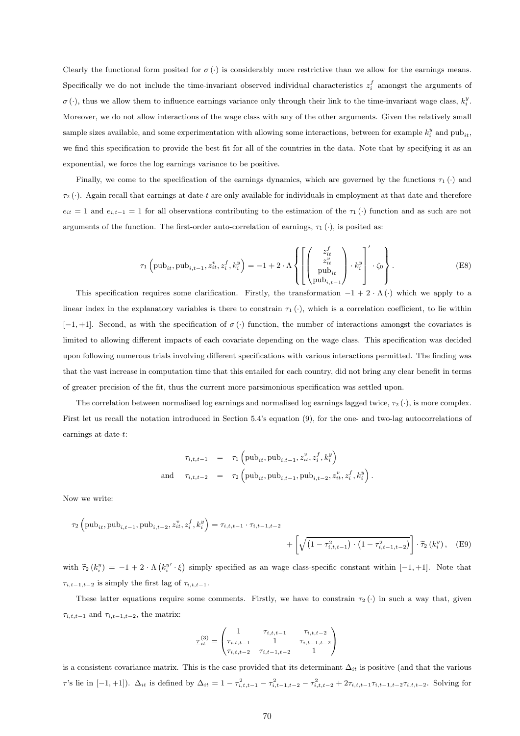Clearly the functional form posited for $\sigma(\cdot)$ is considerably more restrictive than we allow for the earnings means. Specifically we do not include the time-invariant observed individual characteristics $z_i^f$ amongst the arguments of $\sigma(\cdot)$, thus we allow them to influence earnings variance only through their link to the time-invariant wage class, $k_i^y$. Moreover, we do not allow interactions of the wage class with any of the other arguments. Given the relatively small sample sizes available, and some experimentation with allowing some interactions, between for example $k_i^y$ and $\text{pub}_{it}$, we find this specification to provide the best fit for all of the countries in the data. Note that by specifying it as an exponential, we force the log earnings variance to be positive.

Finally, we come to the specification of the earnings dynamics, which are governed by the functions $\tau_1(\cdot)$ and $\tau_2(\cdot)$. Again recall that earnings at date-$t$ are only available for individuals in employment at that date and therefore $e_{it} = 1$ and $e_{i,t-1} = 1$ for all observations contributing to the estimation of the $\tau_1(\cdot)$ function and as such are not arguments of the function. The first-order auto-correlation of earnings, $\tau_1(\cdot)$, is posited as:

$$\tau_1\left(\text{pub}_{it}, \text{pub}_{i,t-1}, z_{it}^v, z_i^f, k_i^y\right) = -1 + 2 \cdot \Lambda \left\{ \left[ \begin{pmatrix} z_{it}^f \\ z_{it}^v \\ \text{pub}_{it} \\ \text{pub}_{i,t-1} \end{pmatrix} \cdot k_i^y \right]' \cdot \zeta_0 \right\}. \tag{E8}$$

This specification requires some clarification. Firstly, the transformation $-1 + 2 \cdot \Lambda(\cdot)$ which we apply to a linear index in the explanatory variables is there to constrain $\tau_1(\cdot)$, which is a correlation coefficient, to lie within $[-1, +1]$. Second, as with the specification of $\sigma(\cdot)$ function, the number of interactions amongst the covariates is limited to allowing different impacts of each covariate depending on the wage class. This specification was decided upon following numerous trials involving different specifications with various interactions permitted. The finding was that the vast increase in computation time that this entailed for each country, did not bring any clear benefit in terms of greater precision of the fit, thus the current more parsimonious specification was settled upon.

The correlation between normalised log earnings and normalised log earnings lagged twice, $\tau_2(\cdot)$, is more complex. First let us recall the notation introduced in Section 5.4's equation (9), for the one- and two-lag autocorrelations of earnings at date-$t$:

$$\begin{aligned} \tau_{i,t,t-1} &= \tau_1\left(\text{pub}_{it}, \text{pub}_{i,t-1}, z_{it}^v, z_i^f, k_i^y\right) \\ \text{and} \quad \tau_{i,t,t-2} &= \tau_2\left(\text{pub}_{it}, \text{pub}_{i,t-1}, \text{pub}_{i,t-2}, z_{it}^v, z_i^f, k_i^y\right). \end{aligned}$$

Now we write:

$$\tau_2\left(\text{pub}_{it}, \text{pub}_{i,t-1}, \text{pub}_{i,t-2}, z_{it}^v, z_i^f, k_i^y\right) = \tau_{i,t,t-1} \cdot \tau_{i,t-1,t-2} + \left[\sqrt{\left(1 - \tau_{i,t,t-1}^2\right) \cdot \left(1 - \tau_{i,t-1,t-2}^2\right)}\right] \cdot \widetilde{\tau}_2\left(k_i^y\right), \tag{E9}$$

with $\widetilde{\tau}_2\left(k_i^y\right) = -1 + 2 \cdot \Lambda\left(k_i^{y\prime} \cdot \xi\right)$ simply specified as an wage class-specific constant within $[-1, +1]$. Note that $\tau_{i,t-1,t-2}$ is simply the first lag of $\tau_{i,t,t-1}$.

These latter equations require some comments. Firstly, we have to constrain $\tau_2(\cdot)$ in such a way that, given $\tau_{i,t,t-1}$ and $\tau_{i,t-1,t-2}$, the matrix:

$$\underline{\tau}_{it}^{(3)} = \begin{pmatrix} 1 & \tau_{i,t,t-1} & \tau_{i,t,t-2} \\ \tau_{i,t,t-1} & 1 & \tau_{i,t-1,t-2} \\ \tau_{i,t,t-2} & \tau_{i,t-1,t-2} & 1 \end{pmatrix}$$

is a consistent covariance matrix. This is the case provided that its determinant $\Delta_{it}$ is positive (and that the various $\tau$'s lie in $[-1, +1]$). $\Delta_{it}$ is defined by $\Delta_{it} = 1 - \tau_{i,t,t-1}^2 - \tau_{i,t-1,t-2}^2 - \tau_{i,t,t-2}^2 + 2\tau_{i,t,t-1}\tau_{i,t-1,t-2}\tau_{i,t,t-2}$. Solving for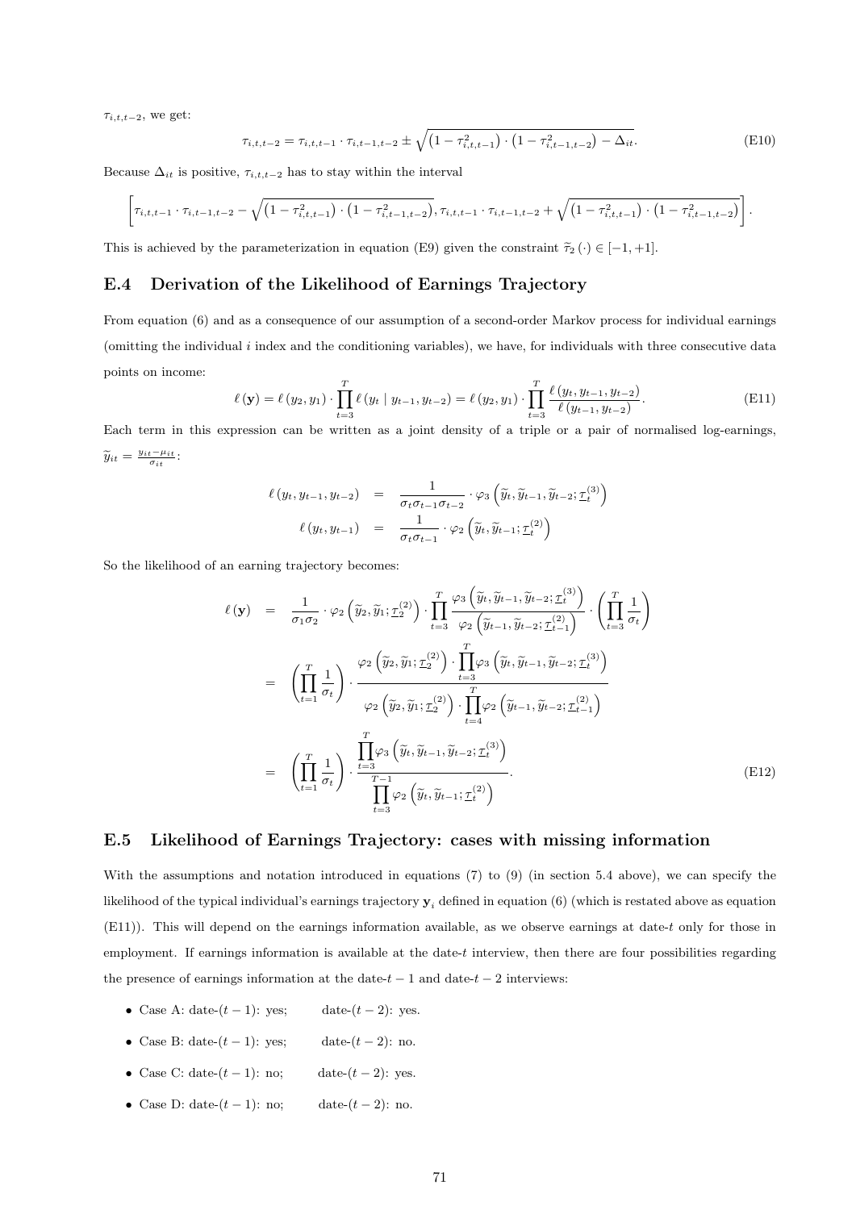$\tau_{i,t,t-2}$, we get:

$$\tau_{i,t,t-2} = \tau_{i,t,t-1} \cdot \tau_{i,t-1,t-2} \pm \sqrt{\left(1 - \tau_{i,t,t-1}^2\right) \cdot \left(1 - \tau_{i,t-1,t-2}^2\right) - \Delta_{it}}. \tag{E10}$$

Because $\Delta_{it}$ is positive, $\tau_{i,t,t-2}$ has to stay within the interval

$$\left[\tau_{i,t,t-1} \cdot \tau_{i,t-1,t-2} - \sqrt{\left(1 - \tau_{i,t,t-1}^2\right) \cdot \left(1 - \tau_{i,t-1,t-2}^2\right)}, \tau_{i,t,t-1} \cdot \tau_{i,t-1,t-2} + \sqrt{\left(1 - \tau_{i,t,t-1}^2\right) \cdot \left(1 - \tau_{i,t-1,t-2}^2\right)}\right].$$

This is achieved by the parameterization in equation (E9) given the constraint $\widetilde{\tau}_2(\cdot) \in [-1, +1]$.

## E.4 Derivation of the Likelihood of Earnings Trajectory

From equation (6) and as a consequence of our assumption of a second-order Markov process for individual earnings (omitting the individual $i$ index and the conditioning variables), we have, for individuals with three consecutive data points on income:

$$\ell(\mathbf{y}) = \ell(y_2, y_1) \cdot \prod_{t=3}^{T} \ell(y_t \mid y_{t-1}, y_{t-2}) = \ell(y_2, y_1) \cdot \prod_{t=3}^{T} \frac{\ell(y_t, y_{t-1}, y_{t-2})}{\ell(y_{t-1}, y_{t-2})}. \tag{E11}$$

Each term in this expression can be written as a joint density of a triple or a pair of normalised log-earnings, $\widetilde{y}_{it} = \frac{y_{it} - \mu_{it}}{\sigma_{it}}$:

$$\begin{aligned}
\ell(y_t, y_{t-1}, y_{t-2}) &= \frac{1}{\sigma_t \sigma_{t-1} \sigma_{t-2}} \cdot \varphi_3\left(\widetilde{y}_t, \widetilde{y}_{t-1}, \widetilde{y}_{t-2}; \underline{\tau}_t^{(3)}\right) \\
\ell(y_t, y_{t-1}) &= \frac{1}{\sigma_t \sigma_{t-1}} \cdot \varphi_2\left(\widetilde{y}_t, \widetilde{y}_{t-1}; \underline{\tau}_t^{(2)}\right)
\end{aligned}$$

So the likelihood of an earning trajectory becomes:

$$\begin{aligned}
\ell(\mathbf{y}) &= \frac{1}{\sigma_1 \sigma_2} \cdot \varphi_2\left(\widetilde{y}_2, \widetilde{y}_1; \underline{\tau}_2^{(2)}\right) \cdot \prod_{t=3}^{T} \frac{\varphi_3\left(\widetilde{y}_t, \widetilde{y}_{t-1}, \widetilde{y}_{t-2}; \underline{\tau}_t^{(3)}\right)}{\varphi_2\left(\widetilde{y}_{t-1}, \widetilde{y}_{t-2}; \underline{\tau}_{t-1}^{(2)}\right)} \cdot \left(\prod_{t=3}^{T} \frac{1}{\sigma_t}\right) \\
&= \left(\prod_{t=1}^{T} \frac{1}{\sigma_t}\right) \cdot \frac{\varphi_2\left(\widetilde{y}_2, \widetilde{y}_1; \underline{\tau}_2^{(2)}\right) \cdot \prod\limits_{t=3}^{T} \varphi_3\left(\widetilde{y}_t, \widetilde{y}_{t-1}, \widetilde{y}_{t-2}; \underline{\tau}_t^{(3)}\right)}{\varphi_2\left(\widetilde{y}_2, \widetilde{y}_1; \underline{\tau}_2^{(2)}\right) \cdot \prod\limits_{t=4}^{T} \varphi_2\left(\widetilde{y}_{t-1}, \widetilde{y}_{t-2}; \underline{\tau}_{t-1}^{(2)}\right)} \\
&= \left(\prod_{t=1}^{T} \frac{1}{\sigma_t}\right) \cdot \frac{\prod\limits_{t=3}^{T} \varphi_3\left(\widetilde{y}_t, \widetilde{y}_{t-1}, \widetilde{y}_{t-2}; \underline{\tau}_t^{(3)}\right)}{\prod\limits_{t=3}^{T-1} \varphi_2\left(\widetilde{y}_t, \widetilde{y}_{t-1}; \underline{\tau}_t^{(2)}\right)}.
\end{aligned} \tag{E12}$$

## E.5 Likelihood of Earnings Trajectory: cases with missing information

With the assumptions and notation introduced in equations (7) to (9) (in section 5.4 above), we can specify the likelihood of the typical individual's earnings trajectory $\mathbf{y}_i$ defined in equation (6) (which is restated above as equation (E11)). This will depend on the earnings information available, as we observe earnings at date-$t$ only for those in employment. If earnings information is available at the date-$t$ interview, then there are four possibilities regarding the presence of earnings information at the date-$t-1$ and date-$t-2$ interviews:

- Case A: date-$(t-1)$: yes; date-$(t-2)$: yes.
- Case B: date-$(t-1)$: yes; date-$(t-2)$: no.
- Case C: date-$(t-1)$: no; date-$(t-2)$: yes.
- Case D: date-$(t-1)$: no; date-$(t-2)$: no.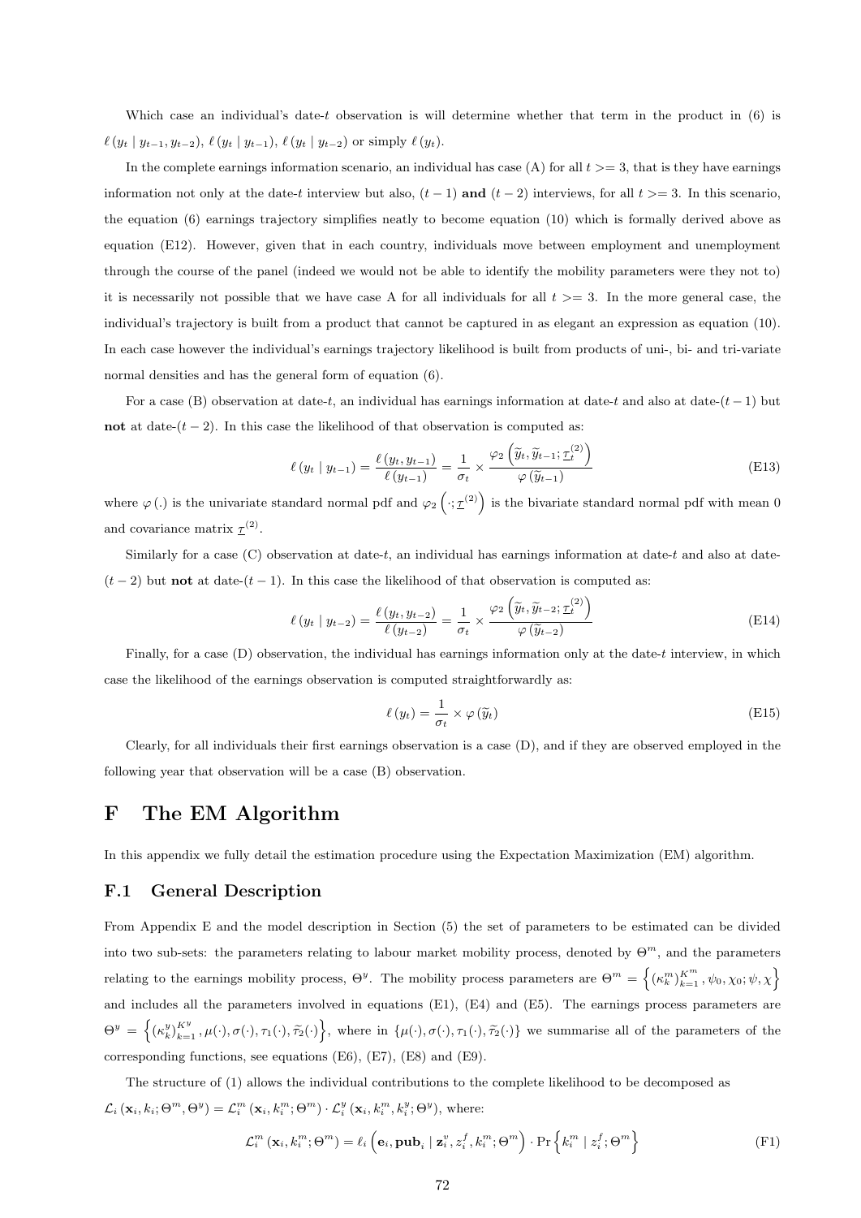Which case an individual's date-$t$ observation is will determine whether that term in the product in (6) is $\ell(y_t \mid y_{t-1}, y_{t-2})$, $\ell(y_t \mid y_{t-1})$, $\ell(y_t \mid y_{t-2})$ or simply $\ell(y_t)$.

In the complete earnings information scenario, an individual has case (A) for all $t >= 3$, that is they have earnings information not only at the date-$t$ interview but also, $(t-1)$ **and** $(t-2)$ interviews, for all $t >= 3$. In this scenario, the equation (6) earnings trajectory simplifies neatly to become equation (10) which is formally derived above as equation (E12). However, given that in each country, individuals move between employment and unemployment through the course of the panel (indeed we would not be able to identify the mobility parameters were they not to) it is necessarily not possible that we have case A for all individuals for all $t >= 3$. In the more general case, the individual's trajectory is built from a product that cannot be captured in as elegant an expression as equation (10). In each case however the individual's earnings trajectory likelihood is built from products of uni-, bi- and tri-variate normal densities and has the general form of equation (6).

For a case (B) observation at date-$t$, an individual has earnings information at date-$t$ and also at date-$(t-1)$ but **not** at date-$(t-2)$. In this case the likelihood of that observation is computed as:

$$\ell(y_t \mid y_{t-1}) = \frac{\ell(y_t, y_{t-1})}{\ell(y_{t-1})} = \frac{1}{\sigma_t} \times \frac{\varphi_2\left(\widetilde{y}_t, \widetilde{y}_{t-1}; \underline{\tau}_t^{(2)}\right)}{\varphi(\widetilde{y}_{t-1})} \tag{E13}$$

where $\varphi(.)$ is the univariate standard normal pdf and $\varphi_2\left(\cdot; \underline{\tau}^{(2)}\right)$ is the bivariate standard normal pdf with mean 0 and covariance matrix $\underline{\tau}^{(2)}$.

Similarly for a case (C) observation at date-$t$, an individual has earnings information at date-$t$ and also at date-$(t-2)$ but **not** at date-$(t-1)$. In this case the likelihood of that observation is computed as:

$$\ell(y_t \mid y_{t-2}) = \frac{\ell(y_t, y_{t-2})}{\ell(y_{t-2})} = \frac{1}{\sigma_t} \times \frac{\varphi_2\left(\widetilde{y}_t, \widetilde{y}_{t-2}; \underline{\tau}_t^{(2)}\right)}{\varphi(\widetilde{y}_{t-2})} \tag{E14}$$

Finally, for a case (D) observation, the individual has earnings information only at the date-$t$ interview, in which case the likelihood of the earnings observation is computed straightforwardly as:

$$\ell(y_t) = \frac{1}{\sigma_t} \times \varphi(\widetilde{y}_t) \tag{E15}$$

Clearly, for all individuals their first earnings observation is a case (D), and if they are observed employed in the following year that observation will be a case (B) observation.

# F The EM Algorithm

In this appendix we fully detail the estimation procedure using the Expectation Maximization (EM) algorithm.

## F.1 General Description

From Appendix E and the model description in Section (5) the set of parameters to be estimated can be divided into two sub-sets: the parameters relating to labour market mobility process, denoted by $\Theta^m$, and the parameters relating to the earnings mobility process, $\Theta^y$. The mobility process parameters are $\Theta^m = \left\{ (\kappa_k^m)_{k=1}^{K^m}, \psi_0, \chi_0; \psi, \chi \right\}$ and includes all the parameters involved in equations (E1), (E4) and (E5). The earnings process parameters are $\Theta^y = \left\{ (\kappa_k^y)_{k=1}^{K^y}, \mu(\cdot), \sigma(\cdot), \tau_1(\cdot), \widetilde{\tau}_2(\cdot) \right\}$, where in $\{\mu(\cdot), \sigma(\cdot), \tau_1(\cdot), \widetilde{\tau}_2(\cdot)\}$ we summarise all of the parameters of the corresponding functions, see equations (E6), (E7), (E8) and (E9).

The structure of (1) allows the individual contributions to the complete likelihood to be decomposed as $\mathcal{L}_i(\mathbf{x}_i, k_i; \Theta^m, \Theta^y) = \mathcal{L}_i^m(\mathbf{x}_i, k_i^m; \Theta^m) \cdot \mathcal{L}_i^y(\mathbf{x}_i, k_i^m, k_i^y; \Theta^y)$, where:

$$\mathcal{L}_i^m(\mathbf{x}_i, k_i^m; \Theta^m) = \ell_i\left(\mathbf{e}_i, \mathbf{pub}_i \mid \mathbf{z}_i^v, z_i^f, k_i^m; \Theta^m\right) \cdot \Pr\left\{k_i^m \mid z_i^f; \Theta^m\right\} \tag{F1}$$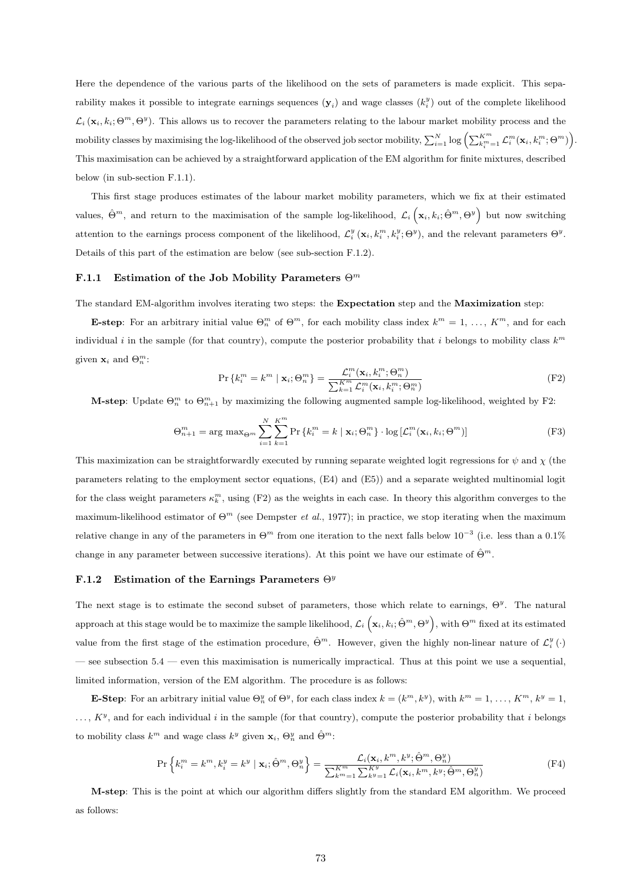Here the dependence of the various parts of the likelihood on the sets of parameters is made explicit. This separability makes it possible to integrate earnings sequences ($\mathbf{y}_i$) and wage classes ($k_i^y$) out of the complete likelihood $\mathcal{L}_i(\mathbf{x}_i, k_i; \Theta^m, \Theta^y)$. This allows us to recover the parameters relating to the labour market mobility process and the mobility classes by maximising the log-likelihood of the observed job sector mobility, $\sum_{i=1}^N \log\left(\sum_{k_i^m=1}^{K^m} \mathcal{L}_i^m(\mathbf{x}_i, k_i^m; \Theta^m)\right)$. This maximisation can be achieved by a straightforward application of the EM algorithm for finite mixtures, described below (in sub-section F.1.1).

This first stage produces estimates of the labour market mobility parameters, which we fix at their estimated values, $\hat{\Theta}^m$, and return to the maximisation of the sample log-likelihood, $\mathcal{L}_i\left(\mathbf{x}_i, k_i; \hat{\Theta}^m, \Theta^y\right)$ but now switching attention to the earnings process component of the likelihood, $\mathcal{L}_i^y(\mathbf{x}_i, k_i^m, k_i^y; \Theta^y)$, and the relevant parameters $\Theta^y$. Details of this part of the estimation are below (see sub-section F.1.2).

### F.1.1 Estimation of the Job Mobility Parameters $\Theta^m$

The standard EM-algorithm involves iterating two steps: the **Expectation** step and the **Maximization** step:

**E-step**: For an arbitrary initial value $\Theta_n^m$ of $\Theta^m$, for each mobility class index $k^m = 1, \ldots, K^m$, and for each individual $i$ in the sample (for that country), compute the posterior probability that $i$ belongs to mobility class $k^m$ given $\mathbf{x}_i$ and $\Theta_n^m$:

$$\Pr\{k_i^m = k^m \mid \mathbf{x}_i; \Theta_n^m\} = \frac{\mathcal{L}_i^m(\mathbf{x}_i, k_i^m; \Theta_n^m)}{\sum_{k=1}^{K^m} \mathcal{L}_i^m(\mathbf{x}_i, k_i^m; \Theta_n^m)} \tag{F2}$$

**M-step**: Update $\Theta_n^m$ to $\Theta_{n+1}^m$ by maximizing the following augmented sample log-likelihood, weighted by F2:

$$\Theta_{n+1}^m = \arg\max_{\Theta^m} \sum_{i=1}^N \sum_{k=1}^{K^m} \Pr\{k_i^m = k \mid \mathbf{x}_i; \Theta_n^m\} \cdot \log\left[\mathcal{L}_i^m(\mathbf{x}_i, k_i; \Theta^m)\right] \tag{F3}$$

This maximization can be straightforwardly executed by running separate weighted logit regressions for $\psi$ and $\chi$ (the parameters relating to the employment sector equations, (E4) and (E5)) and a separate weighted multinomial logit for the class weight parameters $\kappa_k^m$, using (F2) as the weights in each case. In theory this algorithm converges to the maximum-likelihood estimator of $\Theta^m$ (see Dempster *et al.*, 1977); in practice, we stop iterating when the maximum relative change in any of the parameters in $\Theta^m$ from one iteration to the next falls below $10^{-3}$ (i.e. less than a 0.1% change in any parameter between successive iterations). At this point we have our estimate of $\hat{\Theta}^m$.

### F.1.2 Estimation of the Earnings Parameters $\Theta^y$

The next stage is to estimate the second subset of parameters, those which relate to earnings, $\Theta^y$. The natural approach at this stage would be to maximize the sample likelihood, $\mathcal{L}_i\left(\mathbf{x}_i, k_i; \hat{\Theta}^m, \Theta^y\right)$, with $\Theta^m$ fixed at its estimated value from the first stage of the estimation procedure, $\hat{\Theta}^m$. However, given the highly non-linear nature of $\mathcal{L}_i^y(\cdot)$ — see subsection 5.4 — even this maximisation is numerically impractical. Thus at this point we use a sequential, limited information, version of the EM algorithm. The procedure is as follows:

**E-Step**: For an arbitrary initial value $\Theta_n^y$ of $\Theta^y$, for each class index $k = (k^m, k^y)$, with $k^m = 1, \ldots, K^m$, $k^y = 1, \ldots, K^y$, and for each individual $i$ in the sample (for that country), compute the posterior probability that $i$ belongs to mobility class $k^m$ and wage class $k^y$ given $\mathbf{x}_i$, $\Theta_n^y$ and $\hat{\Theta}^m$:

$$\Pr\left\{k_i^m = k^m, k_i^y = k^y \mid \mathbf{x}_i; \hat{\Theta}^m, \Theta_n^y\right\} = \frac{\mathcal{L}_i(\mathbf{x}_i, k^m, k^y; \hat{\Theta}^m, \Theta_n^y)}{\sum_{k^m=1}^{K^m} \sum_{k^y=1}^{K^y} \mathcal{L}_i(\mathbf{x}_i, k^m, k^y; \hat{\Theta}^m, \Theta_n^y)} \tag{F4}$$

**M-step**: This is the point at which our algorithm differs slightly from the standard EM algorithm. We proceed as follows: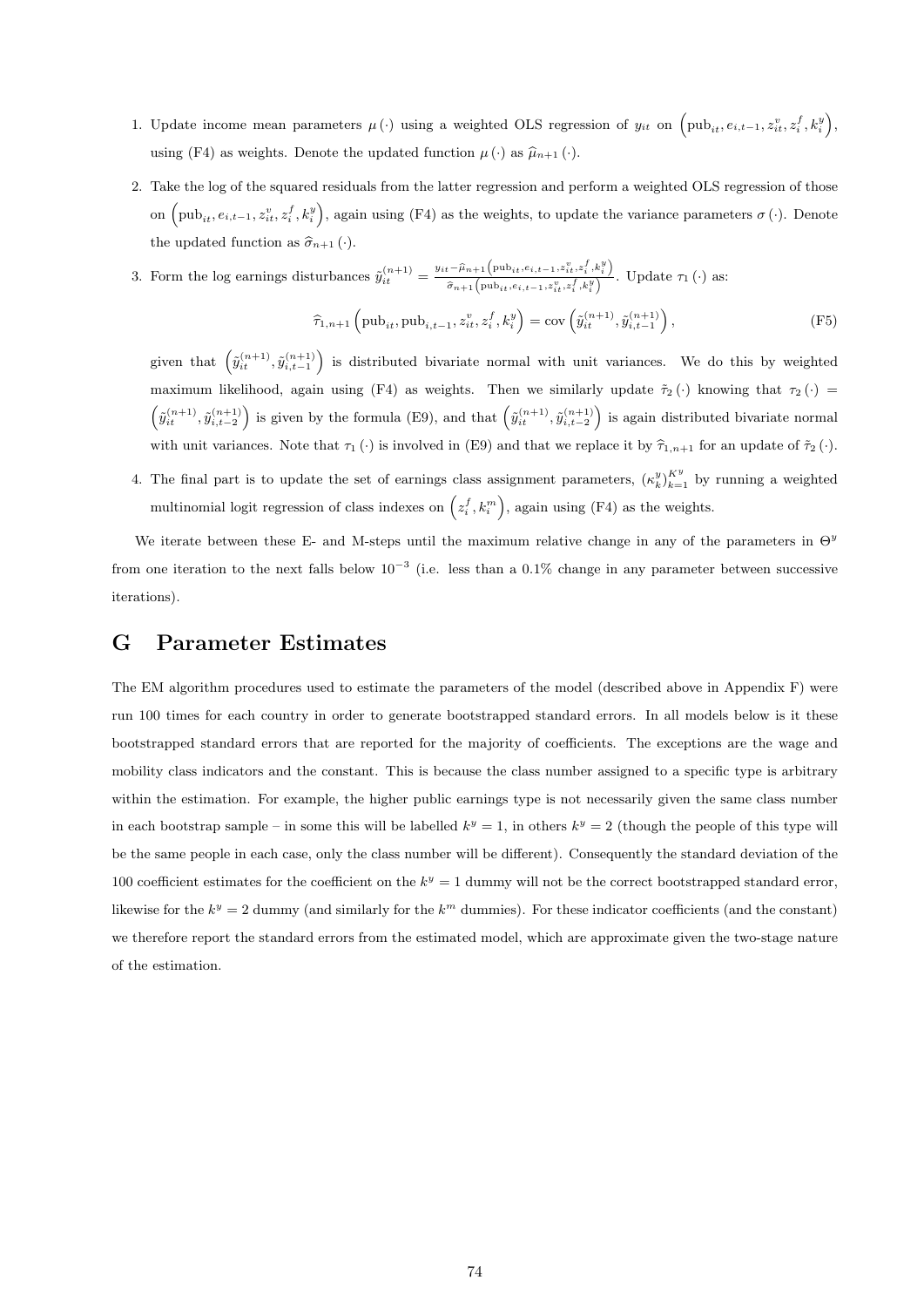1. Update income mean parameters $\mu(\cdot)$ using a weighted OLS regression of $y_{it}$ on $\left(\text{pub}_{it}, e_{i,t-1}, z_{it}^{v}, z_{i}^{f}, k_{i}^{y}\right)$, using (F4) as weights. Denote the updated function $\mu(\cdot)$ as $\widehat{\mu}_{n+1}(\cdot)$.

2. Take the log of the squared residuals from the latter regression and perform a weighted OLS regression of those on $\left(\text{pub}_{it}, e_{i,t-1}, z_{it}^{v}, z_{i}^{f}, k_{i}^{y}\right)$, again using (F4) as the weights, to update the variance parameters $\sigma(\cdot)$. Denote the updated function as $\widehat{\sigma}_{n+1}(\cdot)$.

3. Form the log earnings disturbances $\tilde{y}_{it}^{(n+1)} = \frac{y_{it} - \widehat{\mu}_{n+1}\left(\text{pub}_{it}, e_{i,t-1}, z_{it}^{v}, z_{i}^{f}, k_{i}^{y}\right)}{\widehat{\sigma}_{n+1}\left(\text{pub}_{it}, e_{i,t-1}, z_{it}^{v}, z_{i}^{f}, k_{i}^{y}\right)}$. Update $\tau_1(\cdot)$ as:

$$\widehat{\tau}_{1,n+1}\left(\text{pub}_{it}, \text{pub}_{i,t-1}, z_{it}^{v}, z_{i}^{f}, k_{i}^{y}\right) = \text{cov}\left(\tilde{y}_{it}^{(n+1)}, \tilde{y}_{i,t-1}^{(n+1)}\right), \tag{F5}$$

given that $\left(\tilde{y}_{it}^{(n+1)}, \tilde{y}_{i,t-1}^{(n+1)}\right)$ is distributed bivariate normal with unit variances. We do this by weighted maximum likelihood, again using (F4) as weights. Then we similarly update $\tilde{\tau}_2(\cdot)$ knowing that $\tau_2(\cdot) = \left(\tilde{y}_{it}^{(n+1)}, \tilde{y}_{i,t-2}^{(n+1)}\right)$ is given by the formula (E9), and that $\left(\tilde{y}_{it}^{(n+1)}, \tilde{y}_{i,t-2}^{(n+1)}\right)$ is again distributed bivariate normal with unit variances. Note that $\tau_1(\cdot)$ is involved in (E9) and that we replace it by $\widehat{\tau}_{1,n+1}$ for an update of $\tilde{\tau}_2(\cdot)$.

4. The final part is to update the set of earnings class assignment parameters, $(\kappa_k^y)_{k=1}^{K^y}$ by running a weighted multinomial logit regression of class indexes on $\left(z_i^f, k_i^m\right)$, again using (F4) as the weights.

We iterate between these E- and M-steps until the maximum relative change in any of the parameters in $\Theta^y$ from one iteration to the next falls below $10^{-3}$ (i.e. less than a 0.1% change in any parameter between successive iterations).

# G Parameter Estimates

The EM algorithm procedures used to estimate the parameters of the model (described above in Appendix F) were run 100 times for each country in order to generate bootstrapped standard errors. In all models below is it these bootstrapped standard errors that are reported for the majority of coefficients. The exceptions are the wage and mobility class indicators and the constant. This is because the class number assigned to a specific type is arbitrary within the estimation. For example, the higher public earnings type is not necessarily given the same class number in each bootstrap sample – in some this will be labelled $k^y = 1$, in others $k^y = 2$ (though the people of this type will be the same people in each case, only the class number will be different). Consequently the standard deviation of the 100 coefficient estimates for the coefficient on the $k^y = 1$ dummy will not be the correct bootstrapped standard error, likewise for the $k^y = 2$ dummy (and similarly for the $k^m$ dummies). For these indicator coefficients (and the constant) we therefore report the standard errors from the estimated model, which are approximate given the two-stage nature of the estimation.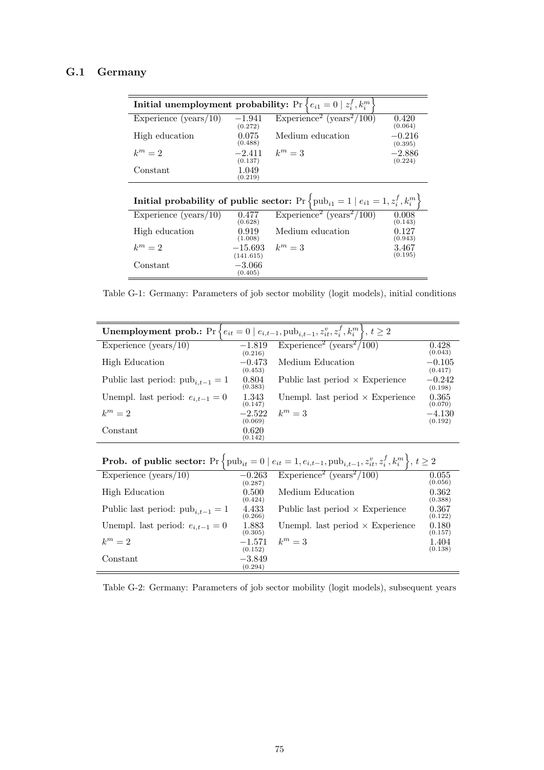### G.1 Germany

| **Initial unemployment probability:** $\Pr\left\{e_{i1} = 0 \mid z_i^f, k_i^m\right\}$ | | | |
|---|---|---|---|
| Experience (years/10) | $-1.941$ (0.272) | Experience$^2$ (years$^2$/100) | 0.420 (0.064) |
| High education | 0.075 (0.488) | Medium education | $-0.216$ (0.395) |
| $k^m = 2$ | $-2.411$ (0.137) | $k^m = 3$ | $-2.886$ (0.224) |
| Constant | 1.049 (0.219) | | |
| **Initial probability of public sector:** $\Pr\left\{\text{pub}_{i1} = 1 \mid e_{i1} = 1, z_i^f, k_i^m\right\}$ | | | |
| Experience (years/10) | 0.477 (0.628) | Experience$^2$ (years$^2$/100) | 0.008 (0.143) |
| High education | 0.919 (1.008) | Medium education | 0.127 (0.943) |
| $k^m = 2$ | $-15.693$ (141.615) | $k^m = 3$ | 3.467 (0.195) |
| Constant | $-3.066$ (0.405) | | |

Table G-1: Germany: Parameters of job sector mobility (logit models), initial conditions

| **Unemployment prob.:** $\Pr\left\{e_{it} = 0 \mid e_{i,t-1}, \text{pub}_{i,t-1}, z_{it}^v, z_i^f, k_i^m\right\}$, $t \geq 2$ | | | |
|---|---|---|---|
| Experience (years/10) | $-1.819$ (0.216) | Experience$^2$ (years$^2$/100) | 0.428 (0.043) |
| High Education | $-0.473$ (0.453) | Medium Education | $-0.105$ (0.417) |
| Public last period: $\text{pub}_{i,t-1} = 1$ | 0.804 (0.383) | Public last period × Experience | $-0.242$ (0.198) |
| Unempl. last period: $e_{i,t-1} = 0$ | 1.343 (0.147) | Unempl. last period × Experience | 0.365 (0.070) |
| $k^m = 2$ | $-2.522$ (0.069) | $k^m = 3$ | $-4.130$ (0.192) |
| Constant | 0.620 (0.142) | | |
| **Prob. of public sector:** $\Pr\left\{\text{pub}_{it} = 0 \mid e_{it} = 1, e_{i,t-1}, \text{pub}_{i,t-1}, z_{it}^v, z_i^f, k_i^m\right\}$, $t \geq 2$ | | | |
| Experience (years/10) | $-0.263$ (0.287) | Experience$^2$ (years$^2$/100) | 0.055 (0.056) |
| High Education | 0.500 (0.424) | Medium Education | 0.362 (0.388) |
| Public last period: $\text{pub}_{i,t-1} = 1$ | 4.433 (0.266) | Public last period × Experience | 0.367 (0.122) |
| Unempl. last period: $e_{i,t-1} = 0$ | 1.883 (0.305) | Unempl. last period × Experience | 0.180 (0.157) |
| $k^m = 2$ | $-1.571$ (0.152) | $k^m = 3$ | 1.404 (0.138) |
| Constant | $-3.849$ (0.294) | | |

Table G-2: Germany: Parameters of job sector mobility (logit models), subsequent years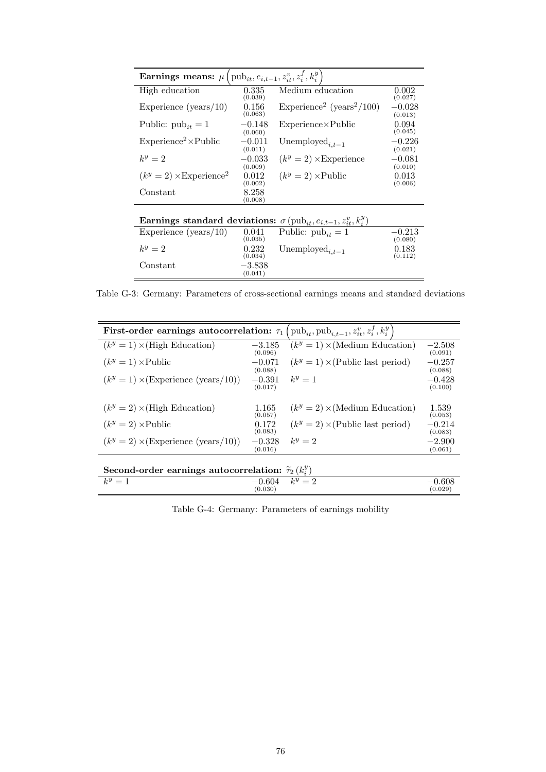| **Earnings means:** $\mu\left(\text{pub}_{it}, e_{i,t-1}, z_{it}^{v}, z_{i}^{f}, k_{i}^{y}\right)$ | | | |
|---|---|---|---|
| High education | 0.335 (0.039) | Medium education | 0.002 (0.027) |
| Experience (years/10) | 0.156 (0.063) | Experience$^2$ (years$^2$/100) | $-0.028$ (0.013) |
| Public: $\text{pub}_{it} = 1$ | $-0.148$ (0.060) | Experience×Public | 0.094 (0.045) |
| Experience$^2$×Public | $-0.011$ (0.011) | Unemployed$_{i,t-1}$ | $-0.226$ (0.021) |
| $k^y = 2$ | $-0.033$ (0.009) | $(k^y = 2)$ ×Experience | $-0.081$ (0.010) |
| $(k^y = 2)$ ×Experience$^2$ | 0.012 (0.002) | $(k^y = 2)$ ×Public | 0.013 (0.006) |
| Constant | 8.258 (0.008) | | |
| **Earnings standard deviations:** $\sigma\left(\text{pub}_{it}, e_{i,t-1}, z_{it}^{v}, k_{i}^{y}\right)$ | | | |
| Experience (years/10) | 0.041 (0.035) | Public: $\text{pub}_{it} = 1$ | $-0.213$ (0.080) |
| $k^y = 2$ | 0.232 (0.034) | Unemployed$_{i,t-1}$ | 0.183 (0.112) |
| Constant | $-3.838$ (0.041) | | |

Table G-3: Germany: Parameters of cross-sectional earnings means and standard deviations

| **First-order earnings autocorrelation:** $\tau_1\left(\text{pub}_{it}, \text{pub}_{i,t-1}, z_{it}^{v}, z_{i}^{f}, k_{i}^{y}\right)$ | | | |
|---|---|---|---|
| $(k^y = 1)$ ×(High Education) | $-3.185$ (0.096) | $(k^y = 1)$ ×(Medium Education) | $-2.508$ (0.091) |
| $(k^y = 1)$ ×Public | $-0.071$ (0.088) | $(k^y = 1)$ ×(Public last period) | $-0.257$ (0.088) |
| $(k^y = 1)$ ×(Experience (years/10)) | $-0.391$ (0.017) | $k^y = 1$ | $-0.428$ (0.100) |
| $(k^y = 2)$ ×(High Education) | 1.165 (0.057) | $(k^y = 2)$ ×(Medium Education) | 1.539 (0.053) |
| $(k^y = 2)$ ×Public | 0.172 (0.083) | $(k^y = 2)$ ×(Public last period) | $-0.214$ (0.083) |
| $(k^y = 2)$ ×(Experience (years/10)) | $-0.328$ (0.016) | $k^y = 2$ | $-2.900$ (0.061) |
| **Second-order earnings autocorrelation:** $\widetilde{\tau}_2\left(k_i^y\right)$ | | | |
| $k^y = 1$ | $-0.604$ (0.030) | $k^y = 2$ | $-0.608$ (0.029) |

Table G-4: Germany: Parameters of earnings mobility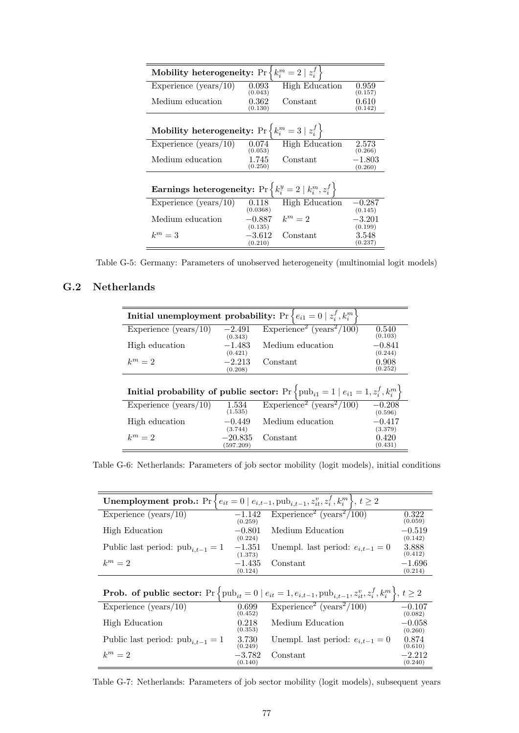| **Mobility heterogeneity:** $\Pr\left\{k_i^m = 2 \mid z_i^f\right\}$ | | | |
|---|---|---|---|
| Experience (years/10) | 0.093 (0.043) | High Education | 0.959 (0.157) |
| Medium education | 0.362 (0.130) | Constant | 0.610 (0.142) |
| **Mobility heterogeneity:** $\Pr\left\{k_i^m = 3 \mid z_i^f\right\}$ | | | |
| Experience (years/10) | 0.074 (0.053) | High Education | 2.573 (0.266) |
| Medium education | 1.745 (0.250) | Constant | −1.803 (0.260) |
| **Earnings heterogeneity:** $\Pr\left\{k_i^y = 2 \mid k_i^m, z_i^f\right\}$ | | | |
| Experience (years/10) | 0.118 (0.0368) | High Education | −0.287 (0.145) |
| Medium education | −0.887 (0.135) | $k^m = 2$ | −3.201 (0.199) |
| $k^m = 3$ | −3.612 (0.210) | Constant | 3.548 (0.237) |

Table G-5: Germany: Parameters of unobserved heterogeneity (multinomial logit models)

## G.2 Netherlands

| **Initial unemployment probability:** $\Pr\left\{e_{i1} = 0 \mid z_i^f, k_i^m\right\}$ | | | |
|---|---|---|---|
| Experience (years/10) | −2.491 (0.343) | Experience$^2$ (years$^2$/100) | 0.540 (0.103) |
| High education | −1.483 (0.421) | Medium education | −0.841 (0.244) |
| $k^m = 2$ | −2.213 (0.208) | Constant | 0.908 (0.252) |
| **Initial probability of public sector:** $\Pr\left\{\text{pub}_{i1} = 1 \mid e_{i1} = 1, z_i^f, k_i^m\right\}$ | | | |
| Experience (years/10) | 1.534 (1.535) | Experience$^2$ (years$^2$/100) | −0.208 (0.596) |
| High education | −0.449 (3.744) | Medium education | −0.417 (3.379) |
| $k^m = 2$ | −20.835 (597.209) | Constant | 0.420 (0.431) |

Table G-6: Netherlands: Parameters of job sector mobility (logit models), initial conditions

| **Unemployment prob.:** $\Pr\left\{e_{it} = 0 \mid e_{i,t-1}, \text{pub}_{i,t-1}, z_{it}^v, z_i^f, k_i^m\right\}$, $t \geq 2$ | | | |
|---|---|---|---|
| Experience (years/10) | −1.142 (0.259) | Experience$^2$ (years$^2$/100) | 0.322 (0.059) |
| High Education | −0.801 (0.224) | Medium Education | −0.519 (0.142) |
| Public last period: $\text{pub}_{i,t-1} = 1$ | −1.351 (1.373) | Unempl. last period: $e_{i,t-1} = 0$ | 3.888 (0.412) |
| $k^m = 2$ | −1.435 (0.124) | Constant | −1.696 (0.214) |
| **Prob. of public sector:** $\Pr\left\{\text{pub}_{it} = 0 \mid e_{it} = 1, e_{i,t-1}, \text{pub}_{i,t-1}, z_{it}^v, z_i^f, k_i^m\right\}$, $t \geq 2$ | | | |
| Experience (years/10) | 0.699 (0.452) | Experience$^2$ (years$^2$/100) | −0.107 (0.082) |
| High Education | 0.218 (0.353) | Medium Education | −0.058 (0.260) |
| Public last period: $\text{pub}_{i,t-1} = 1$ | 3.730 (0.249) | Unempl. last period: $e_{i,t-1} = 0$ | 0.874 (0.610) |
| $k^m = 2$ | −3.782 (0.140) | Constant | −2.212 (0.240) |

Table G-7: Netherlands: Parameters of job sector mobility (logit models), subsequent years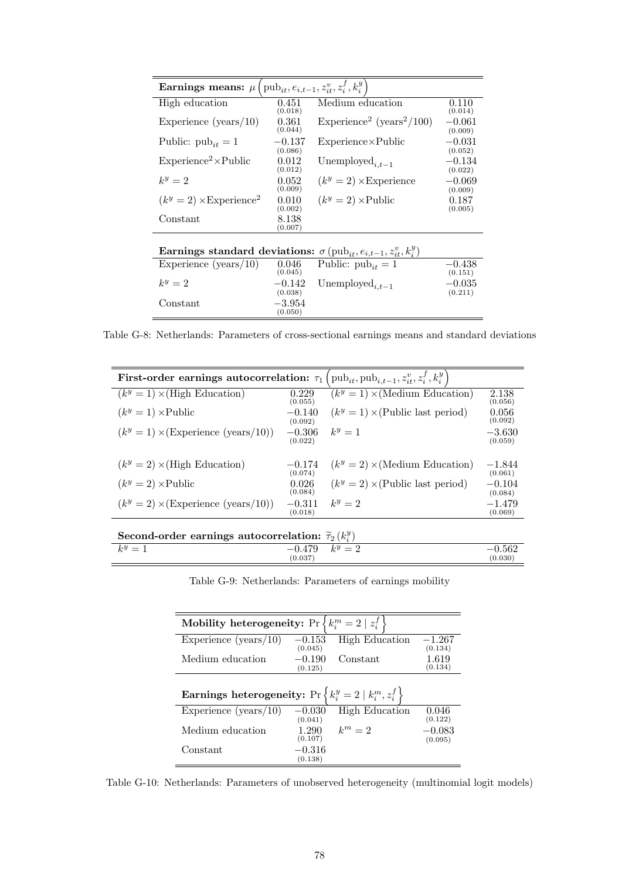| **Earnings means:** $\mu\left(\text{pub}_{it}, e_{i,t-1}, z_{it}^v, z_i^f, k_i^y\right)$ | | | |
|---|---|---|---|
| High education | 0.451 (0.018) | Medium education | 0.110 (0.014) |
| Experience (years/10) | 0.361 (0.044) | Experience$^2$ (years$^2$/100) | $-0.061$ (0.009) |
| Public: $\text{pub}_{it} = 1$ | $-0.137$ (0.086) | Experience×Public | $-0.031$ (0.052) |
| Experience$^2$×Public | 0.012 (0.012) | $\text{Unemployed}_{i,t-1}$ | $-0.134$ (0.022) |
| $k^y = 2$ | 0.052 (0.009) | $(k^y = 2)$ ×Experience | $-0.069$ (0.009) |
| $(k^y = 2)$ ×Experience$^2$ | 0.010 (0.002) | $(k^y = 2)$ ×Public | 0.187 (0.005) |
| Constant | 8.138 (0.007) | | |
| **Earnings standard deviations:** $\sigma\left(\text{pub}_{it}, e_{i,t-1}, z_{it}^v, k_i^y\right)$ | | | |
| Experience (years/10) | 0.046 (0.045) | Public: $\text{pub}_{it} = 1$ | $-0.438$ (0.151) |
| $k^y = 2$ | $-0.142$ (0.038) | $\text{Unemployed}_{i,t-1}$ | $-0.035$ (0.211) |
| Constant | $-3.954$ (0.050) | | |

Table G-8: Netherlands: Parameters of cross-sectional earnings means and standard deviations

| **First-order earnings autocorrelation:** $\tau_1\left(\text{pub}_{it}, \text{pub}_{i,t-1}, z_{it}^v, z_i^f, k_i^y\right)$ | | | |
|---|---|---|---|
| $(k^y = 1)$ ×(High Education) | 0.229 (0.055) | $(k^y = 1)$ ×(Medium Education) | 2.138 (0.056) |
| $(k^y = 1)$ ×Public | $-0.140$ (0.092) | $(k^y = 1)$ ×(Public last period) | 0.056 (0.092) |
| $(k^y = 1)$ ×(Experience (years/10)) | $-0.306$ (0.022) | $k^y = 1$ | $-3.630$ (0.059) |
| $(k^y = 2)$ ×(High Education) | $-0.174$ (0.074) | $(k^y = 2)$ ×(Medium Education) | $-1.844$ (0.061) |
| $(k^y = 2)$ ×Public | 0.026 (0.084) | $(k^y = 2)$ ×(Public last period) | $-0.104$ (0.084) |
| $(k^y = 2)$ ×(Experience (years/10)) | $-0.311$ (0.018) | $k^y = 2$ | $-1.479$ (0.069) |
| **Second-order earnings autocorrelation:** $\widetilde{\tau}_2\left(k_i^y\right)$ | | | |
| $k^y = 1$ | $-0.479$ (0.037) | $k^y = 2$ | $-0.562$ (0.030) |

Table G-9: Netherlands: Parameters of earnings mobility

| **Mobility heterogeneity:** $\Pr\left\{k_i^m = 2 \mid z_i^f\right\}$ | | | |
|---|---|---|---|
| Experience (years/10) | $-0.153$ (0.045) | High Education | $-1.267$ (0.134) |
| Medium education | $-0.190$ (0.125) | Constant | 1.619 (0.134) |
| **Earnings heterogeneity:** $\Pr\left\{k_i^y = 2 \mid k_i^m, z_i^f\right\}$ | | | |
| Experience (years/10) | $-0.030$ (0.041) | High Education | 0.046 (0.122) |
| Medium education | 1.290 (0.107) | $k^m = 2$ | $-0.083$ (0.095) |
| Constant | $-0.316$ (0.138) | | |

Table G-10: Netherlands: Parameters of unobserved heterogeneity (multinomial logit models)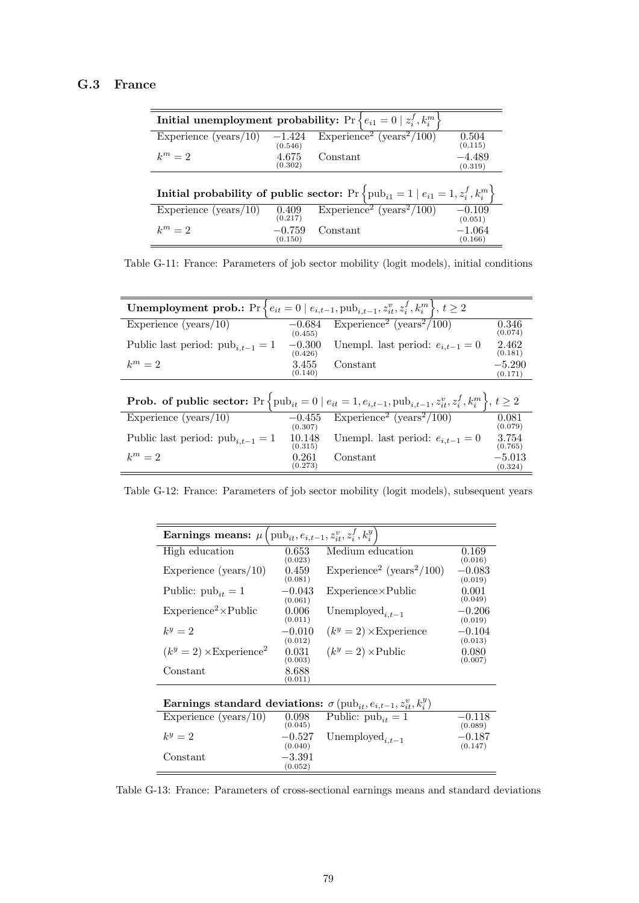### G.3 France

| **Initial unemployment probability:** $\Pr\left\{e_{i1}=0 \mid z_i^f, k_i^m\right\}$ | | | |
|---|---|---|---|
| Experience (years/10) | $-1.424$ (0.546) | Experience$^2$ (years$^2$/100) | 0.504 (0.115) |
| $k^m=2$ | 4.675 (0.302) | Constant | $-4.489$ (0.319) |
| **Initial probability of public sector:** $\Pr\left\{\text{pub}_{i1}=1 \mid e_{i1}=1, z_i^f, k_i^m\right\}$ | | | |
| Experience (years/10) | 0.409 (0.217) | Experience$^2$ (years$^2$/100) | $-0.109$ (0.051) |
| $k^m=2$ | $-0.759$ (0.150) | Constant | $-1.064$ (0.166) |

Table G-11: France: Parameters of job sector mobility (logit models), initial conditions

| **Unemployment prob.:** $\Pr\left\{e_{it}=0 \mid e_{i,t-1}, \text{pub}_{i,t-1}, z_{it}^v, z_i^f, k_i^m\right\}$, $t \geq 2$ | | | |
|---|---|---|---|
| Experience (years/10) | $-0.684$ (0.455) | Experience$^2$ (years$^2$/100) | 0.346 (0.074) |
| Public last period: $\text{pub}_{i,t-1}=1$ | $-0.300$ (0.426) | Unempl. last period: $e_{i,t-1}=0$ | 2.462 (0.181) |
| $k^m=2$ | 3.455 (0.140) | Constant | $-5.290$ (0.171) |
| **Prob. of public sector:** $\Pr\left\{\text{pub}_{it}=0 \mid e_{it}=1, e_{i,t-1}, \text{pub}_{i,t-1}, z_{it}^v, z_i^f, k_i^m\right\}$, $t \geq 2$ | | | |
| Experience (years/10) | $-0.455$ (0.307) | Experience$^2$ (years$^2$/100) | 0.081 (0.079) |
| Public last period: $\text{pub}_{i,t-1}=1$ | 10.148 (0.315) | Unempl. last period: $e_{i,t-1}=0$ | 3.754 (0.765) |
| $k^m=2$ | 0.261 (0.273) | Constant | $-5.013$ (0.324) |

Table G-12: France: Parameters of job sector mobility (logit models), subsequent years

| **Earnings means:** $\mu\left(\text{pub}_{it}, e_{i,t-1}, z_{it}^v, z_i^f, k_i^y\right)$ | | | |
|---|---|---|---|
| High education | 0.653 (0.023) | Medium education | 0.169 (0.016) |
| Experience (years/10) | 0.459 (0.081) | Experience$^2$ (years$^2$/100) | $-0.083$ (0.019) |
| Public: $\text{pub}_{it}=1$ | $-0.043$ (0.061) | Experience×Public | 0.001 (0.049) |
| Experience$^2$×Public | 0.006 (0.011) | $\text{Unemployed}_{i,t-1}$ | $-0.206$ (0.019) |
| $k^y=2$ | $-0.010$ (0.012) | $(k^y=2)$ ×Experience | $-0.104$ (0.013) |
| $(k^y=2)$ ×Experience$^2$ | 0.031 (0.003) | $(k^y=2)$ ×Public | 0.080 (0.007) |
| Constant | 8.688 (0.011) | | |
| **Earnings standard deviations:** $\sigma\left(\text{pub}_{it}, e_{i,t-1}, z_{it}^v, k_i^y\right)$ | | | |
| Experience (years/10) | 0.098 (0.045) | Public: $\text{pub}_{it}=1$ | $-0.118$ (0.089) |
| $k^y=2$ | $-0.527$ (0.040) | $\text{Unemployed}_{i,t-1}$ | $-0.187$ (0.147) |
| Constant | $-3.391$ (0.052) | | |

Table G-13: France: Parameters of cross-sectional earnings means and standard deviations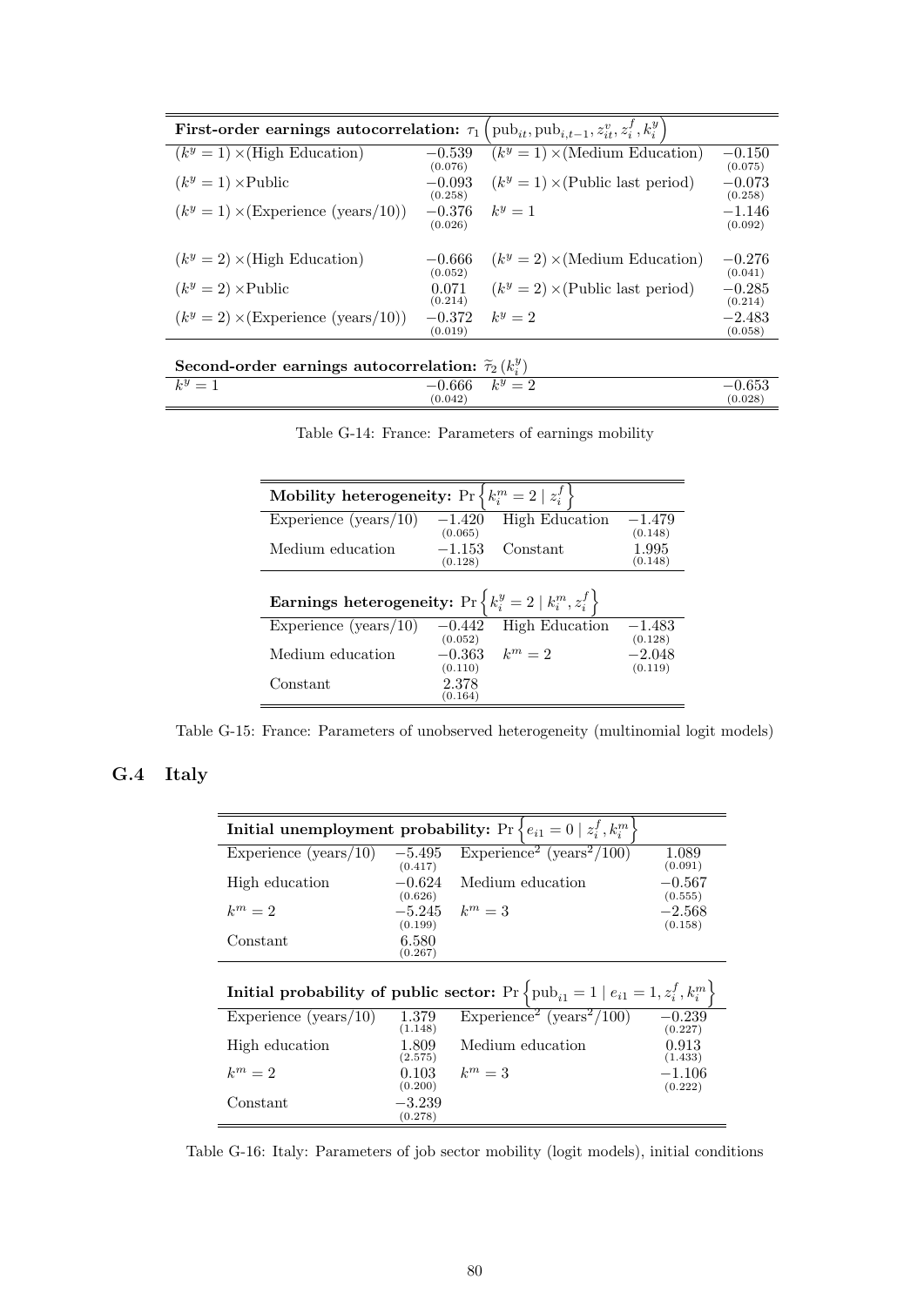| **First-order earnings autocorrelation:** $\tau_1\left(\text{pub}_{it}, \text{pub}_{i,t-1}, z_{it}^v, z_i^f, k_i^y\right)$ | | | |
|---|---|---|---|
| $(k^y=1)\times$(High Education) | $-0.539$ (0.076) | $(k^y=1)\times$(Medium Education) | $-0.150$ (0.075) |
| $(k^y=1)\times$Public | $-0.093$ (0.258) | $(k^y=1)\times$(Public last period) | $-0.073$ (0.258) |
| $(k^y=1)\times$(Experience (years/10)) | $-0.376$ (0.026) | $k^y=1$ | $-1.146$ (0.092) |
| $(k^y=2)\times$(High Education) | $-0.666$ (0.052) | $(k^y=2)\times$(Medium Education) | $-0.276$ (0.041) |
| $(k^y=2)\times$Public | 0.071 (0.214) | $(k^y=2)\times$(Public last period) | $-0.285$ (0.214) |
| $(k^y=2)\times$(Experience (years/10)) | $-0.372$ (0.019) | $k^y=2$ | $-2.483$ (0.058) |
| **Second-order earnings autocorrelation:** $\widetilde{\tau}_2\left(k_i^y\right)$ | | | |
| $k^y=1$ | $-0.666$ (0.042) | $k^y=2$ | $-0.653$ (0.028) |

Table G-14: France: Parameters of earnings mobility

| **Mobility heterogeneity:** $\Pr\left\{k_i^m=2 \mid z_i^f\right\}$ | | | |
|---|---|---|---|
| Experience (years/10) | $-1.420$ (0.065) | High Education | $-1.479$ (0.148) |
| Medium education | $-1.153$ (0.128) | Constant | 1.995 (0.148) |
| **Earnings heterogeneity:** $\Pr\left\{k_i^y=2 \mid k_i^m, z_i^f\right\}$ | | | |
| Experience (years/10) | $-0.442$ (0.052) | High Education | $-1.483$ (0.128) |
| Medium education | $-0.363$ (0.110) | $k^m=2$ | $-2.048$ (0.119) |
| Constant | 2.378 (0.164) | | |

Table G-15: France: Parameters of unobserved heterogeneity (multinomial logit models)

## G.4 Italy

| **Initial unemployment probability:** $\Pr\left\{e_{i1}=0 \mid z_i^f, k_i^m\right\}$ | | | |
|---|---|---|---|
| Experience (years/10) | $-5.495$ (0.417) | Experience$^2$ (years$^2$/100) | 1.089 (0.091) |
| High education | $-0.624$ (0.626) | Medium education | $-0.567$ (0.555) |
| $k^m=2$ | $-5.245$ (0.199) | $k^m=3$ | $-2.568$ (0.158) |
| Constant | 6.580 (0.267) | | |
| **Initial probability of public sector:** $\Pr\left\{\text{pub}_{i1}=1 \mid e_{i1}=1, z_i^f, k_i^m\right\}$ | | | |
| Experience (years/10) | 1.379 (1.148) | Experience$^2$ (years$^2$/100) | $-0.239$ (0.227) |
| High education | 1.809 (2.575) | Medium education | 0.913 (1.433) |
| $k^m=2$ | 0.103 (0.200) | $k^m=3$ | $-1.106$ (0.222) |
| Constant | $-3.239$ (0.278) | | |

Table G-16: Italy: Parameters of job sector mobility (logit models), initial conditions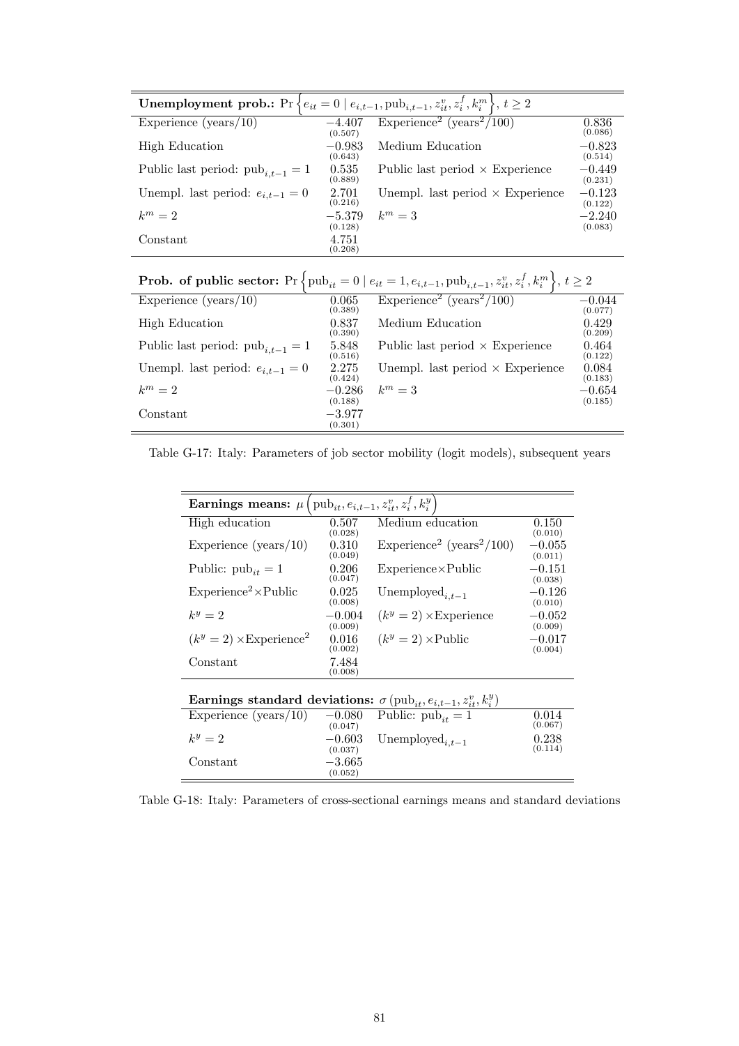| **Unemployment prob.:** $\Pr\left\{e_{it}=0 \mid e_{i,t-1}, \text{pub}_{i,t-1}, z_{it}^v, z_i^f, k_i^m\right\}$, $t \geq 2$ | | | |
|---|---|---|---|
| Experience (years/10) | $-4.407$ (0.507) | Experience$^2$ (years$^2$/100) | $0.836$ (0.086) |
| High Education | $-0.983$ (0.643) | Medium Education | $-0.823$ (0.514) |
| Public last period: $\text{pub}_{i,t-1}=1$ | $0.535$ (0.889) | Public last period × Experience | $-0.449$ (0.231) |
| Unempl. last period: $e_{i,t-1}=0$ | $2.701$ (0.216) | Unempl. last period × Experience | $-0.123$ (0.122) |
| $k^m=2$ | $-5.379$ (0.128) | $k^m=3$ | $-2.240$ (0.083) |
| Constant | $4.751$ (0.208) | | |
| **Prob. of public sector:** $\Pr\left\{\text{pub}_{it}=0 \mid e_{it}=1, e_{i,t-1}, \text{pub}_{i,t-1}, z_{it}^v, z_i^f, k_i^m\right\}$, $t \geq 2$ | | | |
| Experience (years/10) | $0.065$ (0.389) | Experience$^2$ (years$^2$/100) | $-0.044$ (0.077) |
| High Education | $0.837$ (0.390) | Medium Education | $0.429$ (0.209) |
| Public last period: $\text{pub}_{i,t-1}=1$ | $5.848$ (0.516) | Public last period × Experience | $0.464$ (0.122) |
| Unempl. last period: $e_{i,t-1}=0$ | $2.275$ (0.424) | Unempl. last period × Experience | $0.084$ (0.183) |
| $k^m=2$ | $-0.286$ (0.188) | $k^m=3$ | $-0.654$ (0.185) |
| Constant | $-3.977$ (0.301) | | |

Table G-17: Italy: Parameters of job sector mobility (logit models), subsequent years

| **Earnings means:** $\mu\left(\text{pub}_{it}, e_{i,t-1}, z_{it}^v, z_i^f, k_i^y\right)$ | | | |
|---|---|---|---|
| High education | $0.507$ (0.028) | Medium education | $0.150$ (0.010) |
| Experience (years/10) | $0.310$ (0.049) | Experience$^2$ (years$^2$/100) | $-0.055$ (0.011) |
| Public: $\text{pub}_{it}=1$ | $0.206$ (0.047) | Experience×Public | $-0.151$ (0.038) |
| Experience$^2$×Public | $0.025$ (0.008) | $\text{Unemployed}_{i,t-1}$ | $-0.126$ (0.010) |
| $k^y=2$ | $-0.004$ (0.009) | $(k^y=2)$ ×Experience | $-0.052$ (0.009) |
| $(k^y=2)$ ×Experience$^2$ | $0.016$ (0.002) | $(k^y=2)$ ×Public | $-0.017$ (0.004) |
| Constant | $7.484$ (0.008) | | |
| **Earnings standard deviations:** $\sigma\left(\text{pub}_{it}, e_{i,t-1}, z_{it}^v, k_i^y\right)$ | | | |
| Experience (years/10) | $-0.080$ (0.047) | Public: $\text{pub}_{it}=1$ | $0.014$ (0.067) |
| $k^y=2$ | $-0.603$ (0.037) | $\text{Unemployed}_{i,t-1}$ | $0.238$ (0.114) |
| Constant | $-3.665$ (0.052) | | |

Table G-18: Italy: Parameters of cross-sectional earnings means and standard deviations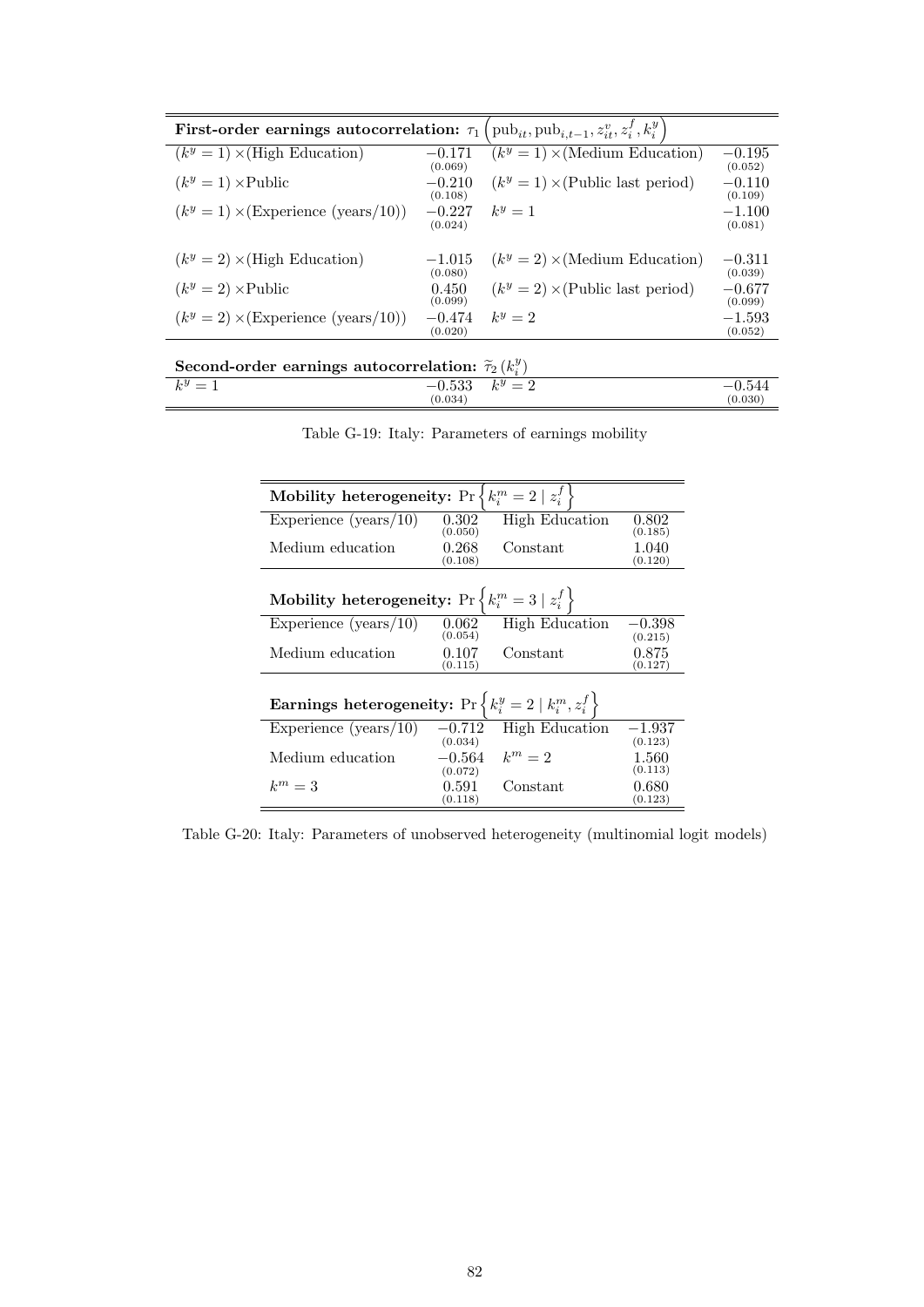| **First-order earnings autocorrelation:** $\tau_1\left(\text{pub}_{it}, \text{pub}_{i,t-1}, z^v_{it}, z^f_i, k^y_i\right)$ | | | |
|---|---|---|---|
| $(k^y = 1) \times$(High Education) | $-0.171$ (0.069) | $(k^y = 1) \times$(Medium Education) | $-0.195$ (0.052) |
| $(k^y = 1) \times$Public | $-0.210$ (0.108) | $(k^y = 1) \times$(Public last period) | $-0.110$ (0.109) |
| $(k^y = 1) \times$(Experience (years/10)) | $-0.227$ (0.024) | $k^y = 1$ | $-1.100$ (0.081) |
| $(k^y = 2) \times$(High Education) | $-1.015$ (0.080) | $(k^y = 2) \times$(Medium Education) | $-0.311$ (0.039) |
| $(k^y = 2) \times$Public | $0.450$ (0.099) | $(k^y = 2) \times$(Public last period) | $-0.677$ (0.099) |
| $(k^y = 2) \times$(Experience (years/10)) | $-0.474$ (0.020) | $k^y = 2$ | $-1.593$ (0.052) |
| **Second-order earnings autocorrelation:** $\widetilde{\tau}_2\left(k^y_i\right)$ | | | |
| $k^y = 1$ | $-0.533$ (0.034) | $k^y = 2$ | $-0.544$ (0.030) |

Table G-19: Italy: Parameters of earnings mobility

| **Mobility heterogeneity:** $\Pr\left\{k^m_i = 2 \mid z^f_i\right\}$ | | | |
|---|---|---|---|
| Experience (years/10) | 0.302 (0.050) | High Education | 0.802 (0.185) |
| Medium education | 0.268 (0.108) | Constant | 1.040 (0.120) |
| **Mobility heterogeneity:** $\Pr\left\{k^m_i = 3 \mid z^f_i\right\}$ | | | |
| Experience (years/10) | 0.062 (0.054) | High Education | $-0.398$ (0.215) |
| Medium education | 0.107 (0.115) | Constant | 0.875 (0.127) |
| **Earnings heterogeneity:** $\Pr\left\{k^y_i = 2 \mid k^m_i, z^f_i\right\}$ | | | |
| Experience (years/10) | $-0.712$ (0.034) | High Education | $-1.937$ (0.123) |
| Medium education | $-0.564$ (0.072) | $k^m = 2$ | 1.560 (0.113) |
| $k^m = 3$ | 0.591 (0.118) | Constant | 0.680 (0.123) |

Table G-20: Italy: Parameters of unobserved heterogeneity (multinomial logit models)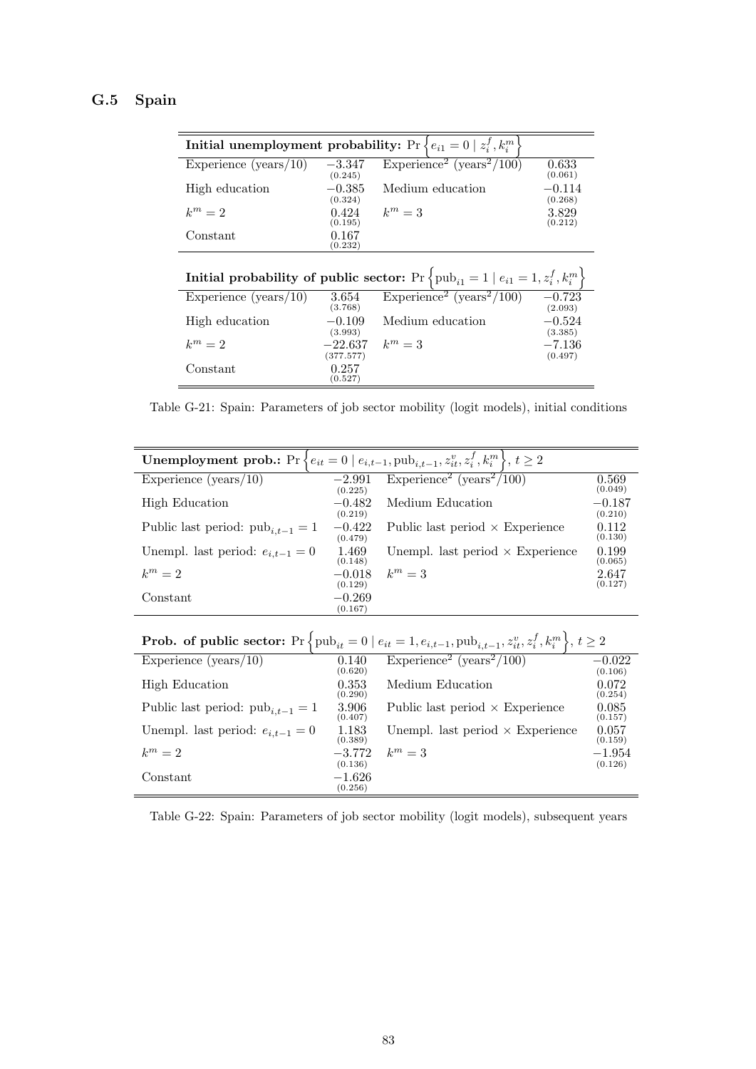## G.5 Spain

| **Initial unemployment probability:** $\Pr\left\{e_{i1}=0 \mid z_i^f, k_i^m\right\}$ | | | |
|---|---|---|---|
| Experience (years/10) | $-3.347$ (0.245) | Experience$^2$ (years$^2$/100) | $0.633$ (0.061) |
| High education | $-0.385$ (0.324) | Medium education | $-0.114$ (0.268) |
| $k^m=2$ | $0.424$ (0.195) | $k^m=3$ | $3.829$ (0.212) |
| Constant | $0.167$ (0.232) | | |
| **Initial probability of public sector:** $\Pr\left\{\text{pub}_{i1}=1 \mid e_{i1}=1, z_i^f, k_i^m\right\}$ | | | |
| Experience (years/10) | $3.654$ (3.768) | Experience$^2$ (years$^2$/100) | $-0.723$ (2.093) |
| High education | $-0.109$ (3.993) | Medium education | $-0.524$ (3.385) |
| $k^m=2$ | $-22.637$ (377.577) | $k^m=3$ | $-7.136$ (0.497) |
| Constant | $0.257$ (0.527) | | |

Table G-21: Spain: Parameters of job sector mobility (logit models), initial conditions

| **Unemployment prob.:** $\Pr\left\{e_{it}=0 \mid e_{i,t-1}, \text{pub}_{i,t-1}, z_{it}^v, z_i^f, k_i^m\right\}$, $t \geq 2$ | | | |
|---|---|---|---|
| Experience (years/10) | $-2.991$ (0.225) | Experience$^2$ (years$^2$/100) | $0.569$ (0.049) |
| High Education | $-0.482$ (0.219) | Medium Education | $-0.187$ (0.210) |
| Public last period: $\text{pub}_{i,t-1}=1$ | $-0.422$ (0.479) | Public last period × Experience | $0.112$ (0.130) |
| Unempl. last period: $e_{i,t-1}=0$ | $1.469$ (0.148) | Unempl. last period × Experience | $0.199$ (0.065) |
| $k^m=2$ | $-0.018$ (0.129) | $k^m=3$ | $2.647$ (0.127) |
| Constant | $-0.269$ (0.167) | | |
| **Prob. of public sector:** $\Pr\left\{\text{pub}_{it}=0 \mid e_{it}=1, e_{i,t-1}, \text{pub}_{i,t-1}, z_{it}^v, z_i^f, k_i^m\right\}$, $t \geq 2$ | | | |
| Experience (years/10) | $0.140$ (0.620) | Experience$^2$ (years$^2$/100) | $-0.022$ (0.106) |
| High Education | $0.353$ (0.290) | Medium Education | $0.072$ (0.254) |
| Public last period: $\text{pub}_{i,t-1}=1$ | $3.906$ (0.407) | Public last period × Experience | $0.085$ (0.157) |
| Unempl. last period: $e_{i,t-1}=0$ | $1.183$ (0.389) | Unempl. last period × Experience | $0.057$ (0.159) |
| $k^m=2$ | $-3.772$ (0.136) | $k^m=3$ | $-1.954$ (0.126) |
| Constant | $-1.626$ (0.256) | | |

Table G-22: Spain: Parameters of job sector mobility (logit models), subsequent years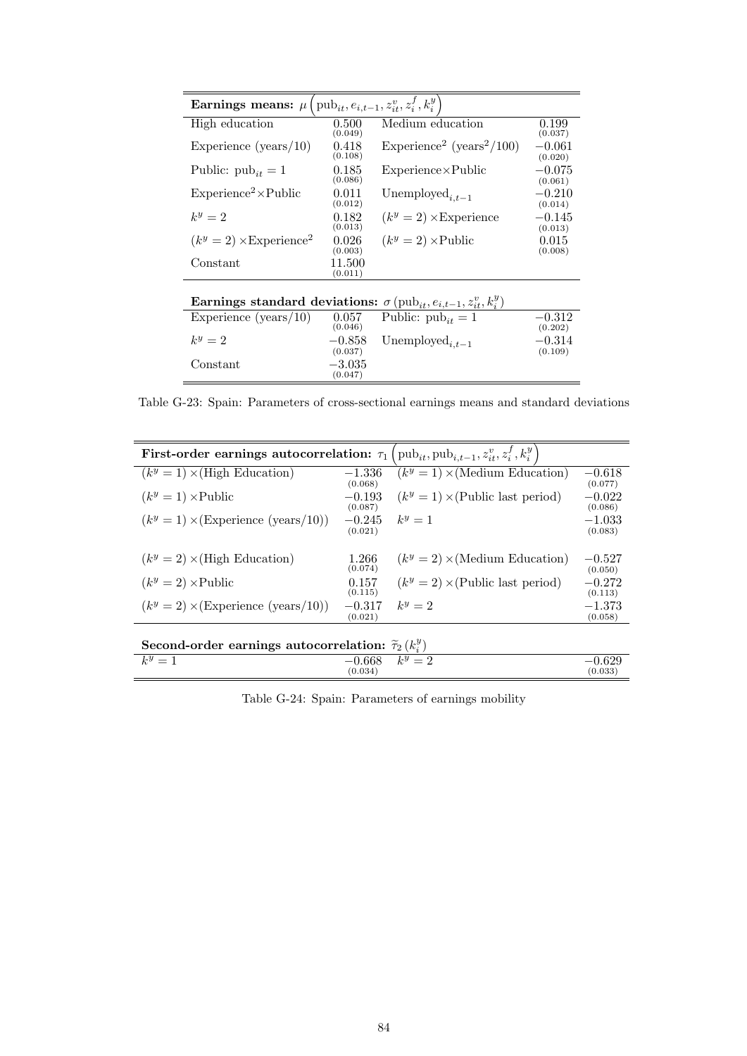| **Earnings means:** $\mu\left(\text{pub}_{it}, e_{i,t-1}, z_{it}^v, z_i^f, k_i^y\right)$ | | | |
|---|---|---|---|
| High education | 0.500 (0.049) | Medium education | 0.199 (0.037) |
| Experience (years/10) | 0.418 (0.108) | Experience$^2$ (years$^2$/100) | $-0.061$ (0.020) |
| Public: $\text{pub}_{it} = 1$ | 0.185 (0.086) | Experience×Public | $-0.075$ (0.061) |
| Experience$^2$×Public | 0.011 (0.012) | Unemployed$_{i,t-1}$ | $-0.210$ (0.014) |
| $k^y = 2$ | 0.182 (0.013) | $(k^y = 2)$ ×Experience | $-0.145$ (0.013) |
| $(k^y = 2)$ ×Experience$^2$ | 0.026 (0.003) | $(k^y = 2)$ ×Public | 0.015 (0.008) |
| Constant | 11.500 (0.011) | | |
| **Earnings standard deviations:** $\sigma\left(\text{pub}_{it}, e_{i,t-1}, z_{it}^v, k_i^y\right)$ | | | |
| Experience (years/10) | 0.057 (0.046) | Public: $\text{pub}_{it} = 1$ | $-0.312$ (0.202) |
| $k^y = 2$ | $-0.858$ (0.037) | Unemployed$_{i,t-1}$ | $-0.314$ (0.109) |
| Constant | $-3.035$ (0.047) | | |

Table G-23: Spain: Parameters of cross-sectional earnings means and standard deviations

| **First-order earnings autocorrelation:** $\tau_1\left(\text{pub}_{it}, \text{pub}_{i,t-1}, z_{it}^v, z_i^f, k_i^y\right)$ | | | |
|---|---|---|---|
| $(k^y = 1)$ ×(High Education) | $-1.336$ (0.068) | $(k^y = 1)$ ×(Medium Education) | $-0.618$ (0.077) |
| $(k^y = 1)$ ×Public | $-0.193$ (0.087) | $(k^y = 1)$ ×(Public last period) | $-0.022$ (0.086) |
| $(k^y = 1)$ ×(Experience (years/10)) | $-0.245$ (0.021) | $k^y = 1$ | $-1.033$ (0.083) |
| $(k^y = 2)$ ×(High Education) | 1.266 (0.074) | $(k^y = 2)$ ×(Medium Education) | $-0.527$ (0.050) |
| $(k^y = 2)$ ×Public | 0.157 (0.115) | $(k^y = 2)$ ×(Public last period) | $-0.272$ (0.113) |
| $(k^y = 2)$ ×(Experience (years/10)) | $-0.317$ (0.021) | $k^y = 2$ | $-1.373$ (0.058) |
| **Second-order earnings autocorrelation:** $\tilde{\tau}_2\left(k_i^y\right)$ | | | |
| $k^y = 1$ | $-0.668$ (0.034) | $k^y = 2$ | $-0.629$ (0.033) |

Table G-24: Spain: Parameters of earnings mobility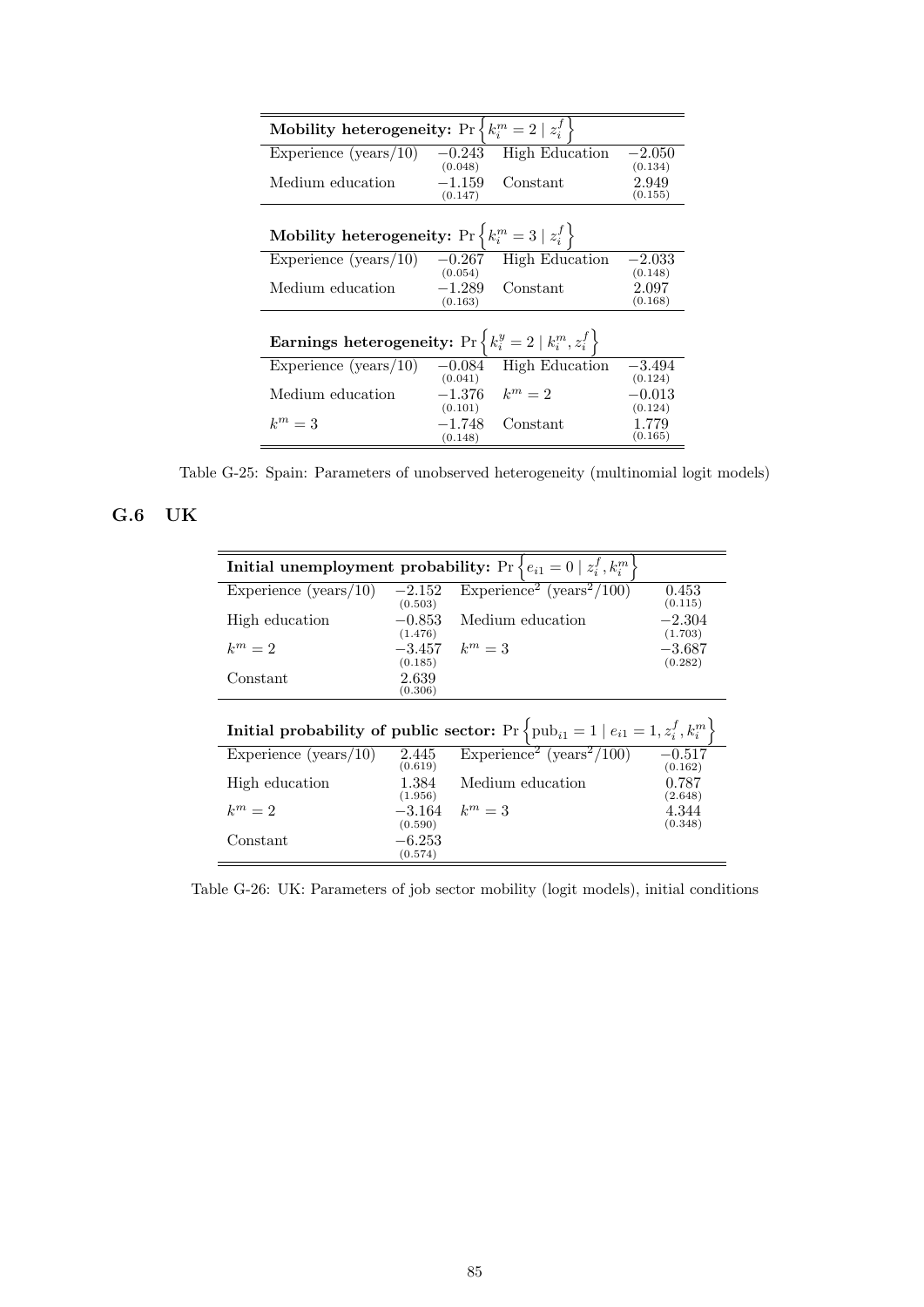| **Mobility heterogeneity:** $\Pr\left\{k_i^m = 2 \mid z_i^f\right\}$ | | | |
|---|---|---|---|
| Experience (years/10) | $-0.243$ (0.048) | High Education | $-2.050$ (0.134) |
| Medium education | $-1.159$ (0.147) | Constant | 2.949 (0.155) |
| **Mobility heterogeneity:** $\Pr\left\{k_i^m = 3 \mid z_i^f\right\}$ | | | |
| Experience (years/10) | $-0.267$ (0.054) | High Education | $-2.033$ (0.148) |
| Medium education | $-1.289$ (0.163) | Constant | 2.097 (0.168) |
| **Earnings heterogeneity:** $\Pr\left\{k_i^y = 2 \mid k_i^m, z_i^f\right\}$ | | | |
| Experience (years/10) | $-0.084$ (0.041) | High Education | $-3.494$ (0.124) |
| Medium education | $-1.376$ (0.101) | $k^m = 2$ | $-0.013$ (0.124) |
| $k^m = 3$ | $-1.748$ (0.148) | Constant | 1.779 (0.165) |

Table G-25: Spain: Parameters of unobserved heterogeneity (multinomial logit models)

## G.6 UK

| **Initial unemployment probability:** $\Pr\left\{e_{i1} = 0 \mid z_i^f, k_i^m\right\}$ | | | |
|---|---|---|---|
| Experience (years/10) | $-2.152$ (0.503) | Experience$^2$ (years$^2$/100) | 0.453 (0.115) |
| High education | $-0.853$ (1.476) | Medium education | $-2.304$ (1.703) |
| $k^m = 2$ | $-3.457$ (0.185) | $k^m = 3$ | $-3.687$ (0.282) |
| Constant | 2.639 (0.306) | | |
| **Initial probability of public sector:** $\Pr\left\{\text{pub}_{i1} = 1 \mid e_{i1} = 1, z_i^f, k_i^m\right\}$ | | | |
| Experience (years/10) | 2.445 (0.619) | Experience$^2$ (years$^2$/100) | $-0.517$ (0.162) |
| High education | 1.384 (1.956) | Medium education | 0.787 (2.648) |
| $k^m = 2$ | $-3.164$ (0.590) | $k^m = 3$ | 4.344 (0.348) |
| Constant | $-6.253$ (0.574) | | |

Table G-26: UK: Parameters of job sector mobility (logit models), initial conditions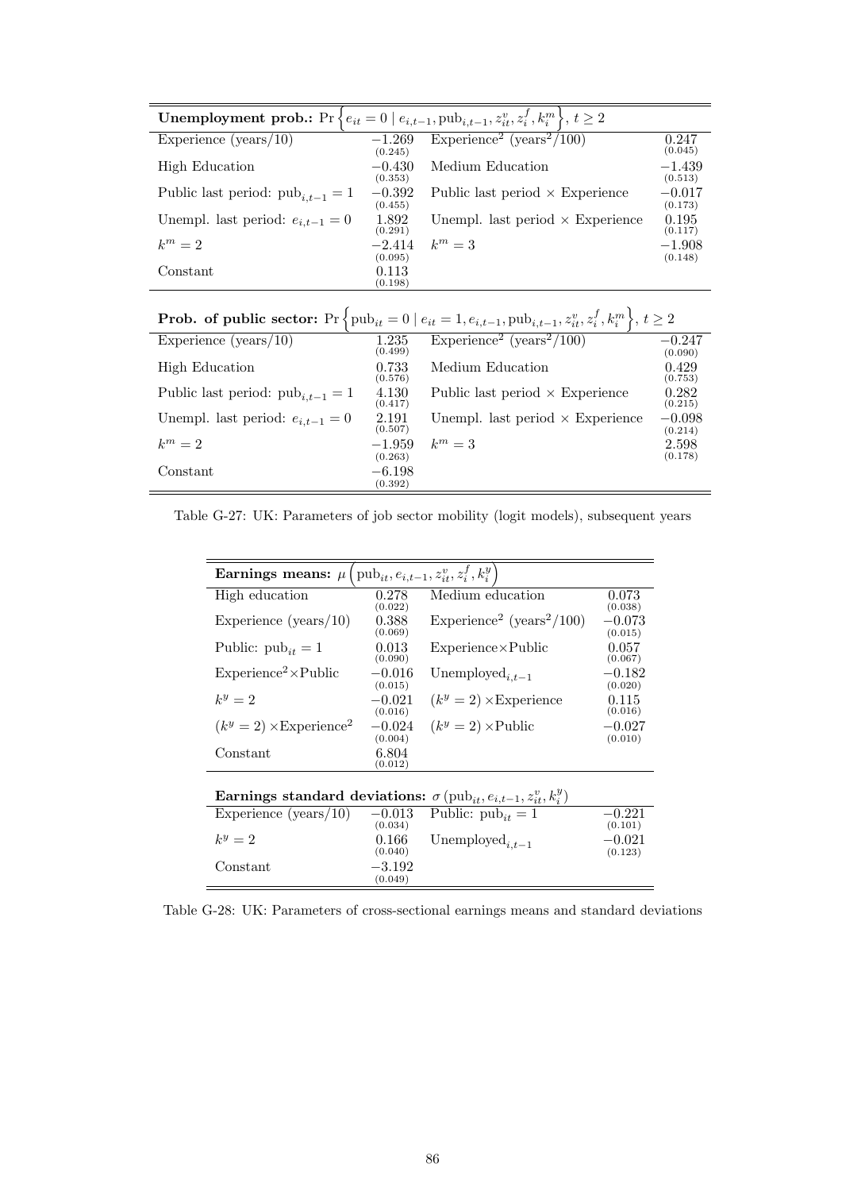| **Unemployment prob.:** $\Pr\left\{e_{it}=0 \mid e_{i,t-1}, \text{pub}_{i,t-1}, z_{it}^v, z_i^f, k_i^m\right\}$, $t \geq 2$ | | | |
|---|---|---|---|
| Experience (years/10) | $-1.269$ (0.245) | Experience$^2$ (years$^2$/100) | 0.247 (0.045) |
| High Education | $-0.430$ (0.353) | Medium Education | $-1.439$ (0.513) |
| Public last period: $\text{pub}_{i,t-1}=1$ | $-0.392$ (0.455) | Public last period × Experience | $-0.017$ (0.173) |
| Unempl. last period: $e_{i,t-1}=0$ | 1.892 (0.291) | Unempl. last period × Experience | 0.195 (0.117) |
| $k^m=2$ | $-2.414$ (0.095) | $k^m=3$ | $-1.908$ (0.148) |
| Constant | 0.113 (0.198) | | |
| **Prob. of public sector:** $\Pr\left\{\text{pub}_{it}=0 \mid e_{it}=1, e_{i,t-1}, \text{pub}_{i,t-1}, z_{it}^v, z_i^f, k_i^m\right\}$, $t \geq 2$ | | | |
| Experience (years/10) | 1.235 (0.499) | Experience$^2$ (years$^2$/100) | $-0.247$ (0.090) |
| High Education | 0.733 (0.576) | Medium Education | 0.429 (0.753) |
| Public last period: $\text{pub}_{i,t-1}=1$ | 4.130 (0.417) | Public last period × Experience | 0.282 (0.215) |
| Unempl. last period: $e_{i,t-1}=0$ | 2.191 (0.507) | Unempl. last period × Experience | $-0.098$ (0.214) |
| $k^m=2$ | $-1.959$ (0.263) | $k^m=3$ | 2.598 (0.178) |
| Constant | $-6.198$ (0.392) | | |

Table G-27: UK: Parameters of job sector mobility (logit models), subsequent years

| **Earnings means:** $\mu\left(\text{pub}_{it}, e_{i,t-1}, z_{it}^v, z_i^f, k_i^y\right)$ | | | |
|---|---|---|---|
| High education | 0.278 (0.022) | Medium education | 0.073 (0.038) |
| Experience (years/10) | 0.388 (0.069) | Experience$^2$ (years$^2$/100) | $-0.073$ (0.015) |
| Public: $\text{pub}_{it}=1$ | 0.013 (0.090) | Experience×Public | 0.057 (0.067) |
| Experience$^2$×Public | $-0.016$ (0.015) | $\text{Unemployed}_{i,t-1}$ | $-0.182$ (0.020) |
| $k^y=2$ | $-0.021$ (0.016) | $(k^y=2)$ ×Experience | 0.115 (0.016) |
| $(k^y=2)$ ×Experience$^2$ | $-0.024$ (0.004) | $(k^y=2)$ ×Public | $-0.027$ (0.010) |
| Constant | 6.804 (0.012) | | |
| **Earnings standard deviations:** $\sigma\left(\text{pub}_{it}, e_{i,t-1}, z_{it}^v, k_i^y\right)$ | | | |
| Experience (years/10) | $-0.013$ (0.034) | Public: $\text{pub}_{it}=1$ | $-0.221$ (0.101) |
| $k^y=2$ | 0.166 (0.040) | $\text{Unemployed}_{i,t-1}$ | $-0.021$ (0.123) |
| Constant | $-3.192$ (0.049) | | |

Table G-28: UK: Parameters of cross-sectional earnings means and standard deviations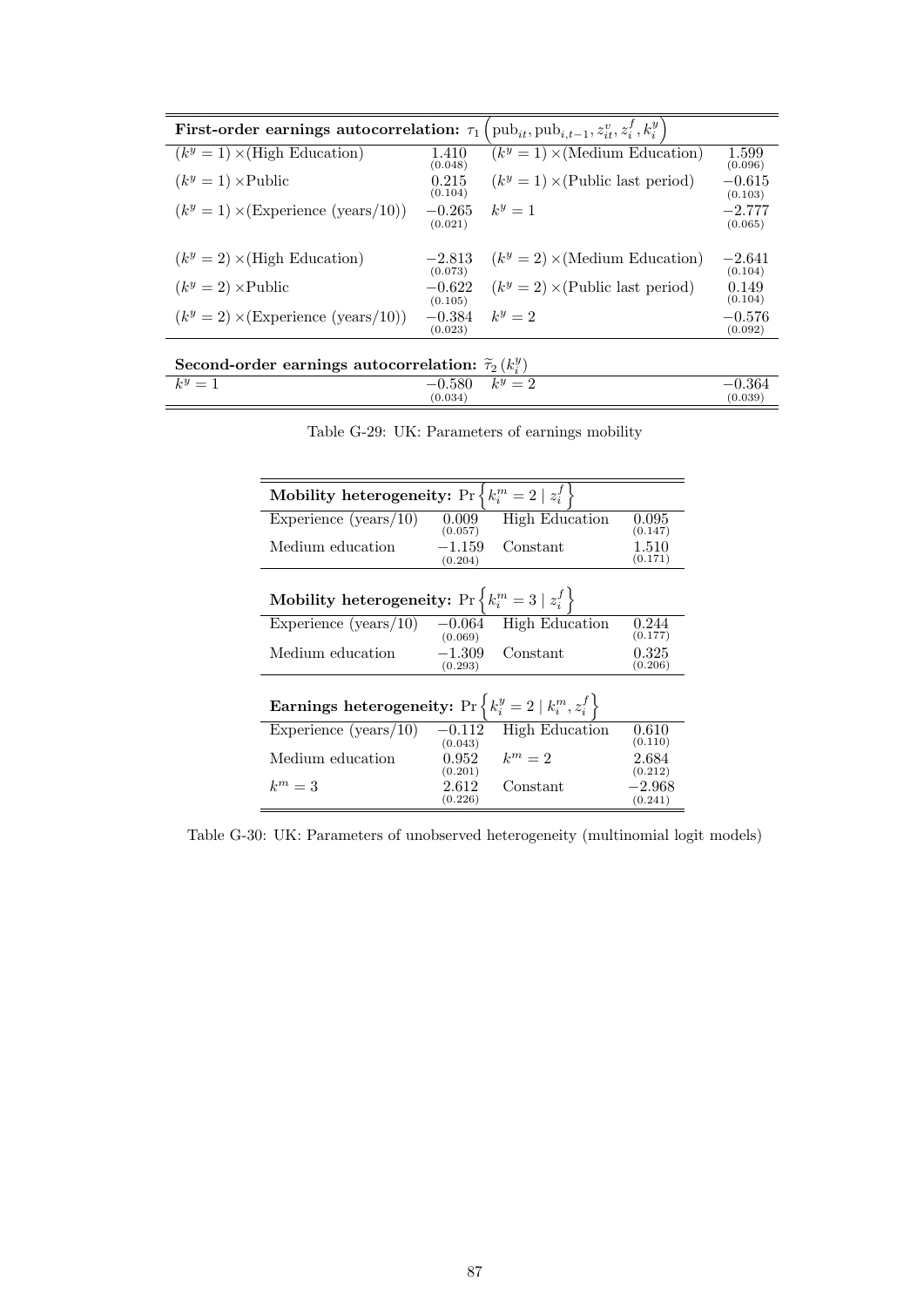| **First-order earnings autocorrelation:** $\tau_1\left(\text{pub}_{it}, \text{pub}_{i,t-1}, z^v_{it}, z^f_i, k^y_i\right)$ | | | |
|---|---|---|---|
| $(k^y = 1) \times$(High Education) | 1.410 (0.048) | $(k^y = 1) \times$(Medium Education) | 1.599 (0.096) |
| $(k^y = 1) \times$Public | 0.215 (0.104) | $(k^y = 1) \times$(Public last period) | $-0.615$ (0.103) |
| $(k^y = 1) \times$(Experience (years/10)) | $-0.265$ (0.021) | $k^y = 1$ | $-2.777$ (0.065) |
| $(k^y = 2) \times$(High Education) | $-2.813$ (0.073) | $(k^y = 2) \times$(Medium Education) | $-2.641$ (0.104) |
| $(k^y = 2) \times$Public | $-0.622$ (0.105) | $(k^y = 2) \times$(Public last period) | 0.149 (0.104) |
| $(k^y = 2) \times$(Experience (years/10)) | $-0.384$ (0.023) | $k^y = 2$ | $-0.576$ (0.092) |
| **Second-order earnings autocorrelation:** $\widetilde{\tau}_2\left(k^y_i\right)$ | | | |
| $k^y = 1$ | $-0.580$ (0.034) | $k^y = 2$ | $-0.364$ (0.039) |

Table G-29: UK: Parameters of earnings mobility

| **Mobility heterogeneity:** $\Pr\left\{k^m_i = 2 \mid z^f_i\right\}$ | | | |
|---|---|---|---|
| Experience (years/10) | 0.009 (0.057) | High Education | 0.095 (0.147) |
| Medium education | $-1.159$ (0.204) | Constant | 1.510 (0.171) |
| **Mobility heterogeneity:** $\Pr\left\{k^m_i = 3 \mid z^f_i\right\}$ | | | |
| Experience (years/10) | $-0.064$ (0.069) | High Education | 0.244 (0.177) |
| Medium education | $-1.309$ (0.293) | Constant | 0.325 (0.206) |
| **Earnings heterogeneity:** $\Pr\left\{k^y_i = 2 \mid k^m_i, z^f_i\right\}$ | | | |
| Experience (years/10) | $-0.112$ (0.043) | High Education | 0.610 (0.110) |
| Medium education | 0.952 (0.201) | $k^m = 2$ | 2.684 (0.212) |
| $k^m = 3$ | 2.612 (0.226) | Constant | $-2.968$ (0.241) |

Table G-30: UK: Parameters of unobserved heterogeneity (multinomial logit models)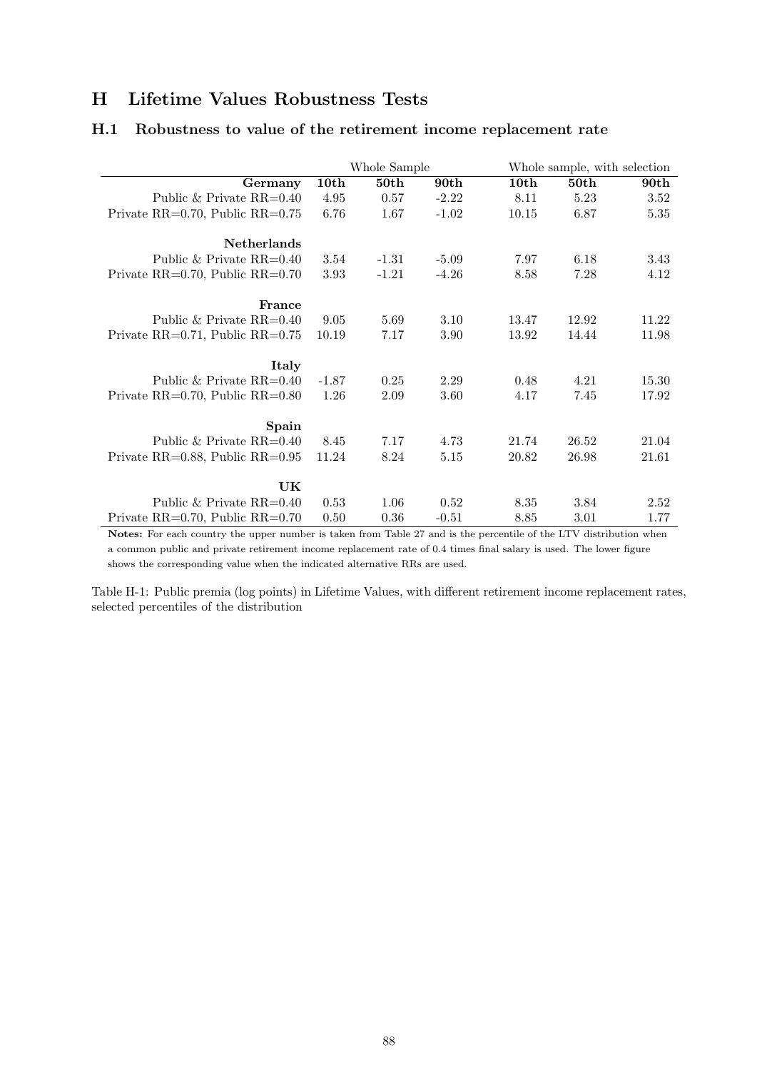# H Lifetime Values Robustness Tests

## H.1 Robustness to value of the retirement income replacement rate

| | Whole Sample | | | Whole sample, with selection | | |
|---|---|---|---|---|---|---|
| **Germany** | **10th** | **50th** | **90th** | **10th** | **50th** | **90th** |
| Public & Private RR=0.40 | 4.95 | 0.57 | -2.22 | 8.11 | 5.23 | 3.52 |
| Private RR=0.70, Public RR=0.75 | 6.76 | 1.67 | -1.02 | 10.15 | 6.87 | 5.35 |
| **Netherlands** | | | | | | |
| Public & Private RR=0.40 | 3.54 | -1.31 | -5.09 | 7.97 | 6.18 | 3.43 |
| Private RR=0.70, Public RR=0.70 | 3.93 | -1.21 | -4.26 | 8.58 | 7.28 | 4.12 |
| **France** | | | | | | |
| Public & Private RR=0.40 | 9.05 | 5.69 | 3.10 | 13.47 | 12.92 | 11.22 |
| Private RR=0.71, Public RR=0.75 | 10.19 | 7.17 | 3.90 | 13.92 | 14.44 | 11.98 |
| **Italy** | | | | | | |
| Public & Private RR=0.40 | -1.87 | 0.25 | 2.29 | 0.48 | 4.21 | 15.30 |
| Private RR=0.70, Public RR=0.80 | 1.26 | 2.09 | 3.60 | 4.17 | 7.45 | 17.92 |
| **Spain** | | | | | | |
| Public & Private RR=0.40 | 8.45 | 7.17 | 4.73 | 21.74 | 26.52 | 21.04 |
| Private RR=0.88, Public RR=0.95 | 11.24 | 8.24 | 5.15 | 20.82 | 26.98 | 21.61 |
| **UK** | | | | | | |
| Public & Private RR=0.40 | 0.53 | 1.06 | 0.52 | 8.35 | 3.84 | 2.52 |
| Private RR=0.70, Public RR=0.70 | 0.50 | 0.36 | -0.51 | 8.85 | 3.01 | 1.77 |

**Notes:** For each country the upper number is taken from Table 27 and is the percentile of the LTV distribution when a common public and private retirement income replacement rate of 0.4 times final salary is used. The lower figure shows the corresponding value when the indicated alternative RRs are used.

Table H-1: Public premia (log points) in Lifetime Values, with different retirement income replacement rates, selected percentiles of the distribution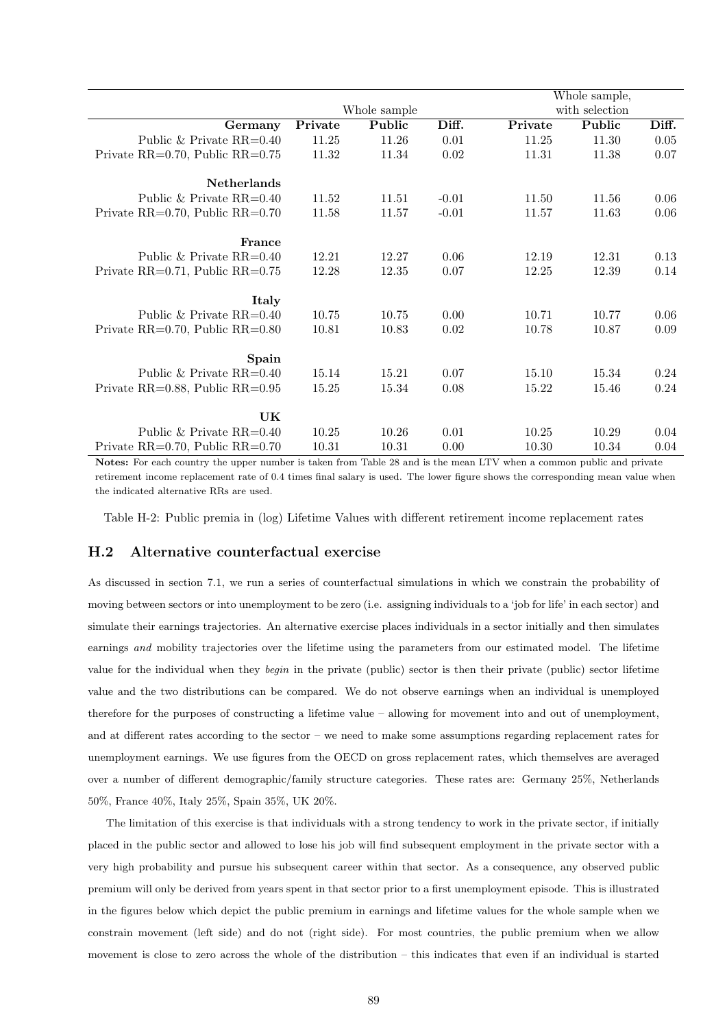| | Whole sample | | | Whole sample, with selection | | |
|---|---|---|---|---|---|---|
| **Germany** | **Private** | **Public** | **Diff.** | **Private** | **Public** | **Diff.** |
| Public & Private RR=0.40 | 11.25 | 11.26 | 0.01 | 11.25 | 11.30 | 0.05 |
| Private RR=0.70, Public RR=0.75 | 11.32 | 11.34 | 0.02 | 11.31 | 11.38 | 0.07 |
| **Netherlands** | | | | | | |
| Public & Private RR=0.40 | 11.52 | 11.51 | -0.01 | 11.50 | 11.56 | 0.06 |
| Private RR=0.70, Public RR=0.70 | 11.58 | 11.57 | -0.01 | 11.57 | 11.63 | 0.06 |
| **France** | | | | | | |
| Public & Private RR=0.40 | 12.21 | 12.27 | 0.06 | 12.19 | 12.31 | 0.13 |
| Private RR=0.71, Public RR=0.75 | 12.28 | 12.35 | 0.07 | 12.25 | 12.39 | 0.14 |
| **Italy** | | | | | | |
| Public & Private RR=0.40 | 10.75 | 10.75 | 0.00 | 10.71 | 10.77 | 0.06 |
| Private RR=0.70, Public RR=0.80 | 10.81 | 10.83 | 0.02 | 10.78 | 10.87 | 0.09 |
| **Spain** | | | | | | |
| Public & Private RR=0.40 | 15.14 | 15.21 | 0.07 | 15.10 | 15.34 | 0.24 |
| Private RR=0.88, Public RR=0.95 | 15.25 | 15.34 | 0.08 | 15.22 | 15.46 | 0.24 |
| **UK** | | | | | | |
| Public & Private RR=0.40 | 10.25 | 10.26 | 0.01 | 10.25 | 10.29 | 0.04 |
| Private RR=0.70, Public RR=0.70 | 10.31 | 10.31 | 0.00 | 10.30 | 10.34 | 0.04 |

**Notes:** For each country the upper number is taken from Table 28 and is the mean LTV when a common public and private retirement income replacement rate of 0.4 times final salary is used. The lower figure shows the corresponding mean value when the indicated alternative RRs are used.

Table H-2: Public premia in (log) Lifetime Values with different retirement income replacement rates

## H.2 Alternative counterfactual exercise

As discussed in section 7.1, we run a series of counterfactual simulations in which we constrain the probability of moving between sectors or into unemployment to be zero (i.e. assigning individuals to a 'job for life' in each sector) and simulate their earnings trajectories. An alternative exercise places individuals in a sector initially and then simulates earnings *and* mobility trajectories over the lifetime using the parameters from our estimated model. The lifetime value for the individual when they *begin* in the private (public) sector is then their private (public) sector lifetime value and the two distributions can be compared. We do not observe earnings when an individual is unemployed therefore for the purposes of constructing a lifetime value – allowing for movement into and out of unemployment, and at different rates according to the sector – we need to make some assumptions regarding replacement rates for unemployment earnings. We use figures from the OECD on gross replacement rates, which themselves are averaged over a number of different demographic/family structure categories. These rates are: Germany 25%, Netherlands 50%, France 40%, Italy 25%, Spain 35%, UK 20%.

The limitation of this exercise is that individuals with a strong tendency to work in the private sector, if initially placed in the public sector and allowed to lose his job will find subsequent employment in the private sector with a very high probability and pursue his subsequent career within that sector. As a consequence, any observed public premium will only be derived from years spent in that sector prior to a first unemployment episode. This is illustrated in the figures below which depict the public premium in earnings and lifetime values for the whole sample when we constrain movement (left side) and do not (right side). For most countries, the public premium when we allow movement is close to zero across the whole of the distribution – this indicates that even if an individual is started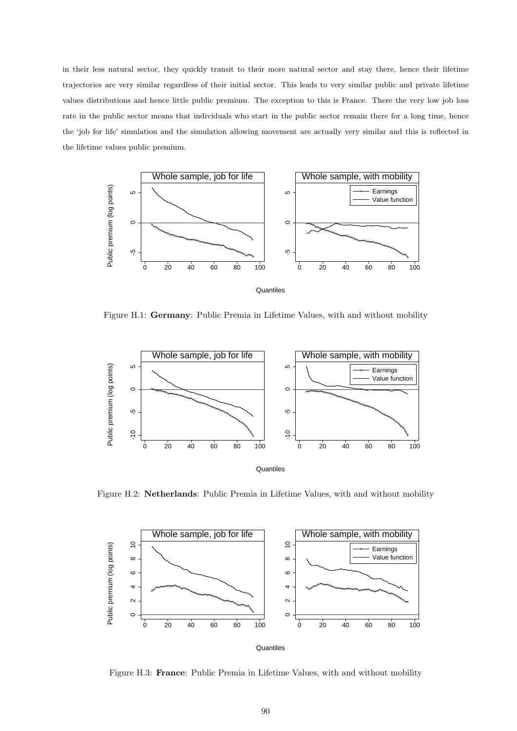in their less natural sector, they quickly transit to their more natural sector and stay there, hence their lifetime trajectories are very similar regardless of their initial sector. This leads to very similar public and private lifetime values distributions and hence little public premium. The exception to this is France. There the very low job loss rate in the public sector means that individuals who start in the public sector remain there for a long time, hence the 'job for life' simulation and the simulation allowing movement are actually very similar and this is reflected in the lifetime values public premium.

Figure H.1: **Germany**: Public Premia in Lifetime Values, with and without mobility

Figure H.2: **Netherlands**: Public Premia in Lifetime Values, with and without mobility

Figure H.3: **France**: Public Premia in Lifetime Values, with and without mobility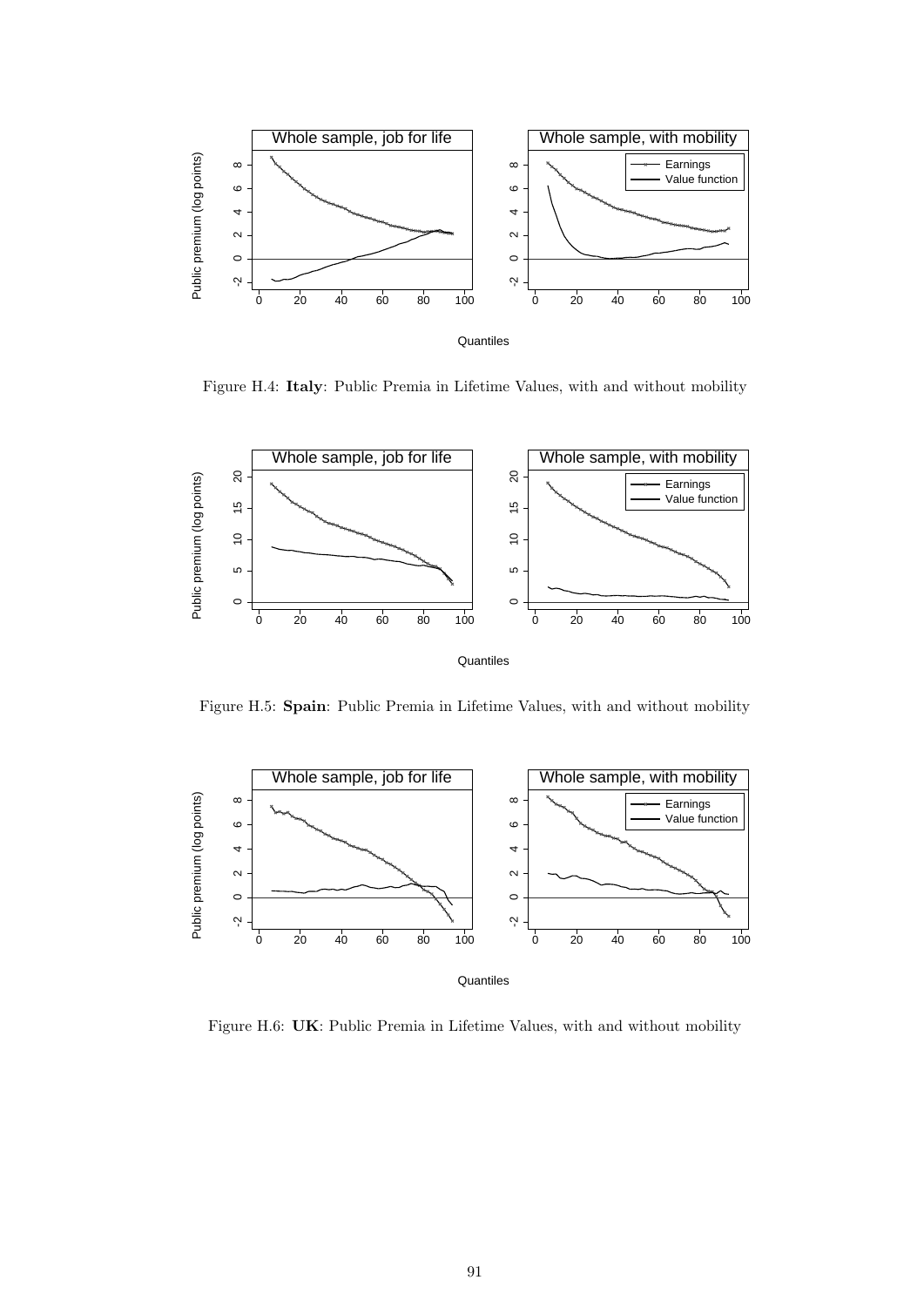Whole sample, job for life

Whole sample, with mobility

Public premium (log points)

-2
0
2
4
6
8

0 20 40 60 80 100

Earnings
Value function

Quantiles

Figure H.4: **Italy**: Public Premia in Lifetime Values, with and without mobility

Whole sample, job for life

Whole sample, with mobility

Public premium (log points)

0
5
10
15
20

0 20 40 60 80 100

Earnings
Value function

Quantiles

Figure H.5: **Spain**: Public Premia in Lifetime Values, with and without mobility

Whole sample, job for life

Whole sample, with mobility

Public premium (log points)

-2
0
2
4
6
8

0 20 40 60 80 100

Earnings
Value function

Quantiles

Figure H.6: **UK**: Public Premia in Lifetime Values, with and without mobility